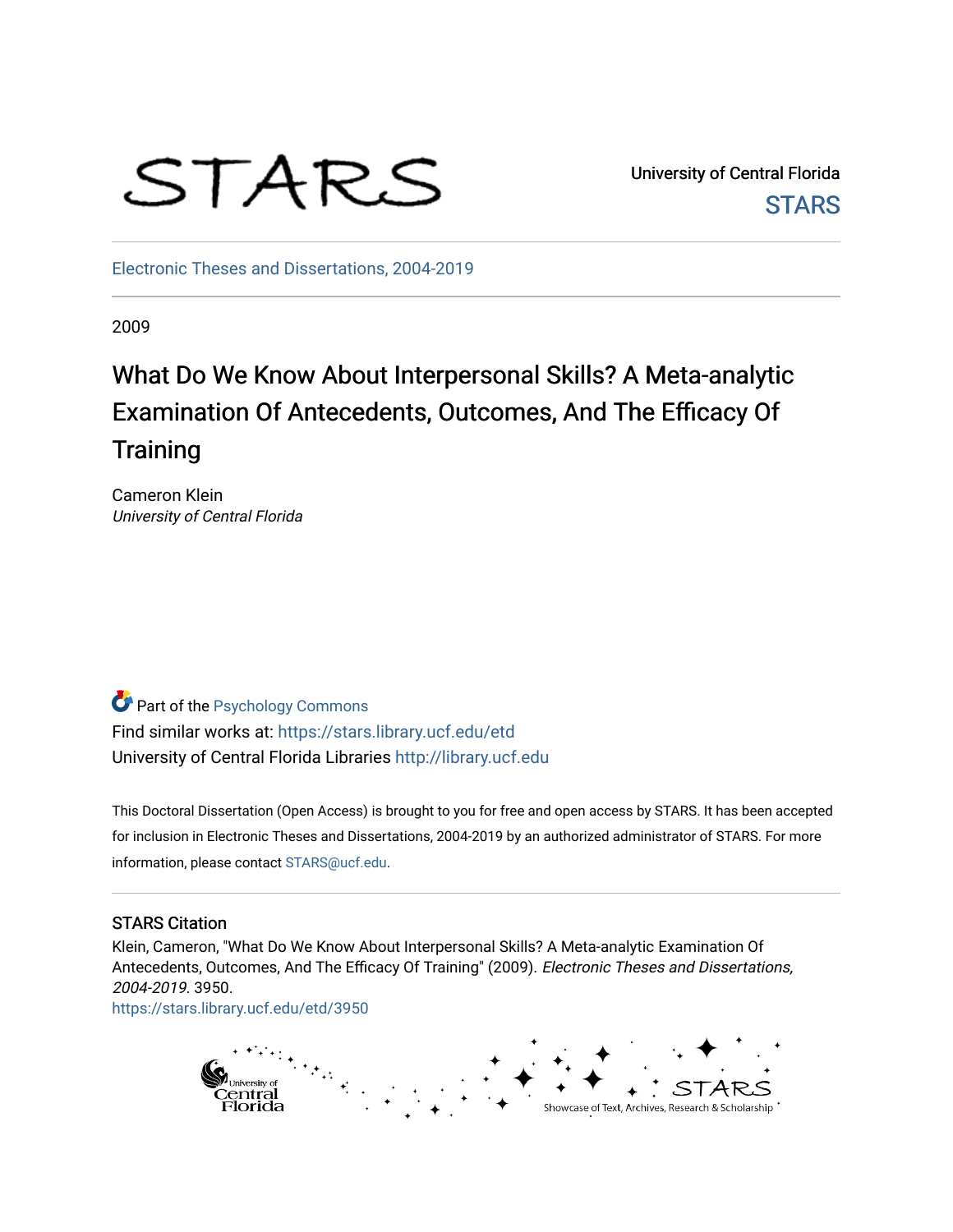STARS

University of Central Florida
STARS

Electronic Theses and Dissertations, 2004-2019

2009

# What Do We Know About Interpersonal Skills? A Meta-analytic Examination Of Antecedents, Outcomes, And The Efficacy Of Training

Cameron Klein
*University of Central Florida*

Part of the Psychology Commons
Find similar works at: https://stars.library.ucf.edu/etd
University of Central Florida Libraries http://library.ucf.edu

This Doctoral Dissertation (Open Access) is brought to you for free and open access by STARS. It has been accepted for inclusion in Electronic Theses and Dissertations, 2004-2019 by an authorized administrator of STARS. For more information, please contact STARS@ucf.edu.

## STARS Citation

Klein, Cameron, "What Do We Know About Interpersonal Skills? A Meta-analytic Examination Of Antecedents, Outcomes, And The Efficacy Of Training" (2009). *Electronic Theses and Dissertations, 2004-2019*. 3950.
https://stars.library.ucf.edu/etd/3950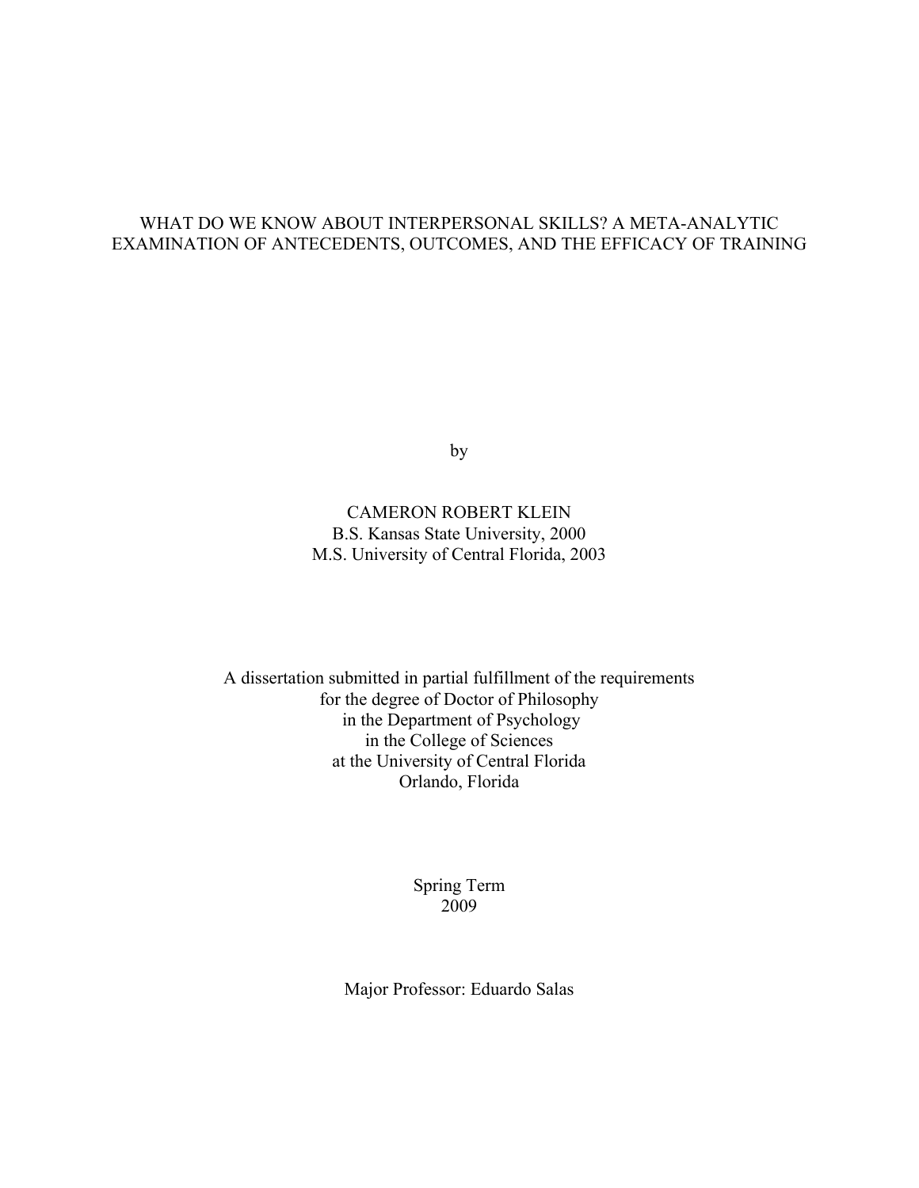# WHAT DO WE KNOW ABOUT INTERPERSONAL SKILLS? A META-ANALYTIC EXAMINATION OF ANTECEDENTS, OUTCOMES, AND THE EFFICACY OF TRAINING

by

CAMERON ROBERT KLEIN
B.S. Kansas State University, 2000
M.S. University of Central Florida, 2003

A dissertation submitted in partial fulfillment of the requirements
for the degree of Doctor of Philosophy
in the Department of Psychology
in the College of Sciences
at the University of Central Florida
Orlando, Florida

Spring Term
2009

Major Professor: Eduardo Salas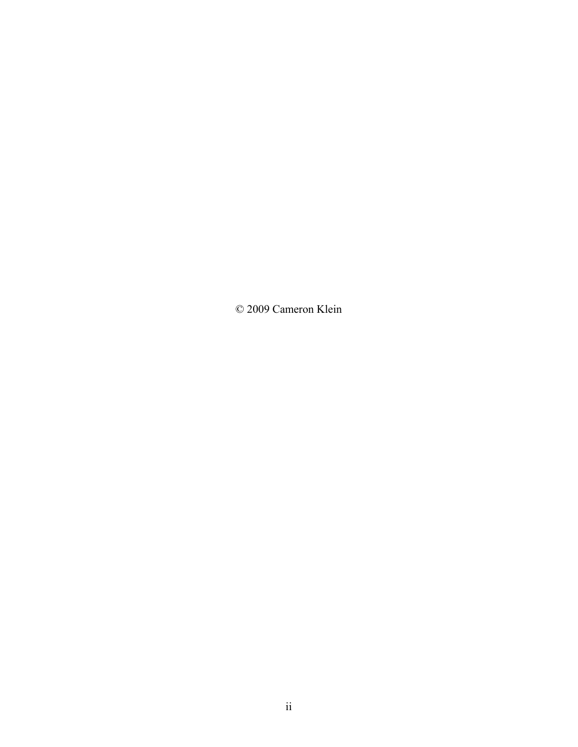© 2009 Cameron Klein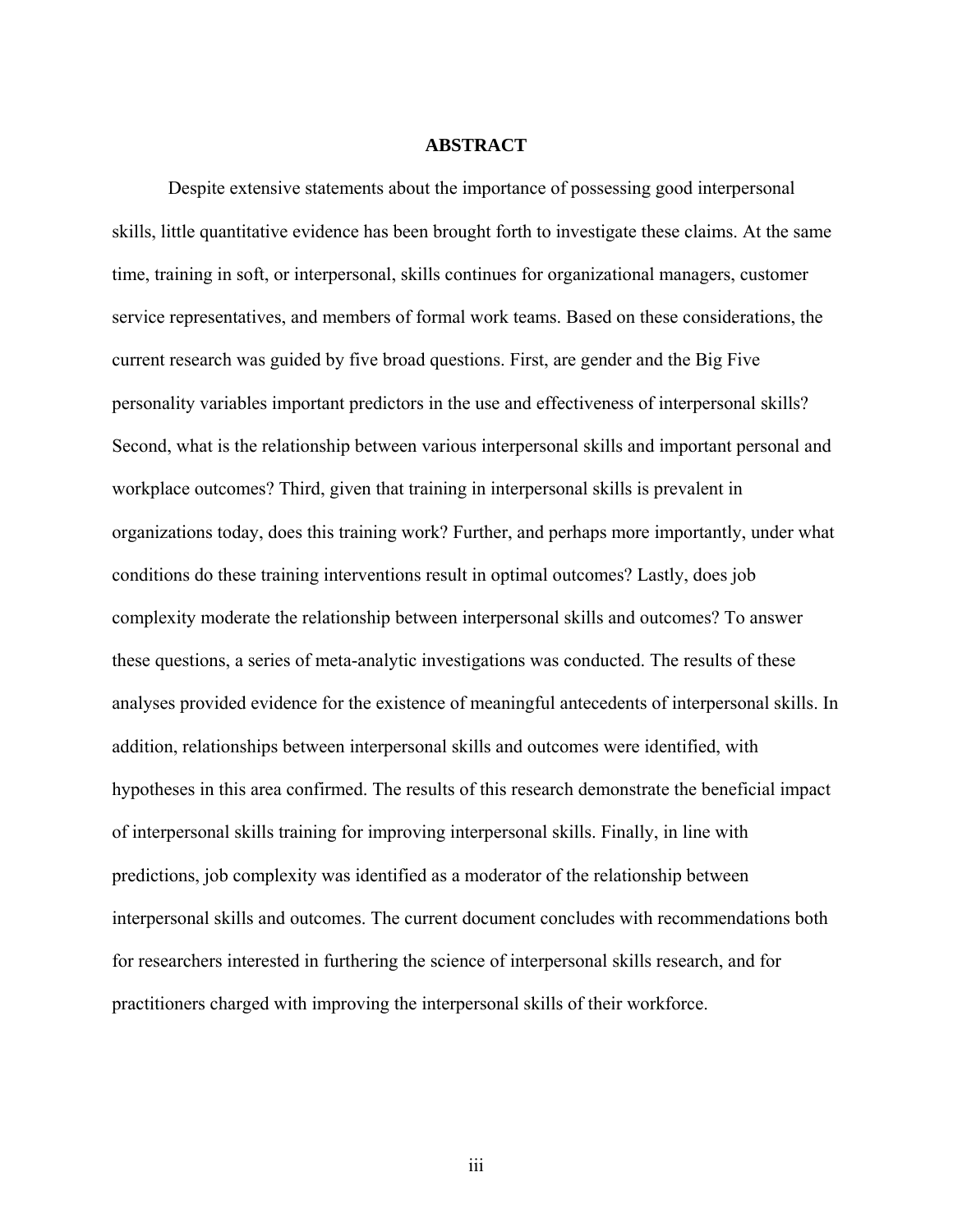# ABSTRACT

Despite extensive statements about the importance of possessing good interpersonal skills, little quantitative evidence has been brought forth to investigate these claims. At the same time, training in soft, or interpersonal, skills continues for organizational managers, customer service representatives, and members of formal work teams. Based on these considerations, the current research was guided by five broad questions. First, are gender and the Big Five personality variables important predictors in the use and effectiveness of interpersonal skills? Second, what is the relationship between various interpersonal skills and important personal and workplace outcomes? Third, given that training in interpersonal skills is prevalent in organizations today, does this training work? Further, and perhaps more importantly, under what conditions do these training interventions result in optimal outcomes? Lastly, does job complexity moderate the relationship between interpersonal skills and outcomes? To answer these questions, a series of meta-analytic investigations was conducted. The results of these analyses provided evidence for the existence of meaningful antecedents of interpersonal skills. In addition, relationships between interpersonal skills and outcomes were identified, with hypotheses in this area confirmed. The results of this research demonstrate the beneficial impact of interpersonal skills training for improving interpersonal skills. Finally, in line with predictions, job complexity was identified as a moderator of the relationship between interpersonal skills and outcomes. The current document concludes with recommendations both for researchers interested in furthering the science of interpersonal skills research, and for practitioners charged with improving the interpersonal skills of their workforce.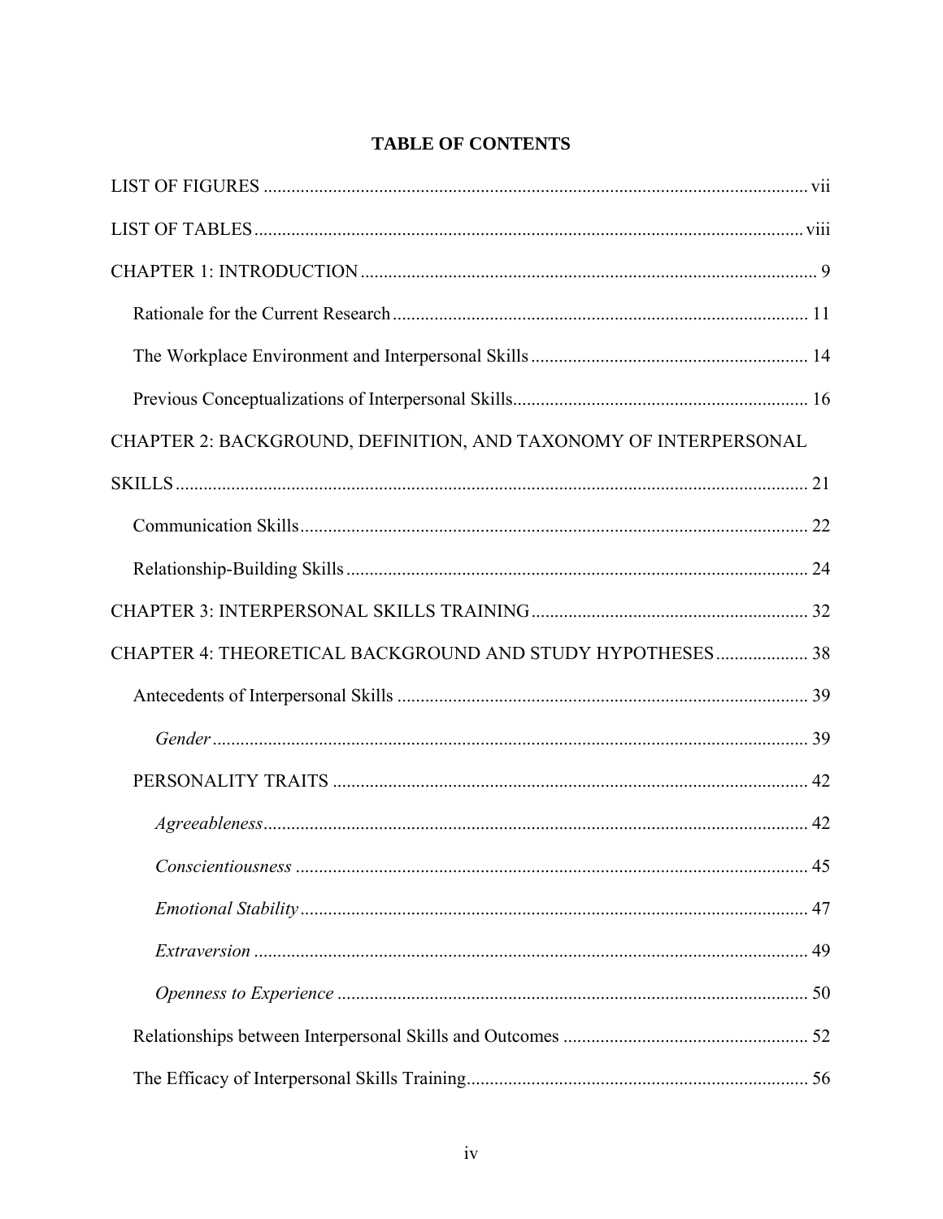# TABLE OF CONTENTS

LIST OF FIGURES ..... vii

LIST OF TABLES ..... viii

CHAPTER 1: INTRODUCTION ..... 9

- Rationale for the Current Research ..... 11
- The Workplace Environment and Interpersonal Skills ..... 14
- Previous Conceptualizations of Interpersonal Skills ..... 16

CHAPTER 2: BACKGROUND, DEFINITION, AND TAXONOMY OF INTERPERSONAL SKILLS ..... 21

- Communication Skills ..... 22
- Relationship-Building Skills ..... 24

CHAPTER 3: INTERPERSONAL SKILLS TRAINING ..... 32

CHAPTER 4: THEORETICAL BACKGROUND AND STUDY HYPOTHESES ..... 38

- Antecedents of Interpersonal Skills ..... 39
  - *Gender* ..... 39
- PERSONALITY TRAITS ..... 42
  - *Agreeableness* ..... 42
  - *Conscientiousness* ..... 45
  - *Emotional Stability* ..... 47
  - *Extraversion* ..... 49
  - *Openness to Experience* ..... 50
- Relationships between Interpersonal Skills and Outcomes ..... 52
- The Efficacy of Interpersonal Skills Training ..... 56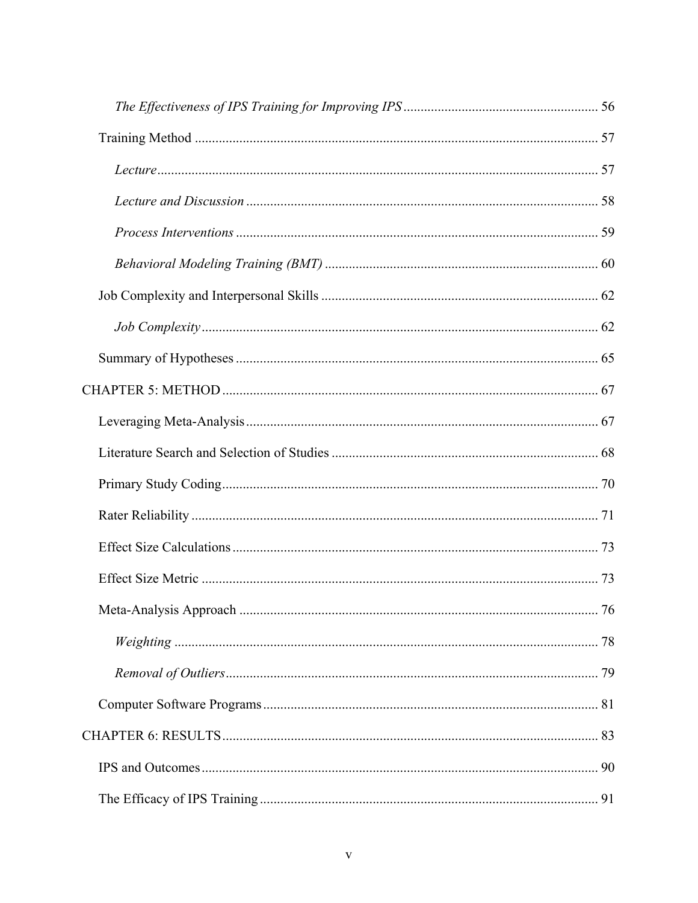*The Effectiveness of IPS Training for Improving IPS* ........................................................ 56

Training Method ........................................................................................................ 57

*Lecture* ................................................................................................................ 57

*Lecture and Discussion* ...................................................................................... 58

*Process Interventions* .......................................................................................... 59

*Behavioral Modeling Training (BMT)* ............................................................... 60

Job Complexity and Interpersonal Skills ................................................................ 62

*Job Complexity* ................................................................................................... 62

Summary of Hypotheses ......................................................................................... 65

CHAPTER 5: METHOD ............................................................................................. 67

Leveraging Meta-Analysis ...................................................................................... 67

Literature Search and Selection of Studies ............................................................. 68

Primary Study Coding ............................................................................................. 70

Rater Reliability ...................................................................................................... 71

Effect Size Calculations .......................................................................................... 73

Effect Size Metric .................................................................................................... 73

Meta-Analysis Approach ......................................................................................... 76

*Weighting* ........................................................................................................... 78

*Removal of Outliers* ............................................................................................ 79

Computer Software Programs ................................................................................. 81

CHAPTER 6: RESULTS ............................................................................................. 83

IPS and Outcomes ................................................................................................... 90

The Efficacy of IPS Training ................................................................................... 91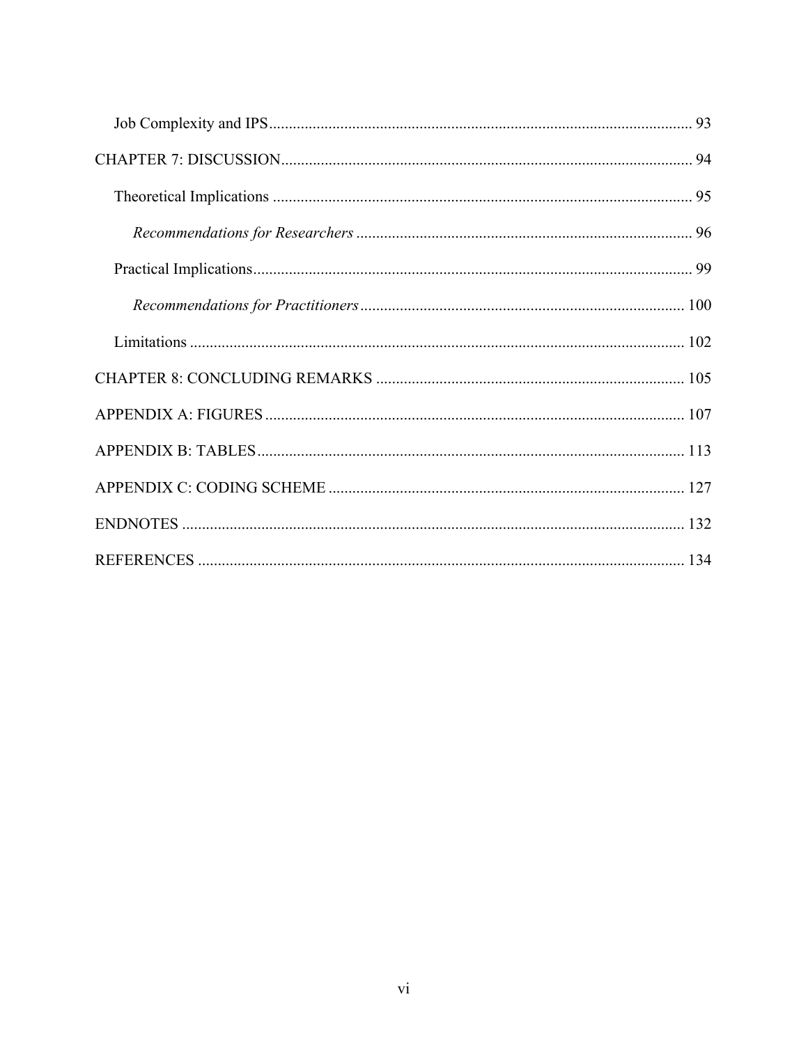Job Complexity and IPS ........................................................................................................ 93

CHAPTER 7: DISCUSSION ........................................................................................................ 94

Theoretical Implications ........................................................................................................ 95

*Recommendations for Researchers* ........................................................................................ 96

Practical Implications ........................................................................................................ 99

*Recommendations for Practitioners* ........................................................................................ 100

Limitations ........................................................................................................ 102

CHAPTER 8: CONCLUDING REMARKS ........................................................................................ 105

APPENDIX A: FIGURES ........................................................................................................ 107

APPENDIX B: TABLES ........................................................................................................ 113

APPENDIX C: CODING SCHEME ........................................................................................................ 127

ENDNOTES ........................................................................................................ 132

REFERENCES ........................................................................................................ 134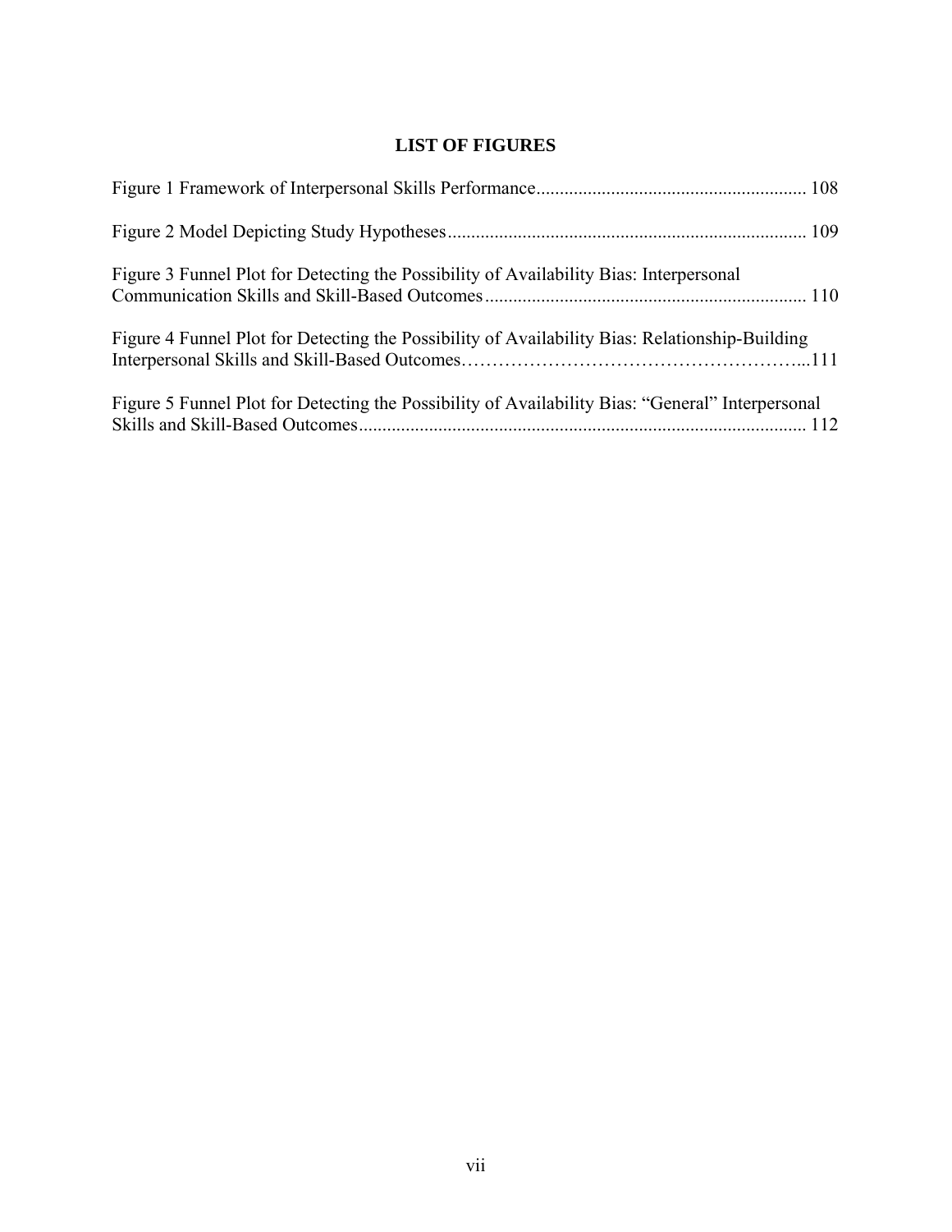# LIST OF FIGURES

Figure 1 Framework of Interpersonal Skills Performance .......................................................... 108

Figure 2 Model Depicting Study Hypotheses ............................................................................ 109

Figure 3 Funnel Plot for Detecting the Possibility of Availability Bias: Interpersonal Communication Skills and Skill-Based Outcomes .................................................................... 110

Figure 4 Funnel Plot for Detecting the Possibility of Availability Bias: Relationship-Building Interpersonal Skills and Skill-Based Outcomes……………………………………………...111

Figure 5 Funnel Plot for Detecting the Possibility of Availability Bias: "General" Interpersonal Skills and Skill-Based Outcomes ............................................................................................... 112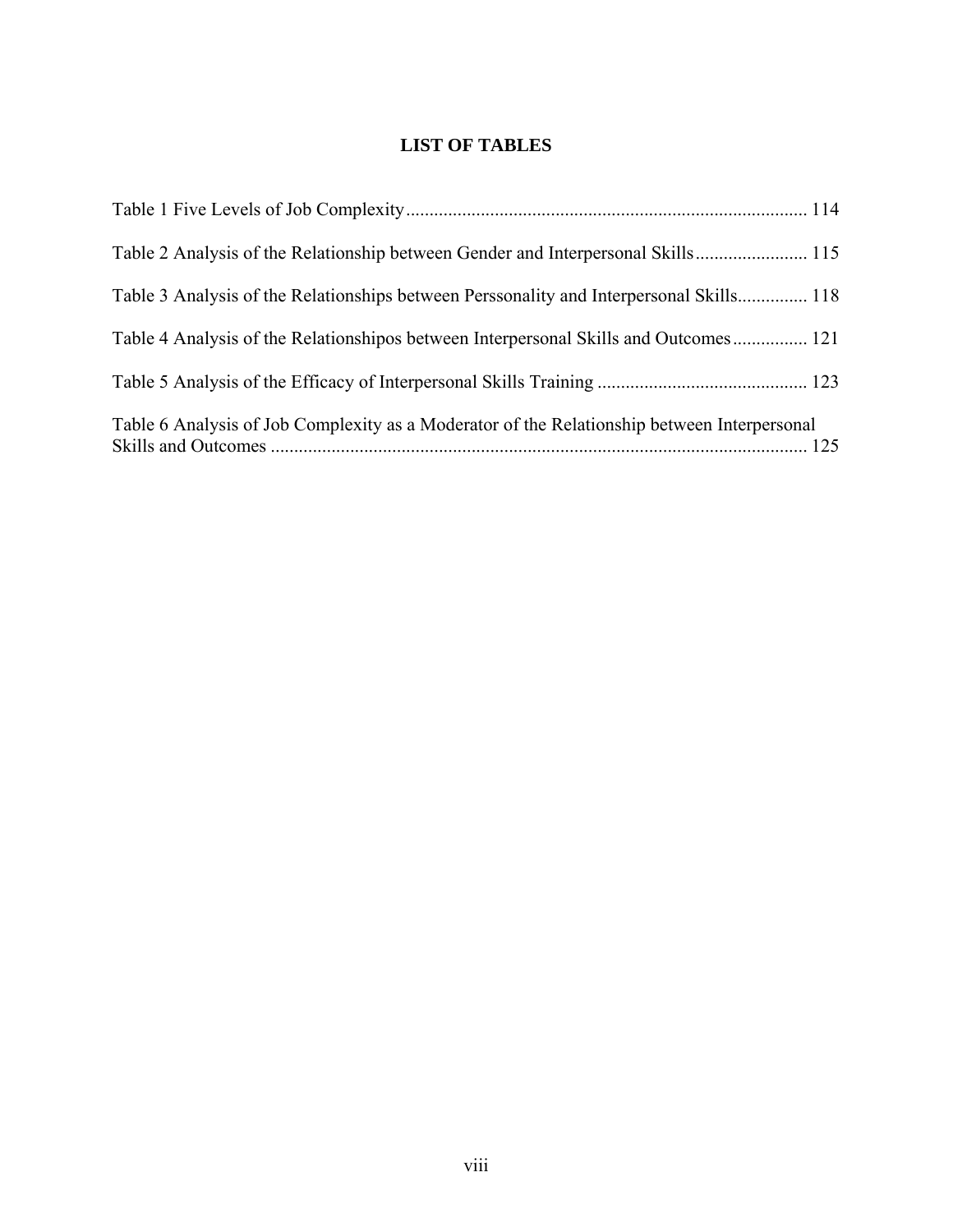# LIST OF TABLES

Table 1 Five Levels of Job Complexity ..................................................................................... 114

Table 2 Analysis of the Relationship between Gender and Interpersonal Skills ........................ 115

Table 3 Analysis of the Relationships between Perssonality and Interpersonal Skills............... 118

Table 4 Analysis of the Relationshipos between Interpersonal Skills and Outcomes................ 121

Table 5 Analysis of the Efficacy of Interpersonal Skills Training ............................................. 123

Table 6 Analysis of Job Complexity as a Moderator of the Relationship between Interpersonal Skills and Outcomes .................................................................................................................. 125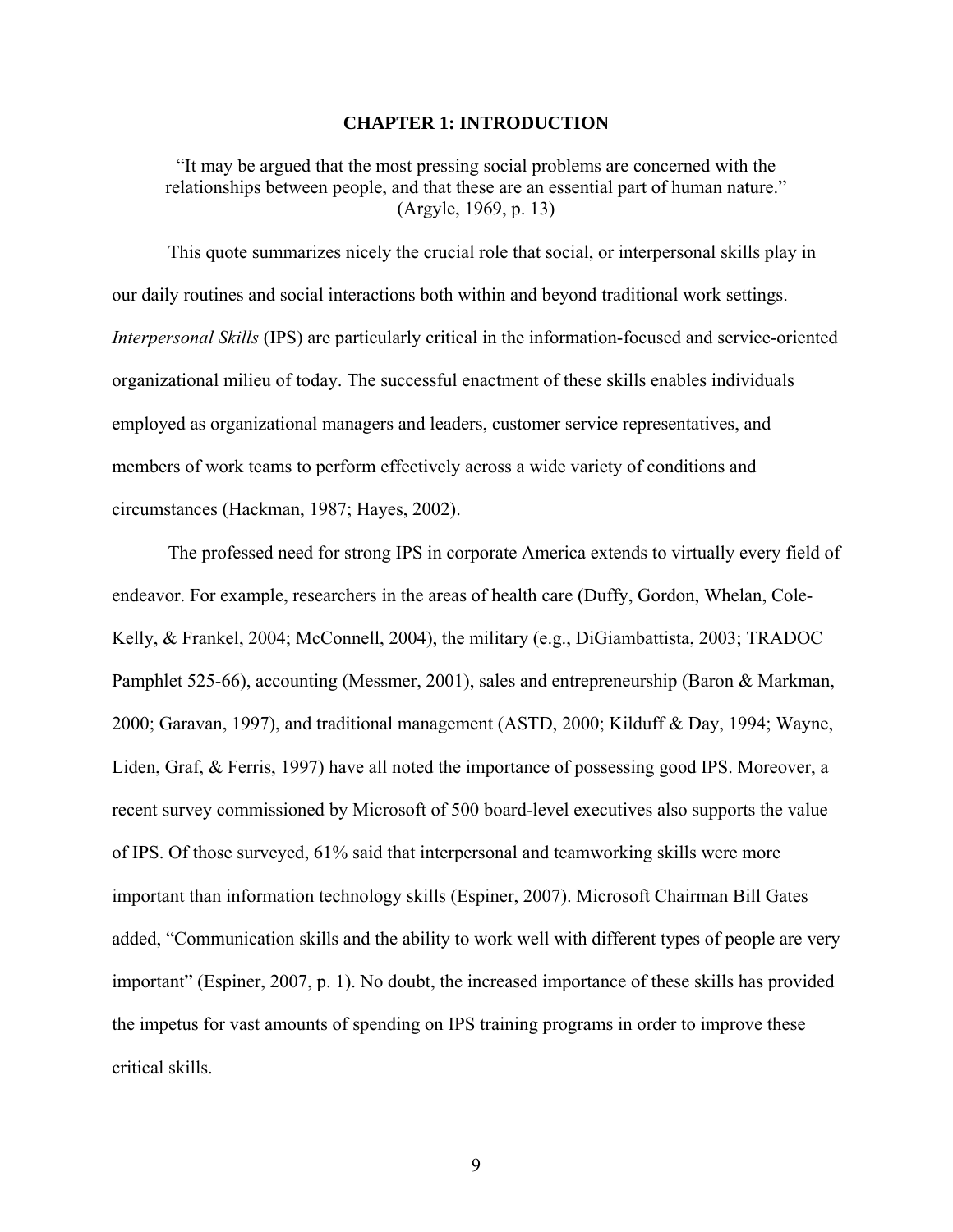# CHAPTER 1: INTRODUCTION

"It may be argued that the most pressing social problems are concerned with the relationships between people, and that these are an essential part of human nature." (Argyle, 1969, p. 13)

This quote summarizes nicely the crucial role that social, or interpersonal skills play in our daily routines and social interactions both within and beyond traditional work settings. *Interpersonal Skills* (IPS) are particularly critical in the information-focused and service-oriented organizational milieu of today. The successful enactment of these skills enables individuals employed as organizational managers and leaders, customer service representatives, and members of work teams to perform effectively across a wide variety of conditions and circumstances (Hackman, 1987; Hayes, 2002).

The professed need for strong IPS in corporate America extends to virtually every field of endeavor. For example, researchers in the areas of health care (Duffy, Gordon, Whelan, Cole-Kelly, & Frankel, 2004; McConnell, 2004), the military (e.g., DiGiambattista, 2003; TRADOC Pamphlet 525-66), accounting (Messmer, 2001), sales and entrepreneurship (Baron & Markman, 2000; Garavan, 1997), and traditional management (ASTD, 2000; Kilduff & Day, 1994; Wayne, Liden, Graf, & Ferris, 1997) have all noted the importance of possessing good IPS. Moreover, a recent survey commissioned by Microsoft of 500 board-level executives also supports the value of IPS. Of those surveyed, 61% said that interpersonal and teamworking skills were more important than information technology skills (Espiner, 2007). Microsoft Chairman Bill Gates added, "Communication skills and the ability to work well with different types of people are very important" (Espiner, 2007, p. 1). No doubt, the increased importance of these skills has provided the impetus for vast amounts of spending on IPS training programs in order to improve these critical skills.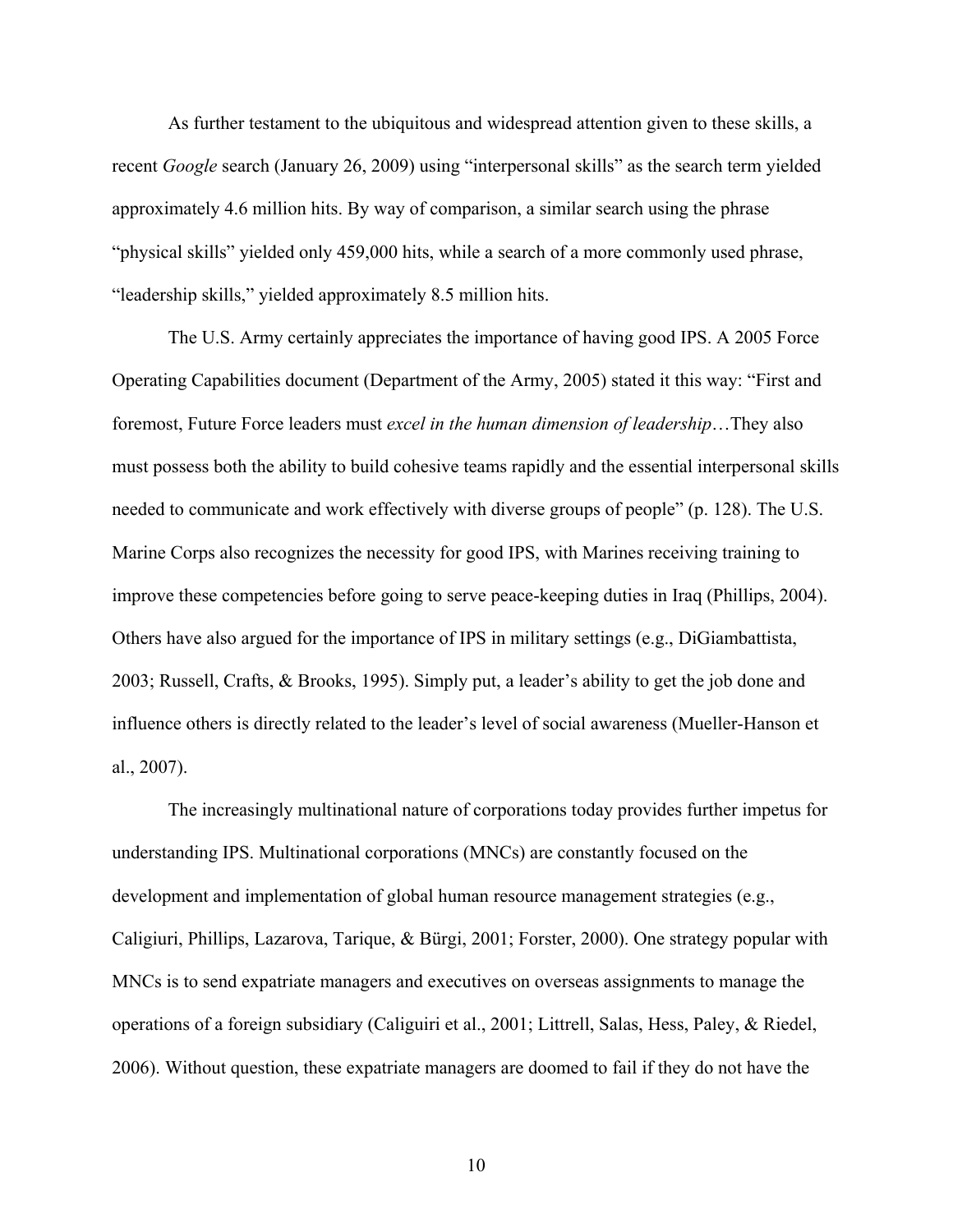As further testament to the ubiquitous and widespread attention given to these skills, a recent *Google* search (January 26, 2009) using "interpersonal skills" as the search term yielded approximately 4.6 million hits. By way of comparison, a similar search using the phrase "physical skills" yielded only 459,000 hits, while a search of a more commonly used phrase, "leadership skills," yielded approximately 8.5 million hits.

The U.S. Army certainly appreciates the importance of having good IPS. A 2005 Force Operating Capabilities document (Department of the Army, 2005) stated it this way: "First and foremost, Future Force leaders must *excel in the human dimension of leadership*…They also must possess both the ability to build cohesive teams rapidly and the essential interpersonal skills needed to communicate and work effectively with diverse groups of people" (p. 128). The U.S. Marine Corps also recognizes the necessity for good IPS, with Marines receiving training to improve these competencies before going to serve peace-keeping duties in Iraq (Phillips, 2004). Others have also argued for the importance of IPS in military settings (e.g., DiGiambattista, 2003; Russell, Crafts, & Brooks, 1995). Simply put, a leader's ability to get the job done and influence others is directly related to the leader's level of social awareness (Mueller-Hanson et al., 2007).

The increasingly multinational nature of corporations today provides further impetus for understanding IPS. Multinational corporations (MNCs) are constantly focused on the development and implementation of global human resource management strategies (e.g., Caligiuri, Phillips, Lazarova, Tarique, & Bürgi, 2001; Forster, 2000). One strategy popular with MNCs is to send expatriate managers and executives on overseas assignments to manage the operations of a foreign subsidiary (Caligiuri et al., 2001; Littrell, Salas, Hess, Paley, & Riedel, 2006). Without question, these expatriate managers are doomed to fail if they do not have the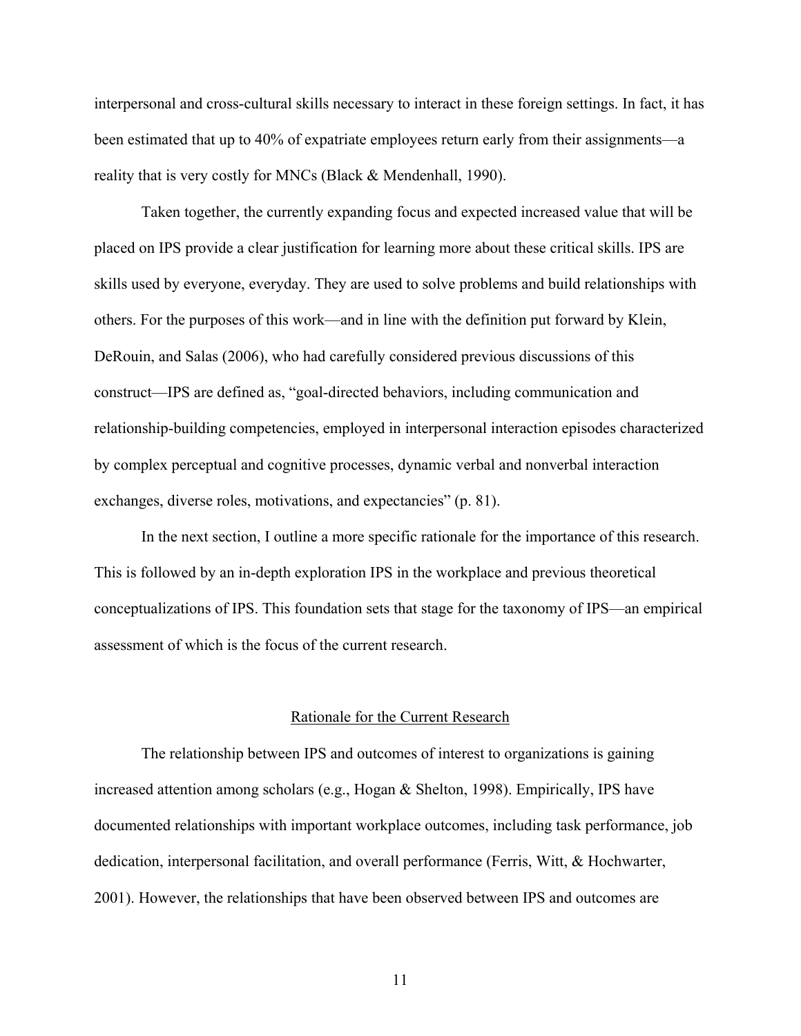interpersonal and cross-cultural skills necessary to interact in these foreign settings. In fact, it has been estimated that up to 40% of expatriate employees return early from their assignments—a reality that is very costly for MNCs (Black & Mendenhall, 1990).

Taken together, the currently expanding focus and expected increased value that will be placed on IPS provide a clear justification for learning more about these critical skills. IPS are skills used by everyone, everyday. They are used to solve problems and build relationships with others. For the purposes of this work—and in line with the definition put forward by Klein, DeRouin, and Salas (2006), who had carefully considered previous discussions of this construct—IPS are defined as, "goal-directed behaviors, including communication and relationship-building competencies, employed in interpersonal interaction episodes characterized by complex perceptual and cognitive processes, dynamic verbal and nonverbal interaction exchanges, diverse roles, motivations, and expectancies" (p. 81).

In the next section, I outline a more specific rationale for the importance of this research. This is followed by an in-depth exploration IPS in the workplace and previous theoretical conceptualizations of IPS. This foundation sets that stage for the taxonomy of IPS—an empirical assessment of which is the focus of the current research.

## Rationale for the Current Research

The relationship between IPS and outcomes of interest to organizations is gaining increased attention among scholars (e.g., Hogan & Shelton, 1998). Empirically, IPS have documented relationships with important workplace outcomes, including task performance, job dedication, interpersonal facilitation, and overall performance (Ferris, Witt, & Hochwarter, 2001). However, the relationships that have been observed between IPS and outcomes are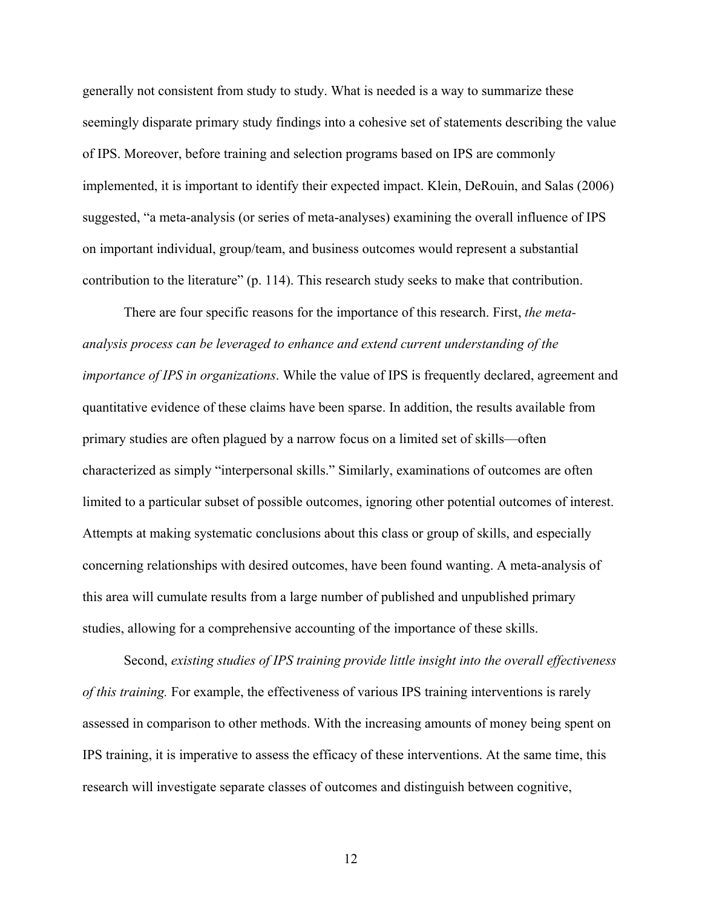generally not consistent from study to study. What is needed is a way to summarize these seemingly disparate primary study findings into a cohesive set of statements describing the value of IPS. Moreover, before training and selection programs based on IPS are commonly implemented, it is important to identify their expected impact. Klein, DeRouin, and Salas (2006) suggested, "a meta-analysis (or series of meta-analyses) examining the overall influence of IPS on important individual, group/team, and business outcomes would represent a substantial contribution to the literature" (p. 114). This research study seeks to make that contribution.

There are four specific reasons for the importance of this research. First, *the meta-analysis process can be leveraged to enhance and extend current understanding of the importance of IPS in organizations*. While the value of IPS is frequently declared, agreement and quantitative evidence of these claims have been sparse. In addition, the results available from primary studies are often plagued by a narrow focus on a limited set of skills—often characterized as simply "interpersonal skills." Similarly, examinations of outcomes are often limited to a particular subset of possible outcomes, ignoring other potential outcomes of interest. Attempts at making systematic conclusions about this class or group of skills, and especially concerning relationships with desired outcomes, have been found wanting. A meta-analysis of this area will cumulate results from a large number of published and unpublished primary studies, allowing for a comprehensive accounting of the importance of these skills.

Second, *existing studies of IPS training provide little insight into the overall effectiveness of this training.* For example, the effectiveness of various IPS training interventions is rarely assessed in comparison to other methods. With the increasing amounts of money being spent on IPS training, it is imperative to assess the efficacy of these interventions. At the same time, this research will investigate separate classes of outcomes and distinguish between cognitive,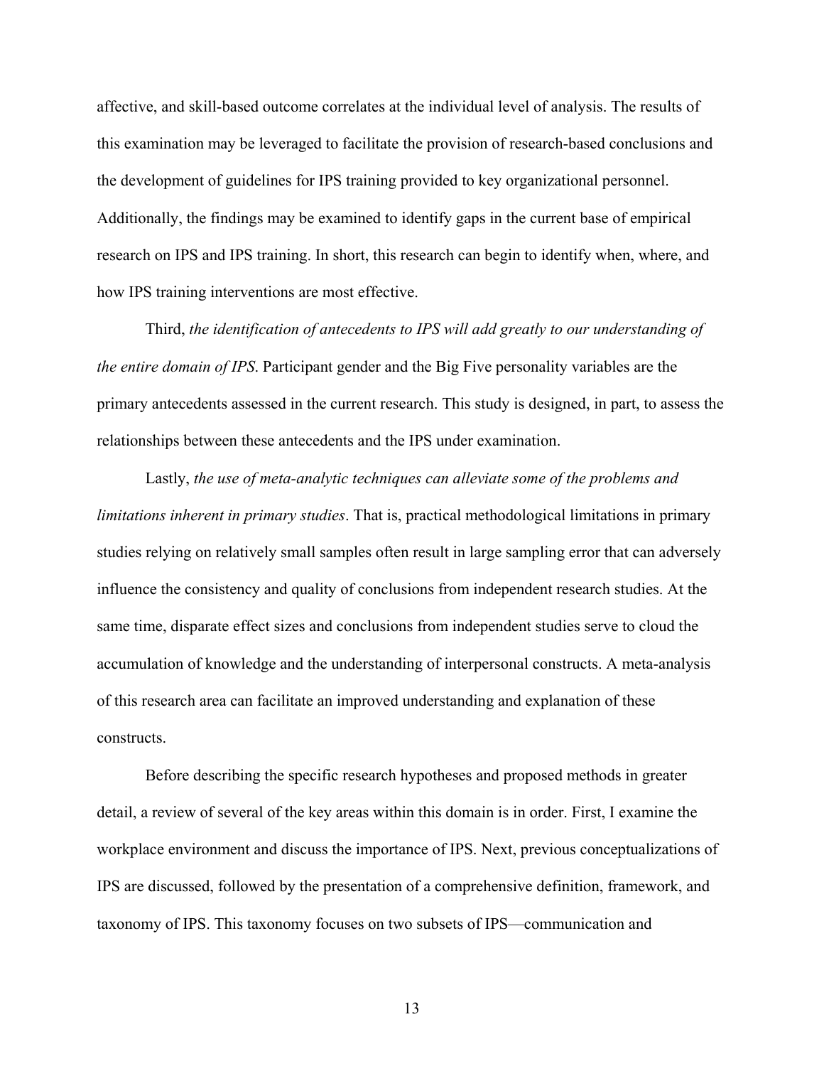affective, and skill-based outcome correlates at the individual level of analysis. The results of this examination may be leveraged to facilitate the provision of research-based conclusions and the development of guidelines for IPS training provided to key organizational personnel. Additionally, the findings may be examined to identify gaps in the current base of empirical research on IPS and IPS training. In short, this research can begin to identify when, where, and how IPS training interventions are most effective.

Third, *the identification of antecedents to IPS will add greatly to our understanding of the entire domain of IPS*. Participant gender and the Big Five personality variables are the primary antecedents assessed in the current research. This study is designed, in part, to assess the relationships between these antecedents and the IPS under examination.

Lastly, *the use of meta-analytic techniques can alleviate some of the problems and limitations inherent in primary studies*. That is, practical methodological limitations in primary studies relying on relatively small samples often result in large sampling error that can adversely influence the consistency and quality of conclusions from independent research studies. At the same time, disparate effect sizes and conclusions from independent studies serve to cloud the accumulation of knowledge and the understanding of interpersonal constructs. A meta-analysis of this research area can facilitate an improved understanding and explanation of these constructs.

Before describing the specific research hypotheses and proposed methods in greater detail, a review of several of the key areas within this domain is in order. First, I examine the workplace environment and discuss the importance of IPS. Next, previous conceptualizations of IPS are discussed, followed by the presentation of a comprehensive definition, framework, and taxonomy of IPS. This taxonomy focuses on two subsets of IPS—communication and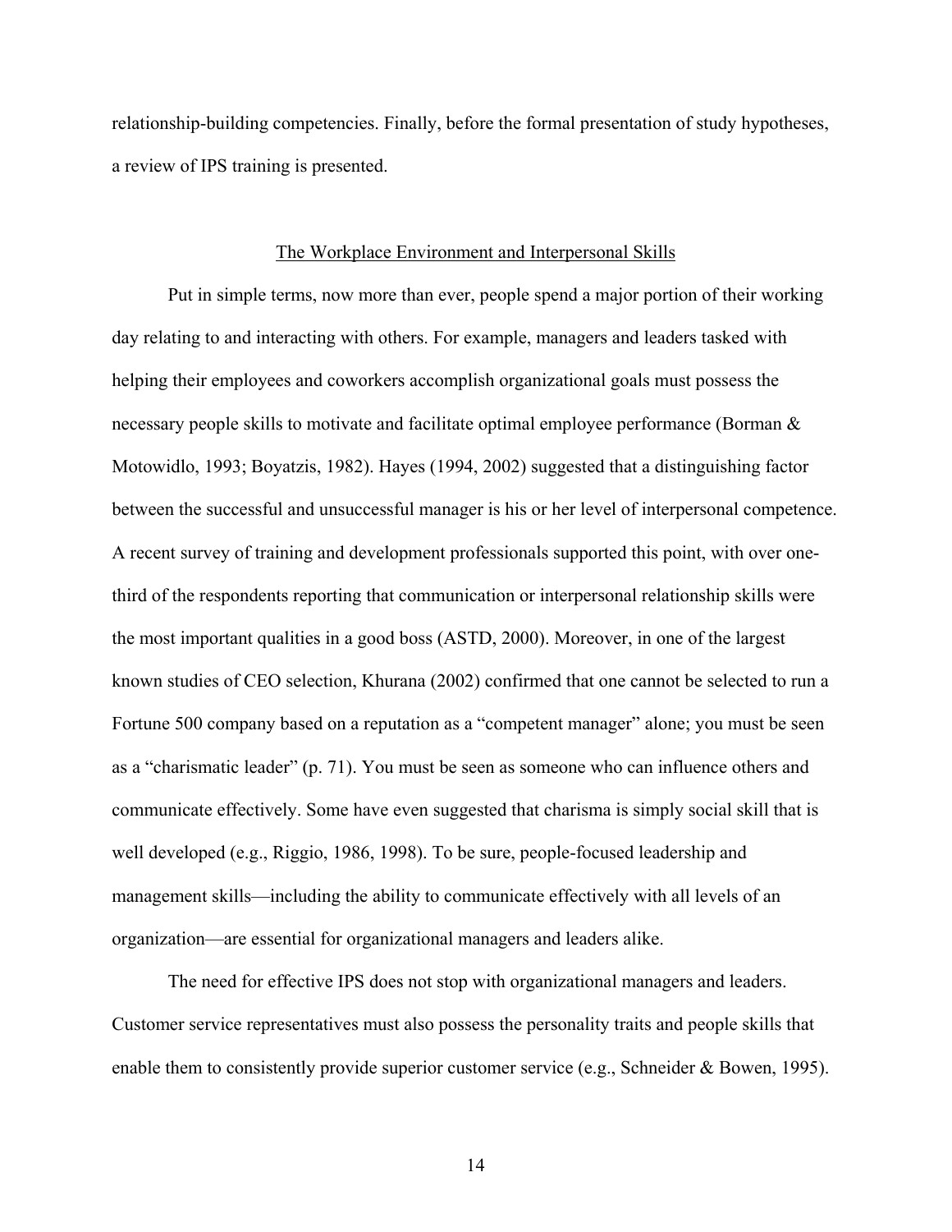relationship-building competencies. Finally, before the formal presentation of study hypotheses, a review of IPS training is presented.

## The Workplace Environment and Interpersonal Skills

Put in simple terms, now more than ever, people spend a major portion of their working day relating to and interacting with others. For example, managers and leaders tasked with helping their employees and coworkers accomplish organizational goals must possess the necessary people skills to motivate and facilitate optimal employee performance (Borman & Motowidlo, 1993; Boyatzis, 1982). Hayes (1994, 2002) suggested that a distinguishing factor between the successful and unsuccessful manager is his or her level of interpersonal competence. A recent survey of training and development professionals supported this point, with over one-third of the respondents reporting that communication or interpersonal relationship skills were the most important qualities in a good boss (ASTD, 2000). Moreover, in one of the largest known studies of CEO selection, Khurana (2002) confirmed that one cannot be selected to run a Fortune 500 company based on a reputation as a "competent manager" alone; you must be seen as a "charismatic leader" (p. 71). You must be seen as someone who can influence others and communicate effectively. Some have even suggested that charisma is simply social skill that is well developed (e.g., Riggio, 1986, 1998). To be sure, people-focused leadership and management skills—including the ability to communicate effectively with all levels of an organization—are essential for organizational managers and leaders alike.

The need for effective IPS does not stop with organizational managers and leaders. Customer service representatives must also possess the personality traits and people skills that enable them to consistently provide superior customer service (e.g., Schneider & Bowen, 1995).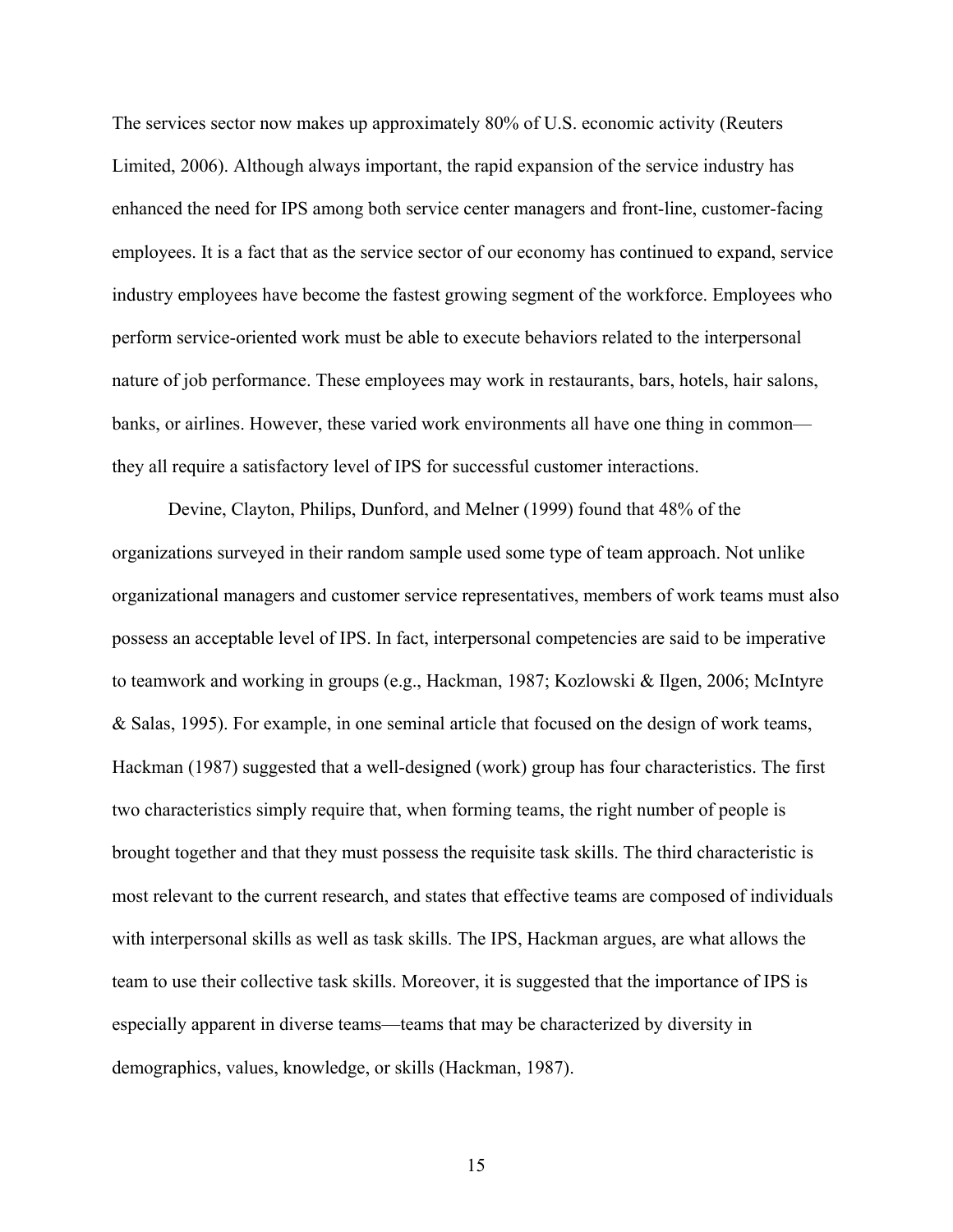The services sector now makes up approximately 80% of U.S. economic activity (Reuters Limited, 2006). Although always important, the rapid expansion of the service industry has enhanced the need for IPS among both service center managers and front-line, customer-facing employees. It is a fact that as the service sector of our economy has continued to expand, service industry employees have become the fastest growing segment of the workforce. Employees who perform service-oriented work must be able to execute behaviors related to the interpersonal nature of job performance. These employees may work in restaurants, bars, hotels, hair salons, banks, or airlines. However, these varied work environments all have one thing in common—they all require a satisfactory level of IPS for successful customer interactions.

Devine, Clayton, Philips, Dunford, and Melner (1999) found that 48% of the organizations surveyed in their random sample used some type of team approach. Not unlike organizational managers and customer service representatives, members of work teams must also possess an acceptable level of IPS. In fact, interpersonal competencies are said to be imperative to teamwork and working in groups (e.g., Hackman, 1987; Kozlowski & Ilgen, 2006; McIntyre & Salas, 1995). For example, in one seminal article that focused on the design of work teams, Hackman (1987) suggested that a well-designed (work) group has four characteristics. The first two characteristics simply require that, when forming teams, the right number of people is brought together and that they must possess the requisite task skills. The third characteristic is most relevant to the current research, and states that effective teams are composed of individuals with interpersonal skills as well as task skills. The IPS, Hackman argues, are what allows the team to use their collective task skills. Moreover, it is suggested that the importance of IPS is especially apparent in diverse teams—teams that may be characterized by diversity in demographics, values, knowledge, or skills (Hackman, 1987).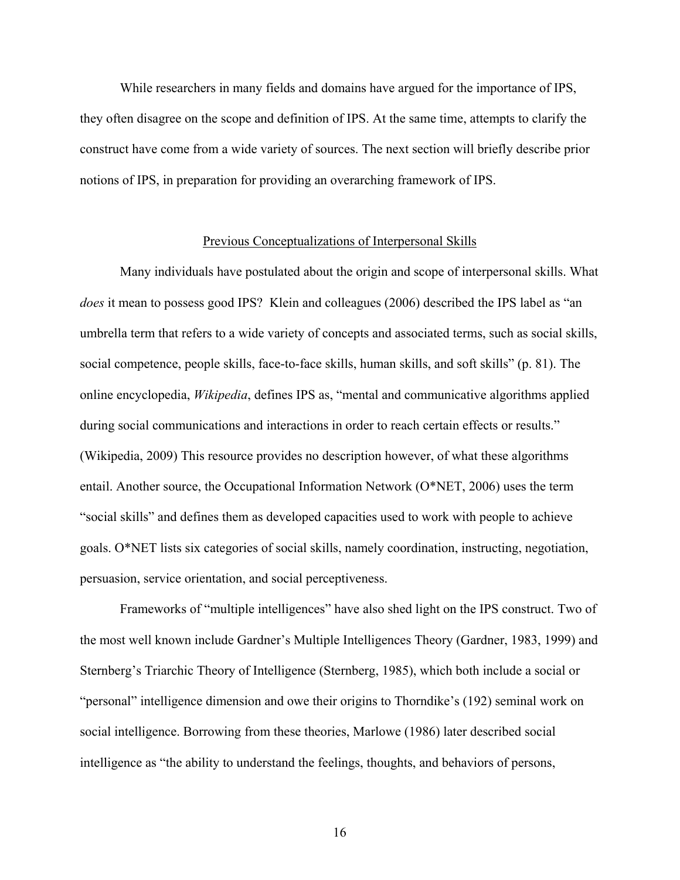While researchers in many fields and domains have argued for the importance of IPS, they often disagree on the scope and definition of IPS. At the same time, attempts to clarify the construct have come from a wide variety of sources. The next section will briefly describe prior notions of IPS, in preparation for providing an overarching framework of IPS.

## Previous Conceptualizations of Interpersonal Skills

Many individuals have postulated about the origin and scope of interpersonal skills. What *does* it mean to possess good IPS? Klein and colleagues (2006) described the IPS label as "an umbrella term that refers to a wide variety of concepts and associated terms, such as social skills, social competence, people skills, face-to-face skills, human skills, and soft skills" (p. 81). The online encyclopedia, *Wikipedia*, defines IPS as, "mental and communicative algorithms applied during social communications and interactions in order to reach certain effects or results." (Wikipedia, 2009) This resource provides no description however, of what these algorithms entail. Another source, the Occupational Information Network (O*NET, 2006) uses the term "social skills" and defines them as developed capacities used to work with people to achieve goals. O*NET lists six categories of social skills, namely coordination, instructing, negotiation, persuasion, service orientation, and social perceptiveness.

Frameworks of "multiple intelligences" have also shed light on the IPS construct. Two of the most well known include Gardner's Multiple Intelligences Theory (Gardner, 1983, 1999) and Sternberg's Triarchic Theory of Intelligence (Sternberg, 1985), which both include a social or "personal" intelligence dimension and owe their origins to Thorndike's (192) seminal work on social intelligence. Borrowing from these theories, Marlowe (1986) later described social intelligence as "the ability to understand the feelings, thoughts, and behaviors of persons,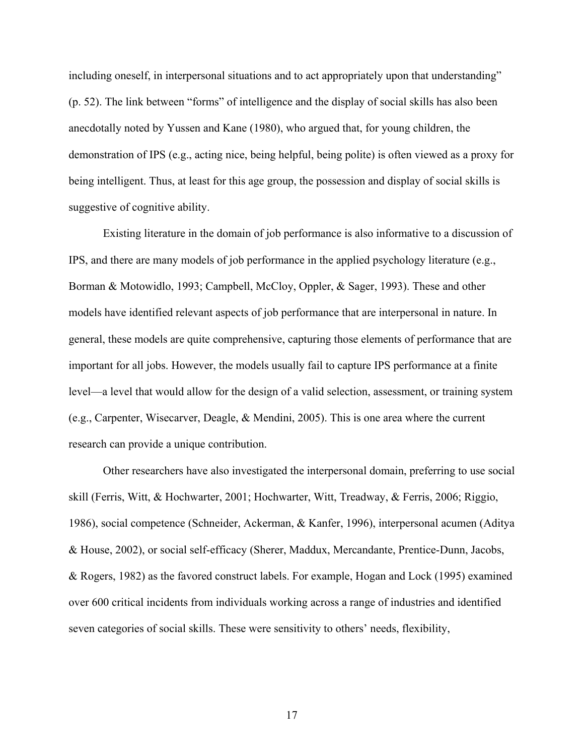including oneself, in interpersonal situations and to act appropriately upon that understanding" (p. 52). The link between "forms" of intelligence and the display of social skills has also been anecdotally noted by Yussen and Kane (1980), who argued that, for young children, the demonstration of IPS (e.g., acting nice, being helpful, being polite) is often viewed as a proxy for being intelligent. Thus, at least for this age group, the possession and display of social skills is suggestive of cognitive ability.

Existing literature in the domain of job performance is also informative to a discussion of IPS, and there are many models of job performance in the applied psychology literature (e.g., Borman & Motowidlo, 1993; Campbell, McCloy, Oppler, & Sager, 1993). These and other models have identified relevant aspects of job performance that are interpersonal in nature. In general, these models are quite comprehensive, capturing those elements of performance that are important for all jobs. However, the models usually fail to capture IPS performance at a finite level—a level that would allow for the design of a valid selection, assessment, or training system (e.g., Carpenter, Wisecarver, Deagle, & Mendini, 2005). This is one area where the current research can provide a unique contribution.

Other researchers have also investigated the interpersonal domain, preferring to use social skill (Ferris, Witt, & Hochwarter, 2001; Hochwarter, Witt, Treadway, & Ferris, 2006; Riggio, 1986), social competence (Schneider, Ackerman, & Kanfer, 1996), interpersonal acumen (Aditya & House, 2002), or social self-efficacy (Sherer, Maddux, Mercandante, Prentice-Dunn, Jacobs, & Rogers, 1982) as the favored construct labels. For example, Hogan and Lock (1995) examined over 600 critical incidents from individuals working across a range of industries and identified seven categories of social skills. These were sensitivity to others' needs, flexibility,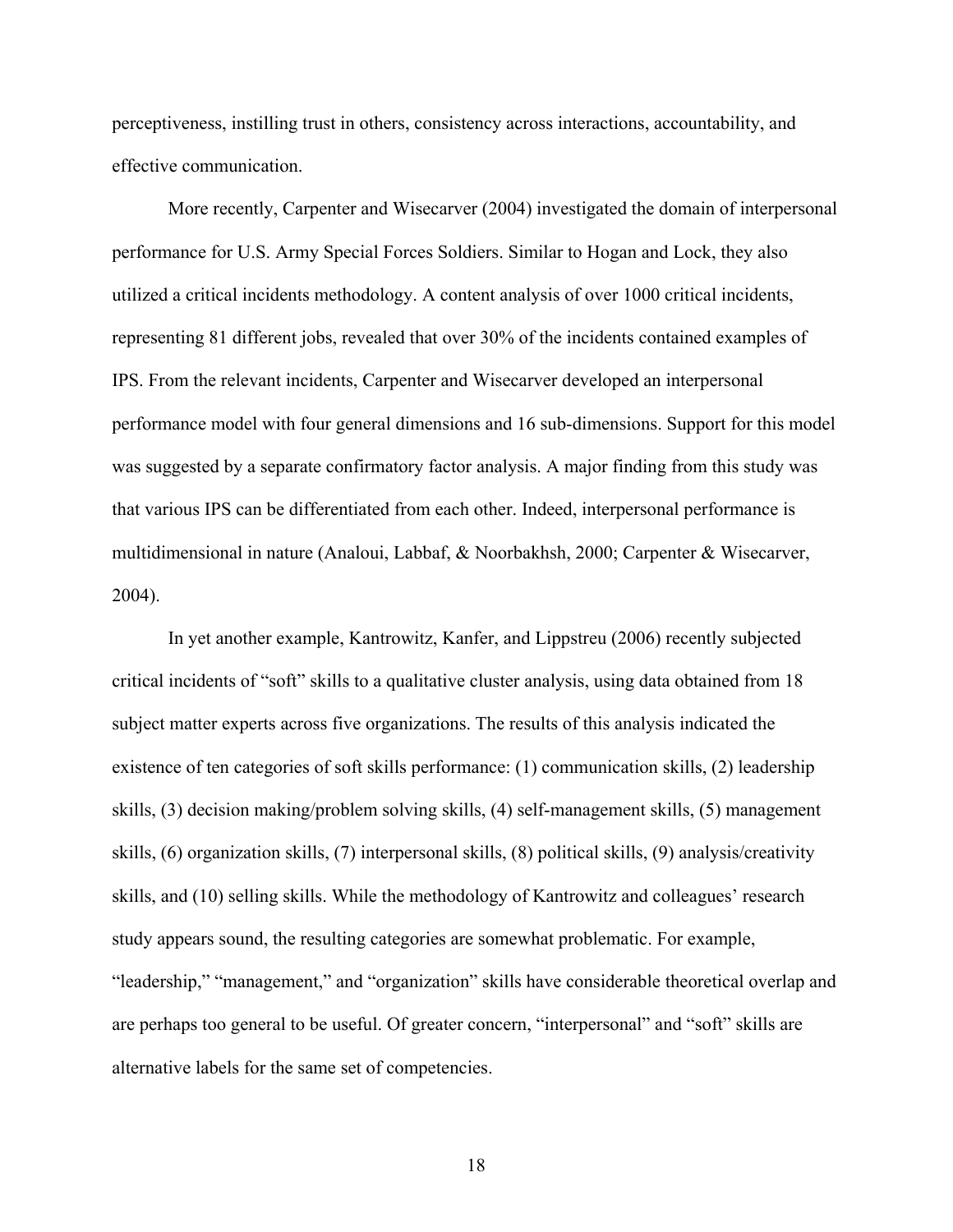perceptiveness, instilling trust in others, consistency across interactions, accountability, and effective communication.

More recently, Carpenter and Wisecarver (2004) investigated the domain of interpersonal performance for U.S. Army Special Forces Soldiers. Similar to Hogan and Lock, they also utilized a critical incidents methodology. A content analysis of over 1000 critical incidents, representing 81 different jobs, revealed that over 30% of the incidents contained examples of IPS. From the relevant incidents, Carpenter and Wisecarver developed an interpersonal performance model with four general dimensions and 16 sub-dimensions. Support for this model was suggested by a separate confirmatory factor analysis. A major finding from this study was that various IPS can be differentiated from each other. Indeed, interpersonal performance is multidimensional in nature (Analoui, Labbaf, & Noorbakhsh, 2000; Carpenter & Wisecarver, 2004).

In yet another example, Kantrowitz, Kanfer, and Lippstreu (2006) recently subjected critical incidents of "soft" skills to a qualitative cluster analysis, using data obtained from 18 subject matter experts across five organizations. The results of this analysis indicated the existence of ten categories of soft skills performance: (1) communication skills, (2) leadership skills, (3) decision making/problem solving skills, (4) self-management skills, (5) management skills, (6) organization skills, (7) interpersonal skills, (8) political skills, (9) analysis/creativity skills, and (10) selling skills. While the methodology of Kantrowitz and colleagues' research study appears sound, the resulting categories are somewhat problematic. For example, "leadership," "management," and "organization" skills have considerable theoretical overlap and are perhaps too general to be useful. Of greater concern, "interpersonal" and "soft" skills are alternative labels for the same set of competencies.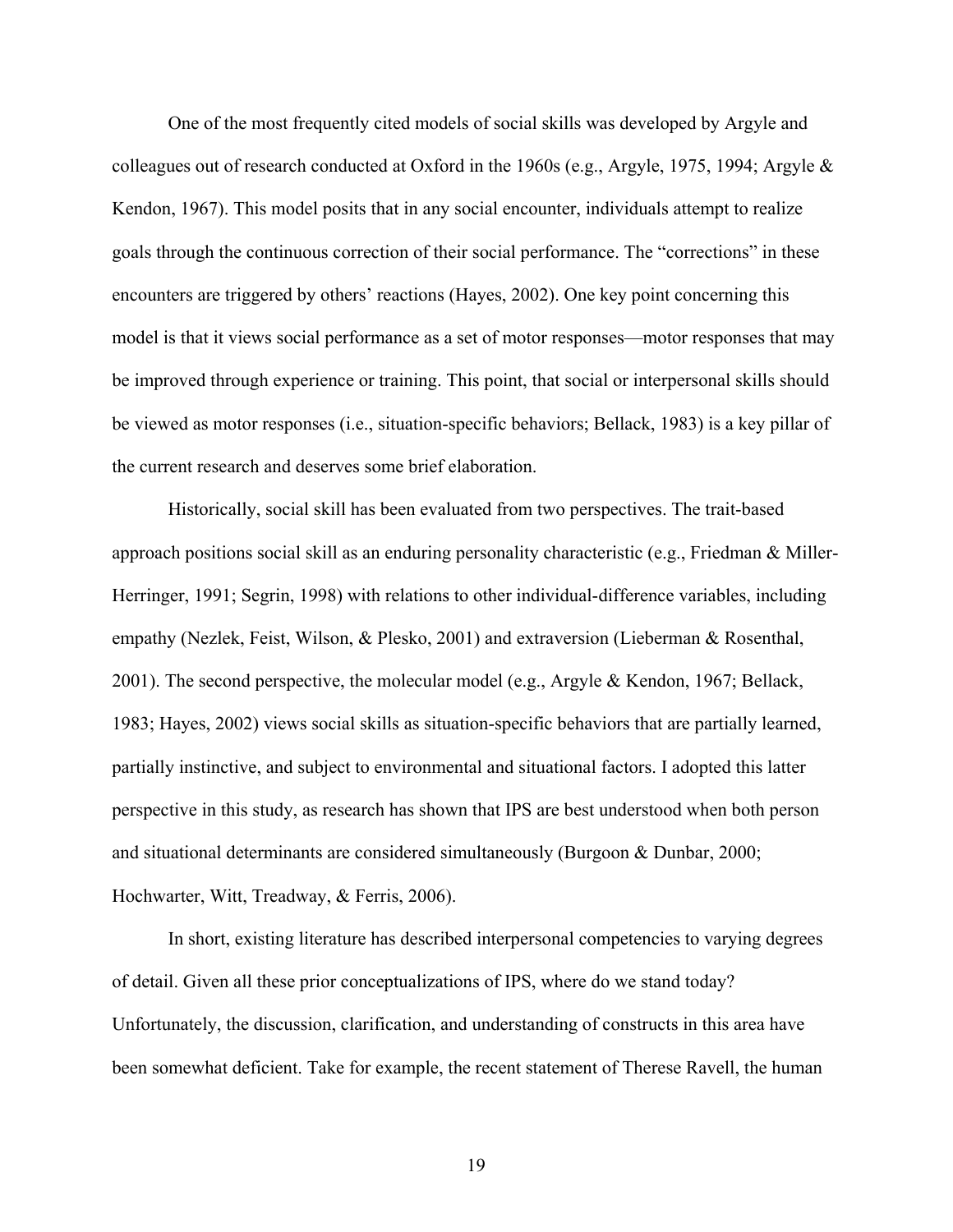One of the most frequently cited models of social skills was developed by Argyle and colleagues out of research conducted at Oxford in the 1960s (e.g., Argyle, 1975, 1994; Argyle & Kendon, 1967). This model posits that in any social encounter, individuals attempt to realize goals through the continuous correction of their social performance. The "corrections" in these encounters are triggered by others' reactions (Hayes, 2002). One key point concerning this model is that it views social performance as a set of motor responses—motor responses that may be improved through experience or training. This point, that social or interpersonal skills should be viewed as motor responses (i.e., situation-specific behaviors; Bellack, 1983) is a key pillar of the current research and deserves some brief elaboration.

Historically, social skill has been evaluated from two perspectives. The trait-based approach positions social skill as an enduring personality characteristic (e.g., Friedman & Miller-Herringer, 1991; Segrin, 1998) with relations to other individual-difference variables, including empathy (Nezlek, Feist, Wilson, & Plesko, 2001) and extraversion (Lieberman & Rosenthal, 2001). The second perspective, the molecular model (e.g., Argyle & Kendon, 1967; Bellack, 1983; Hayes, 2002) views social skills as situation-specific behaviors that are partially learned, partially instinctive, and subject to environmental and situational factors. I adopted this latter perspective in this study, as research has shown that IPS are best understood when both person and situational determinants are considered simultaneously (Burgoon & Dunbar, 2000; Hochwarter, Witt, Treadway, & Ferris, 2006).

In short, existing literature has described interpersonal competencies to varying degrees of detail. Given all these prior conceptualizations of IPS, where do we stand today? Unfortunately, the discussion, clarification, and understanding of constructs in this area have been somewhat deficient. Take for example, the recent statement of Therese Ravell, the human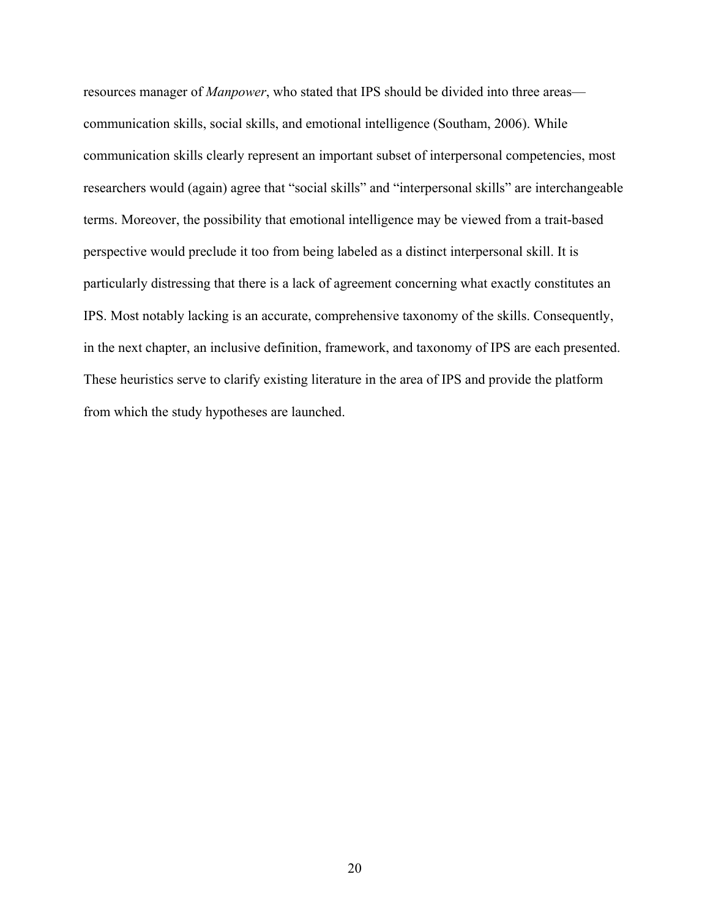resources manager of *Manpower*, who stated that IPS should be divided into three areas—communication skills, social skills, and emotional intelligence (Southam, 2006). While communication skills clearly represent an important subset of interpersonal competencies, most researchers would (again) agree that "social skills" and "interpersonal skills" are interchangeable terms. Moreover, the possibility that emotional intelligence may be viewed from a trait-based perspective would preclude it too from being labeled as a distinct interpersonal skill. It is particularly distressing that there is a lack of agreement concerning what exactly constitutes an IPS. Most notably lacking is an accurate, comprehensive taxonomy of the skills. Consequently, in the next chapter, an inclusive definition, framework, and taxonomy of IPS are each presented. These heuristics serve to clarify existing literature in the area of IPS and provide the platform from which the study hypotheses are launched.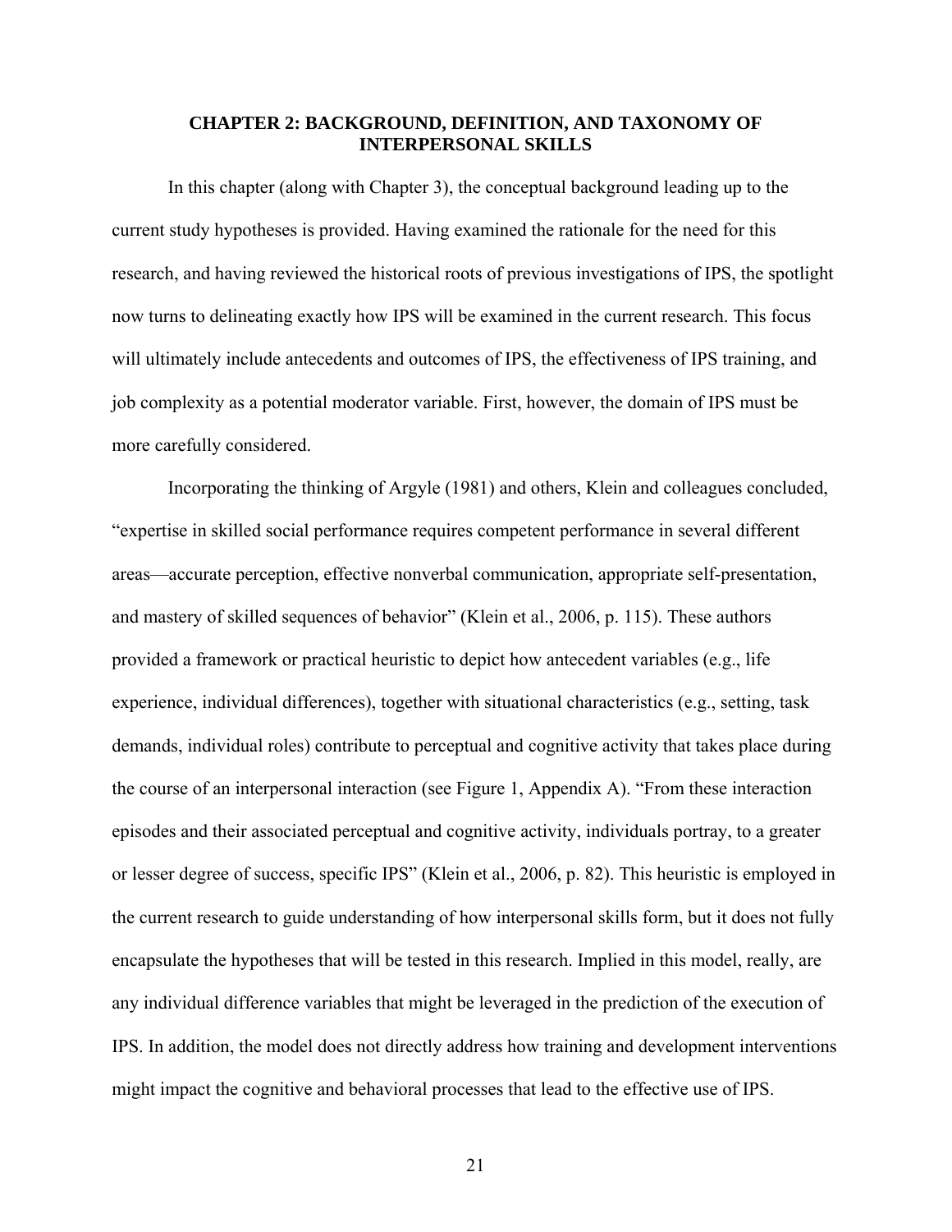# CHAPTER 2: BACKGROUND, DEFINITION, AND TAXONOMY OF INTERPERSONAL SKILLS

In this chapter (along with Chapter 3), the conceptual background leading up to the current study hypotheses is provided. Having examined the rationale for the need for this research, and having reviewed the historical roots of previous investigations of IPS, the spotlight now turns to delineating exactly how IPS will be examined in the current research. This focus will ultimately include antecedents and outcomes of IPS, the effectiveness of IPS training, and job complexity as a potential moderator variable. First, however, the domain of IPS must be more carefully considered.

Incorporating the thinking of Argyle (1981) and others, Klein and colleagues concluded, "expertise in skilled social performance requires competent performance in several different areas—accurate perception, effective nonverbal communication, appropriate self-presentation, and mastery of skilled sequences of behavior" (Klein et al., 2006, p. 115). These authors provided a framework or practical heuristic to depict how antecedent variables (e.g., life experience, individual differences), together with situational characteristics (e.g., setting, task demands, individual roles) contribute to perceptual and cognitive activity that takes place during the course of an interpersonal interaction (see Figure 1, Appendix A). "From these interaction episodes and their associated perceptual and cognitive activity, individuals portray, to a greater or lesser degree of success, specific IPS" (Klein et al., 2006, p. 82). This heuristic is employed in the current research to guide understanding of how interpersonal skills form, but it does not fully encapsulate the hypotheses that will be tested in this research. Implied in this model, really, are any individual difference variables that might be leveraged in the prediction of the execution of IPS. In addition, the model does not directly address how training and development interventions might impact the cognitive and behavioral processes that lead to the effective use of IPS.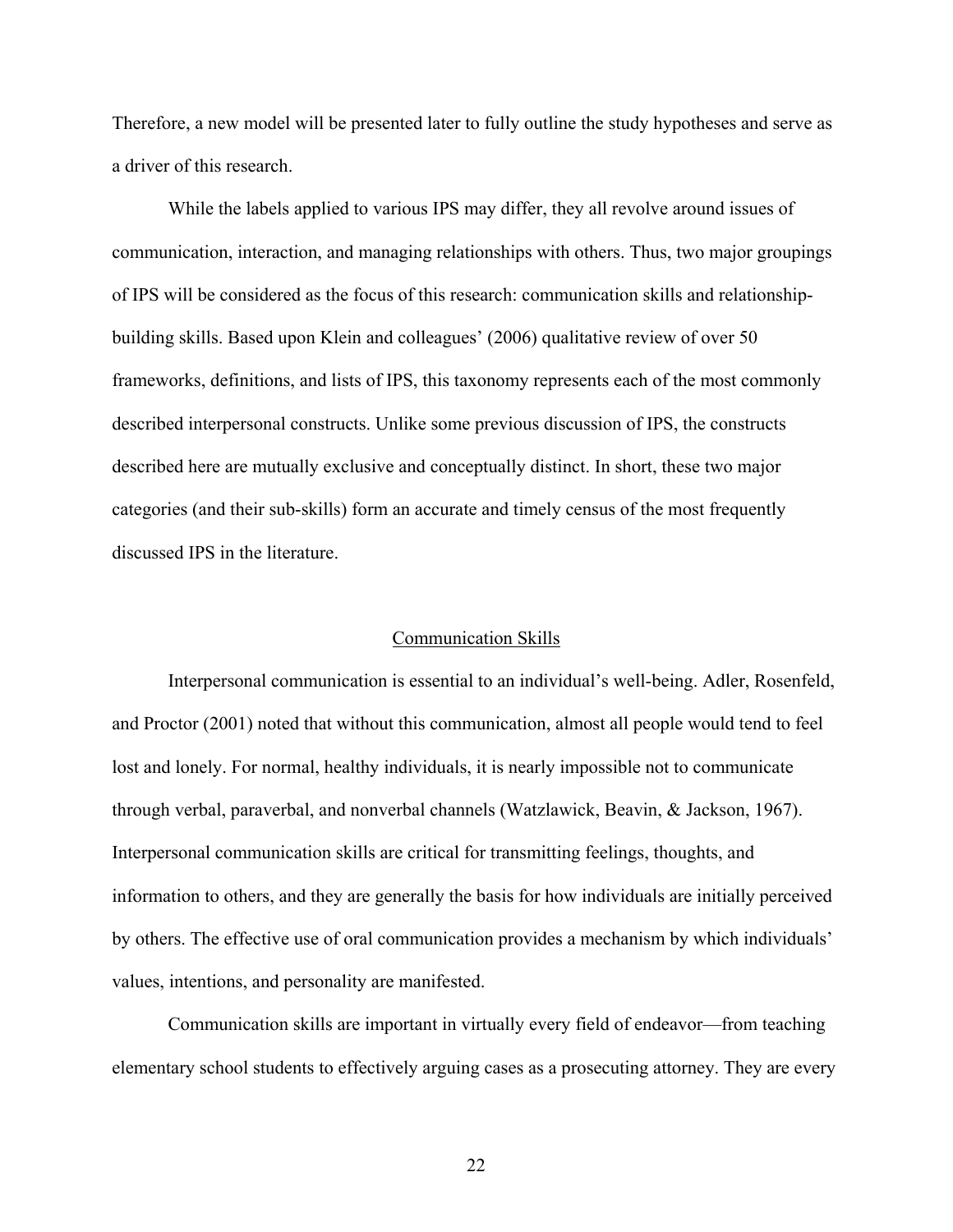Therefore, a new model will be presented later to fully outline the study hypotheses and serve as a driver of this research.

While the labels applied to various IPS may differ, they all revolve around issues of communication, interaction, and managing relationships with others. Thus, two major groupings of IPS will be considered as the focus of this research: communication skills and relationship-building skills. Based upon Klein and colleagues' (2006) qualitative review of over 50 frameworks, definitions, and lists of IPS, this taxonomy represents each of the most commonly described interpersonal constructs. Unlike some previous discussion of IPS, the constructs described here are mutually exclusive and conceptually distinct. In short, these two major categories (and their sub-skills) form an accurate and timely census of the most frequently discussed IPS in the literature.

## Communication Skills

Interpersonal communication is essential to an individual's well-being. Adler, Rosenfeld, and Proctor (2001) noted that without this communication, almost all people would tend to feel lost and lonely. For normal, healthy individuals, it is nearly impossible not to communicate through verbal, paraverbal, and nonverbal channels (Watzlawick, Beavin, & Jackson, 1967). Interpersonal communication skills are critical for transmitting feelings, thoughts, and information to others, and they are generally the basis for how individuals are initially perceived by others. The effective use of oral communication provides a mechanism by which individuals' values, intentions, and personality are manifested.

Communication skills are important in virtually every field of endeavor—from teaching elementary school students to effectively arguing cases as a prosecuting attorney. They are every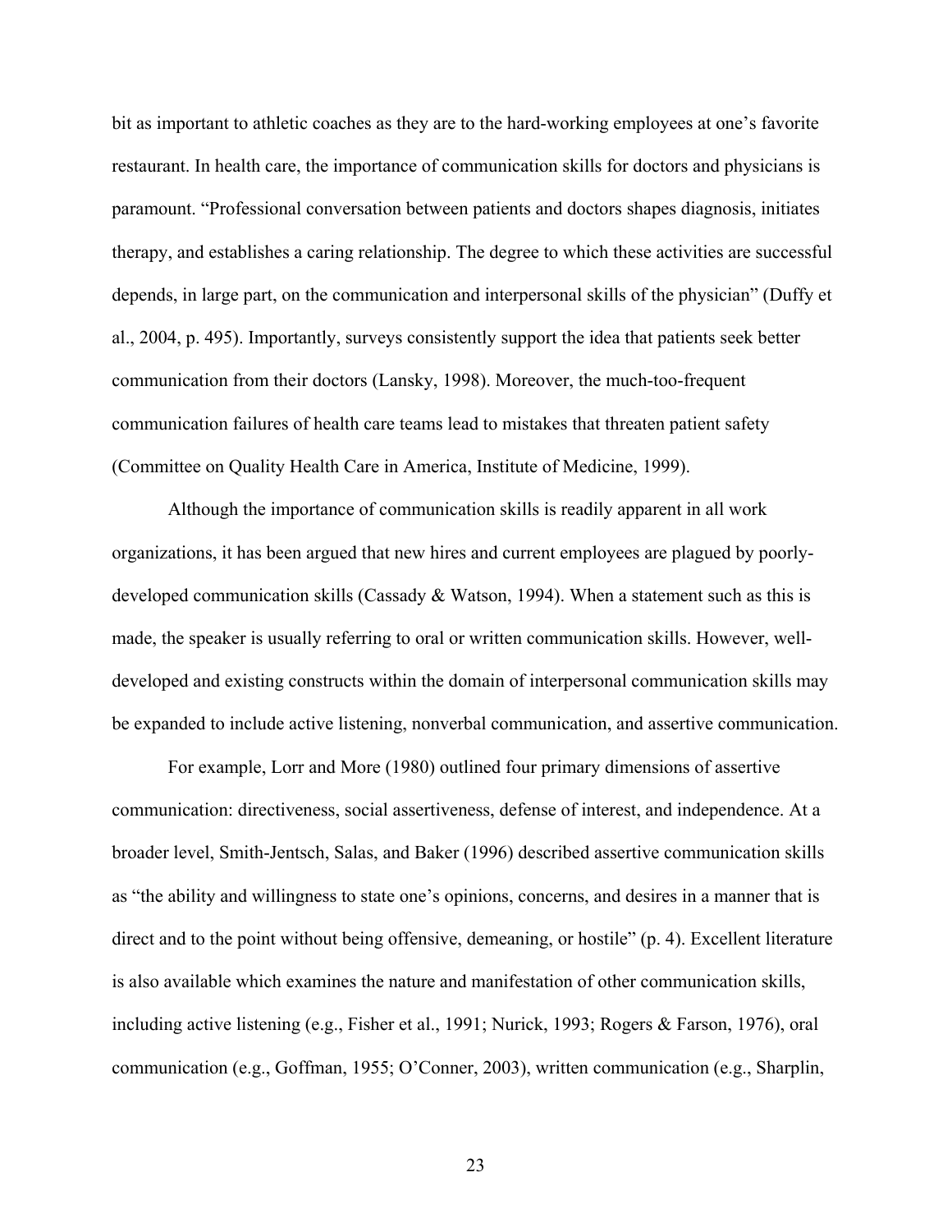bit as important to athletic coaches as they are to the hard-working employees at one's favorite restaurant. In health care, the importance of communication skills for doctors and physicians is paramount. "Professional conversation between patients and doctors shapes diagnosis, initiates therapy, and establishes a caring relationship. The degree to which these activities are successful depends, in large part, on the communication and interpersonal skills of the physician" (Duffy et al., 2004, p. 495). Importantly, surveys consistently support the idea that patients seek better communication from their doctors (Lansky, 1998). Moreover, the much-too-frequent communication failures of health care teams lead to mistakes that threaten patient safety (Committee on Quality Health Care in America, Institute of Medicine, 1999).

Although the importance of communication skills is readily apparent in all work organizations, it has been argued that new hires and current employees are plagued by poorly-developed communication skills (Cassady & Watson, 1994). When a statement such as this is made, the speaker is usually referring to oral or written communication skills. However, well-developed and existing constructs within the domain of interpersonal communication skills may be expanded to include active listening, nonverbal communication, and assertive communication.

For example, Lorr and More (1980) outlined four primary dimensions of assertive communication: directiveness, social assertiveness, defense of interest, and independence. At a broader level, Smith-Jentsch, Salas, and Baker (1996) described assertive communication skills as "the ability and willingness to state one's opinions, concerns, and desires in a manner that is direct and to the point without being offensive, demeaning, or hostile" (p. 4). Excellent literature is also available which examines the nature and manifestation of other communication skills, including active listening (e.g., Fisher et al., 1991; Nurick, 1993; Rogers & Farson, 1976), oral communication (e.g., Goffman, 1955; O'Conner, 2003), written communication (e.g., Sharplin,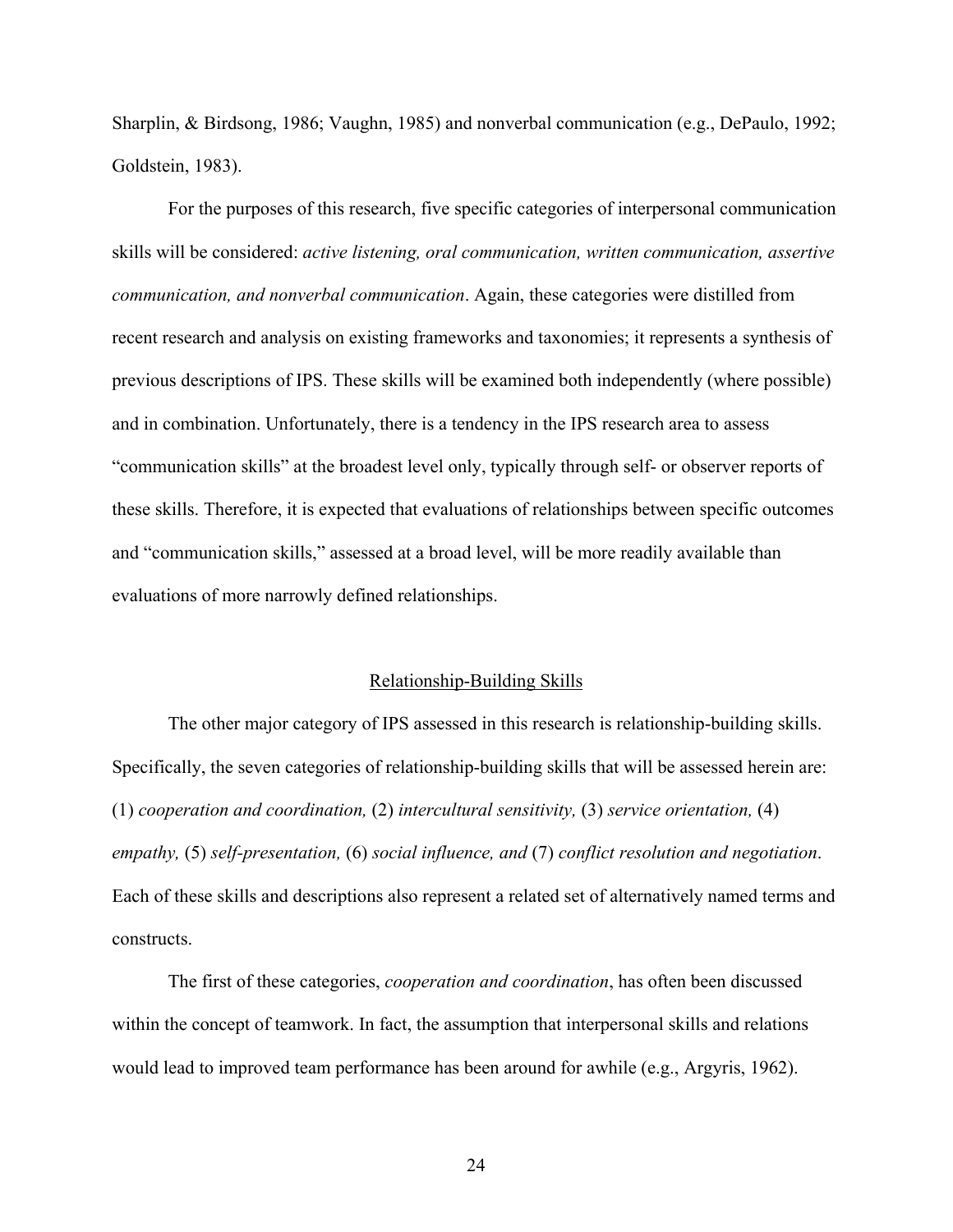Sharplin, & Birdsong, 1986; Vaughn, 1985) and nonverbal communication (e.g., DePaulo, 1992; Goldstein, 1983).

For the purposes of this research, five specific categories of interpersonal communication skills will be considered: *active listening, oral communication, written communication, assertive communication, and nonverbal communication*. Again, these categories were distilled from recent research and analysis on existing frameworks and taxonomies; it represents a synthesis of previous descriptions of IPS. These skills will be examined both independently (where possible) and in combination. Unfortunately, there is a tendency in the IPS research area to assess "communication skills" at the broadest level only, typically through self- or observer reports of these skills. Therefore, it is expected that evaluations of relationships between specific outcomes and "communication skills," assessed at a broad level, will be more readily available than evaluations of more narrowly defined relationships.

## Relationship-Building Skills

The other major category of IPS assessed in this research is relationship-building skills. Specifically, the seven categories of relationship-building skills that will be assessed herein are: (1) *cooperation and coordination,* (2) *intercultural sensitivity,* (3) *service orientation,* (4) *empathy,* (5) *self-presentation,* (6) *social influence, and* (7) *conflict resolution and negotiation*. Each of these skills and descriptions also represent a related set of alternatively named terms and constructs.

The first of these categories, *cooperation and coordination*, has often been discussed within the concept of teamwork. In fact, the assumption that interpersonal skills and relations would lead to improved team performance has been around for awhile (e.g., Argyris, 1962).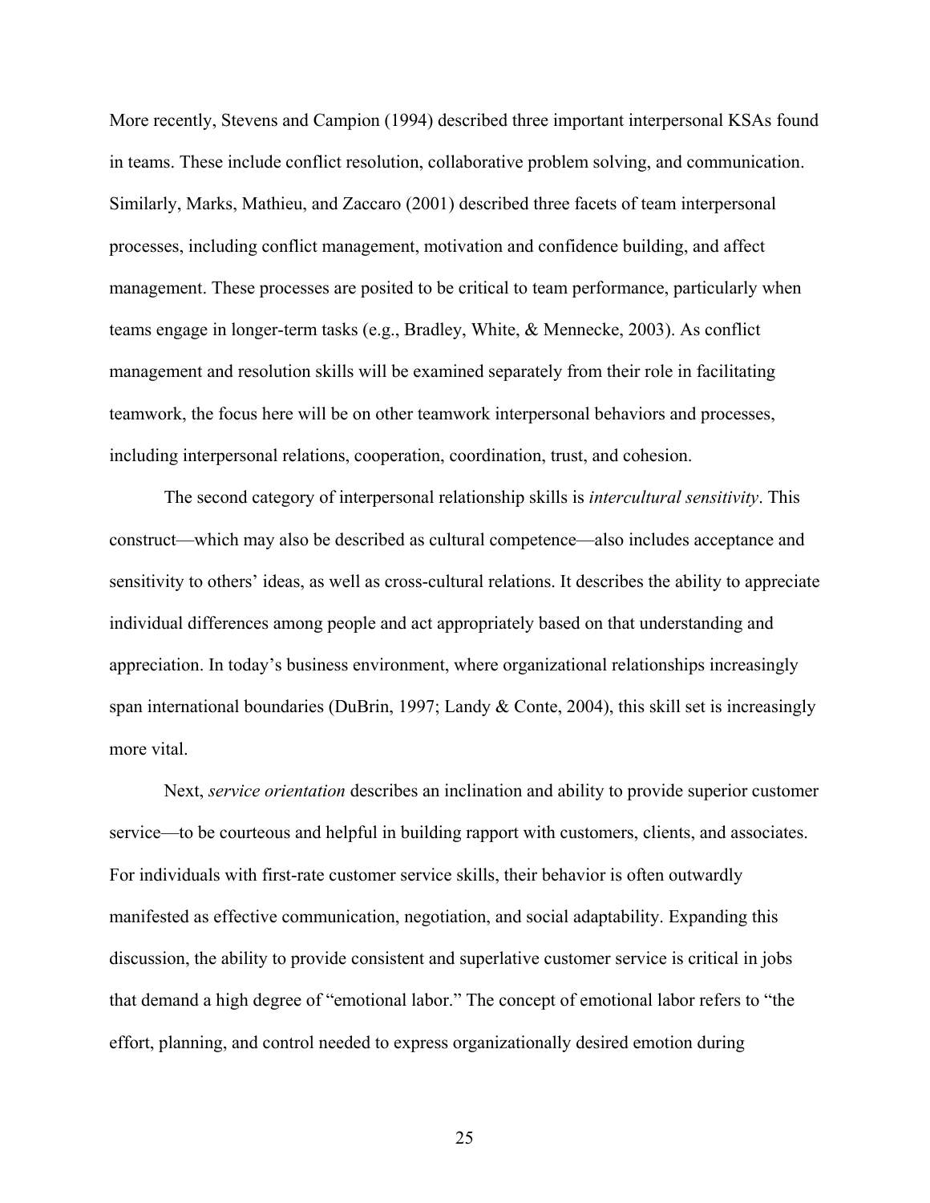More recently, Stevens and Campion (1994) described three important interpersonal KSAs found in teams. These include conflict resolution, collaborative problem solving, and communication. Similarly, Marks, Mathieu, and Zaccaro (2001) described three facets of team interpersonal processes, including conflict management, motivation and confidence building, and affect management. These processes are posited to be critical to team performance, particularly when teams engage in longer-term tasks (e.g., Bradley, White, & Mennecke, 2003). As conflict management and resolution skills will be examined separately from their role in facilitating teamwork, the focus here will be on other teamwork interpersonal behaviors and processes, including interpersonal relations, cooperation, coordination, trust, and cohesion.

The second category of interpersonal relationship skills is *intercultural sensitivity*. This construct—which may also be described as cultural competence—also includes acceptance and sensitivity to others' ideas, as well as cross-cultural relations. It describes the ability to appreciate individual differences among people and act appropriately based on that understanding and appreciation. In today's business environment, where organizational relationships increasingly span international boundaries (DuBrin, 1997; Landy & Conte, 2004), this skill set is increasingly more vital.

Next, *service orientation* describes an inclination and ability to provide superior customer service—to be courteous and helpful in building rapport with customers, clients, and associates. For individuals with first-rate customer service skills, their behavior is often outwardly manifested as effective communication, negotiation, and social adaptability. Expanding this discussion, the ability to provide consistent and superlative customer service is critical in jobs that demand a high degree of "emotional labor." The concept of emotional labor refers to "the effort, planning, and control needed to express organizationally desired emotion during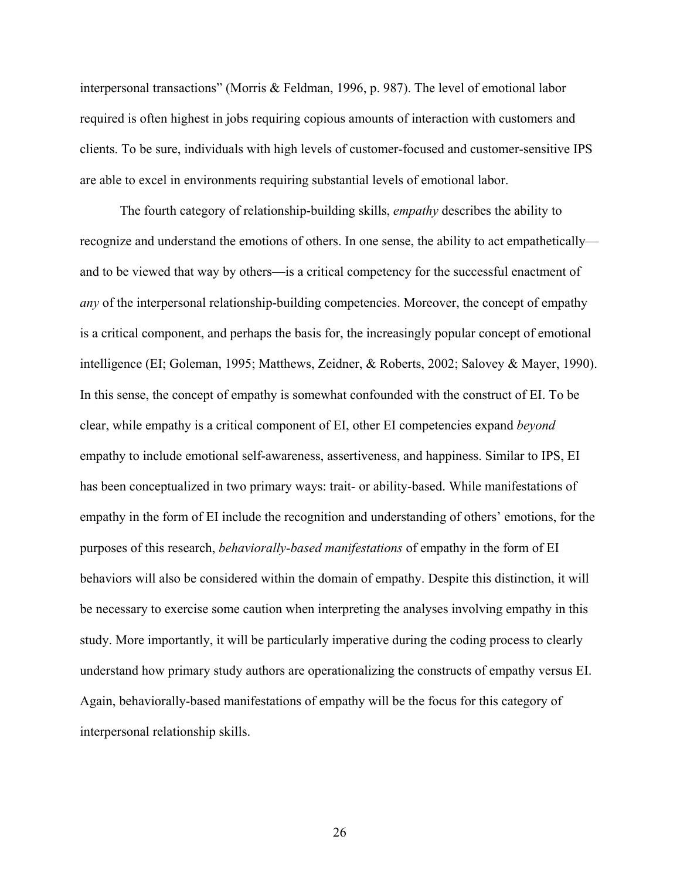interpersonal transactions" (Morris & Feldman, 1996, p. 987). The level of emotional labor required is often highest in jobs requiring copious amounts of interaction with customers and clients. To be sure, individuals with high levels of customer-focused and customer-sensitive IPS are able to excel in environments requiring substantial levels of emotional labor.

The fourth category of relationship-building skills, *empathy* describes the ability to recognize and understand the emotions of others. In one sense, the ability to act empathetically—and to be viewed that way by others—is a critical competency for the successful enactment of *any* of the interpersonal relationship-building competencies. Moreover, the concept of empathy is a critical component, and perhaps the basis for, the increasingly popular concept of emotional intelligence (EI; Goleman, 1995; Matthews, Zeidner, & Roberts, 2002; Salovey & Mayer, 1990). In this sense, the concept of empathy is somewhat confounded with the construct of EI. To be clear, while empathy is a critical component of EI, other EI competencies expand *beyond* empathy to include emotional self-awareness, assertiveness, and happiness. Similar to IPS, EI has been conceptualized in two primary ways: trait- or ability-based. While manifestations of empathy in the form of EI include the recognition and understanding of others' emotions, for the purposes of this research, *behaviorally-based manifestations* of empathy in the form of EI behaviors will also be considered within the domain of empathy. Despite this distinction, it will be necessary to exercise some caution when interpreting the analyses involving empathy in this study. More importantly, it will be particularly imperative during the coding process to clearly understand how primary study authors are operationalizing the constructs of empathy versus EI. Again, behaviorally-based manifestations of empathy will be the focus for this category of interpersonal relationship skills.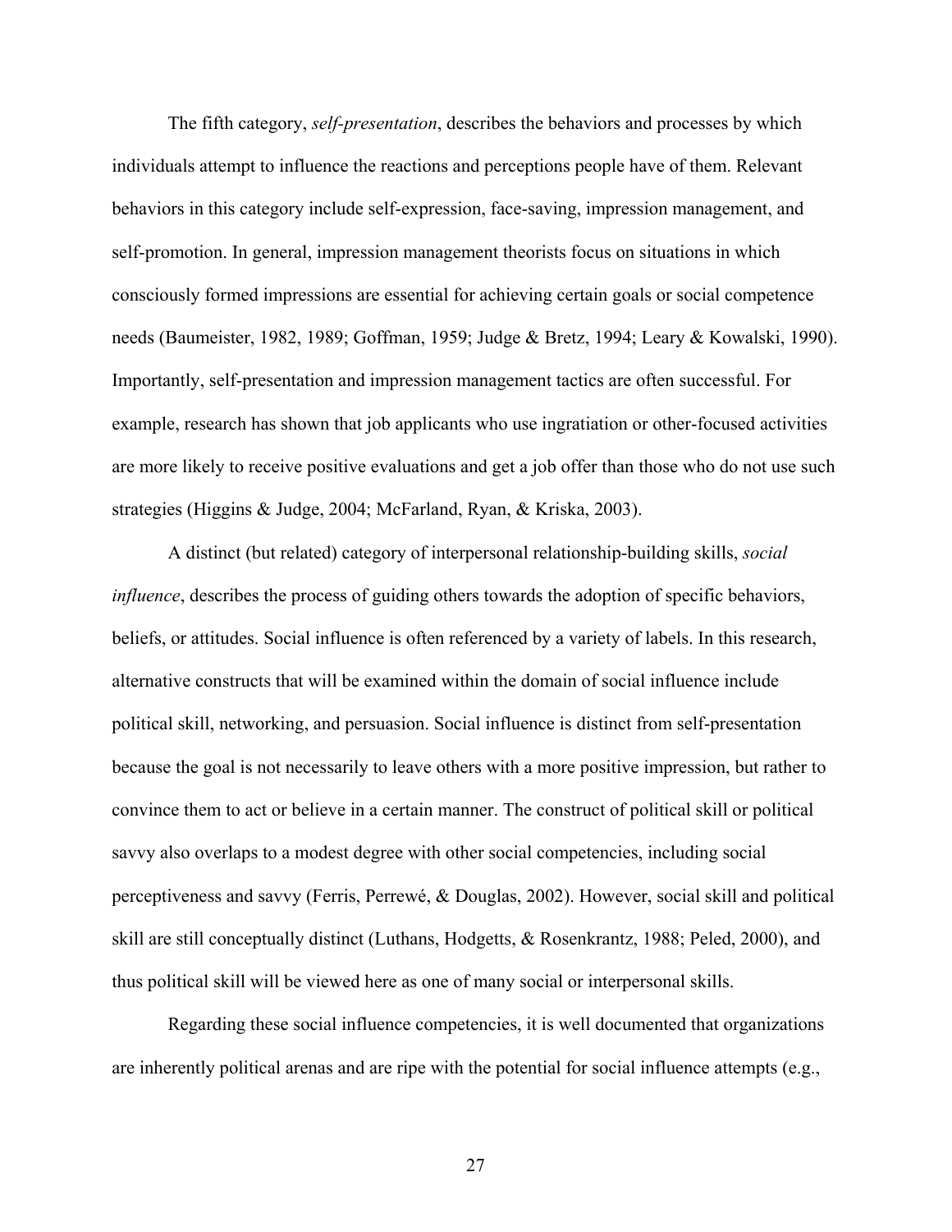The fifth category, *self-presentation*, describes the behaviors and processes by which individuals attempt to influence the reactions and perceptions people have of them. Relevant behaviors in this category include self-expression, face-saving, impression management, and self-promotion. In general, impression management theorists focus on situations in which consciously formed impressions are essential for achieving certain goals or social competence needs (Baumeister, 1982, 1989; Goffman, 1959; Judge & Bretz, 1994; Leary & Kowalski, 1990). Importantly, self-presentation and impression management tactics are often successful. For example, research has shown that job applicants who use ingratiation or other-focused activities are more likely to receive positive evaluations and get a job offer than those who do not use such strategies (Higgins & Judge, 2004; McFarland, Ryan, & Kriska, 2003).

A distinct (but related) category of interpersonal relationship-building skills, *social influence*, describes the process of guiding others towards the adoption of specific behaviors, beliefs, or attitudes. Social influence is often referenced by a variety of labels. In this research, alternative constructs that will be examined within the domain of social influence include political skill, networking, and persuasion. Social influence is distinct from self-presentation because the goal is not necessarily to leave others with a more positive impression, but rather to convince them to act or believe in a certain manner. The construct of political skill or political savvy also overlaps to a modest degree with other social competencies, including social perceptiveness and savvy (Ferris, Perrewé, & Douglas, 2002). However, social skill and political skill are still conceptually distinct (Luthans, Hodgetts, & Rosenkrantz, 1988; Peled, 2000), and thus political skill will be viewed here as one of many social or interpersonal skills.

Regarding these social influence competencies, it is well documented that organizations are inherently political arenas and are ripe with the potential for social influence attempts (e.g.,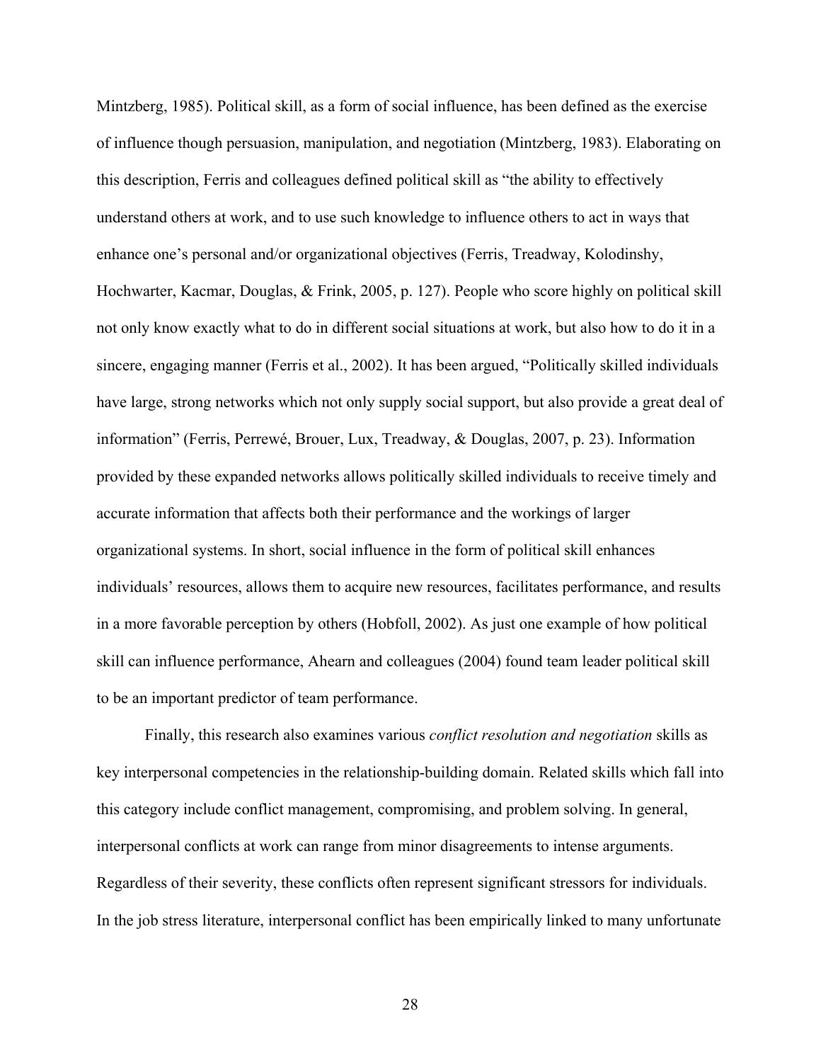Mintzberg, 1985). Political skill, as a form of social influence, has been defined as the exercise of influence though persuasion, manipulation, and negotiation (Mintzberg, 1983). Elaborating on this description, Ferris and colleagues defined political skill as "the ability to effectively understand others at work, and to use such knowledge to influence others to act in ways that enhance one's personal and/or organizational objectives (Ferris, Treadway, Kolodinshy, Hochwarter, Kacmar, Douglas, & Frink, 2005, p. 127). People who score highly on political skill not only know exactly what to do in different social situations at work, but also how to do it in a sincere, engaging manner (Ferris et al., 2002). It has been argued, "Politically skilled individuals have large, strong networks which not only supply social support, but also provide a great deal of information" (Ferris, Perrewé, Brouer, Lux, Treadway, & Douglas, 2007, p. 23). Information provided by these expanded networks allows politically skilled individuals to receive timely and accurate information that affects both their performance and the workings of larger organizational systems. In short, social influence in the form of political skill enhances individuals' resources, allows them to acquire new resources, facilitates performance, and results in a more favorable perception by others (Hobfoll, 2002). As just one example of how political skill can influence performance, Ahearn and colleagues (2004) found team leader political skill to be an important predictor of team performance.

Finally, this research also examines various *conflict resolution and negotiation* skills as key interpersonal competencies in the relationship-building domain. Related skills which fall into this category include conflict management, compromising, and problem solving. In general, interpersonal conflicts at work can range from minor disagreements to intense arguments. Regardless of their severity, these conflicts often represent significant stressors for individuals. In the job stress literature, interpersonal conflict has been empirically linked to many unfortunate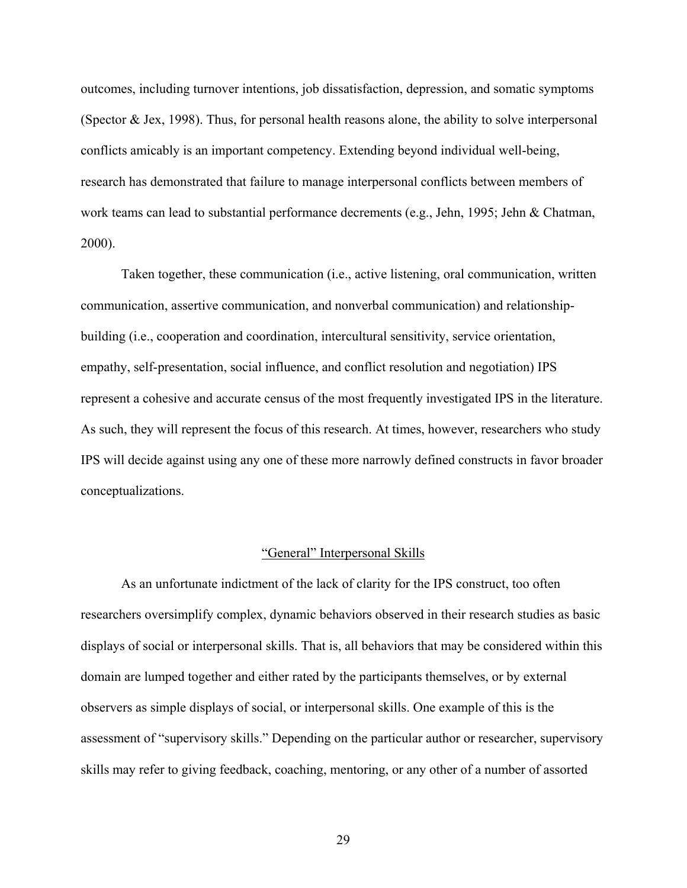outcomes, including turnover intentions, job dissatisfaction, depression, and somatic symptoms (Spector & Jex, 1998). Thus, for personal health reasons alone, the ability to solve interpersonal conflicts amicably is an important competency. Extending beyond individual well-being, research has demonstrated that failure to manage interpersonal conflicts between members of work teams can lead to substantial performance decrements (e.g., Jehn, 1995; Jehn & Chatman, 2000).

Taken together, these communication (i.e., active listening, oral communication, written communication, assertive communication, and nonverbal communication) and relationship-building (i.e., cooperation and coordination, intercultural sensitivity, service orientation, empathy, self-presentation, social influence, and conflict resolution and negotiation) IPS represent a cohesive and accurate census of the most frequently investigated IPS in the literature. As such, they will represent the focus of this research. At times, however, researchers who study IPS will decide against using any one of these more narrowly defined constructs in favor broader conceptualizations.

## “General” Interpersonal Skills

As an unfortunate indictment of the lack of clarity for the IPS construct, too often researchers oversimplify complex, dynamic behaviors observed in their research studies as basic displays of social or interpersonal skills. That is, all behaviors that may be considered within this domain are lumped together and either rated by the participants themselves, or by external observers as simple displays of social, or interpersonal skills. One example of this is the assessment of “supervisory skills.” Depending on the particular author or researcher, supervisory skills may refer to giving feedback, coaching, mentoring, or any other of a number of assorted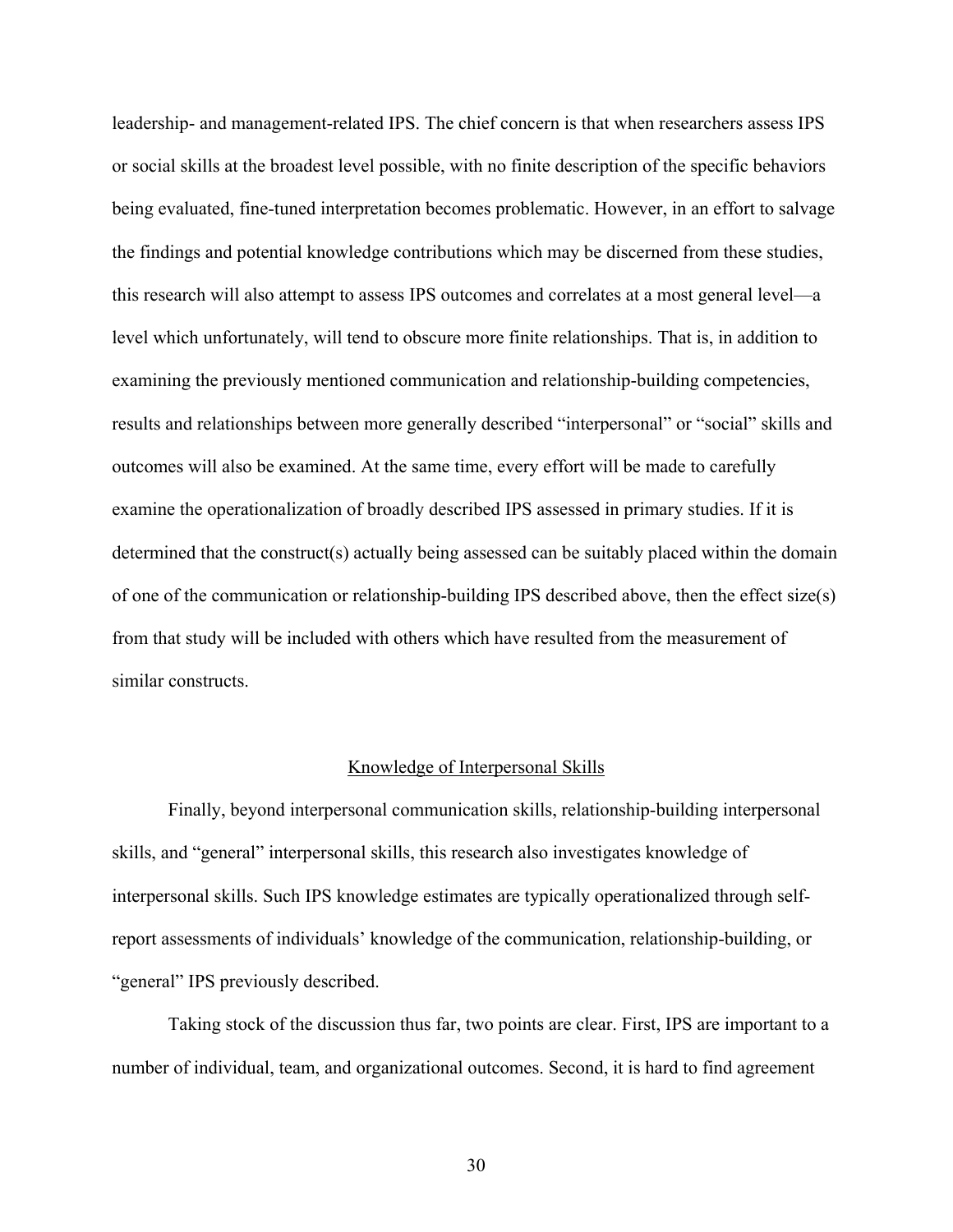leadership- and management-related IPS. The chief concern is that when researchers assess IPS or social skills at the broadest level possible, with no finite description of the specific behaviors being evaluated, fine-tuned interpretation becomes problematic. However, in an effort to salvage the findings and potential knowledge contributions which may be discerned from these studies, this research will also attempt to assess IPS outcomes and correlates at a most general level—a level which unfortunately, will tend to obscure more finite relationships. That is, in addition to examining the previously mentioned communication and relationship-building competencies, results and relationships between more generally described "interpersonal" or "social" skills and outcomes will also be examined. At the same time, every effort will be made to carefully examine the operationalization of broadly described IPS assessed in primary studies. If it is determined that the construct(s) actually being assessed can be suitably placed within the domain of one of the communication or relationship-building IPS described above, then the effect size(s) from that study will be included with others which have resulted from the measurement of similar constructs.

## Knowledge of Interpersonal Skills

Finally, beyond interpersonal communication skills, relationship-building interpersonal skills, and "general" interpersonal skills, this research also investigates knowledge of interpersonal skills. Such IPS knowledge estimates are typically operationalized through self-report assessments of individuals' knowledge of the communication, relationship-building, or "general" IPS previously described.

Taking stock of the discussion thus far, two points are clear. First, IPS are important to a number of individual, team, and organizational outcomes. Second, it is hard to find agreement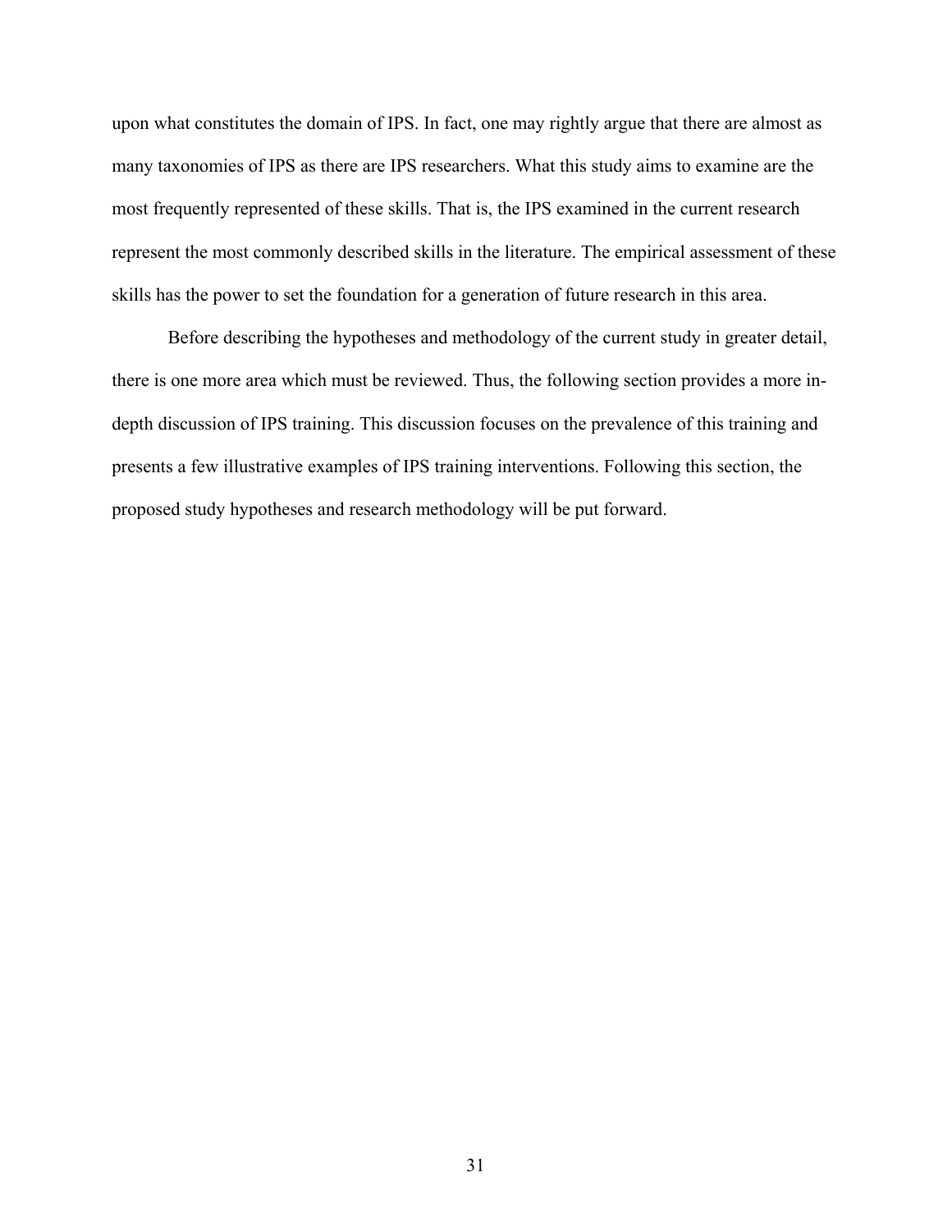upon what constitutes the domain of IPS. In fact, one may rightly argue that there are almost as many taxonomies of IPS as there are IPS researchers. What this study aims to examine are the most frequently represented of these skills. That is, the IPS examined in the current research represent the most commonly described skills in the literature. The empirical assessment of these skills has the power to set the foundation for a generation of future research in this area.

Before describing the hypotheses and methodology of the current study in greater detail, there is one more area which must be reviewed. Thus, the following section provides a more in-depth discussion of IPS training. This discussion focuses on the prevalence of this training and presents a few illustrative examples of IPS training interventions. Following this section, the proposed study hypotheses and research methodology will be put forward.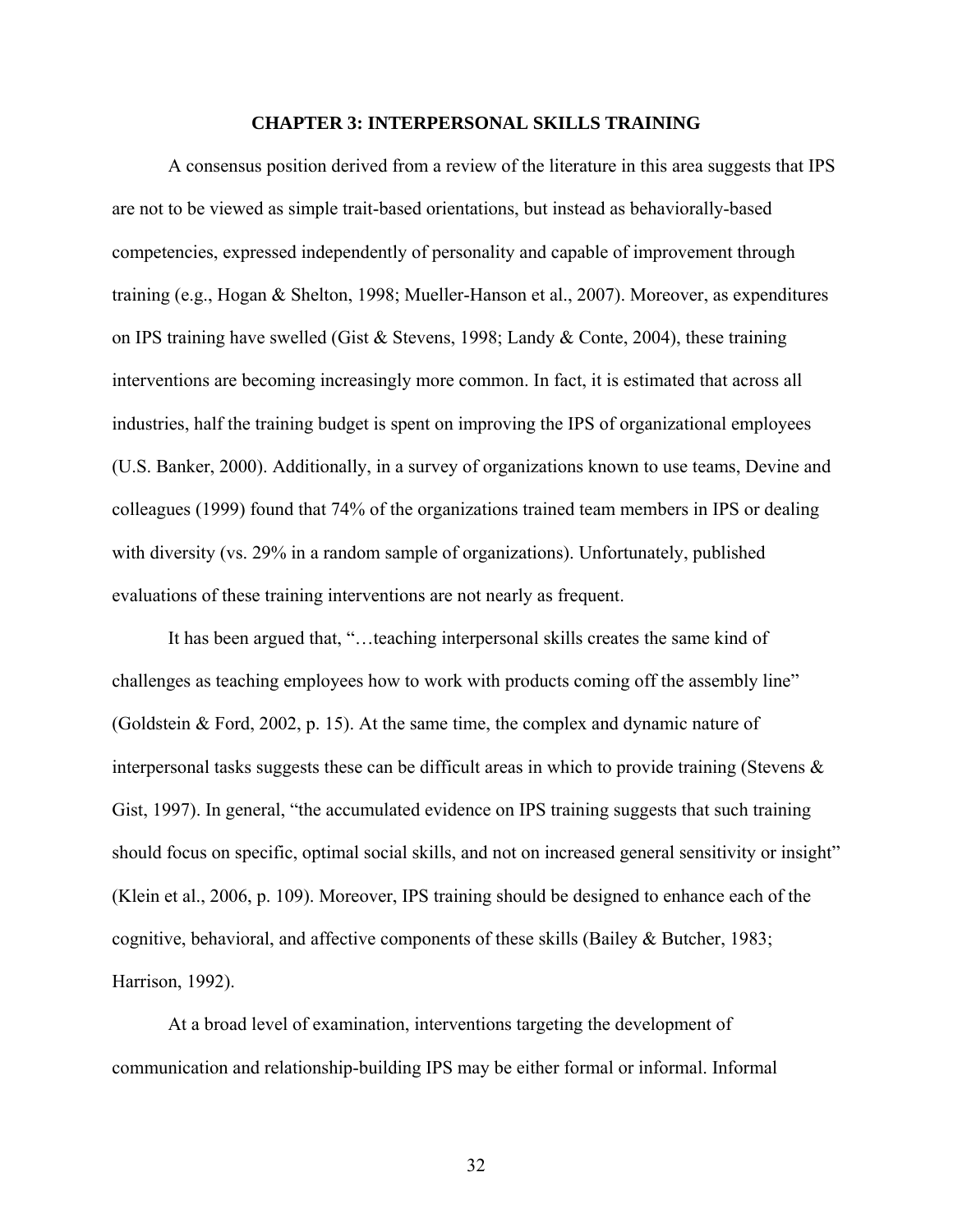# CHAPTER 3: INTERPERSONAL SKILLS TRAINING

A consensus position derived from a review of the literature in this area suggests that IPS are not to be viewed as simple trait-based orientations, but instead as behaviorally-based competencies, expressed independently of personality and capable of improvement through training (e.g., Hogan & Shelton, 1998; Mueller-Hanson et al., 2007). Moreover, as expenditures on IPS training have swelled (Gist & Stevens, 1998; Landy & Conte, 2004), these training interventions are becoming increasingly more common. In fact, it is estimated that across all industries, half the training budget is spent on improving the IPS of organizational employees (U.S. Banker, 2000). Additionally, in a survey of organizations known to use teams, Devine and colleagues (1999) found that 74% of the organizations trained team members in IPS or dealing with diversity (vs. 29% in a random sample of organizations). Unfortunately, published evaluations of these training interventions are not nearly as frequent.

It has been argued that, "…teaching interpersonal skills creates the same kind of challenges as teaching employees how to work with products coming off the assembly line" (Goldstein & Ford, 2002, p. 15). At the same time, the complex and dynamic nature of interpersonal tasks suggests these can be difficult areas in which to provide training (Stevens & Gist, 1997). In general, "the accumulated evidence on IPS training suggests that such training should focus on specific, optimal social skills, and not on increased general sensitivity or insight" (Klein et al., 2006, p. 109). Moreover, IPS training should be designed to enhance each of the cognitive, behavioral, and affective components of these skills (Bailey & Butcher, 1983; Harrison, 1992).

At a broad level of examination, interventions targeting the development of communication and relationship-building IPS may be either formal or informal. Informal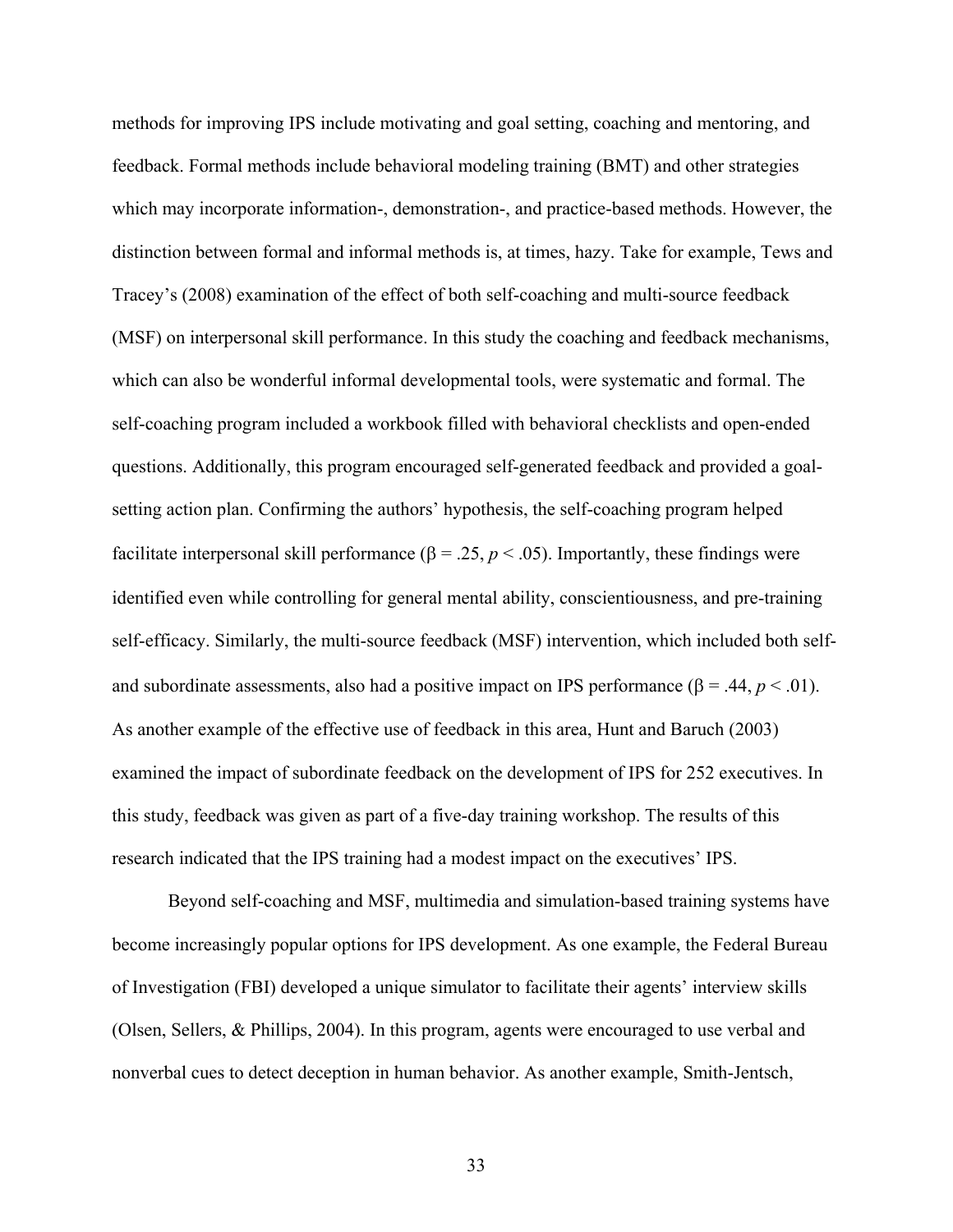methods for improving IPS include motivating and goal setting, coaching and mentoring, and feedback. Formal methods include behavioral modeling training (BMT) and other strategies which may incorporate information-, demonstration-, and practice-based methods. However, the distinction between formal and informal methods is, at times, hazy. Take for example, Tews and Tracey's (2008) examination of the effect of both self-coaching and multi-source feedback (MSF) on interpersonal skill performance. In this study the coaching and feedback mechanisms, which can also be wonderful informal developmental tools, were systematic and formal. The self-coaching program included a workbook filled with behavioral checklists and open-ended questions. Additionally, this program encouraged self-generated feedback and provided a goal-setting action plan. Confirming the authors' hypothesis, the self-coaching program helped facilitate interpersonal skill performance ($\beta = .25$, $p < .05$). Importantly, these findings were identified even while controlling for general mental ability, conscientiousness, and pre-training self-efficacy. Similarly, the multi-source feedback (MSF) intervention, which included both self- and subordinate assessments, also had a positive impact on IPS performance ($\beta = .44$, $p < .01$). As another example of the effective use of feedback in this area, Hunt and Baruch (2003) examined the impact of subordinate feedback on the development of IPS for 252 executives. In this study, feedback was given as part of a five-day training workshop. The results of this research indicated that the IPS training had a modest impact on the executives' IPS.

Beyond self-coaching and MSF, multimedia and simulation-based training systems have become increasingly popular options for IPS development. As one example, the Federal Bureau of Investigation (FBI) developed a unique simulator to facilitate their agents' interview skills (Olsen, Sellers, & Phillips, 2004). In this program, agents were encouraged to use verbal and nonverbal cues to detect deception in human behavior. As another example, Smith-Jentsch,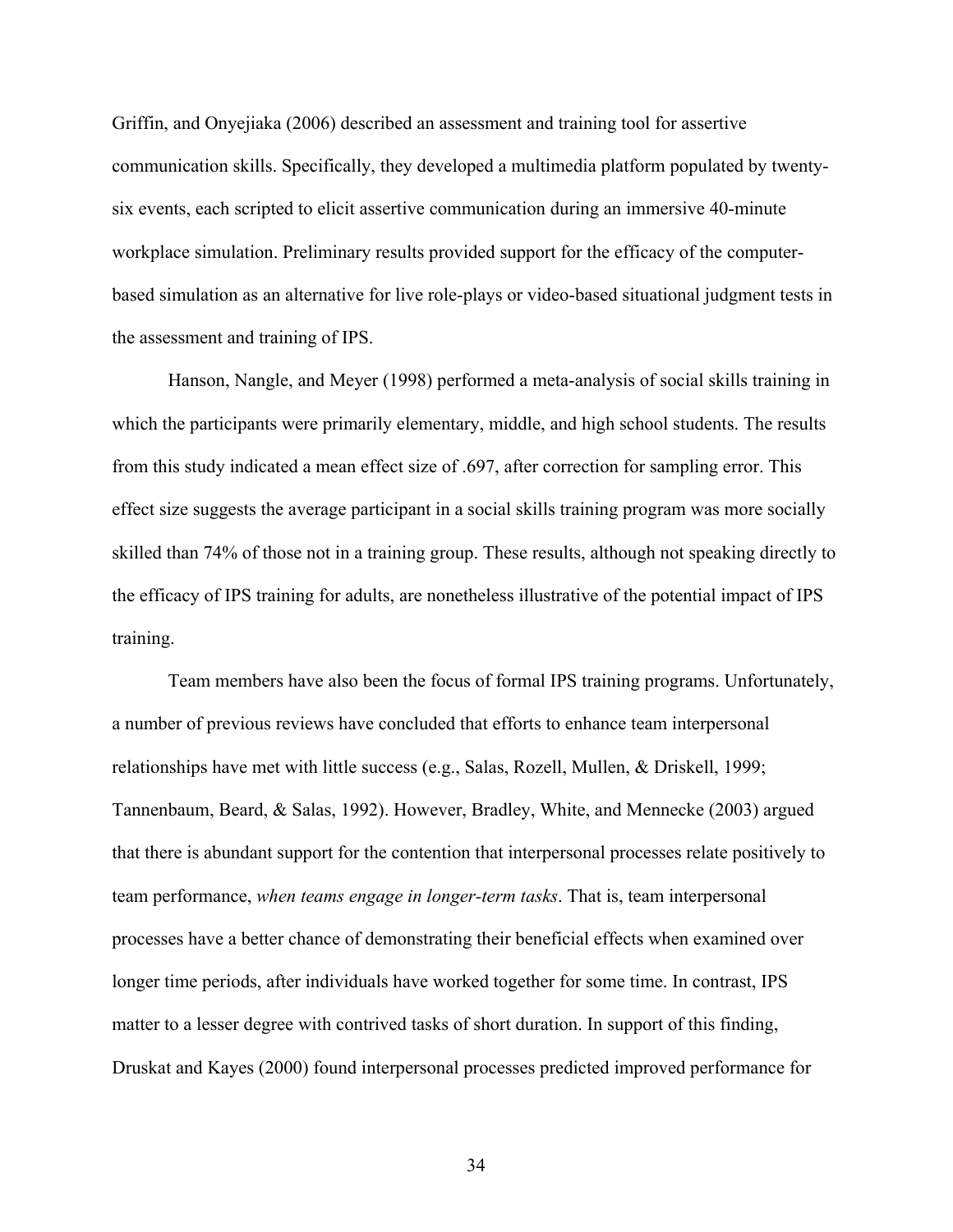Griffin, and Onyejiaka (2006) described an assessment and training tool for assertive communication skills. Specifically, they developed a multimedia platform populated by twenty-six events, each scripted to elicit assertive communication during an immersive 40-minute workplace simulation. Preliminary results provided support for the efficacy of the computer-based simulation as an alternative for live role-plays or video-based situational judgment tests in the assessment and training of IPS.

Hanson, Nangle, and Meyer (1998) performed a meta-analysis of social skills training in which the participants were primarily elementary, middle, and high school students. The results from this study indicated a mean effect size of .697, after correction for sampling error. This effect size suggests the average participant in a social skills training program was more socially skilled than 74% of those not in a training group. These results, although not speaking directly to the efficacy of IPS training for adults, are nonetheless illustrative of the potential impact of IPS training.

Team members have also been the focus of formal IPS training programs. Unfortunately, a number of previous reviews have concluded that efforts to enhance team interpersonal relationships have met with little success (e.g., Salas, Rozell, Mullen, & Driskell, 1999; Tannenbaum, Beard, & Salas, 1992). However, Bradley, White, and Mennecke (2003) argued that there is abundant support for the contention that interpersonal processes relate positively to team performance, *when teams engage in longer-term tasks*. That is, team interpersonal processes have a better chance of demonstrating their beneficial effects when examined over longer time periods, after individuals have worked together for some time. In contrast, IPS matter to a lesser degree with contrived tasks of short duration. In support of this finding, Druskat and Kayes (2000) found interpersonal processes predicted improved performance for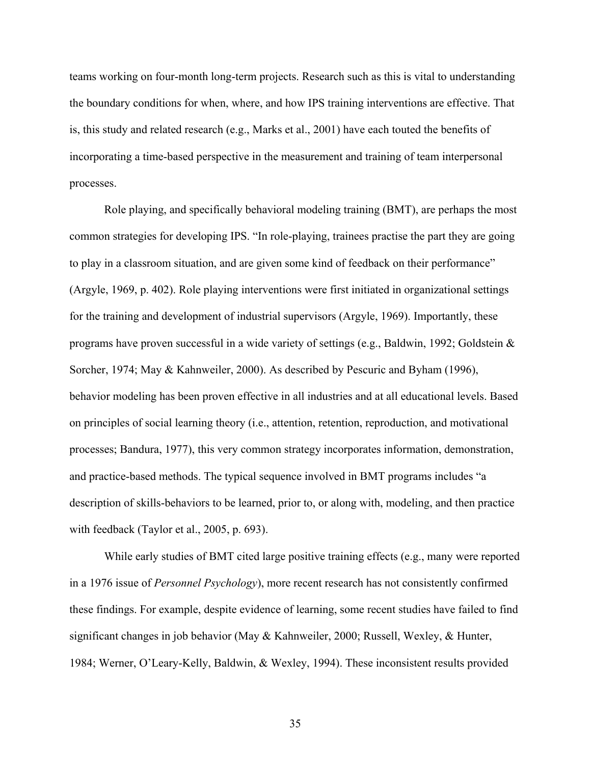teams working on four-month long-term projects. Research such as this is vital to understanding the boundary conditions for when, where, and how IPS training interventions are effective. That is, this study and related research (e.g., Marks et al., 2001) have each touted the benefits of incorporating a time-based perspective in the measurement and training of team interpersonal processes.

Role playing, and specifically behavioral modeling training (BMT), are perhaps the most common strategies for developing IPS. "In role-playing, trainees practise the part they are going to play in a classroom situation, and are given some kind of feedback on their performance" (Argyle, 1969, p. 402). Role playing interventions were first initiated in organizational settings for the training and development of industrial supervisors (Argyle, 1969). Importantly, these programs have proven successful in a wide variety of settings (e.g., Baldwin, 1992; Goldstein & Sorcher, 1974; May & Kahnweiler, 2000). As described by Pescuric and Byham (1996), behavior modeling has been proven effective in all industries and at all educational levels. Based on principles of social learning theory (i.e., attention, retention, reproduction, and motivational processes; Bandura, 1977), this very common strategy incorporates information, demonstration, and practice-based methods. The typical sequence involved in BMT programs includes "a description of skills-behaviors to be learned, prior to, or along with, modeling, and then practice with feedback (Taylor et al., 2005, p. 693).

While early studies of BMT cited large positive training effects (e.g., many were reported in a 1976 issue of *Personnel Psychology*), more recent research has not consistently confirmed these findings. For example, despite evidence of learning, some recent studies have failed to find significant changes in job behavior (May & Kahnweiler, 2000; Russell, Wexley, & Hunter, 1984; Werner, O'Leary-Kelly, Baldwin, & Wexley, 1994). These inconsistent results provided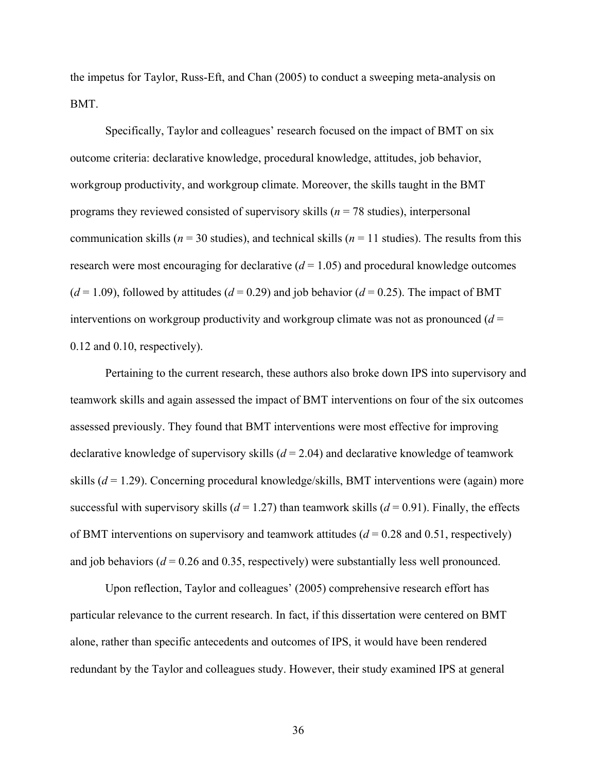the impetus for Taylor, Russ-Eft, and Chan (2005) to conduct a sweeping meta-analysis on BMT.

Specifically, Taylor and colleagues' research focused on the impact of BMT on six outcome criteria: declarative knowledge, procedural knowledge, attitudes, job behavior, workgroup productivity, and workgroup climate. Moreover, the skills taught in the BMT programs they reviewed consisted of supervisory skills ($n$ = 78 studies), interpersonal communication skills ($n$ = 30 studies), and technical skills ($n$ = 11 studies). The results from this research were most encouraging for declarative ($d$ = 1.05) and procedural knowledge outcomes ($d$ = 1.09), followed by attitudes ($d$ = 0.29) and job behavior ($d$ = 0.25). The impact of BMT interventions on workgroup productivity and workgroup climate was not as pronounced ($d$ = 0.12 and 0.10, respectively).

Pertaining to the current research, these authors also broke down IPS into supervisory and teamwork skills and again assessed the impact of BMT interventions on four of the six outcomes assessed previously. They found that BMT interventions were most effective for improving declarative knowledge of supervisory skills ($d$ = 2.04) and declarative knowledge of teamwork skills ($d$ = 1.29). Concerning procedural knowledge/skills, BMT interventions were (again) more successful with supervisory skills ($d$ = 1.27) than teamwork skills ($d$ = 0.91). Finally, the effects of BMT interventions on supervisory and teamwork attitudes ($d$ = 0.28 and 0.51, respectively) and job behaviors ($d$ = 0.26 and 0.35, respectively) were substantially less well pronounced.

Upon reflection, Taylor and colleagues' (2005) comprehensive research effort has particular relevance to the current research. In fact, if this dissertation were centered on BMT alone, rather than specific antecedents and outcomes of IPS, it would have been rendered redundant by the Taylor and colleagues study. However, their study examined IPS at general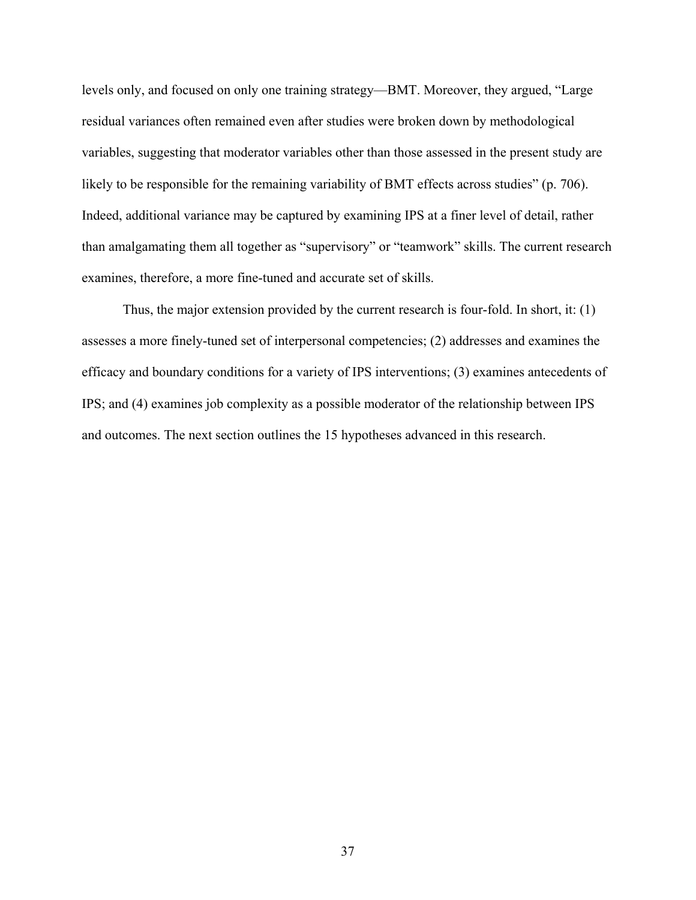levels only, and focused on only one training strategy—BMT. Moreover, they argued, "Large residual variances often remained even after studies were broken down by methodological variables, suggesting that moderator variables other than those assessed in the present study are likely to be responsible for the remaining variability of BMT effects across studies" (p. 706). Indeed, additional variance may be captured by examining IPS at a finer level of detail, rather than amalgamating them all together as "supervisory" or "teamwork" skills. The current research examines, therefore, a more fine-tuned and accurate set of skills.

Thus, the major extension provided by the current research is four-fold. In short, it: (1) assesses a more finely-tuned set of interpersonal competencies; (2) addresses and examines the efficacy and boundary conditions for a variety of IPS interventions; (3) examines antecedents of IPS; and (4) examines job complexity as a possible moderator of the relationship between IPS and outcomes. The next section outlines the 15 hypotheses advanced in this research.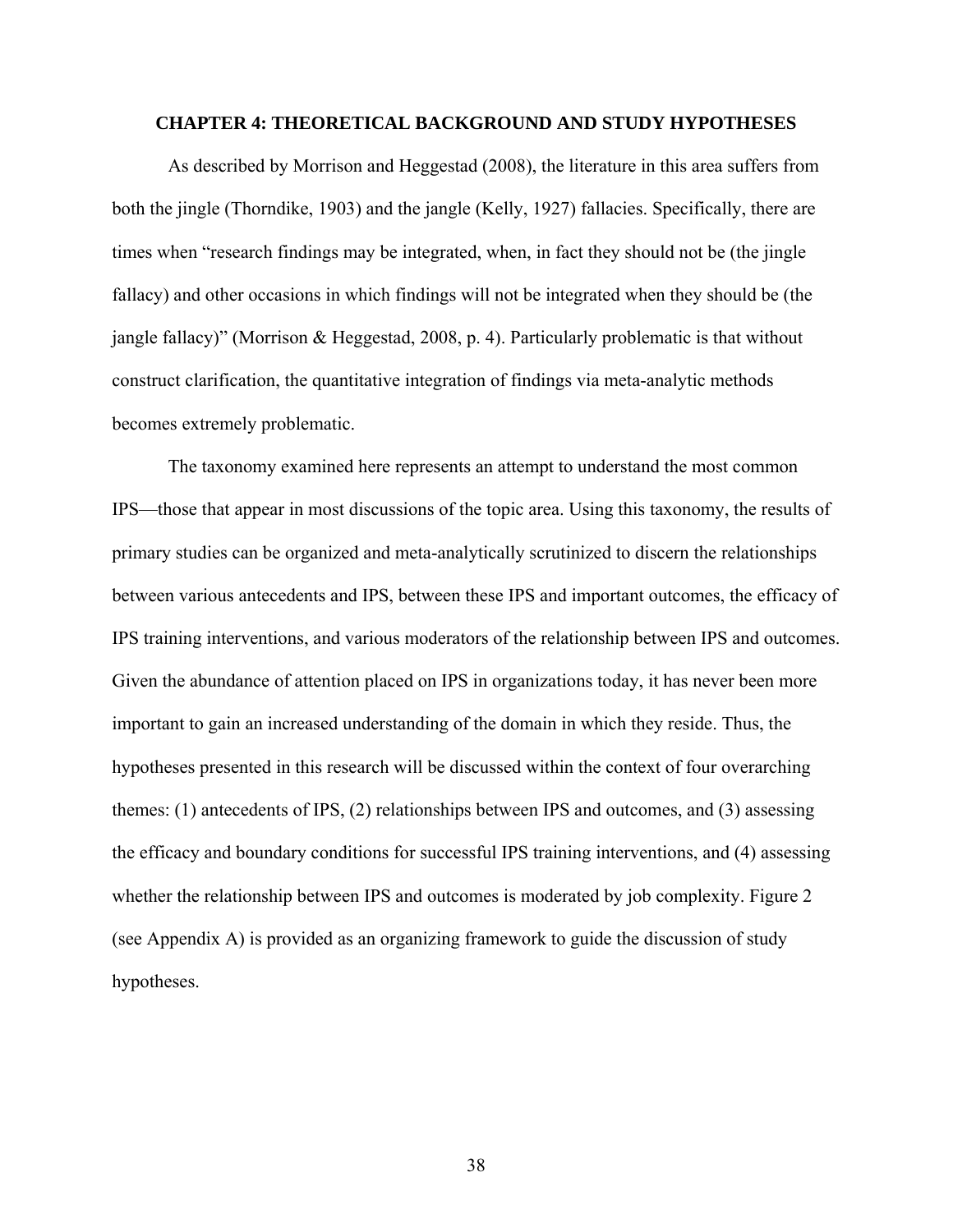# CHAPTER 4: THEORETICAL BACKGROUND AND STUDY HYPOTHESES

As described by Morrison and Heggestad (2008), the literature in this area suffers from both the jingle (Thorndike, 1903) and the jangle (Kelly, 1927) fallacies. Specifically, there are times when "research findings may be integrated, when, in fact they should not be (the jingle fallacy) and other occasions in which findings will not be integrated when they should be (the jangle fallacy)" (Morrison & Heggestad, 2008, p. 4). Particularly problematic is that without construct clarification, the quantitative integration of findings via meta-analytic methods becomes extremely problematic.

The taxonomy examined here represents an attempt to understand the most common IPS—those that appear in most discussions of the topic area. Using this taxonomy, the results of primary studies can be organized and meta-analytically scrutinized to discern the relationships between various antecedents and IPS, between these IPS and important outcomes, the efficacy of IPS training interventions, and various moderators of the relationship between IPS and outcomes. Given the abundance of attention placed on IPS in organizations today, it has never been more important to gain an increased understanding of the domain in which they reside. Thus, the hypotheses presented in this research will be discussed within the context of four overarching themes: (1) antecedents of IPS, (2) relationships between IPS and outcomes, and (3) assessing the efficacy and boundary conditions for successful IPS training interventions, and (4) assessing whether the relationship between IPS and outcomes is moderated by job complexity. Figure 2 (see Appendix A) is provided as an organizing framework to guide the discussion of study hypotheses.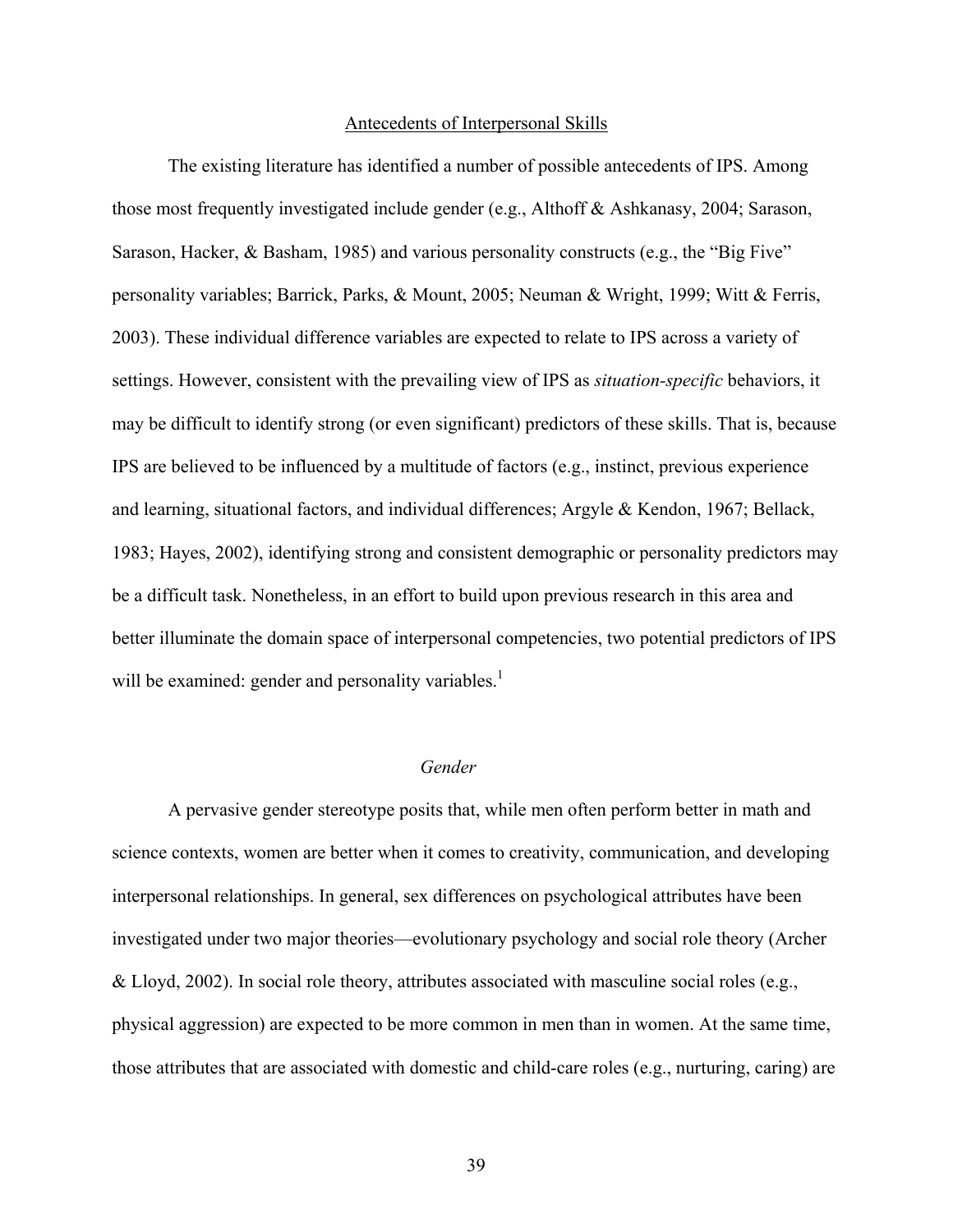## Antecedents of Interpersonal Skills

The existing literature has identified a number of possible antecedents of IPS. Among those most frequently investigated include gender (e.g., Althoff & Ashkanasy, 2004; Sarason, Sarason, Hacker, & Basham, 1985) and various personality constructs (e.g., the "Big Five" personality variables; Barrick, Parks, & Mount, 2005; Neuman & Wright, 1999; Witt & Ferris, 2003). These individual difference variables are expected to relate to IPS across a variety of settings. However, consistent with the prevailing view of IPS as *situation-specific* behaviors, it may be difficult to identify strong (or even significant) predictors of these skills. That is, because IPS are believed to be influenced by a multitude of factors (e.g., instinct, previous experience and learning, situational factors, and individual differences; Argyle & Kendon, 1967; Bellack, 1983; Hayes, 2002), identifying strong and consistent demographic or personality predictors may be a difficult task. Nonetheless, in an effort to build upon previous research in this area and better illuminate the domain space of interpersonal competencies, two potential predictors of IPS will be examined: gender and personality variables.[1]

### *Gender*

A pervasive gender stereotype posits that, while men often perform better in math and science contexts, women are better when it comes to creativity, communication, and developing interpersonal relationships. In general, sex differences on psychological attributes have been investigated under two major theories—evolutionary psychology and social role theory (Archer & Lloyd, 2002). In social role theory, attributes associated with masculine social roles (e.g., physical aggression) are expected to be more common in men than in women. At the same time, those attributes that are associated with domestic and child-care roles (e.g., nurturing, caring) are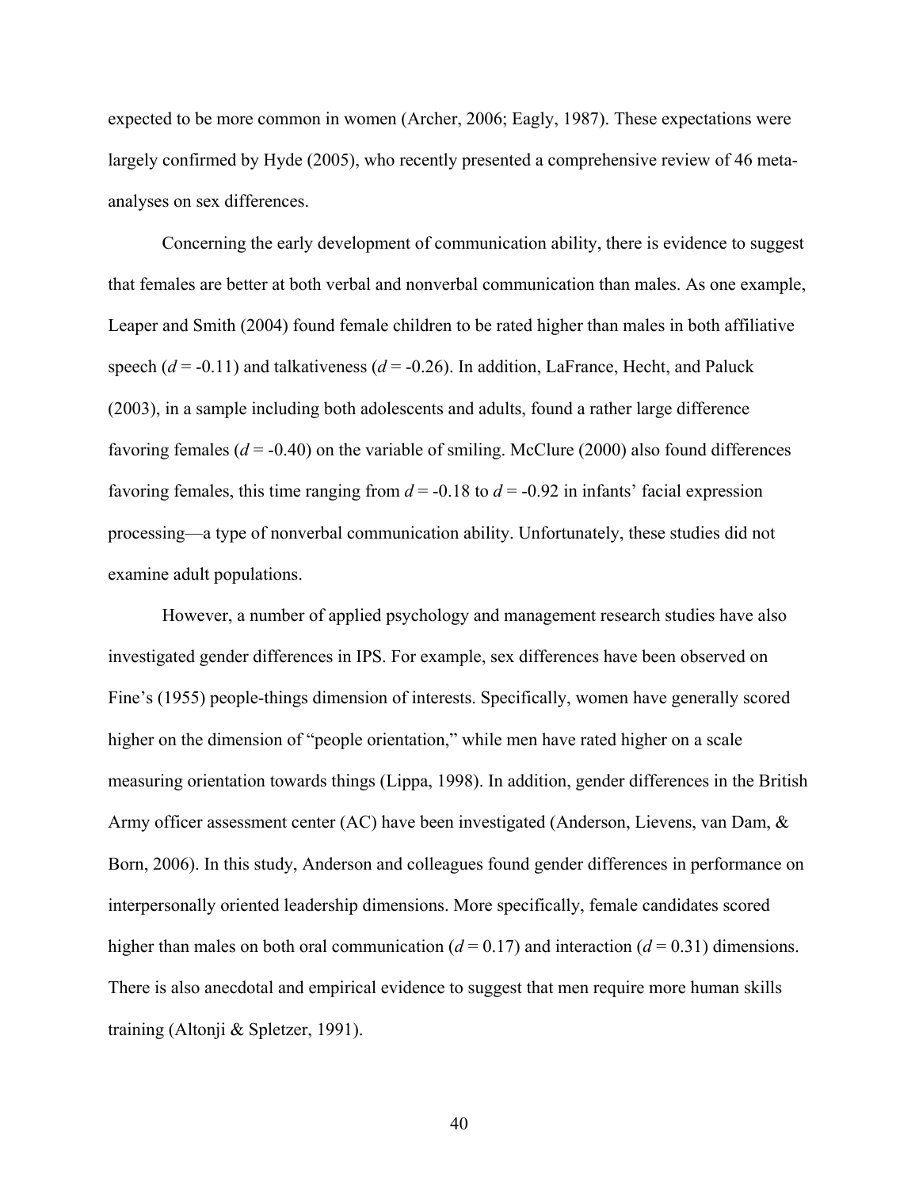expected to be more common in women (Archer, 2006; Eagly, 1987). These expectations were largely confirmed by Hyde (2005), who recently presented a comprehensive review of 46 meta-analyses on sex differences.

Concerning the early development of communication ability, there is evidence to suggest that females are better at both verbal and nonverbal communication than males. As one example, Leaper and Smith (2004) found female children to be rated higher than males in both affiliative speech ($d$ = -0.11) and talkativeness ($d$ = -0.26). In addition, LaFrance, Hecht, and Paluck (2003), in a sample including both adolescents and adults, found a rather large difference favoring females ($d$ = -0.40) on the variable of smiling. McClure (2000) also found differences favoring females, this time ranging from $d$ = -0.18 to $d$ = -0.92 in infants' facial expression processing—a type of nonverbal communication ability. Unfortunately, these studies did not examine adult populations.

However, a number of applied psychology and management research studies have also investigated gender differences in IPS. For example, sex differences have been observed on Fine's (1955) people-things dimension of interests. Specifically, women have generally scored higher on the dimension of "people orientation," while men have rated higher on a scale measuring orientation towards things (Lippa, 1998). In addition, gender differences in the British Army officer assessment center (AC) have been investigated (Anderson, Lievens, van Dam, & Born, 2006). In this study, Anderson and colleagues found gender differences in performance on interpersonally oriented leadership dimensions. More specifically, female candidates scored higher than males on both oral communication ($d$ = 0.17) and interaction ($d$ = 0.31) dimensions. There is also anecdotal and empirical evidence to suggest that men require more human skills training (Altonji & Spletzer, 1991).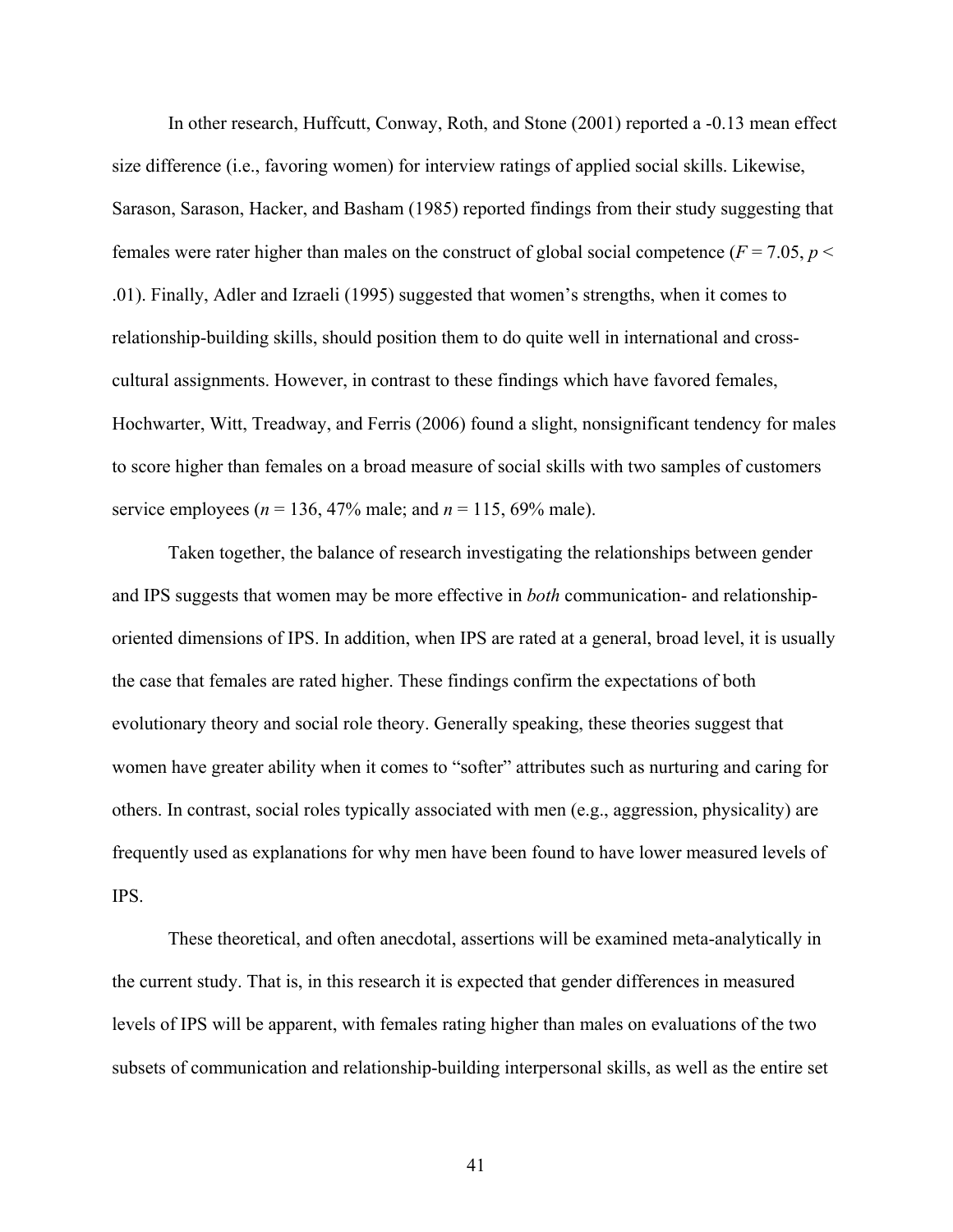In other research, Huffcutt, Conway, Roth, and Stone (2001) reported a -0.13 mean effect size difference (i.e., favoring women) for interview ratings of applied social skills. Likewise, Sarason, Sarason, Hacker, and Basham (1985) reported findings from their study suggesting that females were rater higher than males on the construct of global social competence ($F = 7.05$, $p < .01$). Finally, Adler and Izraeli (1995) suggested that women's strengths, when it comes to relationship-building skills, should position them to do quite well in international and cross-cultural assignments. However, in contrast to these findings which have favored females, Hochwarter, Witt, Treadway, and Ferris (2006) found a slight, nonsignificant tendency for males to score higher than females on a broad measure of social skills with two samples of customers service employees ($n = 136$, 47% male; and $n = 115$, 69% male).

Taken together, the balance of research investigating the relationships between gender and IPS suggests that women may be more effective in *both* communication- and relationship-oriented dimensions of IPS. In addition, when IPS are rated at a general, broad level, it is usually the case that females are rated higher. These findings confirm the expectations of both evolutionary theory and social role theory. Generally speaking, these theories suggest that women have greater ability when it comes to "softer" attributes such as nurturing and caring for others. In contrast, social roles typically associated with men (e.g., aggression, physicality) are frequently used as explanations for why men have been found to have lower measured levels of IPS.

These theoretical, and often anecdotal, assertions will be examined meta-analytically in the current study. That is, in this research it is expected that gender differences in measured levels of IPS will be apparent, with females rating higher than males on evaluations of the two subsets of communication and relationship-building interpersonal skills, as well as the entire set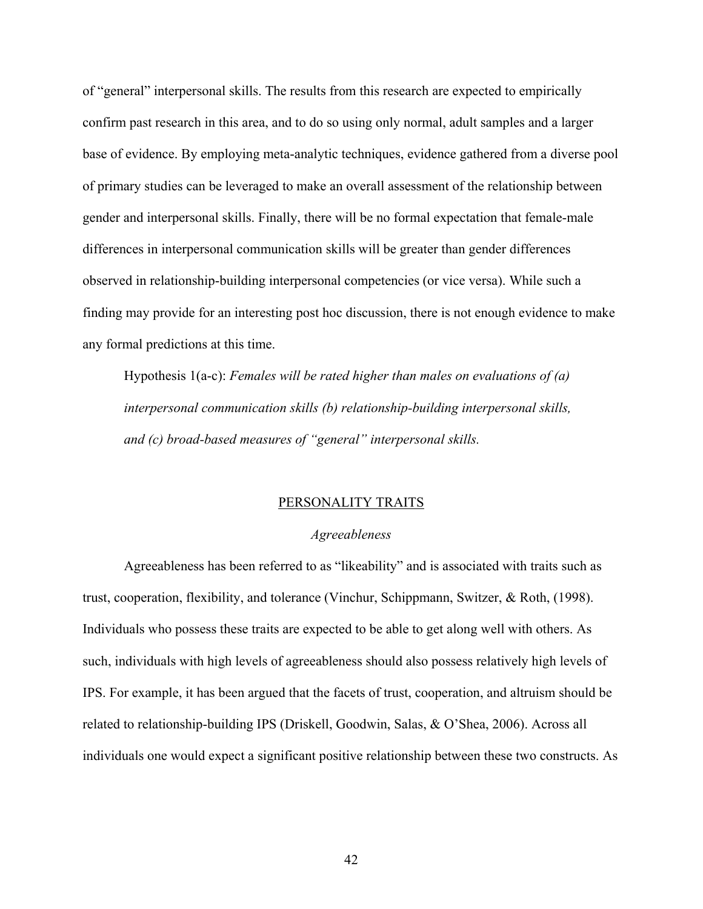of "general" interpersonal skills. The results from this research are expected to empirically confirm past research in this area, and to do so using only normal, adult samples and a larger base of evidence. By employing meta-analytic techniques, evidence gathered from a diverse pool of primary studies can be leveraged to make an overall assessment of the relationship between gender and interpersonal skills. Finally, there will be no formal expectation that female-male differences in interpersonal communication skills will be greater than gender differences observed in relationship-building interpersonal competencies (or vice versa). While such a finding may provide for an interesting post hoc discussion, there is not enough evidence to make any formal predictions at this time.

> Hypothesis 1(a-c): *Females will be rated higher than males on evaluations of (a) interpersonal communication skills (b) relationship-building interpersonal skills, and (c) broad-based measures of "general" interpersonal skills.*

## PERSONALITY TRAITS

### *Agreeableness*

Agreeableness has been referred to as "likeability" and is associated with traits such as trust, cooperation, flexibility, and tolerance (Vinchur, Schippmann, Switzer, & Roth, (1998). Individuals who possess these traits are expected to be able to get along well with others. As such, individuals with high levels of agreeableness should also possess relatively high levels of IPS. For example, it has been argued that the facets of trust, cooperation, and altruism should be related to relationship-building IPS (Driskell, Goodwin, Salas, & O'Shea, 2006). Across all individuals one would expect a significant positive relationship between these two constructs. As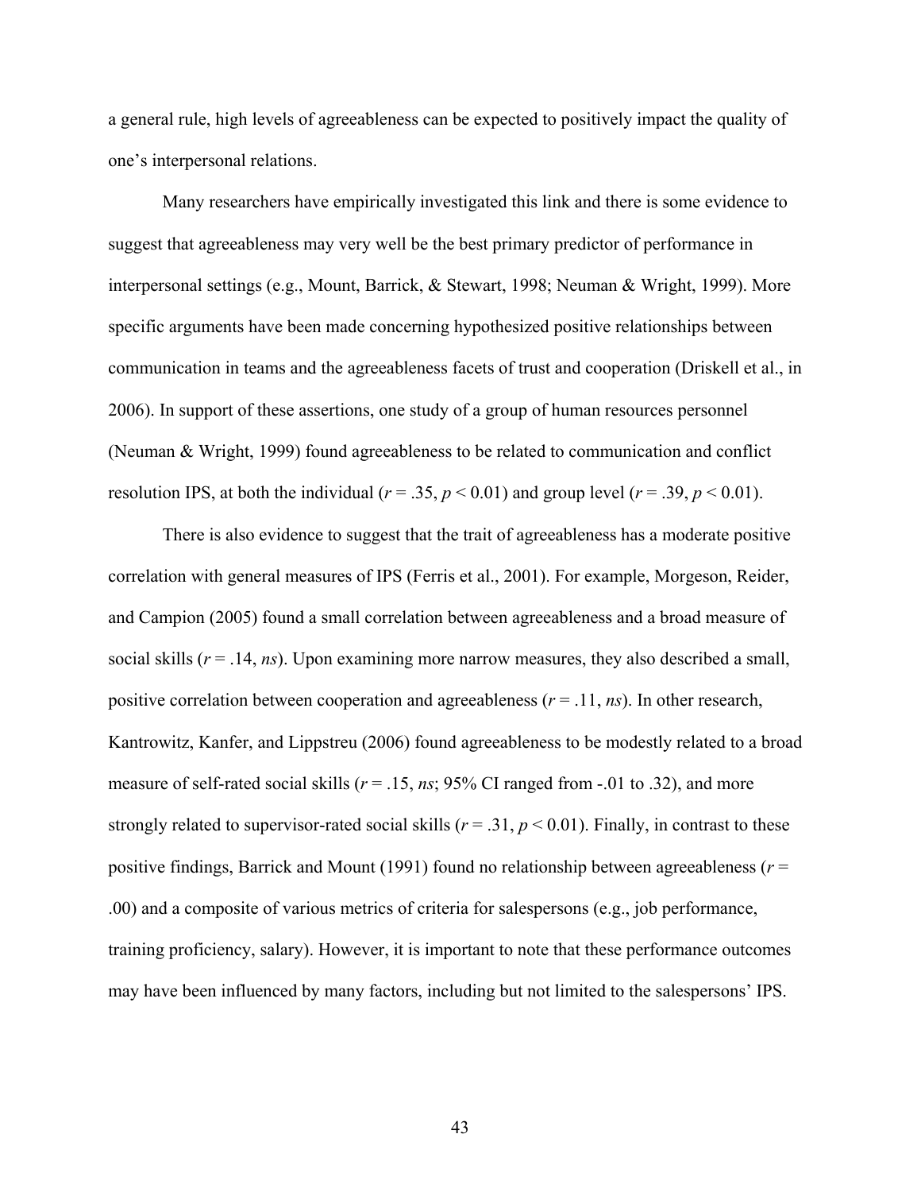a general rule, high levels of agreeableness can be expected to positively impact the quality of one's interpersonal relations.

Many researchers have empirically investigated this link and there is some evidence to suggest that agreeableness may very well be the best primary predictor of performance in interpersonal settings (e.g., Mount, Barrick, & Stewart, 1998; Neuman & Wright, 1999). More specific arguments have been made concerning hypothesized positive relationships between communication in teams and the agreeableness facets of trust and cooperation (Driskell et al., in 2006). In support of these assertions, one study of a group of human resources personnel (Neuman & Wright, 1999) found agreeableness to be related to communication and conflict resolution IPS, at both the individual ($r = .35$, $p < 0.01$) and group level ($r = .39$, $p < 0.01$).

There is also evidence to suggest that the trait of agreeableness has a moderate positive correlation with general measures of IPS (Ferris et al., 2001). For example, Morgeson, Reider, and Campion (2005) found a small correlation between agreeableness and a broad measure of social skills ($r = .14$, *ns*). Upon examining more narrow measures, they also described a small, positive correlation between cooperation and agreeableness ($r = .11$, *ns*). In other research, Kantrowitz, Kanfer, and Lippstreu (2006) found agreeableness to be modestly related to a broad measure of self-rated social skills ($r = .15$, *ns*; 95% CI ranged from -.01 to .32), and more strongly related to supervisor-rated social skills ($r = .31$, $p < 0.01$). Finally, in contrast to these positive findings, Barrick and Mount (1991) found no relationship between agreeableness ($r = .00$) and a composite of various metrics of criteria for salespersons (e.g., job performance, training proficiency, salary). However, it is important to note that these performance outcomes may have been influenced by many factors, including but not limited to the salespersons' IPS.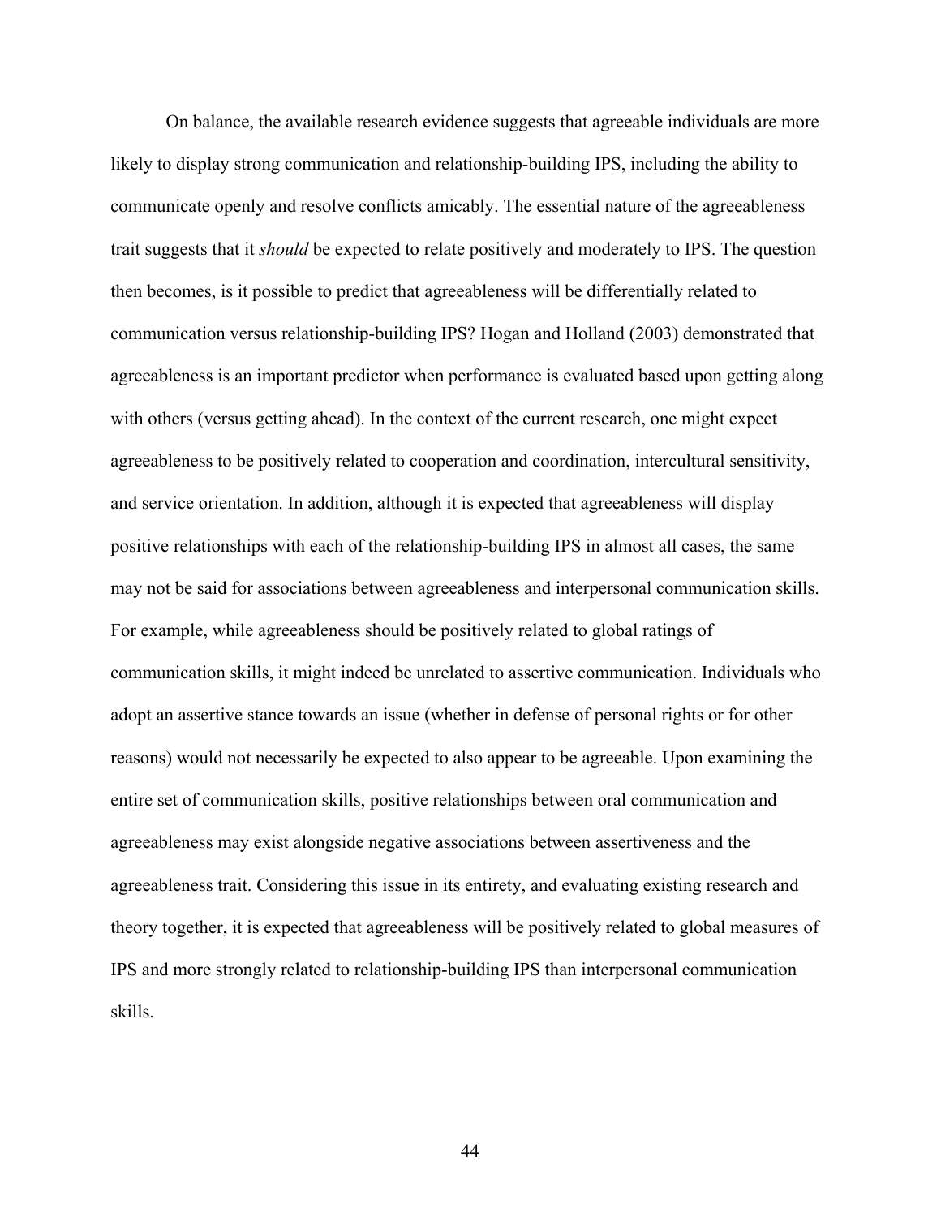On balance, the available research evidence suggests that agreeable individuals are more likely to display strong communication and relationship-building IPS, including the ability to communicate openly and resolve conflicts amicably. The essential nature of the agreeableness trait suggests that it *should* be expected to relate positively and moderately to IPS. The question then becomes, is it possible to predict that agreeableness will be differentially related to communication versus relationship-building IPS? Hogan and Holland (2003) demonstrated that agreeableness is an important predictor when performance is evaluated based upon getting along with others (versus getting ahead). In the context of the current research, one might expect agreeableness to be positively related to cooperation and coordination, intercultural sensitivity, and service orientation. In addition, although it is expected that agreeableness will display positive relationships with each of the relationship-building IPS in almost all cases, the same may not be said for associations between agreeableness and interpersonal communication skills. For example, while agreeableness should be positively related to global ratings of communication skills, it might indeed be unrelated to assertive communication. Individuals who adopt an assertive stance towards an issue (whether in defense of personal rights or for other reasons) would not necessarily be expected to also appear to be agreeable. Upon examining the entire set of communication skills, positive relationships between oral communication and agreeableness may exist alongside negative associations between assertiveness and the agreeableness trait. Considering this issue in its entirety, and evaluating existing research and theory together, it is expected that agreeableness will be positively related to global measures of IPS and more strongly related to relationship-building IPS than interpersonal communication skills.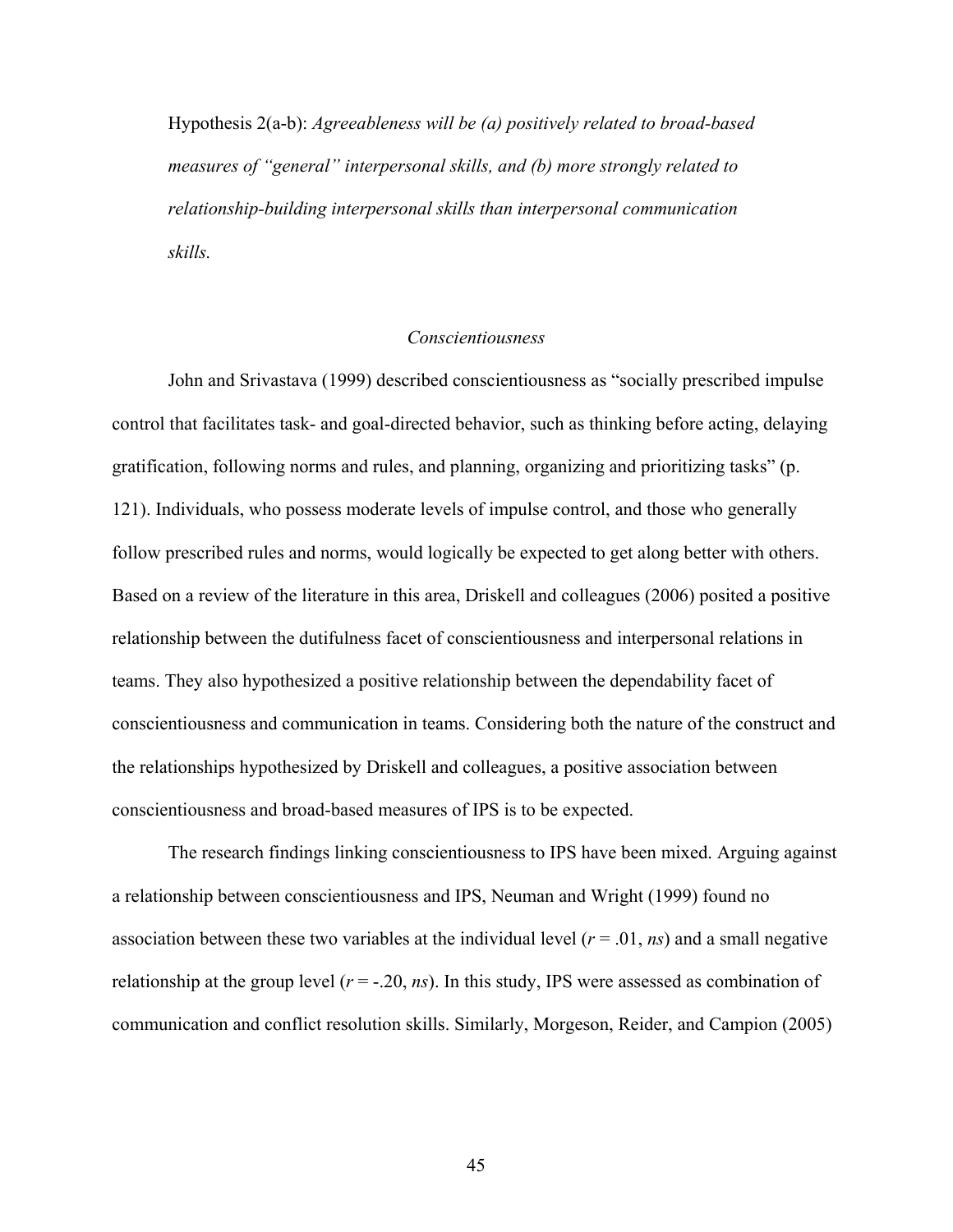Hypothesis 2(a-b): *Agreeableness will be (a) positively related to broad-based measures of "general" interpersonal skills, and (b) more strongly related to relationship-building interpersonal skills than interpersonal communication skills.*

### *Conscientiousness*

John and Srivastava (1999) described conscientiousness as "socially prescribed impulse control that facilitates task- and goal-directed behavior, such as thinking before acting, delaying gratification, following norms and rules, and planning, organizing and prioritizing tasks" (p. 121). Individuals, who possess moderate levels of impulse control, and those who generally follow prescribed rules and norms, would logically be expected to get along better with others. Based on a review of the literature in this area, Driskell and colleagues (2006) posited a positive relationship between the dutifulness facet of conscientiousness and interpersonal relations in teams. They also hypothesized a positive relationship between the dependability facet of conscientiousness and communication in teams. Considering both the nature of the construct and the relationships hypothesized by Driskell and colleagues, a positive association between conscientiousness and broad-based measures of IPS is to be expected.

The research findings linking conscientiousness to IPS have been mixed. Arguing against a relationship between conscientiousness and IPS, Neuman and Wright (1999) found no association between these two variables at the individual level ($r = .01$, *ns*) and a small negative relationship at the group level ($r = -.20$, *ns*). In this study, IPS were assessed as combination of communication and conflict resolution skills. Similarly, Morgeson, Reider, and Campion (2005)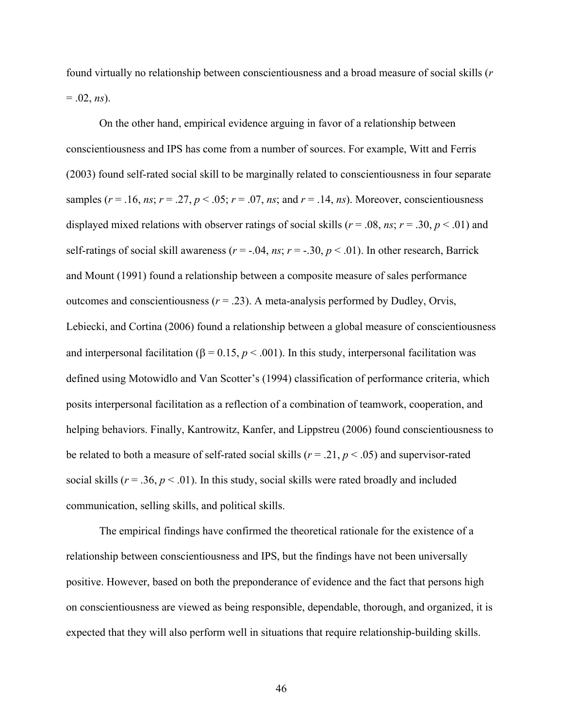found virtually no relationship between conscientiousness and a broad measure of social skills ($r = .02$, *ns*).

On the other hand, empirical evidence arguing in favor of a relationship between conscientiousness and IPS has come from a number of sources. For example, Witt and Ferris (2003) found self-rated social skill to be marginally related to conscientiousness in four separate samples ($r = .16$, *ns*; $r = .27$, $p < .05$; $r = .07$, *ns*; and $r = .14$, *ns*). Moreover, conscientiousness displayed mixed relations with observer ratings of social skills ($r = .08$, *ns*; $r = .30$, $p < .01$) and self-ratings of social skill awareness ($r = -.04$, *ns*; $r = -.30$, $p < .01$). In other research, Barrick and Mount (1991) found a relationship between a composite measure of sales performance outcomes and conscientiousness ($r = .23$). A meta-analysis performed by Dudley, Orvis, Lebiecki, and Cortina (2006) found a relationship between a global measure of conscientiousness and interpersonal facilitation ($\beta = 0.15$, $p < .001$). In this study, interpersonal facilitation was defined using Motowidlo and Van Scotter's (1994) classification of performance criteria, which posits interpersonal facilitation as a reflection of a combination of teamwork, cooperation, and helping behaviors. Finally, Kantrowitz, Kanfer, and Lippstreu (2006) found conscientiousness to be related to both a measure of self-rated social skills ($r = .21$, $p < .05$) and supervisor-rated social skills ($r = .36$, $p < .01$). In this study, social skills were rated broadly and included communication, selling skills, and political skills.

The empirical findings have confirmed the theoretical rationale for the existence of a relationship between conscientiousness and IPS, but the findings have not been universally positive. However, based on both the preponderance of evidence and the fact that persons high on conscientiousness are viewed as being responsible, dependable, thorough, and organized, it is expected that they will also perform well in situations that require relationship-building skills.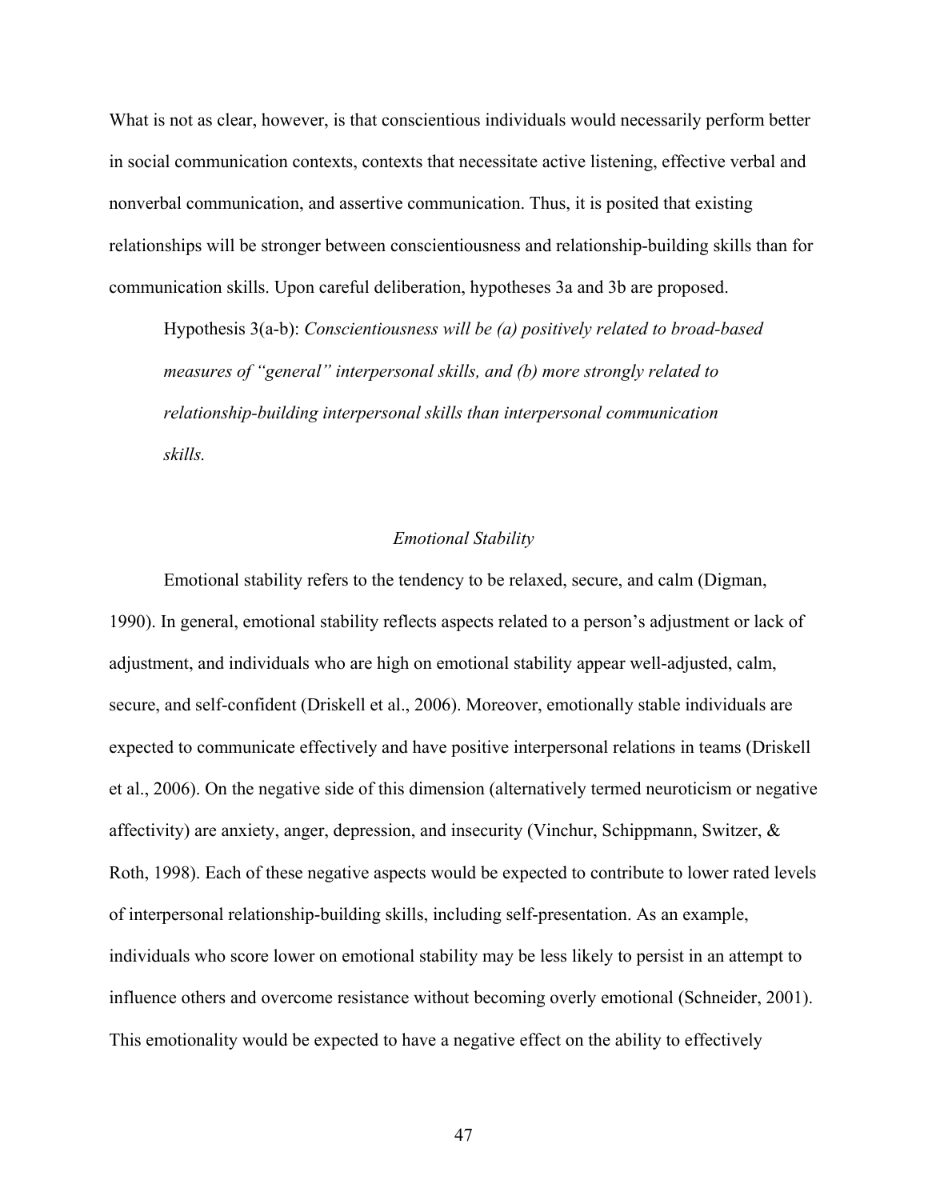What is not as clear, however, is that conscientious individuals would necessarily perform better in social communication contexts, contexts that necessitate active listening, effective verbal and nonverbal communication, and assertive communication. Thus, it is posited that existing relationships will be stronger between conscientiousness and relationship-building skills than for communication skills. Upon careful deliberation, hypotheses 3a and 3b are proposed.

> Hypothesis 3(a-b): *Conscientiousness will be (a) positively related to broad-based measures of "general" interpersonal skills, and (b) more strongly related to relationship-building interpersonal skills than interpersonal communication skills.*

### *Emotional Stability*

Emotional stability refers to the tendency to be relaxed, secure, and calm (Digman, 1990). In general, emotional stability reflects aspects related to a person's adjustment or lack of adjustment, and individuals who are high on emotional stability appear well-adjusted, calm, secure, and self-confident (Driskell et al., 2006). Moreover, emotionally stable individuals are expected to communicate effectively and have positive interpersonal relations in teams (Driskell et al., 2006). On the negative side of this dimension (alternatively termed neuroticism or negative affectivity) are anxiety, anger, depression, and insecurity (Vinchur, Schippmann, Switzer, & Roth, 1998). Each of these negative aspects would be expected to contribute to lower rated levels of interpersonal relationship-building skills, including self-presentation. As an example, individuals who score lower on emotional stability may be less likely to persist in an attempt to influence others and overcome resistance without becoming overly emotional (Schneider, 2001). This emotionality would be expected to have a negative effect on the ability to effectively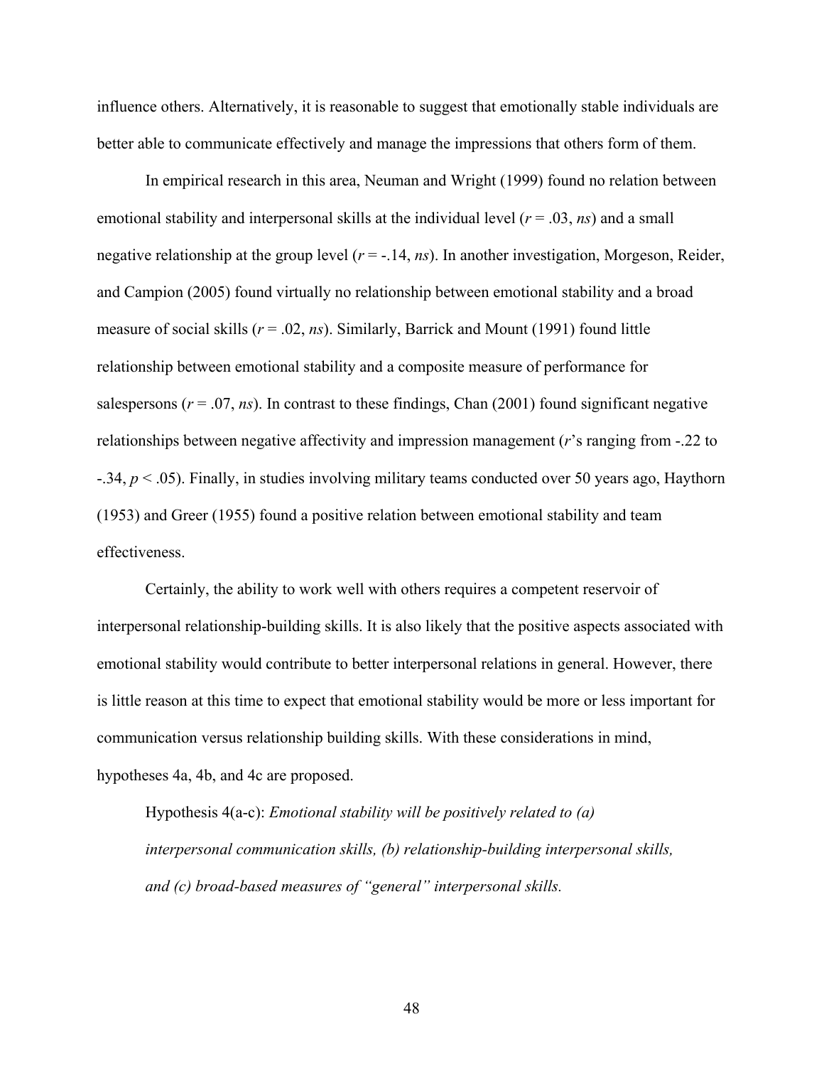influence others. Alternatively, it is reasonable to suggest that emotionally stable individuals are better able to communicate effectively and manage the impressions that others form of them.

In empirical research in this area, Neuman and Wright (1999) found no relation between emotional stability and interpersonal skills at the individual level ($r = .03$, *ns*) and a small negative relationship at the group level ($r = -.14$, *ns*). In another investigation, Morgeson, Reider, and Campion (2005) found virtually no relationship between emotional stability and a broad measure of social skills ($r = .02$, *ns*). Similarly, Barrick and Mount (1991) found little relationship between emotional stability and a composite measure of performance for salespersons ($r = .07$, *ns*). In contrast to these findings, Chan (2001) found significant negative relationships between negative affectivity and impression management (*r*'s ranging from -.22 to -.34, $p < .05$). Finally, in studies involving military teams conducted over 50 years ago, Haythorn (1953) and Greer (1955) found a positive relation between emotional stability and team effectiveness.

Certainly, the ability to work well with others requires a competent reservoir of interpersonal relationship-building skills. It is also likely that the positive aspects associated with emotional stability would contribute to better interpersonal relations in general. However, there is little reason at this time to expect that emotional stability would be more or less important for communication versus relationship building skills. With these considerations in mind, hypotheses 4a, 4b, and 4c are proposed.

> Hypothesis 4(a-c): *Emotional stability will be positively related to (a) interpersonal communication skills, (b) relationship-building interpersonal skills, and (c) broad-based measures of "general" interpersonal skills.*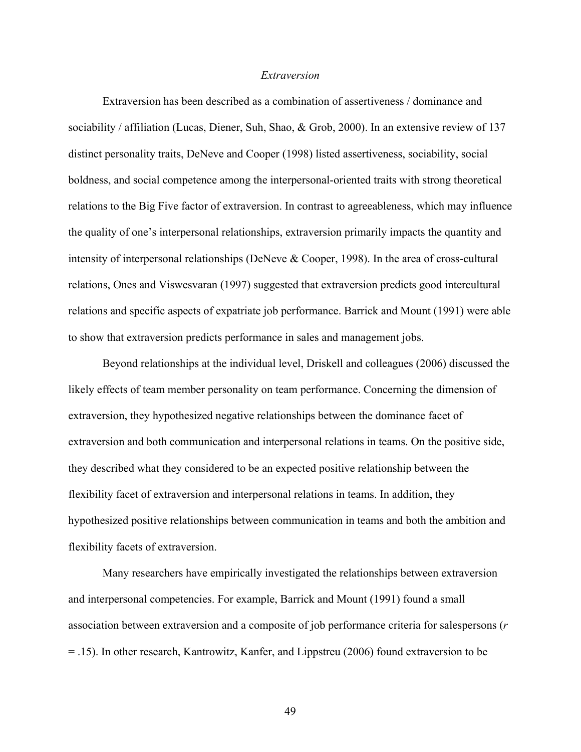### *Extraversion*

Extraversion has been described as a combination of assertiveness / dominance and sociability / affiliation (Lucas, Diener, Suh, Shao, & Grob, 2000). In an extensive review of 137 distinct personality traits, DeNeve and Cooper (1998) listed assertiveness, sociability, social boldness, and social competence among the interpersonal-oriented traits with strong theoretical relations to the Big Five factor of extraversion. In contrast to agreeableness, which may influence the quality of one's interpersonal relationships, extraversion primarily impacts the quantity and intensity of interpersonal relationships (DeNeve & Cooper, 1998). In the area of cross-cultural relations, Ones and Viswesvaran (1997) suggested that extraversion predicts good intercultural relations and specific aspects of expatriate job performance. Barrick and Mount (1991) were able to show that extraversion predicts performance in sales and management jobs.

Beyond relationships at the individual level, Driskell and colleagues (2006) discussed the likely effects of team member personality on team performance. Concerning the dimension of extraversion, they hypothesized negative relationships between the dominance facet of extraversion and both communication and interpersonal relations in teams. On the positive side, they described what they considered to be an expected positive relationship between the flexibility facet of extraversion and interpersonal relations in teams. In addition, they hypothesized positive relationships between communication in teams and both the ambition and flexibility facets of extraversion.

Many researchers have empirically investigated the relationships between extraversion and interpersonal competencies. For example, Barrick and Mount (1991) found a small association between extraversion and a composite of job performance criteria for salespersons ($r = .15$). In other research, Kantrowitz, Kanfer, and Lippstreu (2006) found extraversion to be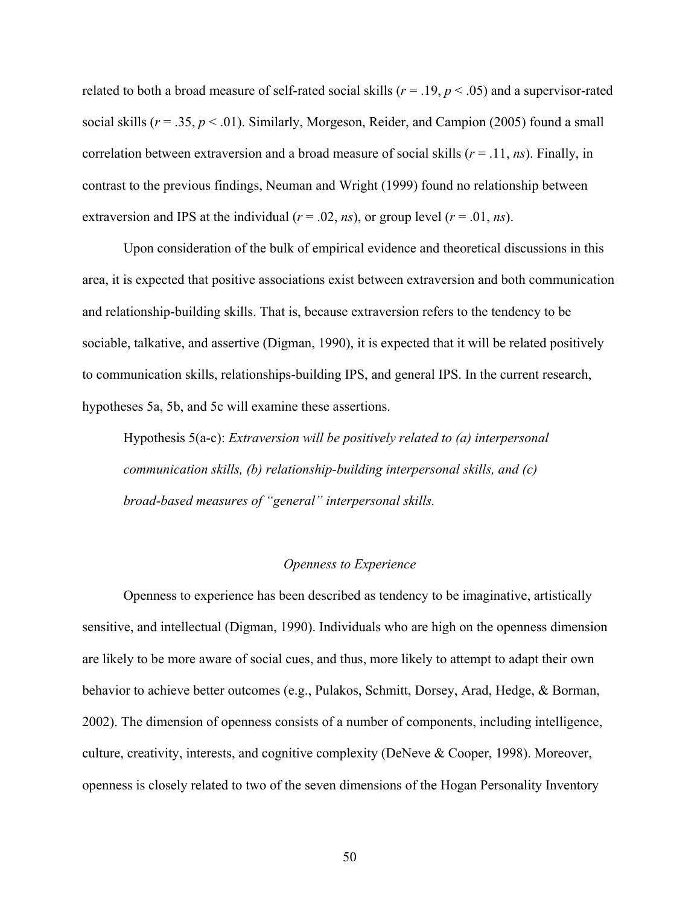related to both a broad measure of self-rated social skills ($r = .19$, $p < .05$) and a supervisor-rated social skills ($r = .35$, $p < .01$). Similarly, Morgeson, Reider, and Campion (2005) found a small correlation between extraversion and a broad measure of social skills ($r = .11$, *ns*). Finally, in contrast to the previous findings, Neuman and Wright (1999) found no relationship between extraversion and IPS at the individual ($r = .02$, *ns*), or group level ($r = .01$, *ns*).

Upon consideration of the bulk of empirical evidence and theoretical discussions in this area, it is expected that positive associations exist between extraversion and both communication and relationship-building skills. That is, because extraversion refers to the tendency to be sociable, talkative, and assertive (Digman, 1990), it is expected that it will be related positively to communication skills, relationships-building IPS, and general IPS. In the current research, hypotheses 5a, 5b, and 5c will examine these assertions.

Hypothesis 5(a-c): *Extraversion will be positively related to (a) interpersonal communication skills, (b) relationship-building interpersonal skills, and (c) broad-based measures of "general" interpersonal skills.*

### *Openness to Experience*

Openness to experience has been described as tendency to be imaginative, artistically sensitive, and intellectual (Digman, 1990). Individuals who are high on the openness dimension are likely to be more aware of social cues, and thus, more likely to attempt to adapt their own behavior to achieve better outcomes (e.g., Pulakos, Schmitt, Dorsey, Arad, Hedge, & Borman, 2002). The dimension of openness consists of a number of components, including intelligence, culture, creativity, interests, and cognitive complexity (DeNeve & Cooper, 1998). Moreover, openness is closely related to two of the seven dimensions of the Hogan Personality Inventory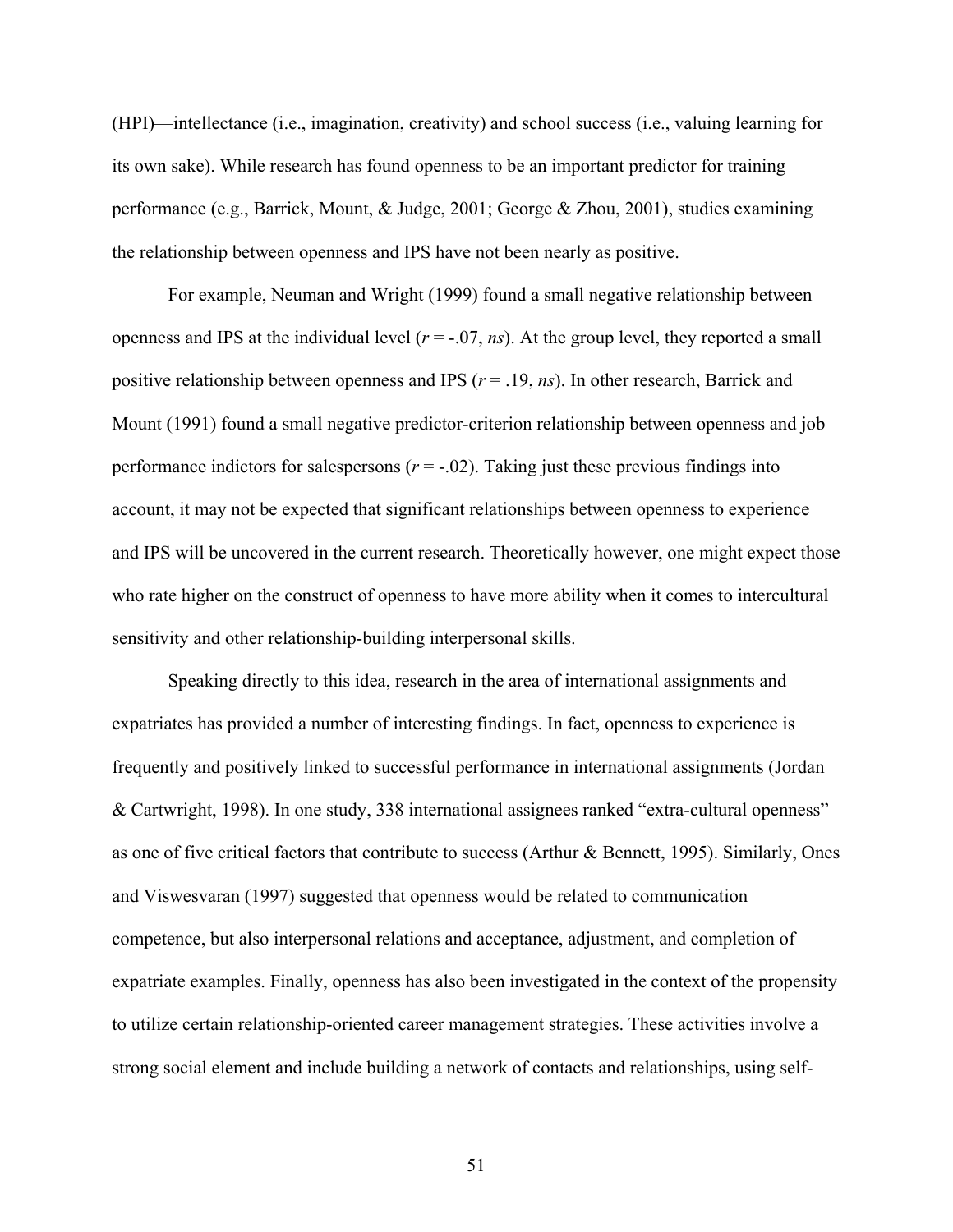(HPI)—intellectance (i.e., imagination, creativity) and school success (i.e., valuing learning for its own sake). While research has found openness to be an important predictor for training performance (e.g., Barrick, Mount, & Judge, 2001; George & Zhou, 2001), studies examining the relationship between openness and IPS have not been nearly as positive.

For example, Neuman and Wright (1999) found a small negative relationship between openness and IPS at the individual level ($r$ = -.07, *ns*). At the group level, they reported a small positive relationship between openness and IPS ($r$ = .19, *ns*). In other research, Barrick and Mount (1991) found a small negative predictor-criterion relationship between openness and job performance indictors for salespersons ($r$ = -.02). Taking just these previous findings into account, it may not be expected that significant relationships between openness to experience and IPS will be uncovered in the current research. Theoretically however, one might expect those who rate higher on the construct of openness to have more ability when it comes to intercultural sensitivity and other relationship-building interpersonal skills.

Speaking directly to this idea, research in the area of international assignments and expatriates has provided a number of interesting findings. In fact, openness to experience is frequently and positively linked to successful performance in international assignments (Jordan & Cartwright, 1998). In one study, 338 international assignees ranked "extra-cultural openness" as one of five critical factors that contribute to success (Arthur & Bennett, 1995). Similarly, Ones and Viswesvaran (1997) suggested that openness would be related to communication competence, but also interpersonal relations and acceptance, adjustment, and completion of expatriate examples. Finally, openness has also been investigated in the context of the propensity to utilize certain relationship-oriented career management strategies. These activities involve a strong social element and include building a network of contacts and relationships, using self-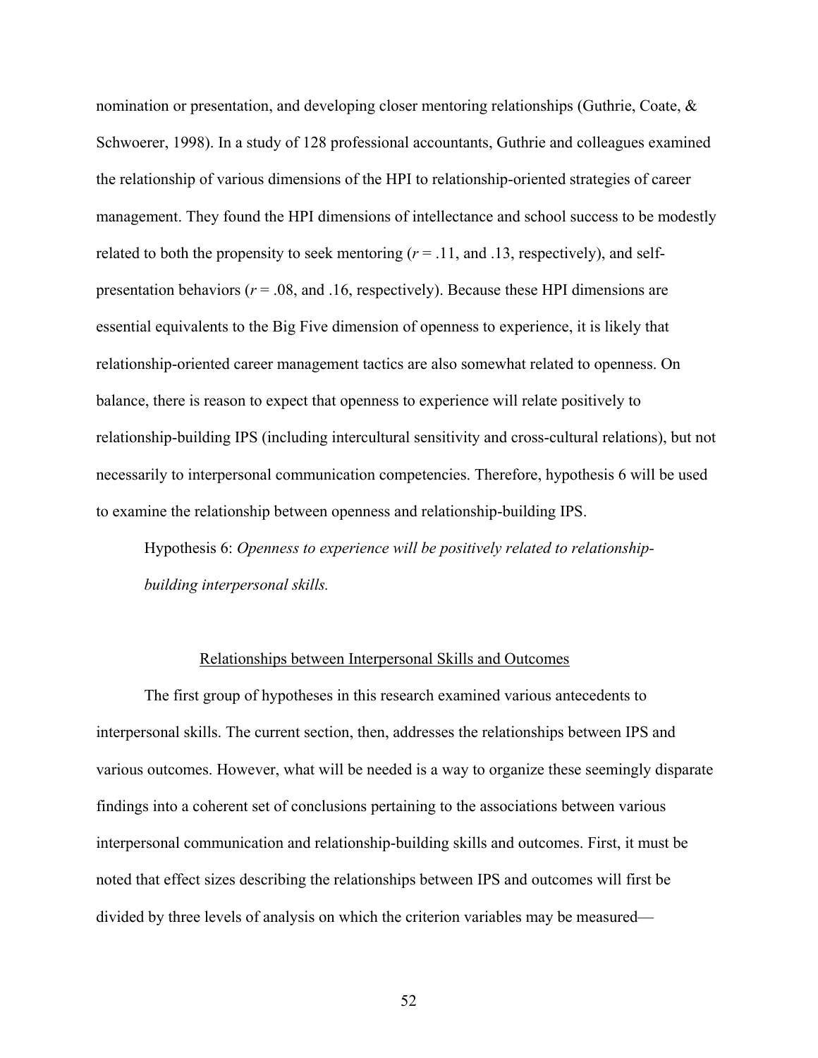nomination or presentation, and developing closer mentoring relationships (Guthrie, Coate, & Schwoerer, 1998). In a study of 128 professional accountants, Guthrie and colleagues examined the relationship of various dimensions of the HPI to relationship-oriented strategies of career management. They found the HPI dimensions of intellectance and school success to be modestly related to both the propensity to seek mentoring ($r = .11$, and .13, respectively), and self-presentation behaviors ($r = .08$, and .16, respectively). Because these HPI dimensions are essential equivalents to the Big Five dimension of openness to experience, it is likely that relationship-oriented career management tactics are also somewhat related to openness. On balance, there is reason to expect that openness to experience will relate positively to relationship-building IPS (including intercultural sensitivity and cross-cultural relations), but not necessarily to interpersonal communication competencies. Therefore, hypothesis 6 will be used to examine the relationship between openness and relationship-building IPS.

Hypothesis 6: *Openness to experience will be positively related to relationship-building interpersonal skills.*

## Relationships between Interpersonal Skills and Outcomes

The first group of hypotheses in this research examined various antecedents to interpersonal skills. The current section, then, addresses the relationships between IPS and various outcomes. However, what will be needed is a way to organize these seemingly disparate findings into a coherent set of conclusions pertaining to the associations between various interpersonal communication and relationship-building skills and outcomes. First, it must be noted that effect sizes describing the relationships between IPS and outcomes will first be divided by three levels of analysis on which the criterion variables may be measured—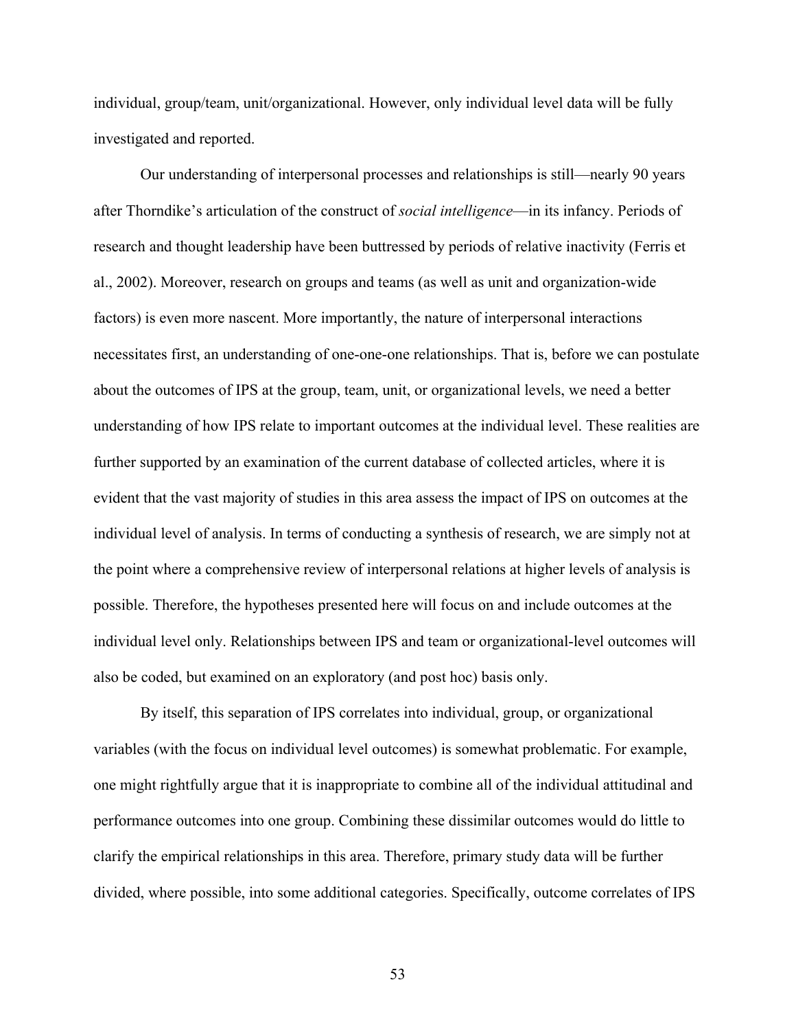individual, group/team, unit/organizational. However, only individual level data will be fully investigated and reported.

Our understanding of interpersonal processes and relationships is still—nearly 90 years after Thorndike's articulation of the construct of *social intelligence*—in its infancy. Periods of research and thought leadership have been buttressed by periods of relative inactivity (Ferris et al., 2002). Moreover, research on groups and teams (as well as unit and organization-wide factors) is even more nascent. More importantly, the nature of interpersonal interactions necessitates first, an understanding of one-one-one relationships. That is, before we can postulate about the outcomes of IPS at the group, team, unit, or organizational levels, we need a better understanding of how IPS relate to important outcomes at the individual level. These realities are further supported by an examination of the current database of collected articles, where it is evident that the vast majority of studies in this area assess the impact of IPS on outcomes at the individual level of analysis. In terms of conducting a synthesis of research, we are simply not at the point where a comprehensive review of interpersonal relations at higher levels of analysis is possible. Therefore, the hypotheses presented here will focus on and include outcomes at the individual level only. Relationships between IPS and team or organizational-level outcomes will also be coded, but examined on an exploratory (and post hoc) basis only.

By itself, this separation of IPS correlates into individual, group, or organizational variables (with the focus on individual level outcomes) is somewhat problematic. For example, one might rightfully argue that it is inappropriate to combine all of the individual attitudinal and performance outcomes into one group. Combining these dissimilar outcomes would do little to clarify the empirical relationships in this area. Therefore, primary study data will be further divided, where possible, into some additional categories. Specifically, outcome correlates of IPS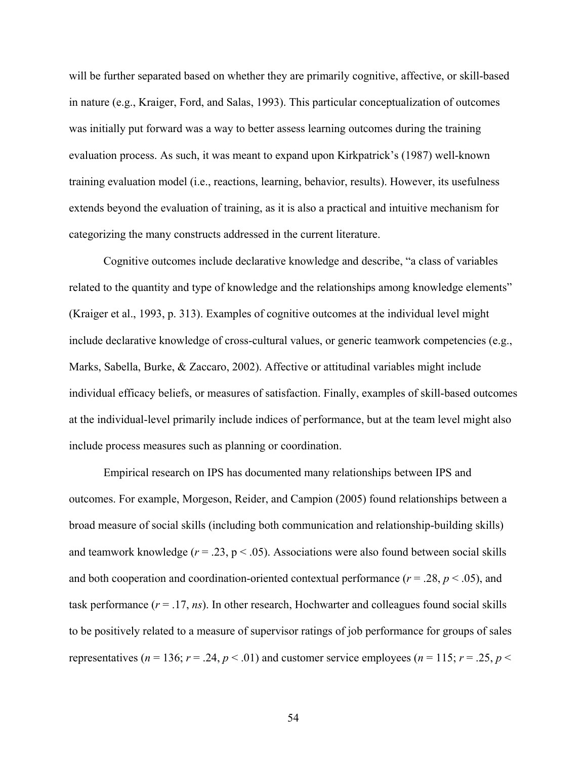will be further separated based on whether they are primarily cognitive, affective, or skill-based in nature (e.g., Kraiger, Ford, and Salas, 1993). This particular conceptualization of outcomes was initially put forward was a way to better assess learning outcomes during the training evaluation process. As such, it was meant to expand upon Kirkpatrick's (1987) well-known training evaluation model (i.e., reactions, learning, behavior, results). However, its usefulness extends beyond the evaluation of training, as it is also a practical and intuitive mechanism for categorizing the many constructs addressed in the current literature.

Cognitive outcomes include declarative knowledge and describe, "a class of variables related to the quantity and type of knowledge and the relationships among knowledge elements" (Kraiger et al., 1993, p. 313). Examples of cognitive outcomes at the individual level might include declarative knowledge of cross-cultural values, or generic teamwork competencies (e.g., Marks, Sabella, Burke, & Zaccaro, 2002). Affective or attitudinal variables might include individual efficacy beliefs, or measures of satisfaction. Finally, examples of skill-based outcomes at the individual-level primarily include indices of performance, but at the team level might also include process measures such as planning or coordination.

Empirical research on IPS has documented many relationships between IPS and outcomes. For example, Morgeson, Reider, and Campion (2005) found relationships between a broad measure of social skills (including both communication and relationship-building skills) and teamwork knowledge ($r$ = .23, $p$ < .05). Associations were also found between social skills and both cooperation and coordination-oriented contextual performance ($r$ = .28, $p$ < .05), and task performance ($r$ = .17, *ns*). In other research, Hochwarter and colleagues found social skills to be positively related to a measure of supervisor ratings of job performance for groups of sales representatives ($n$ = 136; $r$ = .24, $p$ < .01) and customer service employees ($n$ = 115; $r$ = .25, $p$ <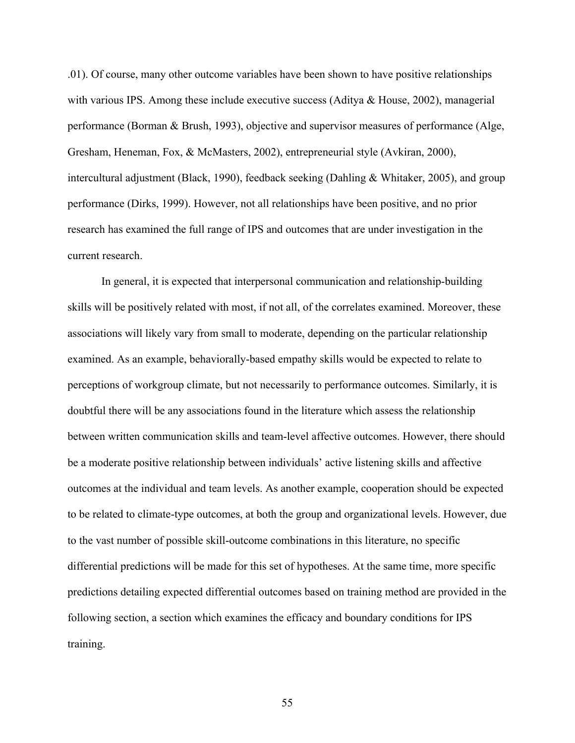.01). Of course, many other outcome variables have been shown to have positive relationships with various IPS. Among these include executive success (Aditya & House, 2002), managerial performance (Borman & Brush, 1993), objective and supervisor measures of performance (Alge, Gresham, Heneman, Fox, & McMasters, 2002), entrepreneurial style (Avkiran, 2000), intercultural adjustment (Black, 1990), feedback seeking (Dahling & Whitaker, 2005), and group performance (Dirks, 1999). However, not all relationships have been positive, and no prior research has examined the full range of IPS and outcomes that are under investigation in the current research.

In general, it is expected that interpersonal communication and relationship-building skills will be positively related with most, if not all, of the correlates examined. Moreover, these associations will likely vary from small to moderate, depending on the particular relationship examined. As an example, behaviorally-based empathy skills would be expected to relate to perceptions of workgroup climate, but not necessarily to performance outcomes. Similarly, it is doubtful there will be any associations found in the literature which assess the relationship between written communication skills and team-level affective outcomes. However, there should be a moderate positive relationship between individuals' active listening skills and affective outcomes at the individual and team levels. As another example, cooperation should be expected to be related to climate-type outcomes, at both the group and organizational levels. However, due to the vast number of possible skill-outcome combinations in this literature, no specific differential predictions will be made for this set of hypotheses. At the same time, more specific predictions detailing expected differential outcomes based on training method are provided in the following section, a section which examines the efficacy and boundary conditions for IPS training.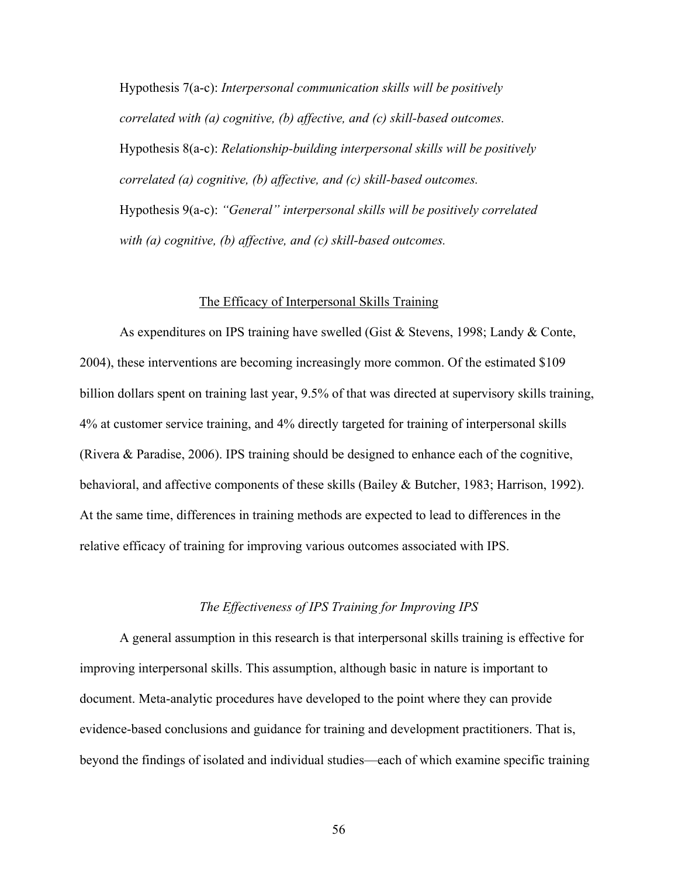Hypothesis 7(a-c): *Interpersonal communication skills will be positively correlated with (a) cognitive, (b) affective, and (c) skill-based outcomes.*

Hypothesis 8(a-c): *Relationship-building interpersonal skills will be positively correlated (a) cognitive, (b) affective, and (c) skill-based outcomes.*

Hypothesis 9(a-c): *"General" interpersonal skills will be positively correlated with (a) cognitive, (b) affective, and (c) skill-based outcomes.*

## The Efficacy of Interpersonal Skills Training

As expenditures on IPS training have swelled (Gist & Stevens, 1998; Landy & Conte, 2004), these interventions are becoming increasingly more common. Of the estimated $109 billion dollars spent on training last year, 9.5% of that was directed at supervisory skills training, 4% at customer service training, and 4% directly targeted for training of interpersonal skills (Rivera & Paradise, 2006). IPS training should be designed to enhance each of the cognitive, behavioral, and affective components of these skills (Bailey & Butcher, 1983; Harrison, 1992). At the same time, differences in training methods are expected to lead to differences in the relative efficacy of training for improving various outcomes associated with IPS.

### *The Effectiveness of IPS Training for Improving IPS*

A general assumption in this research is that interpersonal skills training is effective for improving interpersonal skills. This assumption, although basic in nature is important to document. Meta-analytic procedures have developed to the point where they can provide evidence-based conclusions and guidance for training and development practitioners. That is, beyond the findings of isolated and individual studies—each of which examine specific training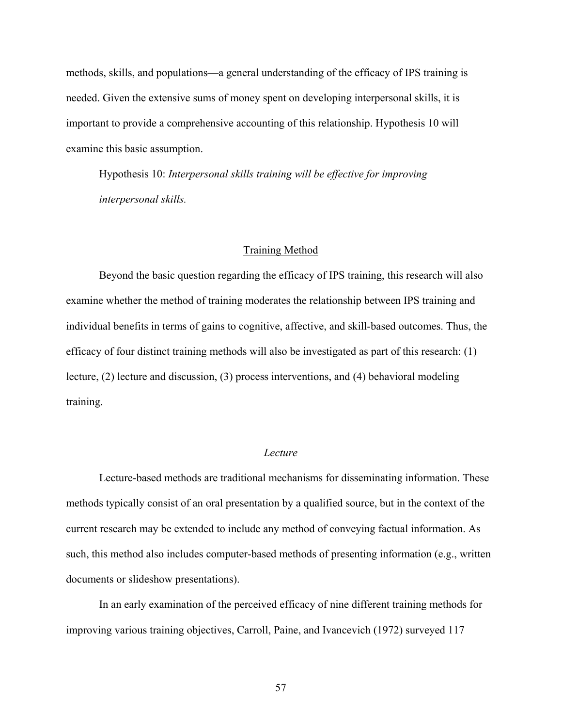methods, skills, and populations—a general understanding of the efficacy of IPS training is needed. Given the extensive sums of money spent on developing interpersonal skills, it is important to provide a comprehensive accounting of this relationship. Hypothesis 10 will examine this basic assumption.

Hypothesis 10: *Interpersonal skills training will be effective for improving interpersonal skills.*

## Training Method

Beyond the basic question regarding the efficacy of IPS training, this research will also examine whether the method of training moderates the relationship between IPS training and individual benefits in terms of gains to cognitive, affective, and skill-based outcomes. Thus, the efficacy of four distinct training methods will also be investigated as part of this research: (1) lecture, (2) lecture and discussion, (3) process interventions, and (4) behavioral modeling training.

### *Lecture*

Lecture-based methods are traditional mechanisms for disseminating information. These methods typically consist of an oral presentation by a qualified source, but in the context of the current research may be extended to include any method of conveying factual information. As such, this method also includes computer-based methods of presenting information (e.g., written documents or slideshow presentations).

In an early examination of the perceived efficacy of nine different training methods for improving various training objectives, Carroll, Paine, and Ivancevich (1972) surveyed 117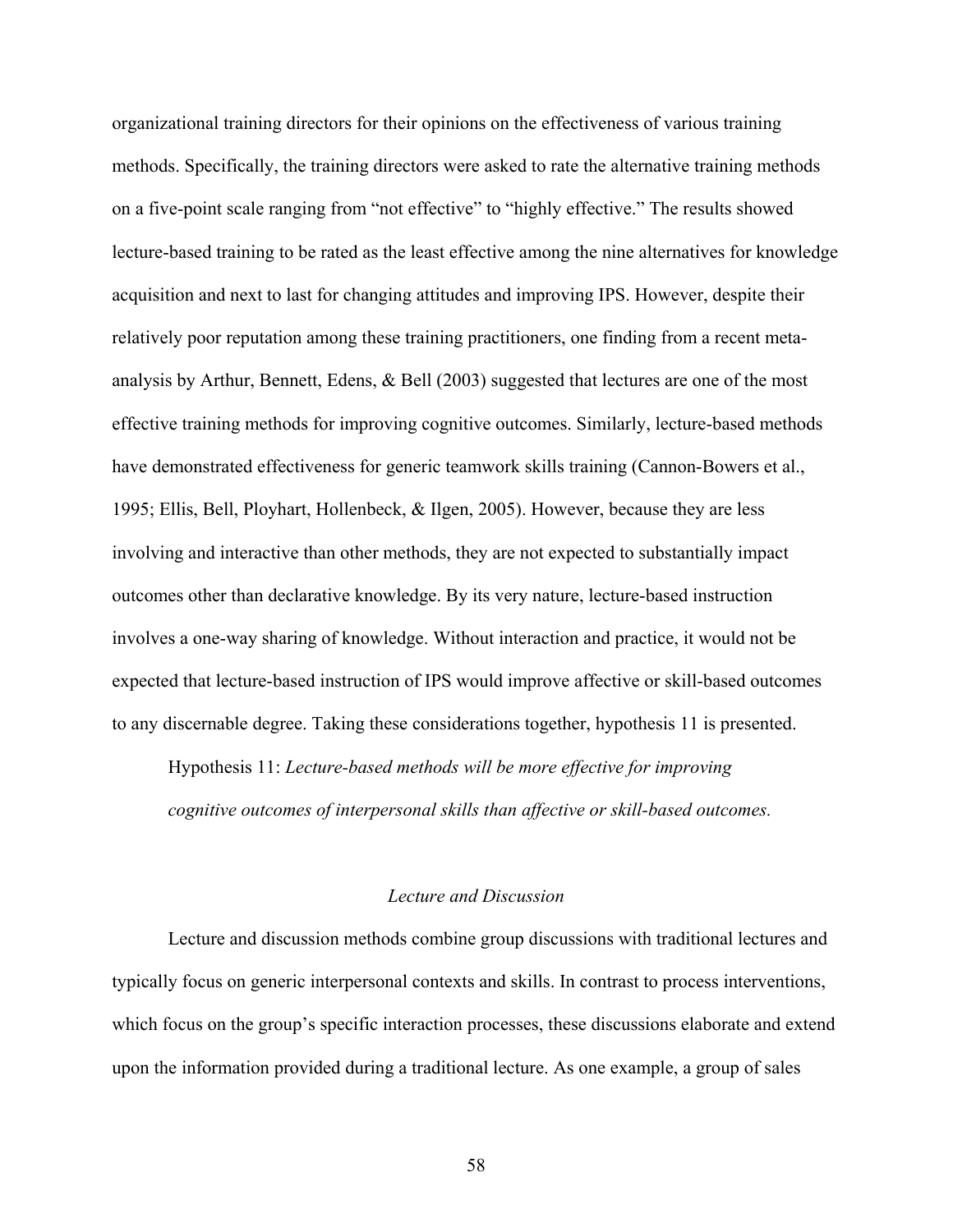organizational training directors for their opinions on the effectiveness of various training methods. Specifically, the training directors were asked to rate the alternative training methods on a five-point scale ranging from "not effective" to "highly effective." The results showed lecture-based training to be rated as the least effective among the nine alternatives for knowledge acquisition and next to last for changing attitudes and improving IPS. However, despite their relatively poor reputation among these training practitioners, one finding from a recent meta-analysis by Arthur, Bennett, Edens, & Bell (2003) suggested that lectures are one of the most effective training methods for improving cognitive outcomes. Similarly, lecture-based methods have demonstrated effectiveness for generic teamwork skills training (Cannon-Bowers et al., 1995; Ellis, Bell, Ployhart, Hollenbeck, & Ilgen, 2005). However, because they are less involving and interactive than other methods, they are not expected to substantially impact outcomes other than declarative knowledge. By its very nature, lecture-based instruction involves a one-way sharing of knowledge. Without interaction and practice, it would not be expected that lecture-based instruction of IPS would improve affective or skill-based outcomes to any discernable degree. Taking these considerations together, hypothesis 11 is presented.

> Hypothesis 11: *Lecture-based methods will be more effective for improving cognitive outcomes of interpersonal skills than affective or skill-based outcomes.*

### *Lecture and Discussion*

Lecture and discussion methods combine group discussions with traditional lectures and typically focus on generic interpersonal contexts and skills. In contrast to process interventions, which focus on the group's specific interaction processes, these discussions elaborate and extend upon the information provided during a traditional lecture. As one example, a group of sales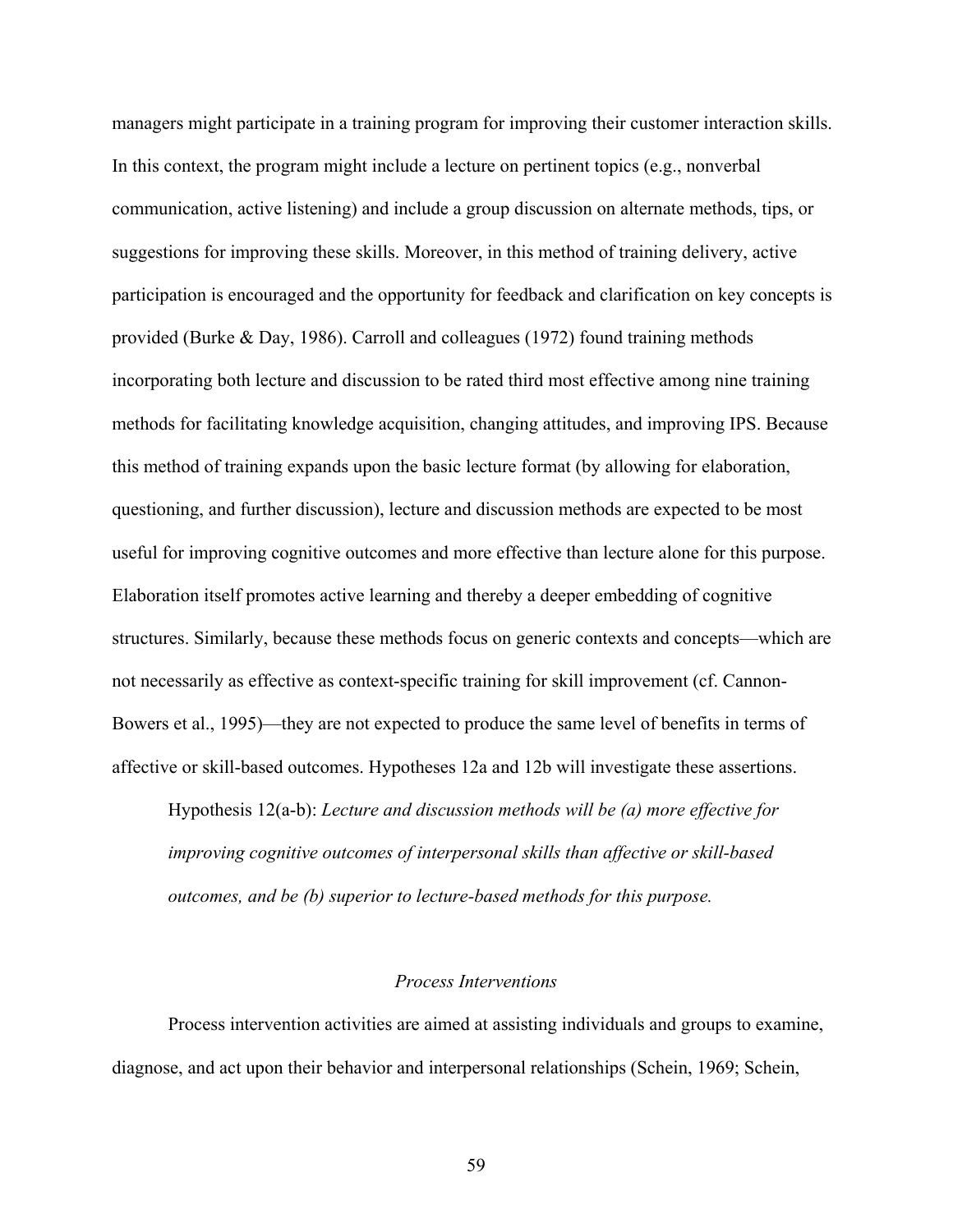managers might participate in a training program for improving their customer interaction skills. In this context, the program might include a lecture on pertinent topics (e.g., nonverbal communication, active listening) and include a group discussion on alternate methods, tips, or suggestions for improving these skills. Moreover, in this method of training delivery, active participation is encouraged and the opportunity for feedback and clarification on key concepts is provided (Burke & Day, 1986). Carroll and colleagues (1972) found training methods incorporating both lecture and discussion to be rated third most effective among nine training methods for facilitating knowledge acquisition, changing attitudes, and improving IPS. Because this method of training expands upon the basic lecture format (by allowing for elaboration, questioning, and further discussion), lecture and discussion methods are expected to be most useful for improving cognitive outcomes and more effective than lecture alone for this purpose. Elaboration itself promotes active learning and thereby a deeper embedding of cognitive structures. Similarly, because these methods focus on generic contexts and concepts—which are not necessarily as effective as context-specific training for skill improvement (cf. Cannon-Bowers et al., 1995)—they are not expected to produce the same level of benefits in terms of affective or skill-based outcomes. Hypotheses 12a and 12b will investigate these assertions.

> Hypothesis 12(a-b): *Lecture and discussion methods will be (a) more effective for improving cognitive outcomes of interpersonal skills than affective or skill-based outcomes, and be (b) superior to lecture-based methods for this purpose.*

### *Process Interventions*

Process intervention activities are aimed at assisting individuals and groups to examine, diagnose, and act upon their behavior and interpersonal relationships (Schein, 1969; Schein,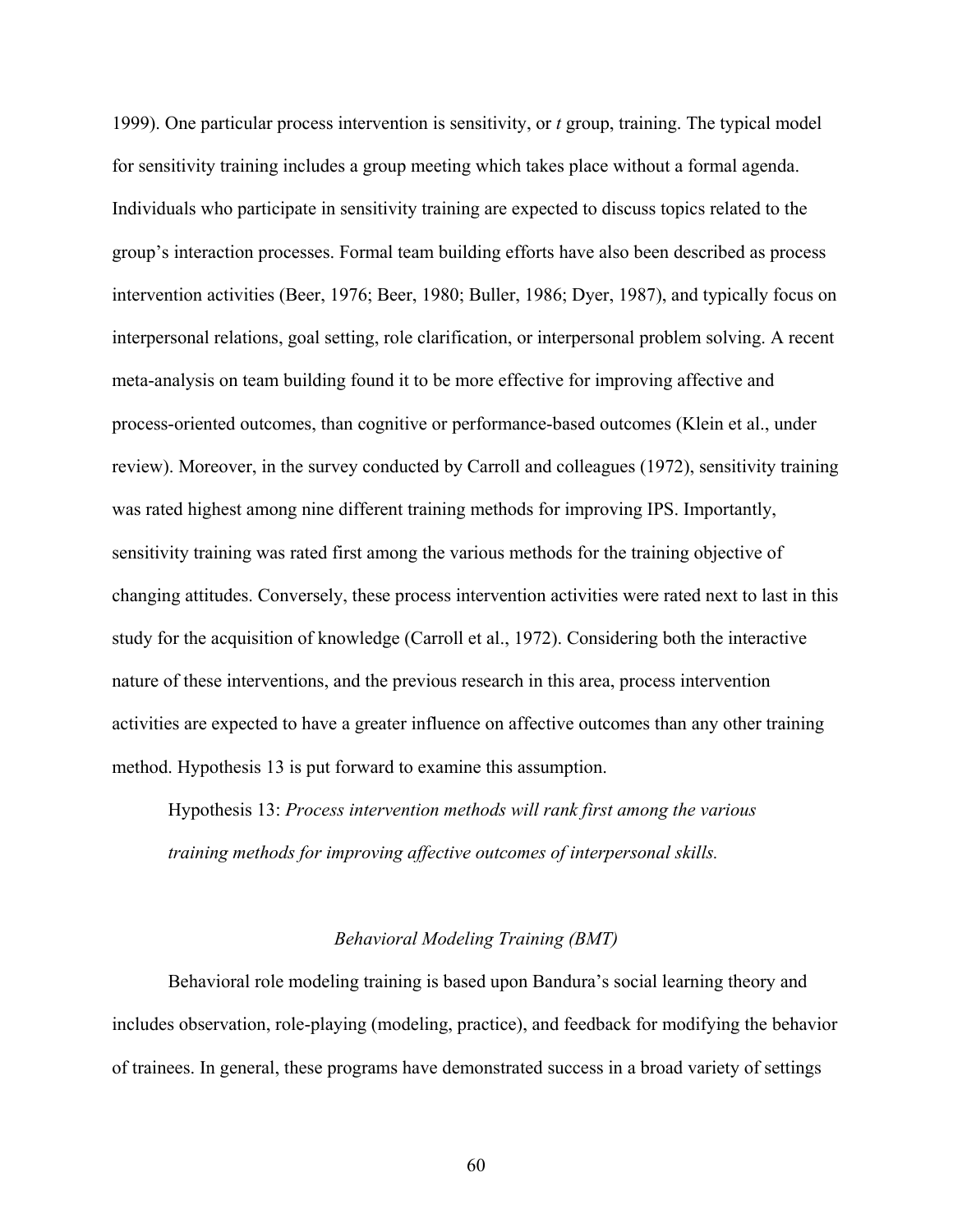1999). One particular process intervention is sensitivity, or *t* group, training. The typical model for sensitivity training includes a group meeting which takes place without a formal agenda. Individuals who participate in sensitivity training are expected to discuss topics related to the group's interaction processes. Formal team building efforts have also been described as process intervention activities (Beer, 1976; Beer, 1980; Buller, 1986; Dyer, 1987), and typically focus on interpersonal relations, goal setting, role clarification, or interpersonal problem solving. A recent meta-analysis on team building found it to be more effective for improving affective and process-oriented outcomes, than cognitive or performance-based outcomes (Klein et al., under review). Moreover, in the survey conducted by Carroll and colleagues (1972), sensitivity training was rated highest among nine different training methods for improving IPS. Importantly, sensitivity training was rated first among the various methods for the training objective of changing attitudes. Conversely, these process intervention activities were rated next to last in this study for the acquisition of knowledge (Carroll et al., 1972). Considering both the interactive nature of these interventions, and the previous research in this area, process intervention activities are expected to have a greater influence on affective outcomes than any other training method. Hypothesis 13 is put forward to examine this assumption.

> Hypothesis 13: *Process intervention methods will rank first among the various training methods for improving affective outcomes of interpersonal skills.*

### *Behavioral Modeling Training (BMT)*

Behavioral role modeling training is based upon Bandura's social learning theory and includes observation, role-playing (modeling, practice), and feedback for modifying the behavior of trainees. In general, these programs have demonstrated success in a broad variety of settings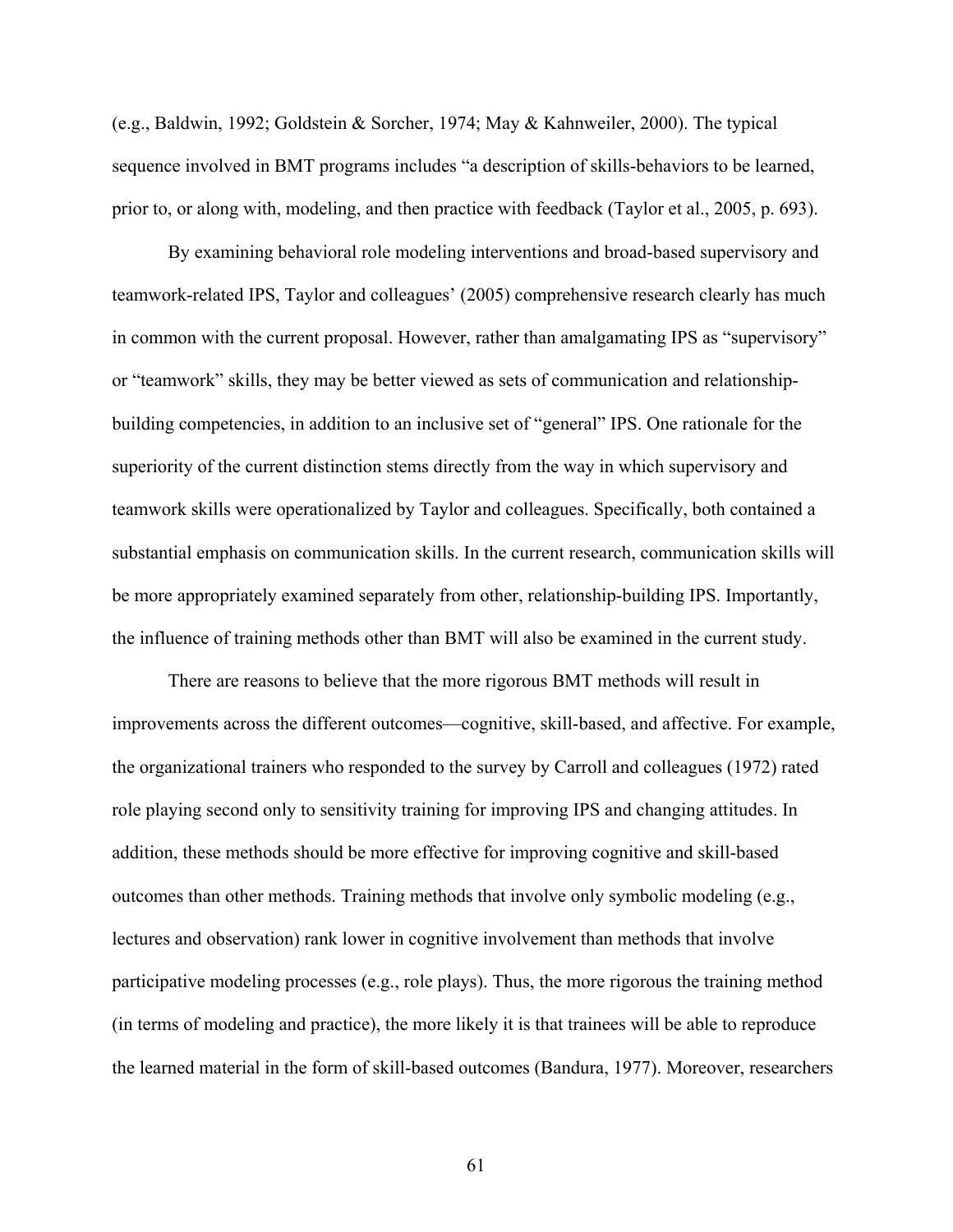(e.g., Baldwin, 1992; Goldstein & Sorcher, 1974; May & Kahnweiler, 2000). The typical sequence involved in BMT programs includes "a description of skills-behaviors to be learned, prior to, or along with, modeling, and then practice with feedback (Taylor et al., 2005, p. 693).

By examining behavioral role modeling interventions and broad-based supervisory and teamwork-related IPS, Taylor and colleagues' (2005) comprehensive research clearly has much in common with the current proposal. However, rather than amalgamating IPS as "supervisory" or "teamwork" skills, they may be better viewed as sets of communication and relationship-building competencies, in addition to an inclusive set of "general" IPS. One rationale for the superiority of the current distinction stems directly from the way in which supervisory and teamwork skills were operationalized by Taylor and colleagues. Specifically, both contained a substantial emphasis on communication skills. In the current research, communication skills will be more appropriately examined separately from other, relationship-building IPS. Importantly, the influence of training methods other than BMT will also be examined in the current study.

There are reasons to believe that the more rigorous BMT methods will result in improvements across the different outcomes—cognitive, skill-based, and affective. For example, the organizational trainers who responded to the survey by Carroll and colleagues (1972) rated role playing second only to sensitivity training for improving IPS and changing attitudes. In addition, these methods should be more effective for improving cognitive and skill-based outcomes than other methods. Training methods that involve only symbolic modeling (e.g., lectures and observation) rank lower in cognitive involvement than methods that involve participative modeling processes (e.g., role plays). Thus, the more rigorous the training method (in terms of modeling and practice), the more likely it is that trainees will be able to reproduce the learned material in the form of skill-based outcomes (Bandura, 1977). Moreover, researchers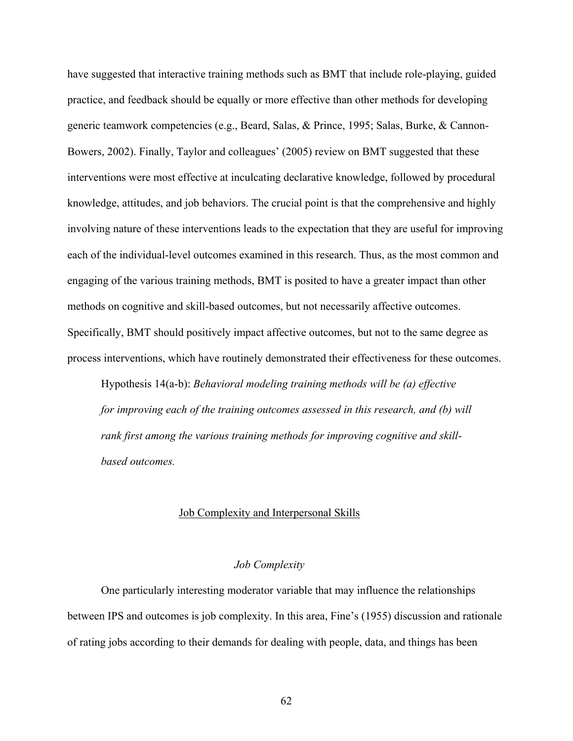have suggested that interactive training methods such as BMT that include role-playing, guided practice, and feedback should be equally or more effective than other methods for developing generic teamwork competencies (e.g., Beard, Salas, & Prince, 1995; Salas, Burke, & Cannon-Bowers, 2002). Finally, Taylor and colleagues' (2005) review on BMT suggested that these interventions were most effective at inculcating declarative knowledge, followed by procedural knowledge, attitudes, and job behaviors. The crucial point is that the comprehensive and highly involving nature of these interventions leads to the expectation that they are useful for improving each of the individual-level outcomes examined in this research. Thus, as the most common and engaging of the various training methods, BMT is posited to have a greater impact than other methods on cognitive and skill-based outcomes, but not necessarily affective outcomes. Specifically, BMT should positively impact affective outcomes, but not to the same degree as process interventions, which have routinely demonstrated their effectiveness for these outcomes.

Hypothesis 14(a-b): *Behavioral modeling training methods will be (a) effective for improving each of the training outcomes assessed in this research, and (b) will rank first among the various training methods for improving cognitive and skill-based outcomes.*

## Job Complexity and Interpersonal Skills

### *Job Complexity*

One particularly interesting moderator variable that may influence the relationships between IPS and outcomes is job complexity. In this area, Fine's (1955) discussion and rationale of rating jobs according to their demands for dealing with people, data, and things has been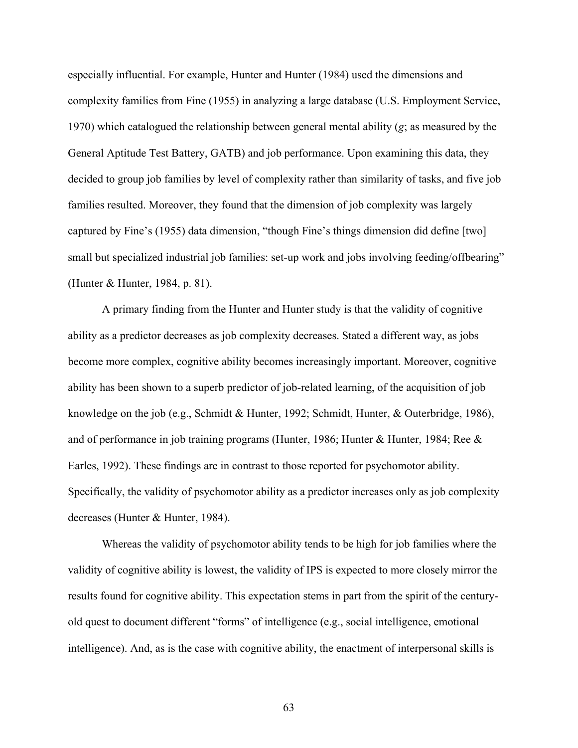especially influential. For example, Hunter and Hunter (1984) used the dimensions and complexity families from Fine (1955) in analyzing a large database (U.S. Employment Service, 1970) which catalogued the relationship between general mental ability (*g*; as measured by the General Aptitude Test Battery, GATB) and job performance. Upon examining this data, they decided to group job families by level of complexity rather than similarity of tasks, and five job families resulted. Moreover, they found that the dimension of job complexity was largely captured by Fine's (1955) data dimension, "though Fine's things dimension did define [two] small but specialized industrial job families: set-up work and jobs involving feeding/offbearing" (Hunter & Hunter, 1984, p. 81).

A primary finding from the Hunter and Hunter study is that the validity of cognitive ability as a predictor decreases as job complexity decreases. Stated a different way, as jobs become more complex, cognitive ability becomes increasingly important. Moreover, cognitive ability has been shown to a superb predictor of job-related learning, of the acquisition of job knowledge on the job (e.g., Schmidt & Hunter, 1992; Schmidt, Hunter, & Outerbridge, 1986), and of performance in job training programs (Hunter, 1986; Hunter & Hunter, 1984; Ree & Earles, 1992). These findings are in contrast to those reported for psychomotor ability. Specifically, the validity of psychomotor ability as a predictor increases only as job complexity decreases (Hunter & Hunter, 1984).

Whereas the validity of psychomotor ability tends to be high for job families where the validity of cognitive ability is lowest, the validity of IPS is expected to more closely mirror the results found for cognitive ability. This expectation stems in part from the spirit of the century-old quest to document different "forms" of intelligence (e.g., social intelligence, emotional intelligence). And, as is the case with cognitive ability, the enactment of interpersonal skills is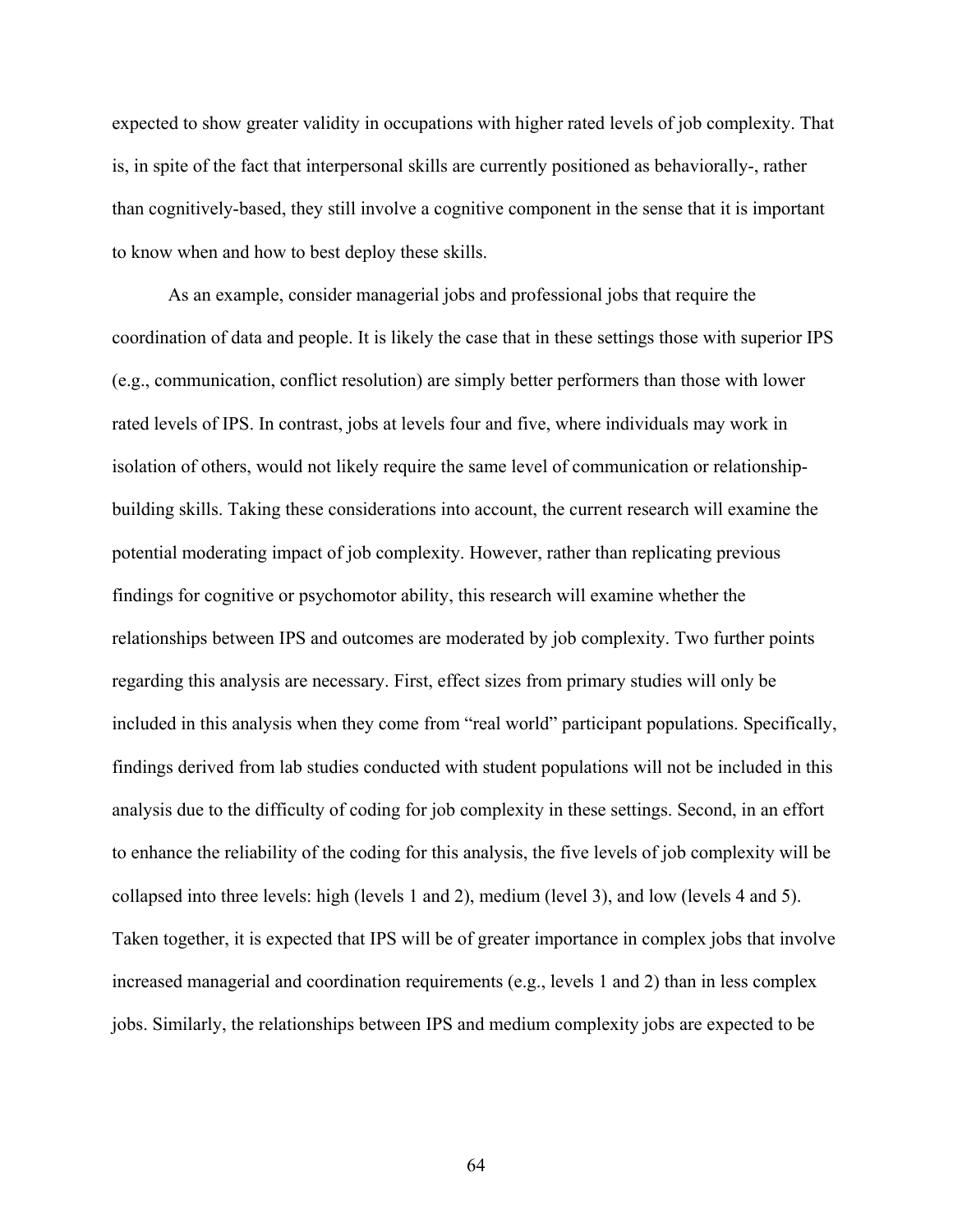expected to show greater validity in occupations with higher rated levels of job complexity. That is, in spite of the fact that interpersonal skills are currently positioned as behaviorally-, rather than cognitively-based, they still involve a cognitive component in the sense that it is important to know when and how to best deploy these skills.

As an example, consider managerial jobs and professional jobs that require the coordination of data and people. It is likely the case that in these settings those with superior IPS (e.g., communication, conflict resolution) are simply better performers than those with lower rated levels of IPS. In contrast, jobs at levels four and five, where individuals may work in isolation of others, would not likely require the same level of communication or relationship-building skills. Taking these considerations into account, the current research will examine the potential moderating impact of job complexity. However, rather than replicating previous findings for cognitive or psychomotor ability, this research will examine whether the relationships between IPS and outcomes are moderated by job complexity. Two further points regarding this analysis are necessary. First, effect sizes from primary studies will only be included in this analysis when they come from "real world" participant populations. Specifically, findings derived from lab studies conducted with student populations will not be included in this analysis due to the difficulty of coding for job complexity in these settings. Second, in an effort to enhance the reliability of the coding for this analysis, the five levels of job complexity will be collapsed into three levels: high (levels 1 and 2), medium (level 3), and low (levels 4 and 5). Taken together, it is expected that IPS will be of greater importance in complex jobs that involve increased managerial and coordination requirements (e.g., levels 1 and 2) than in less complex jobs. Similarly, the relationships between IPS and medium complexity jobs are expected to be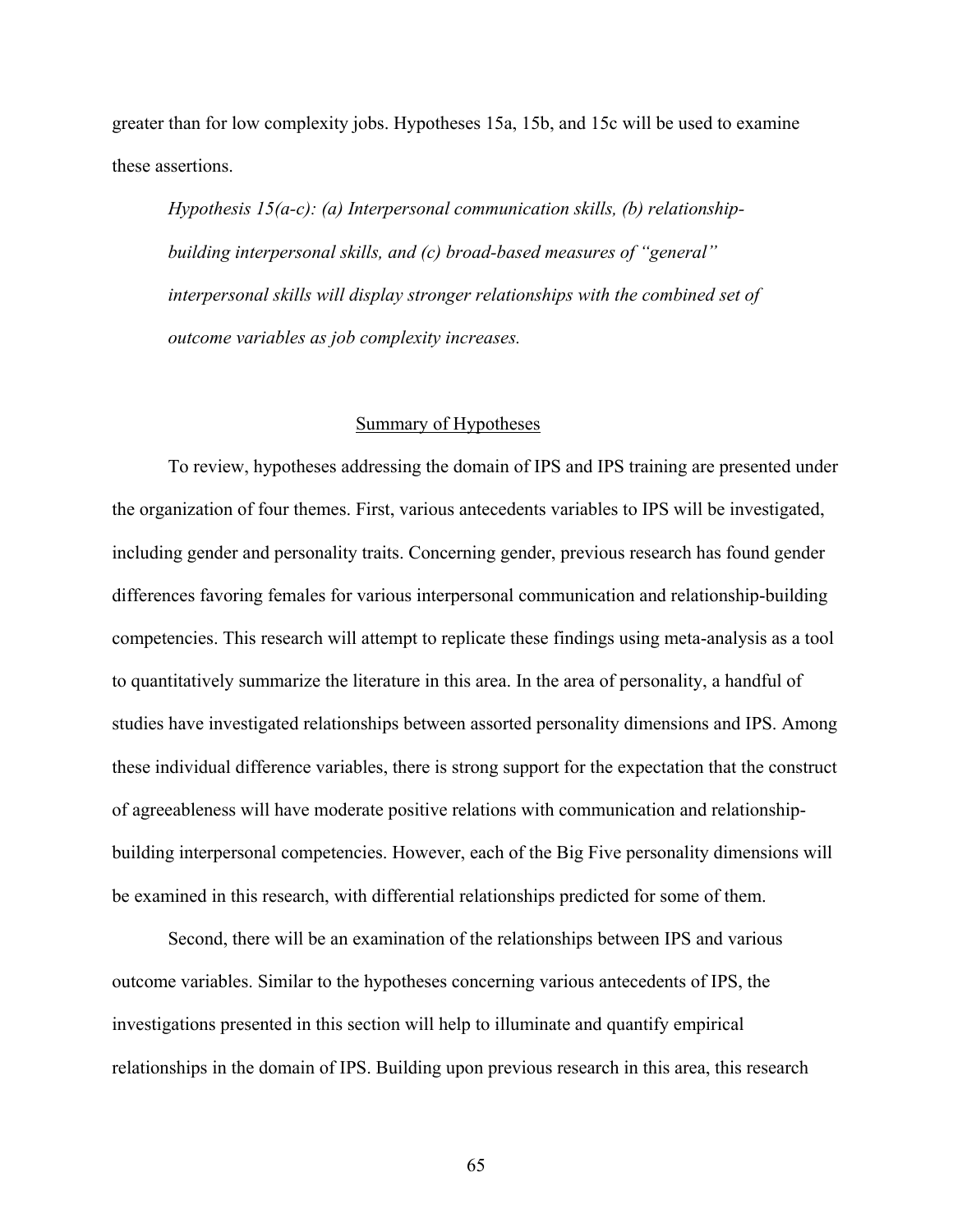greater than for low complexity jobs. Hypotheses 15a, 15b, and 15c will be used to examine these assertions.

> *Hypothesis 15(a-c): (a) Interpersonal communication skills, (b) relationship-building interpersonal skills, and (c) broad-based measures of "general" interpersonal skills will display stronger relationships with the combined set of outcome variables as job complexity increases.*

## Summary of Hypotheses

To review, hypotheses addressing the domain of IPS and IPS training are presented under the organization of four themes. First, various antecedents variables to IPS will be investigated, including gender and personality traits. Concerning gender, previous research has found gender differences favoring females for various interpersonal communication and relationship-building competencies. This research will attempt to replicate these findings using meta-analysis as a tool to quantitatively summarize the literature in this area. In the area of personality, a handful of studies have investigated relationships between assorted personality dimensions and IPS. Among these individual difference variables, there is strong support for the expectation that the construct of agreeableness will have moderate positive relations with communication and relationship-building interpersonal competencies. However, each of the Big Five personality dimensions will be examined in this research, with differential relationships predicted for some of them.

Second, there will be an examination of the relationships between IPS and various outcome variables. Similar to the hypotheses concerning various antecedents of IPS, the investigations presented in this section will help to illuminate and quantify empirical relationships in the domain of IPS. Building upon previous research in this area, this research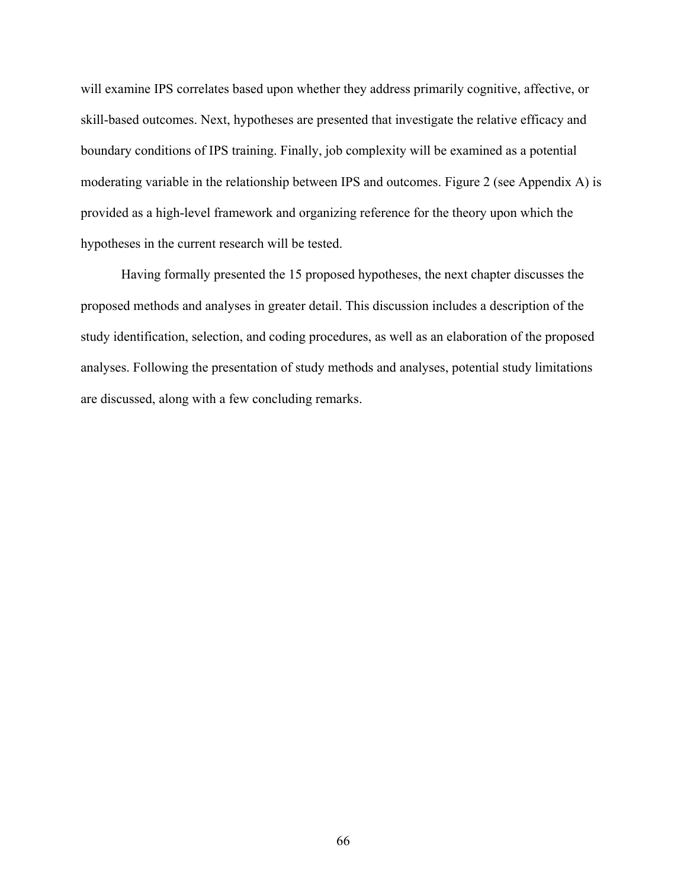will examine IPS correlates based upon whether they address primarily cognitive, affective, or skill-based outcomes. Next, hypotheses are presented that investigate the relative efficacy and boundary conditions of IPS training. Finally, job complexity will be examined as a potential moderating variable in the relationship between IPS and outcomes. Figure 2 (see Appendix A) is provided as a high-level framework and organizing reference for the theory upon which the hypotheses in the current research will be tested.

Having formally presented the 15 proposed hypotheses, the next chapter discusses the proposed methods and analyses in greater detail. This discussion includes a description of the study identification, selection, and coding procedures, as well as an elaboration of the proposed analyses. Following the presentation of study methods and analyses, potential study limitations are discussed, along with a few concluding remarks.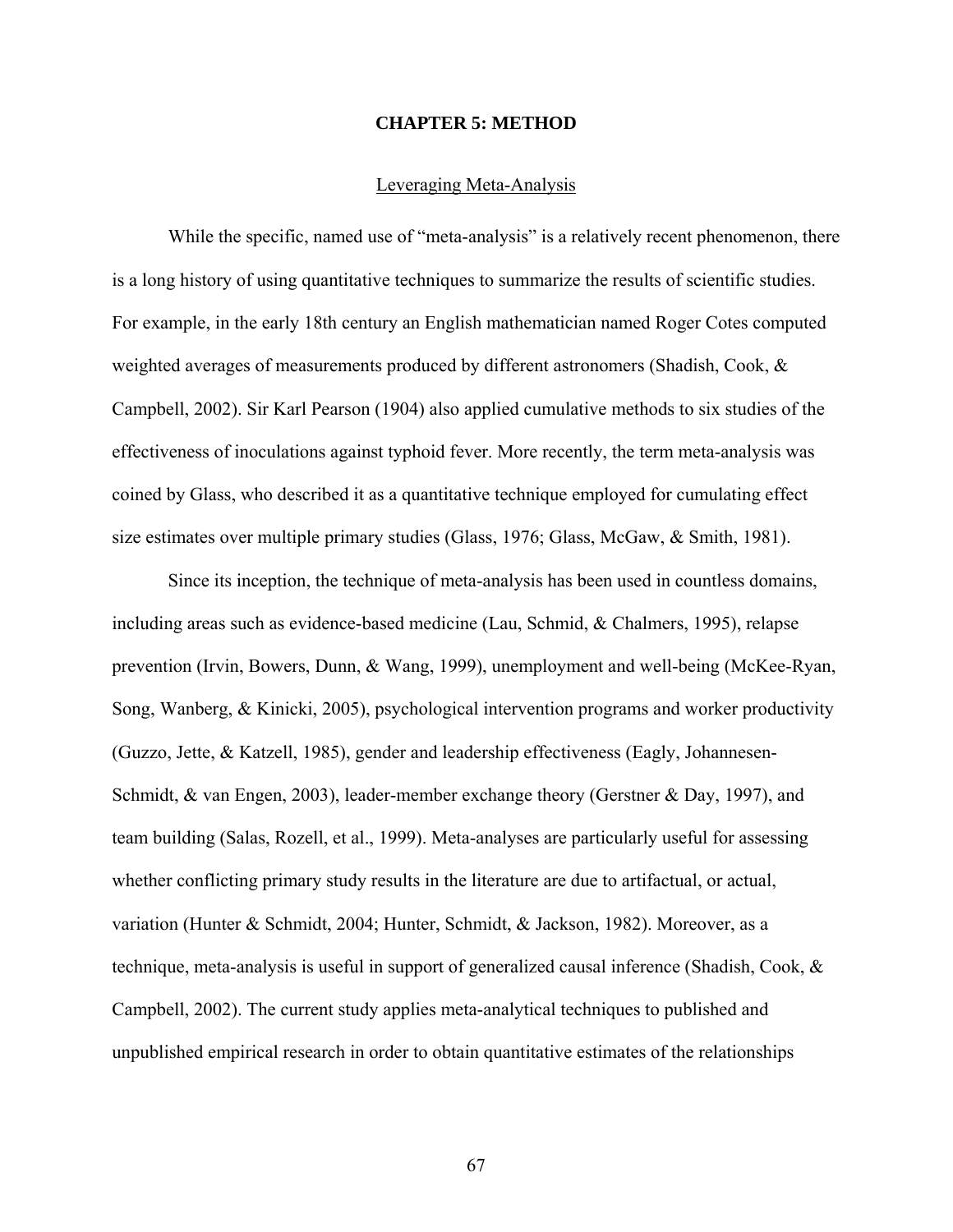# CHAPTER 5: METHOD

## Leveraging Meta-Analysis

While the specific, named use of "meta-analysis" is a relatively recent phenomenon, there is a long history of using quantitative techniques to summarize the results of scientific studies. For example, in the early 18th century an English mathematician named Roger Cotes computed weighted averages of measurements produced by different astronomers (Shadish, Cook, & Campbell, 2002). Sir Karl Pearson (1904) also applied cumulative methods to six studies of the effectiveness of inoculations against typhoid fever. More recently, the term meta-analysis was coined by Glass, who described it as a quantitative technique employed for cumulating effect size estimates over multiple primary studies (Glass, 1976; Glass, McGaw, & Smith, 1981).

Since its inception, the technique of meta-analysis has been used in countless domains, including areas such as evidence-based medicine (Lau, Schmid, & Chalmers, 1995), relapse prevention (Irvin, Bowers, Dunn, & Wang, 1999), unemployment and well-being (McKee-Ryan, Song, Wanberg, & Kinicki, 2005), psychological intervention programs and worker productivity (Guzzo, Jette, & Katzell, 1985), gender and leadership effectiveness (Eagly, Johannesen-Schmidt, & van Engen, 2003), leader-member exchange theory (Gerstner & Day, 1997), and team building (Salas, Rozell, et al., 1999). Meta-analyses are particularly useful for assessing whether conflicting primary study results in the literature are due to artifactual, or actual, variation (Hunter & Schmidt, 2004; Hunter, Schmidt, & Jackson, 1982). Moreover, as a technique, meta-analysis is useful in support of generalized causal inference (Shadish, Cook, & Campbell, 2002). The current study applies meta-analytical techniques to published and unpublished empirical research in order to obtain quantitative estimates of the relationships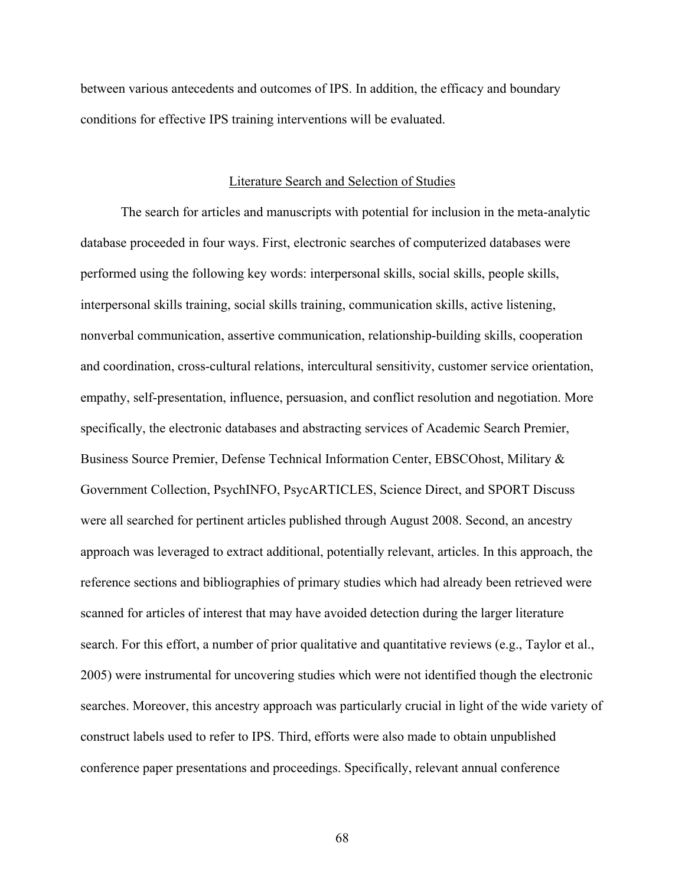between various antecedents and outcomes of IPS. In addition, the efficacy and boundary conditions for effective IPS training interventions will be evaluated.

## Literature Search and Selection of Studies

The search for articles and manuscripts with potential for inclusion in the meta-analytic database proceeded in four ways. First, electronic searches of computerized databases were performed using the following key words: interpersonal skills, social skills, people skills, interpersonal skills training, social skills training, communication skills, active listening, nonverbal communication, assertive communication, relationship-building skills, cooperation and coordination, cross-cultural relations, intercultural sensitivity, customer service orientation, empathy, self-presentation, influence, persuasion, and conflict resolution and negotiation. More specifically, the electronic databases and abstracting services of Academic Search Premier, Business Source Premier, Defense Technical Information Center, EBSCOhost, Military & Government Collection, PsychINFO, PsycARTICLES, Science Direct, and SPORT Discuss were all searched for pertinent articles published through August 2008. Second, an ancestry approach was leveraged to extract additional, potentially relevant, articles. In this approach, the reference sections and bibliographies of primary studies which had already been retrieved were scanned for articles of interest that may have avoided detection during the larger literature search. For this effort, a number of prior qualitative and quantitative reviews (e.g., Taylor et al., 2005) were instrumental for uncovering studies which were not identified though the electronic searches. Moreover, this ancestry approach was particularly crucial in light of the wide variety of construct labels used to refer to IPS. Third, efforts were also made to obtain unpublished conference paper presentations and proceedings. Specifically, relevant annual conference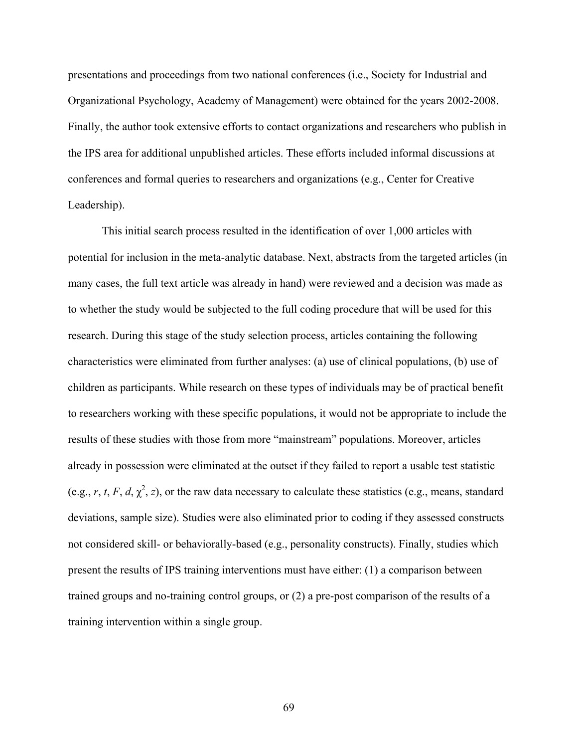presentations and proceedings from two national conferences (i.e., Society for Industrial and Organizational Psychology, Academy of Management) were obtained for the years 2002-2008. Finally, the author took extensive efforts to contact organizations and researchers who publish in the IPS area for additional unpublished articles. These efforts included informal discussions at conferences and formal queries to researchers and organizations (e.g., Center for Creative Leadership).

This initial search process resulted in the identification of over 1,000 articles with potential for inclusion in the meta-analytic database. Next, abstracts from the targeted articles (in many cases, the full text article was already in hand) were reviewed and a decision was made as to whether the study would be subjected to the full coding procedure that will be used for this research. During this stage of the study selection process, articles containing the following characteristics were eliminated from further analyses: (a) use of clinical populations, (b) use of children as participants. While research on these types of individuals may be of practical benefit to researchers working with these specific populations, it would not be appropriate to include the results of these studies with those from more "mainstream" populations. Moreover, articles already in possession were eliminated at the outset if they failed to report a usable test statistic (e.g., $r$, $t$, $F$, $d$, $\chi^2$, $z$), or the raw data necessary to calculate these statistics (e.g., means, standard deviations, sample size). Studies were also eliminated prior to coding if they assessed constructs not considered skill- or behaviorally-based (e.g., personality constructs). Finally, studies which present the results of IPS training interventions must have either: (1) a comparison between trained groups and no-training control groups, or (2) a pre-post comparison of the results of a training intervention within a single group.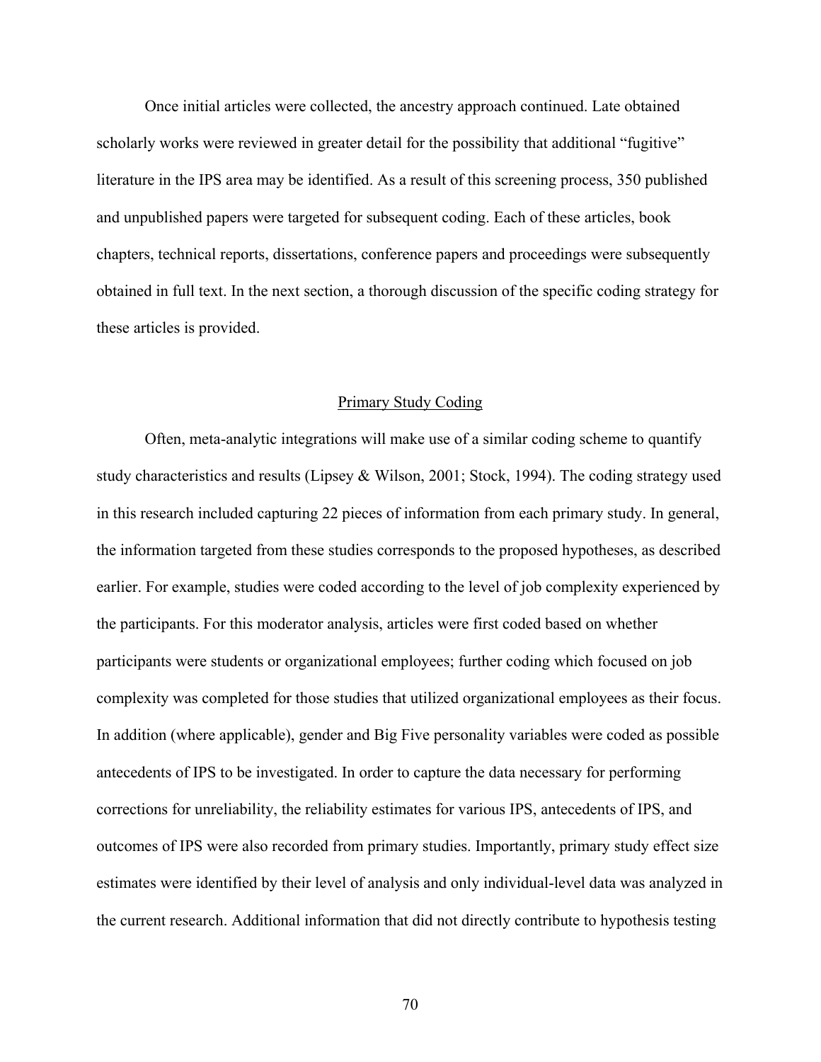Once initial articles were collected, the ancestry approach continued. Late obtained scholarly works were reviewed in greater detail for the possibility that additional "fugitive" literature in the IPS area may be identified. As a result of this screening process, 350 published and unpublished papers were targeted for subsequent coding. Each of these articles, book chapters, technical reports, dissertations, conference papers and proceedings were subsequently obtained in full text. In the next section, a thorough discussion of the specific coding strategy for these articles is provided.

## Primary Study Coding

Often, meta-analytic integrations will make use of a similar coding scheme to quantify study characteristics and results (Lipsey & Wilson, 2001; Stock, 1994). The coding strategy used in this research included capturing 22 pieces of information from each primary study. In general, the information targeted from these studies corresponds to the proposed hypotheses, as described earlier. For example, studies were coded according to the level of job complexity experienced by the participants. For this moderator analysis, articles were first coded based on whether participants were students or organizational employees; further coding which focused on job complexity was completed for those studies that utilized organizational employees as their focus. In addition (where applicable), gender and Big Five personality variables were coded as possible antecedents of IPS to be investigated. In order to capture the data necessary for performing corrections for unreliability, the reliability estimates for various IPS, antecedents of IPS, and outcomes of IPS were also recorded from primary studies. Importantly, primary study effect size estimates were identified by their level of analysis and only individual-level data was analyzed in the current research. Additional information that did not directly contribute to hypothesis testing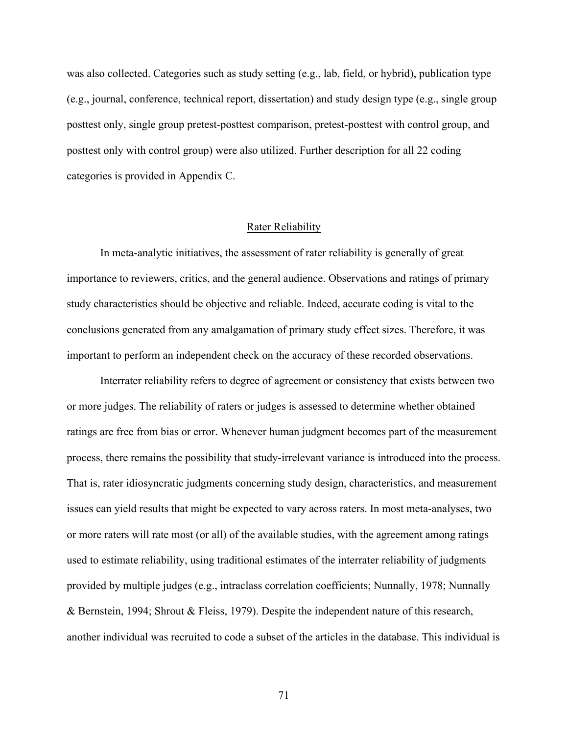was also collected. Categories such as study setting (e.g., lab, field, or hybrid), publication type (e.g., journal, conference, technical report, dissertation) and study design type (e.g., single group posttest only, single group pretest-posttest comparison, pretest-posttest with control group, and posttest only with control group) were also utilized. Further description for all 22 coding categories is provided in Appendix C.

## Rater Reliability

In meta-analytic initiatives, the assessment of rater reliability is generally of great importance to reviewers, critics, and the general audience. Observations and ratings of primary study characteristics should be objective and reliable. Indeed, accurate coding is vital to the conclusions generated from any amalgamation of primary study effect sizes. Therefore, it was important to perform an independent check on the accuracy of these recorded observations.

Interrater reliability refers to degree of agreement or consistency that exists between two or more judges. The reliability of raters or judges is assessed to determine whether obtained ratings are free from bias or error. Whenever human judgment becomes part of the measurement process, there remains the possibility that study-irrelevant variance is introduced into the process. That is, rater idiosyncratic judgments concerning study design, characteristics, and measurement issues can yield results that might be expected to vary across raters. In most meta-analyses, two or more raters will rate most (or all) of the available studies, with the agreement among ratings used to estimate reliability, using traditional estimates of the interrater reliability of judgments provided by multiple judges (e.g., intraclass correlation coefficients; Nunnally, 1978; Nunnally & Bernstein, 1994; Shrout & Fleiss, 1979). Despite the independent nature of this research, another individual was recruited to code a subset of the articles in the database. This individual is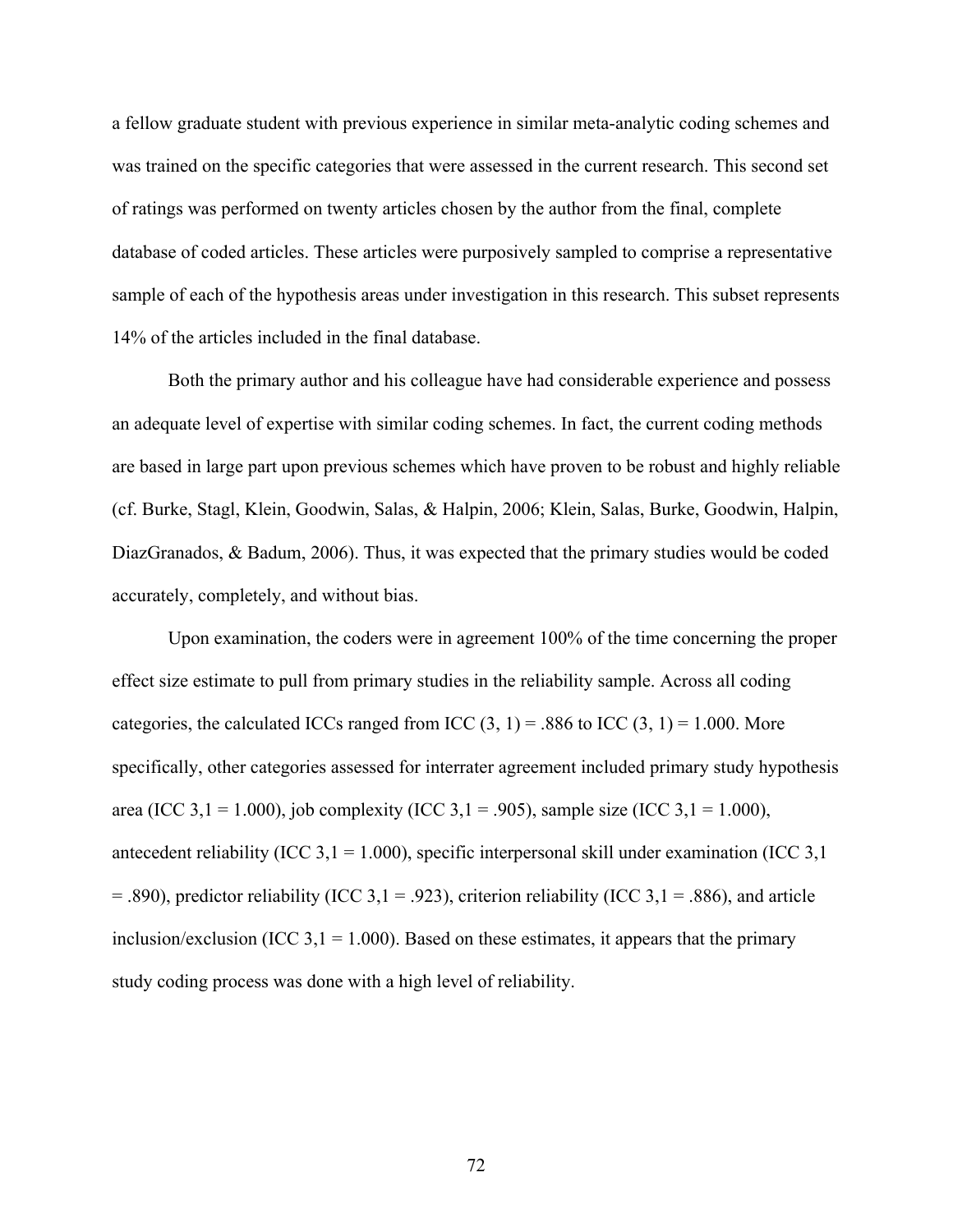a fellow graduate student with previous experience in similar meta-analytic coding schemes and was trained on the specific categories that were assessed in the current research. This second set of ratings was performed on twenty articles chosen by the author from the final, complete database of coded articles. These articles were purposively sampled to comprise a representative sample of each of the hypothesis areas under investigation in this research. This subset represents 14% of the articles included in the final database.

Both the primary author and his colleague have had considerable experience and possess an adequate level of expertise with similar coding schemes. In fact, the current coding methods are based in large part upon previous schemes which have proven to be robust and highly reliable (cf. Burke, Stagl, Klein, Goodwin, Salas, & Halpin, 2006; Klein, Salas, Burke, Goodwin, Halpin, DiazGranados, & Badum, 2006). Thus, it was expected that the primary studies would be coded accurately, completely, and without bias.

Upon examination, the coders were in agreement 100% of the time concerning the proper effect size estimate to pull from primary studies in the reliability sample. Across all coding categories, the calculated ICCs ranged from ICC (3, 1) = .886 to ICC (3, 1) = 1.000. More specifically, other categories assessed for interrater agreement included primary study hypothesis area (ICC 3,1 = 1.000), job complexity (ICC 3,1 = .905), sample size (ICC 3,1 = 1.000), antecedent reliability (ICC 3,1 = 1.000), specific interpersonal skill under examination (ICC 3,1 = .890), predictor reliability (ICC 3,1 = .923), criterion reliability (ICC 3,1 = .886), and article inclusion/exclusion (ICC 3,1 = 1.000). Based on these estimates, it appears that the primary study coding process was done with a high level of reliability.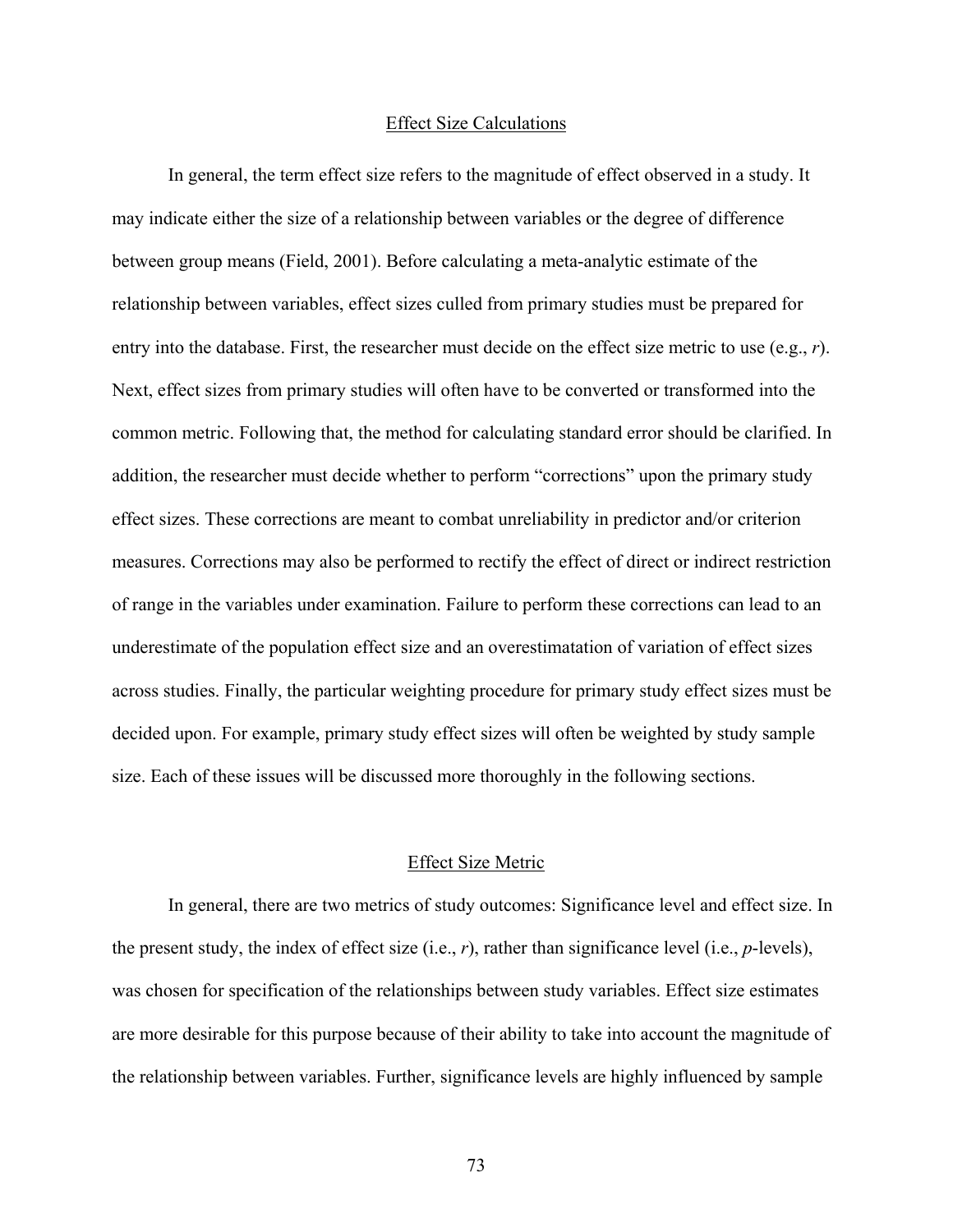## Effect Size Calculations

In general, the term effect size refers to the magnitude of effect observed in a study. It may indicate either the size of a relationship between variables or the degree of difference between group means (Field, 2001). Before calculating a meta-analytic estimate of the relationship between variables, effect sizes culled from primary studies must be prepared for entry into the database. First, the researcher must decide on the effect size metric to use (e.g., $r$). Next, effect sizes from primary studies will often have to be converted or transformed into the common metric. Following that, the method for calculating standard error should be clarified. In addition, the researcher must decide whether to perform "corrections" upon the primary study effect sizes. These corrections are meant to combat unreliability in predictor and/or criterion measures. Corrections may also be performed to rectify the effect of direct or indirect restriction of range in the variables under examination. Failure to perform these corrections can lead to an underestimate of the population effect size and an overestimatation of variation of effect sizes across studies. Finally, the particular weighting procedure for primary study effect sizes must be decided upon. For example, primary study effect sizes will often be weighted by study sample size. Each of these issues will be discussed more thoroughly in the following sections.

## Effect Size Metric

In general, there are two metrics of study outcomes: Significance level and effect size. In the present study, the index of effect size (i.e., $r$), rather than significance level (i.e., $p$-levels), was chosen for specification of the relationships between study variables. Effect size estimates are more desirable for this purpose because of their ability to take into account the magnitude of the relationship between variables. Further, significance levels are highly influenced by sample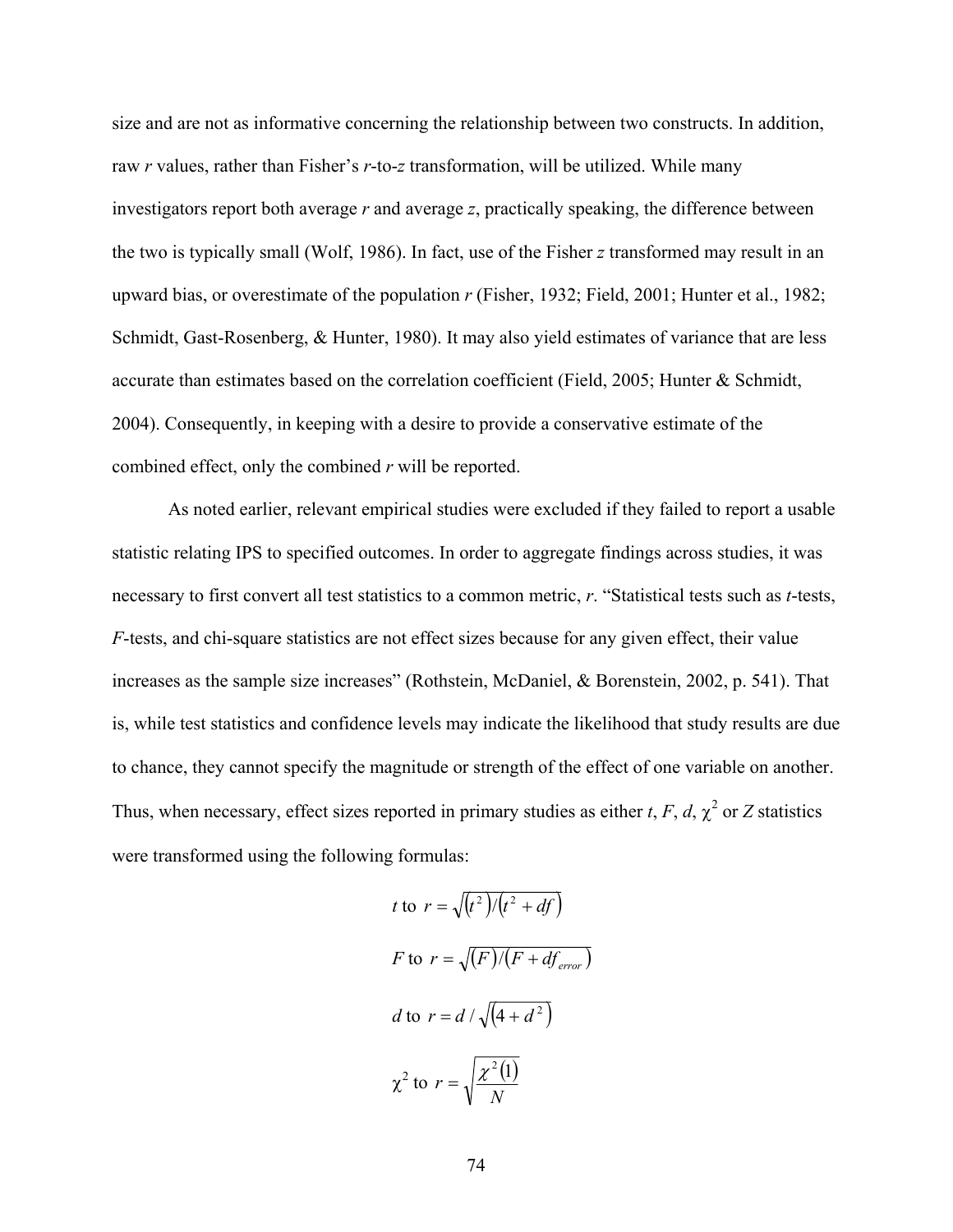size and are not as informative concerning the relationship between two constructs. In addition, raw *r* values, rather than Fisher's *r*-to-*z* transformation, will be utilized. While many investigators report both average *r* and average *z*, practically speaking, the difference between the two is typically small (Wolf, 1986). In fact, use of the Fisher *z* transformed may result in an upward bias, or overestimate of the population *r* (Fisher, 1932; Field, 2001; Hunter et al., 1982; Schmidt, Gast-Rosenberg, & Hunter, 1980). It may also yield estimates of variance that are less accurate than estimates based on the correlation coefficient (Field, 2005; Hunter & Schmidt, 2004). Consequently, in keeping with a desire to provide a conservative estimate of the combined effect, only the combined *r* will be reported.

As noted earlier, relevant empirical studies were excluded if they failed to report a usable statistic relating IPS to specified outcomes. In order to aggregate findings across studies, it was necessary to first convert all test statistics to a common metric, *r*. "Statistical tests such as *t*-tests, *F*-tests, and chi-square statistics are not effect sizes because for any given effect, their value increases as the sample size increases" (Rothstein, McDaniel, & Borenstein, 2002, p. 541). That is, while test statistics and confidence levels may indicate the likelihood that study results are due to chance, they cannot specify the magnitude or strength of the effect of one variable on another. Thus, when necessary, effect sizes reported in primary studies as either $t$, $F$, $d$, $\chi^2$ or $Z$ statistics were transformed using the following formulas:

$$t \text{ to } r = \sqrt{\left(t^2\right)/\left(t^2 + df\right)}$$

$$F \text{ to } r = \sqrt{\left(F\right)/\left(F + df_{error}\right)}$$

$$d \text{ to } r = d / \sqrt{\left(4 + d^2\right)}$$

$$\chi^2 \text{ to } r = \sqrt{\frac{\chi^2(1)}{N}}$$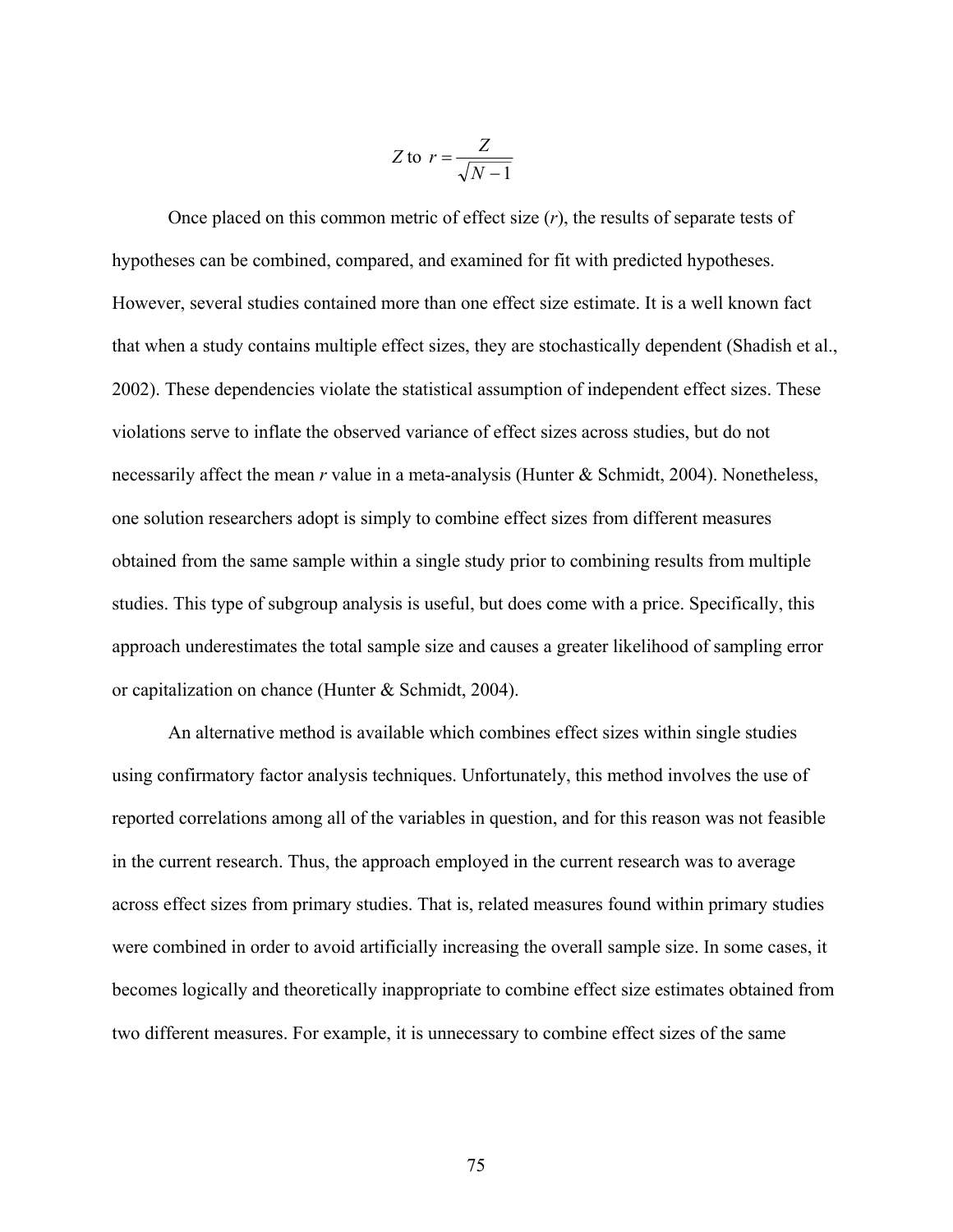$$Z \text{ to } r = \frac{Z}{\sqrt{N-1}}$$

Once placed on this common metric of effect size ($r$), the results of separate tests of hypotheses can be combined, compared, and examined for fit with predicted hypotheses. However, several studies contained more than one effect size estimate. It is a well known fact that when a study contains multiple effect sizes, they are stochastically dependent (Shadish et al., 2002). These dependencies violate the statistical assumption of independent effect sizes. These violations serve to inflate the observed variance of effect sizes across studies, but do not necessarily affect the mean $r$ value in a meta-analysis (Hunter & Schmidt, 2004). Nonetheless, one solution researchers adopt is simply to combine effect sizes from different measures obtained from the same sample within a single study prior to combining results from multiple studies. This type of subgroup analysis is useful, but does come with a price. Specifically, this approach underestimates the total sample size and causes a greater likelihood of sampling error or capitalization on chance (Hunter & Schmidt, 2004).

An alternative method is available which combines effect sizes within single studies using confirmatory factor analysis techniques. Unfortunately, this method involves the use of reported correlations among all of the variables in question, and for this reason was not feasible in the current research. Thus, the approach employed in the current research was to average across effect sizes from primary studies. That is, related measures found within primary studies were combined in order to avoid artificially increasing the overall sample size. In some cases, it becomes logically and theoretically inappropriate to combine effect size estimates obtained from two different measures. For example, it is unnecessary to combine effect sizes of the same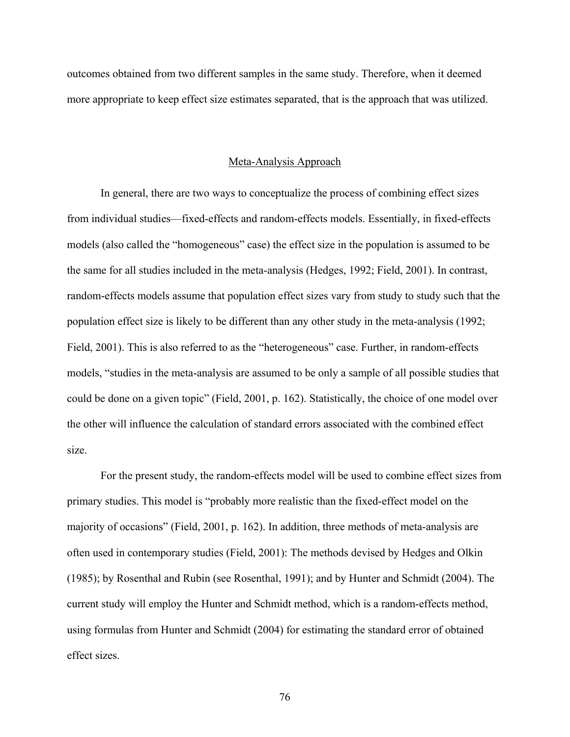outcomes obtained from two different samples in the same study. Therefore, when it deemed more appropriate to keep effect size estimates separated, that is the approach that was utilized.

## Meta-Analysis Approach

In general, there are two ways to conceptualize the process of combining effect sizes from individual studies—fixed-effects and random-effects models. Essentially, in fixed-effects models (also called the "homogeneous" case) the effect size in the population is assumed to be the same for all studies included in the meta-analysis (Hedges, 1992; Field, 2001). In contrast, random-effects models assume that population effect sizes vary from study to study such that the population effect size is likely to be different than any other study in the meta-analysis (1992; Field, 2001). This is also referred to as the "heterogeneous" case. Further, in random-effects models, "studies in the meta-analysis are assumed to be only a sample of all possible studies that could be done on a given topic" (Field, 2001, p. 162). Statistically, the choice of one model over the other will influence the calculation of standard errors associated with the combined effect size.

For the present study, the random-effects model will be used to combine effect sizes from primary studies. This model is "probably more realistic than the fixed-effect model on the majority of occasions" (Field, 2001, p. 162). In addition, three methods of meta-analysis are often used in contemporary studies (Field, 2001): The methods devised by Hedges and Olkin (1985); by Rosenthal and Rubin (see Rosenthal, 1991); and by Hunter and Schmidt (2004). The current study will employ the Hunter and Schmidt method, which is a random-effects method, using formulas from Hunter and Schmidt (2004) for estimating the standard error of obtained effect sizes.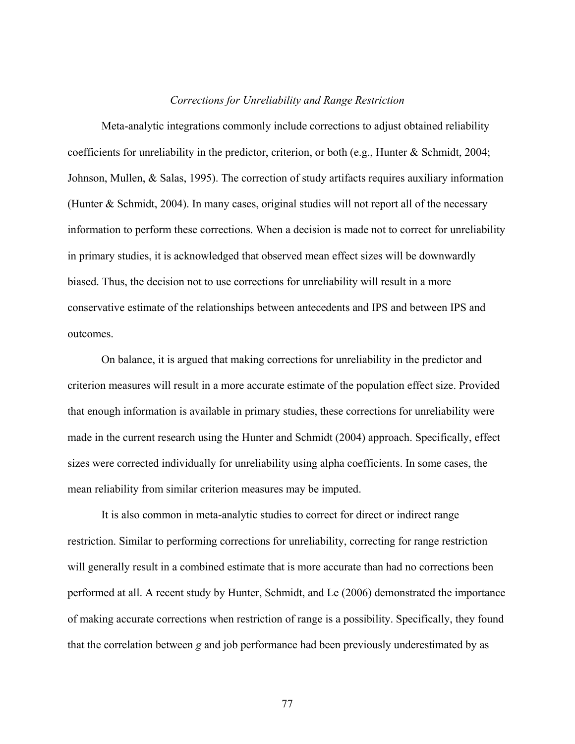### *Corrections for Unreliability and Range Restriction*

Meta-analytic integrations commonly include corrections to adjust obtained reliability coefficients for unreliability in the predictor, criterion, or both (e.g., Hunter & Schmidt, 2004; Johnson, Mullen, & Salas, 1995). The correction of study artifacts requires auxiliary information (Hunter & Schmidt, 2004). In many cases, original studies will not report all of the necessary information to perform these corrections. When a decision is made not to correct for unreliability in primary studies, it is acknowledged that observed mean effect sizes will be downwardly biased. Thus, the decision not to use corrections for unreliability will result in a more conservative estimate of the relationships between antecedents and IPS and between IPS and outcomes.

On balance, it is argued that making corrections for unreliability in the predictor and criterion measures will result in a more accurate estimate of the population effect size. Provided that enough information is available in primary studies, these corrections for unreliability were made in the current research using the Hunter and Schmidt (2004) approach. Specifically, effect sizes were corrected individually for unreliability using alpha coefficients. In some cases, the mean reliability from similar criterion measures may be imputed.

It is also common in meta-analytic studies to correct for direct or indirect range restriction. Similar to performing corrections for unreliability, correcting for range restriction will generally result in a combined estimate that is more accurate than had no corrections been performed at all. A recent study by Hunter, Schmidt, and Le (2006) demonstrated the importance of making accurate corrections when restriction of range is a possibility. Specifically, they found that the correlation between *g* and job performance had been previously underestimated by as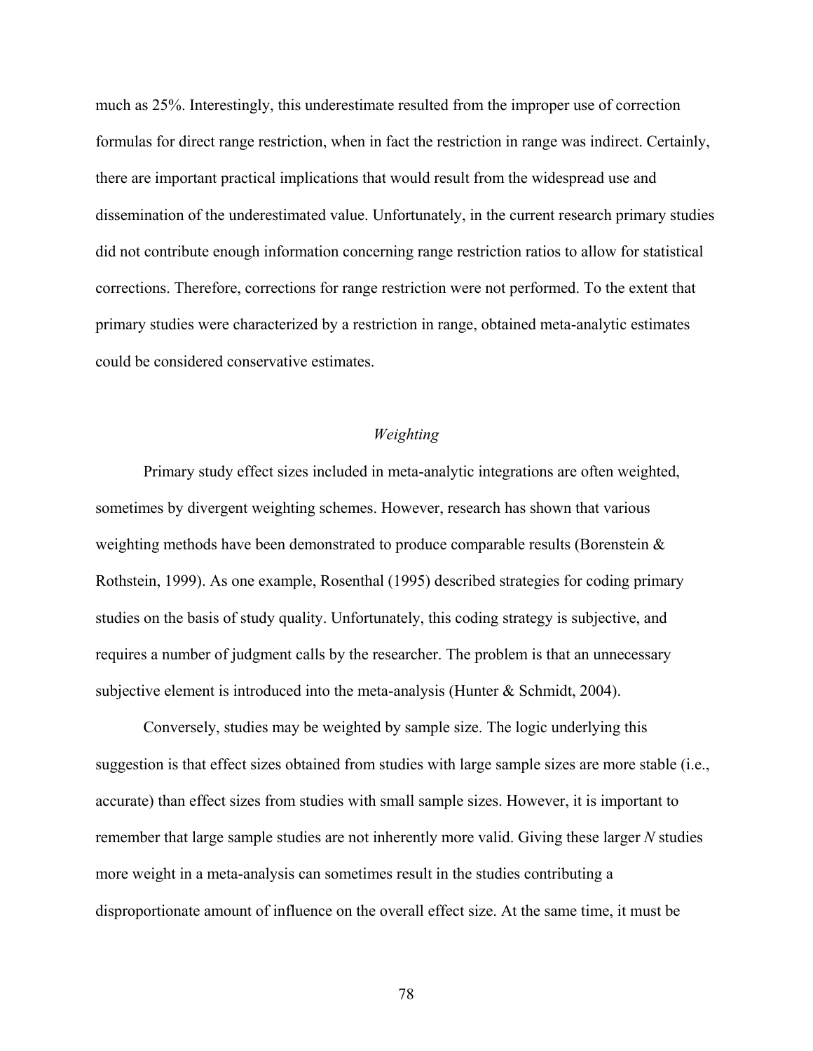much as 25%. Interestingly, this underestimate resulted from the improper use of correction formulas for direct range restriction, when in fact the restriction in range was indirect. Certainly, there are important practical implications that would result from the widespread use and dissemination of the underestimated value. Unfortunately, in the current research primary studies did not contribute enough information concerning range restriction ratios to allow for statistical corrections. Therefore, corrections for range restriction were not performed. To the extent that primary studies were characterized by a restriction in range, obtained meta-analytic estimates could be considered conservative estimates.

### *Weighting*

Primary study effect sizes included in meta-analytic integrations are often weighted, sometimes by divergent weighting schemes. However, research has shown that various weighting methods have been demonstrated to produce comparable results (Borenstein & Rothstein, 1999). As one example, Rosenthal (1995) described strategies for coding primary studies on the basis of study quality. Unfortunately, this coding strategy is subjective, and requires a number of judgment calls by the researcher. The problem is that an unnecessary subjective element is introduced into the meta-analysis (Hunter & Schmidt, 2004).

Conversely, studies may be weighted by sample size. The logic underlying this suggestion is that effect sizes obtained from studies with large sample sizes are more stable (i.e., accurate) than effect sizes from studies with small sample sizes. However, it is important to remember that large sample studies are not inherently more valid. Giving these larger *N* studies more weight in a meta-analysis can sometimes result in the studies contributing a disproportionate amount of influence on the overall effect size. At the same time, it must be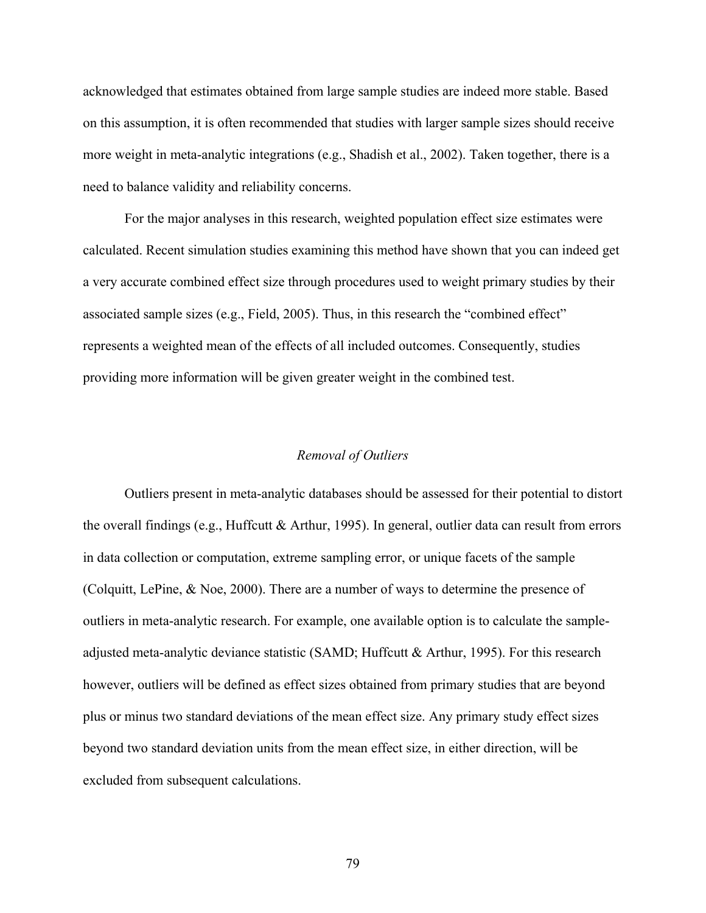acknowledged that estimates obtained from large sample studies are indeed more stable. Based on this assumption, it is often recommended that studies with larger sample sizes should receive more weight in meta-analytic integrations (e.g., Shadish et al., 2002). Taken together, there is a need to balance validity and reliability concerns.

For the major analyses in this research, weighted population effect size estimates were calculated. Recent simulation studies examining this method have shown that you can indeed get a very accurate combined effect size through procedures used to weight primary studies by their associated sample sizes (e.g., Field, 2005). Thus, in this research the "combined effect" represents a weighted mean of the effects of all included outcomes. Consequently, studies providing more information will be given greater weight in the combined test.

### *Removal of Outliers*

Outliers present in meta-analytic databases should be assessed for their potential to distort the overall findings (e.g., Huffcutt & Arthur, 1995). In general, outlier data can result from errors in data collection or computation, extreme sampling error, or unique facets of the sample (Colquitt, LePine, & Noe, 2000). There are a number of ways to determine the presence of outliers in meta-analytic research. For example, one available option is to calculate the sample-adjusted meta-analytic deviance statistic (SAMD; Huffcutt & Arthur, 1995). For this research however, outliers will be defined as effect sizes obtained from primary studies that are beyond plus or minus two standard deviations of the mean effect size. Any primary study effect sizes beyond two standard deviation units from the mean effect size, in either direction, will be excluded from subsequent calculations.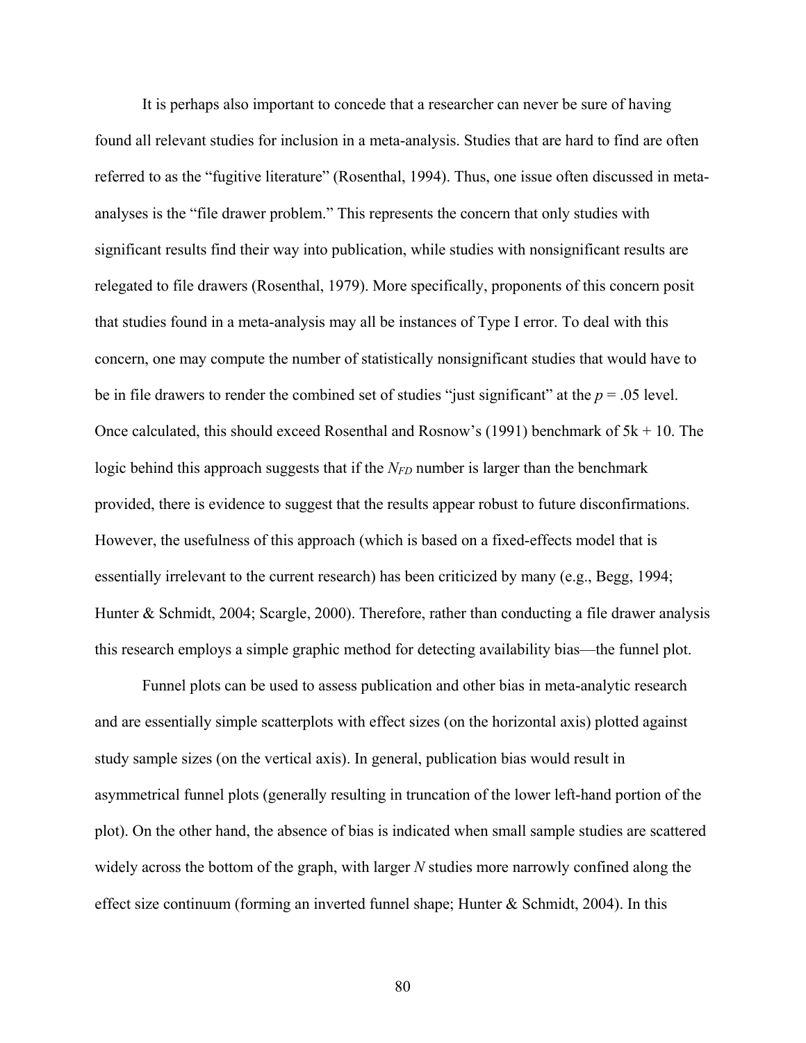It is perhaps also important to concede that a researcher can never be sure of having found all relevant studies for inclusion in a meta-analysis. Studies that are hard to find are often referred to as the "fugitive literature" (Rosenthal, 1994). Thus, one issue often discussed in meta-analyses is the "file drawer problem." This represents the concern that only studies with significant results find their way into publication, while studies with nonsignificant results are relegated to file drawers (Rosenthal, 1979). More specifically, proponents of this concern posit that studies found in a meta-analysis may all be instances of Type I error. To deal with this concern, one may compute the number of statistically nonsignificant studies that would have to be in file drawers to render the combined set of studies "just significant" at the $p = .05$ level. Once calculated, this should exceed Rosenthal and Rosnow's (1991) benchmark of $5k + 10$. The logic behind this approach suggests that if the $N_{FD}$ number is larger than the benchmark provided, there is evidence to suggest that the results appear robust to future disconfirmations. However, the usefulness of this approach (which is based on a fixed-effects model that is essentially irrelevant to the current research) has been criticized by many (e.g., Begg, 1994; Hunter & Schmidt, 2004; Scargle, 2000). Therefore, rather than conducting a file drawer analysis this research employs a simple graphic method for detecting availability bias—the funnel plot.

Funnel plots can be used to assess publication and other bias in meta-analytic research and are essentially simple scatterplots with effect sizes (on the horizontal axis) plotted against study sample sizes (on the vertical axis). In general, publication bias would result in asymmetrical funnel plots (generally resulting in truncation of the lower left-hand portion of the plot). On the other hand, the absence of bias is indicated when small sample studies are scattered widely across the bottom of the graph, with larger *N* studies more narrowly confined along the effect size continuum (forming an inverted funnel shape; Hunter & Schmidt, 2004). In this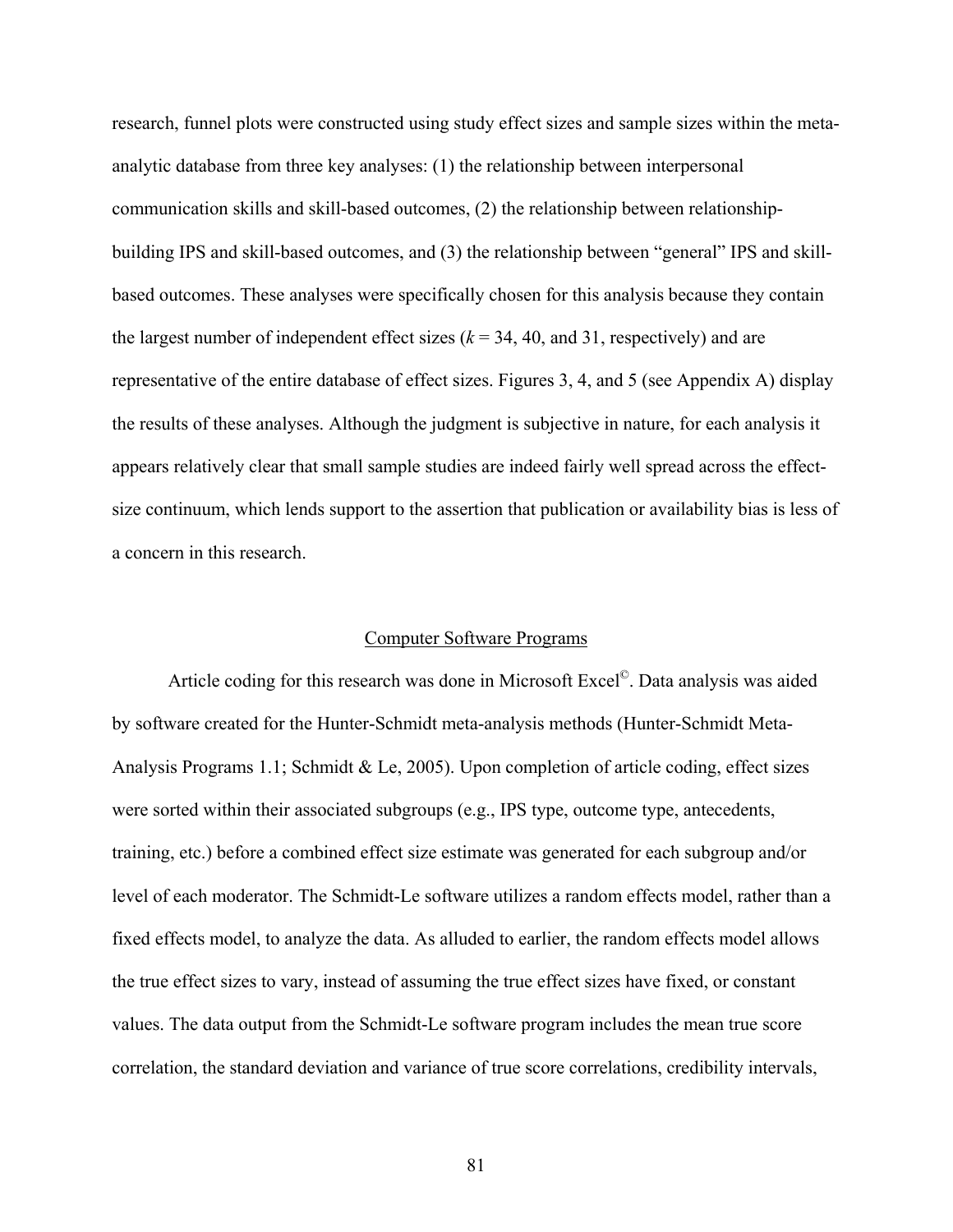research, funnel plots were constructed using study effect sizes and sample sizes within the meta-analytic database from three key analyses: (1) the relationship between interpersonal communication skills and skill-based outcomes, (2) the relationship between relationship-building IPS and skill-based outcomes, and (3) the relationship between "general" IPS and skill-based outcomes. These analyses were specifically chosen for this analysis because they contain the largest number of independent effect sizes ($k$ = 34, 40, and 31, respectively) and are representative of the entire database of effect sizes. Figures 3, 4, and 5 (see Appendix A) display the results of these analyses. Although the judgment is subjective in nature, for each analysis it appears relatively clear that small sample studies are indeed fairly well spread across the effect-size continuum, which lends support to the assertion that publication or availability bias is less of a concern in this research.

## Computer Software Programs

Article coding for this research was done in Microsoft Excel©. Data analysis was aided by software created for the Hunter-Schmidt meta-analysis methods (Hunter-Schmidt Meta-Analysis Programs 1.1; Schmidt & Le, 2005). Upon completion of article coding, effect sizes were sorted within their associated subgroups (e.g., IPS type, outcome type, antecedents, training, etc.) before a combined effect size estimate was generated for each subgroup and/or level of each moderator. The Schmidt-Le software utilizes a random effects model, rather than a fixed effects model, to analyze the data. As alluded to earlier, the random effects model allows the true effect sizes to vary, instead of assuming the true effect sizes have fixed, or constant values. The data output from the Schmidt-Le software program includes the mean true score correlation, the standard deviation and variance of true score correlations, credibility intervals,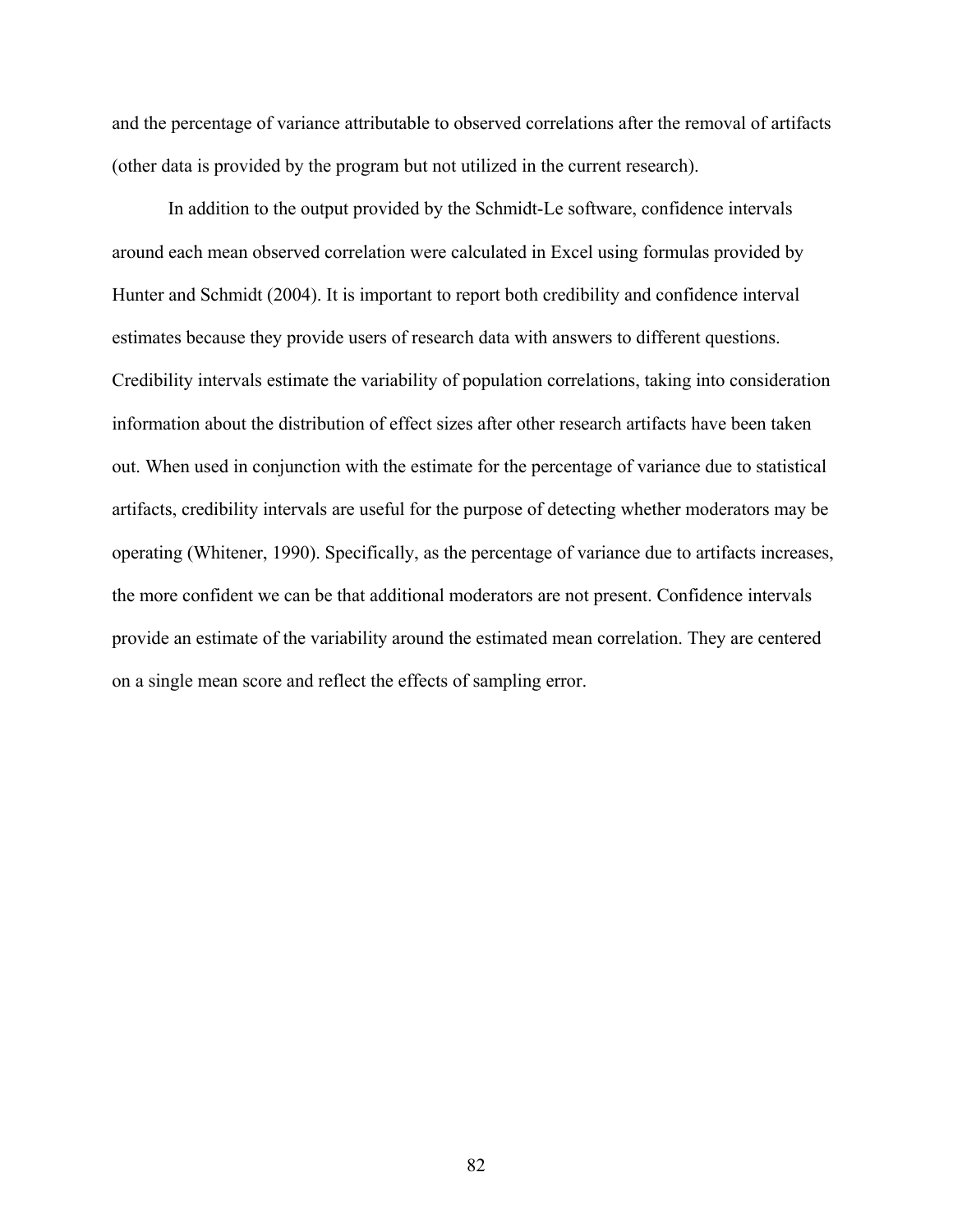and the percentage of variance attributable to observed correlations after the removal of artifacts (other data is provided by the program but not utilized in the current research).

In addition to the output provided by the Schmidt-Le software, confidence intervals around each mean observed correlation were calculated in Excel using formulas provided by Hunter and Schmidt (2004). It is important to report both credibility and confidence interval estimates because they provide users of research data with answers to different questions. Credibility intervals estimate the variability of population correlations, taking into consideration information about the distribution of effect sizes after other research artifacts have been taken out. When used in conjunction with the estimate for the percentage of variance due to statistical artifacts, credibility intervals are useful for the purpose of detecting whether moderators may be operating (Whitener, 1990). Specifically, as the percentage of variance due to artifacts increases, the more confident we can be that additional moderators are not present. Confidence intervals provide an estimate of the variability around the estimated mean correlation. They are centered on a single mean score and reflect the effects of sampling error.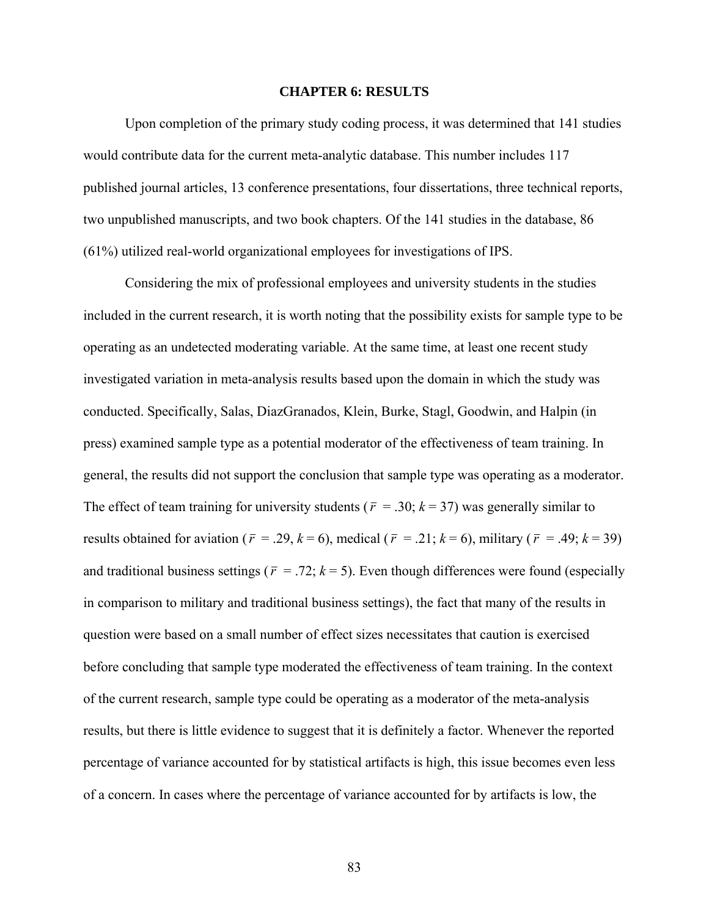# CHAPTER 6: RESULTS

Upon completion of the primary study coding process, it was determined that 141 studies would contribute data for the current meta-analytic database. This number includes 117 published journal articles, 13 conference presentations, four dissertations, three technical reports, two unpublished manuscripts, and two book chapters. Of the 141 studies in the database, 86 (61%) utilized real-world organizational employees for investigations of IPS.

Considering the mix of professional employees and university students in the studies included in the current research, it is worth noting that the possibility exists for sample type to be operating as an undetected moderating variable. At the same time, at least one recent study investigated variation in meta-analysis results based upon the domain in which the study was conducted. Specifically, Salas, DiazGranados, Klein, Burke, Stagl, Goodwin, and Halpin (in press) examined sample type as a potential moderator of the effectiveness of team training. In general, the results did not support the conclusion that sample type was operating as a moderator. The effect of team training for university students ($\bar{r}$ = .30; $k$ = 37) was generally similar to results obtained for aviation ($\bar{r}$ = .29, $k$ = 6), medical ($\bar{r}$ = .21; $k$ = 6), military ($\bar{r}$ = .49; $k$ = 39) and traditional business settings ($\bar{r}$ = .72; $k$ = 5). Even though differences were found (especially in comparison to military and traditional business settings), the fact that many of the results in question were based on a small number of effect sizes necessitates that caution is exercised before concluding that sample type moderated the effectiveness of team training. In the context of the current research, sample type could be operating as a moderator of the meta-analysis results, but there is little evidence to suggest that it is definitely a factor. Whenever the reported percentage of variance accounted for by statistical artifacts is high, this issue becomes even less of a concern. In cases where the percentage of variance accounted for by artifacts is low, the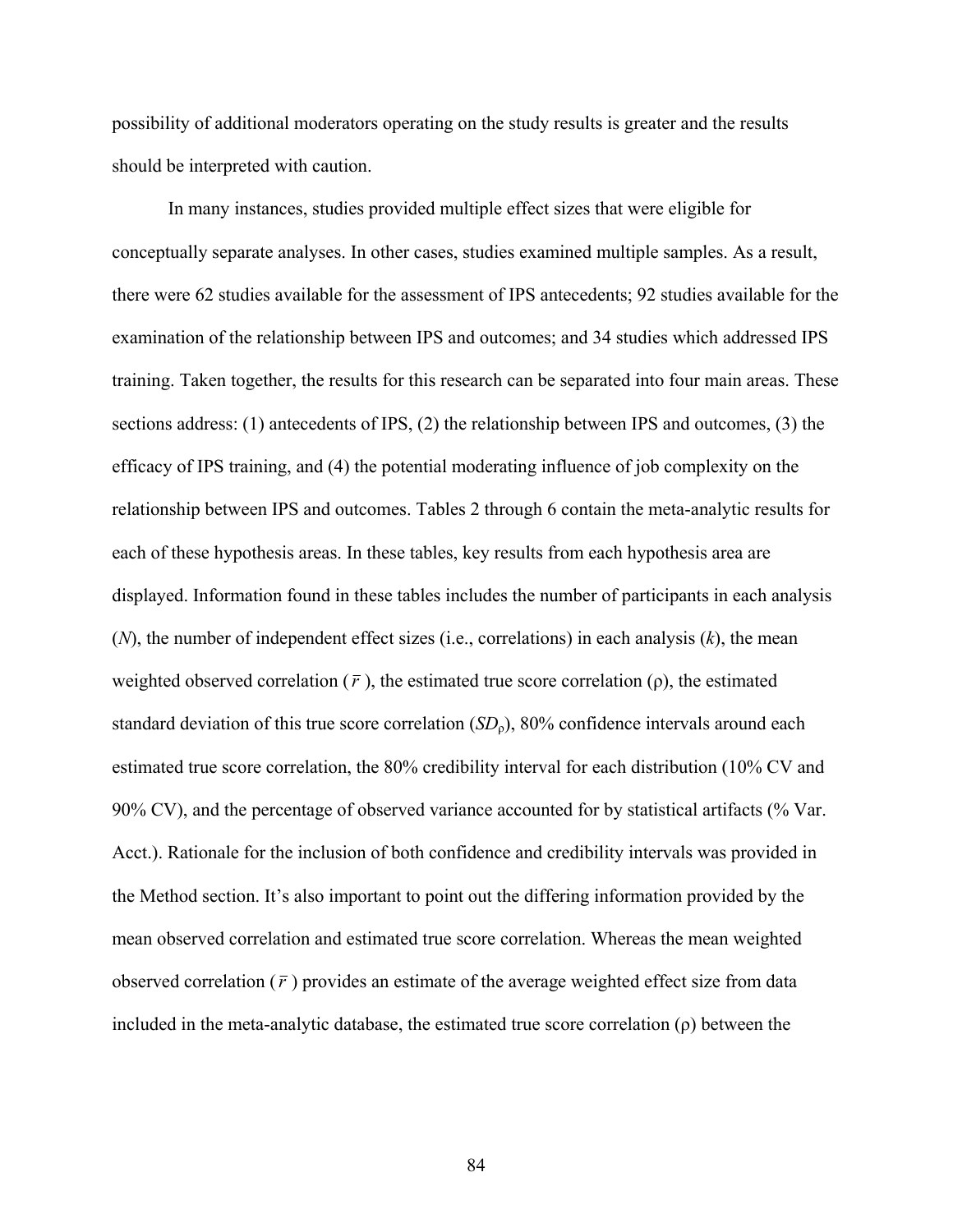possibility of additional moderators operating on the study results is greater and the results should be interpreted with caution.

In many instances, studies provided multiple effect sizes that were eligible for conceptually separate analyses. In other cases, studies examined multiple samples. As a result, there were 62 studies available for the assessment of IPS antecedents; 92 studies available for the examination of the relationship between IPS and outcomes; and 34 studies which addressed IPS training. Taken together, the results for this research can be separated into four main areas. These sections address: (1) antecedents of IPS, (2) the relationship between IPS and outcomes, (3) the efficacy of IPS training, and (4) the potential moderating influence of job complexity on the relationship between IPS and outcomes. Tables 2 through 6 contain the meta-analytic results for each of these hypothesis areas. In these tables, key results from each hypothesis area are displayed. Information found in these tables includes the number of participants in each analysis (*N*), the number of independent effect sizes (i.e., correlations) in each analysis (*k*), the mean weighted observed correlation ($\bar{r}$), the estimated true score correlation (ρ), the estimated standard deviation of this true score correlation ($SD_{\rho}$), 80% confidence intervals around each estimated true score correlation, the 80% credibility interval for each distribution (10% CV and 90% CV), and the percentage of observed variance accounted for by statistical artifacts (% Var. Acct.). Rationale for the inclusion of both confidence and credibility intervals was provided in the Method section. It's also important to point out the differing information provided by the mean observed correlation and estimated true score correlation. Whereas the mean weighted observed correlation ($\bar{r}$) provides an estimate of the average weighted effect size from data included in the meta-analytic database, the estimated true score correlation (ρ) between the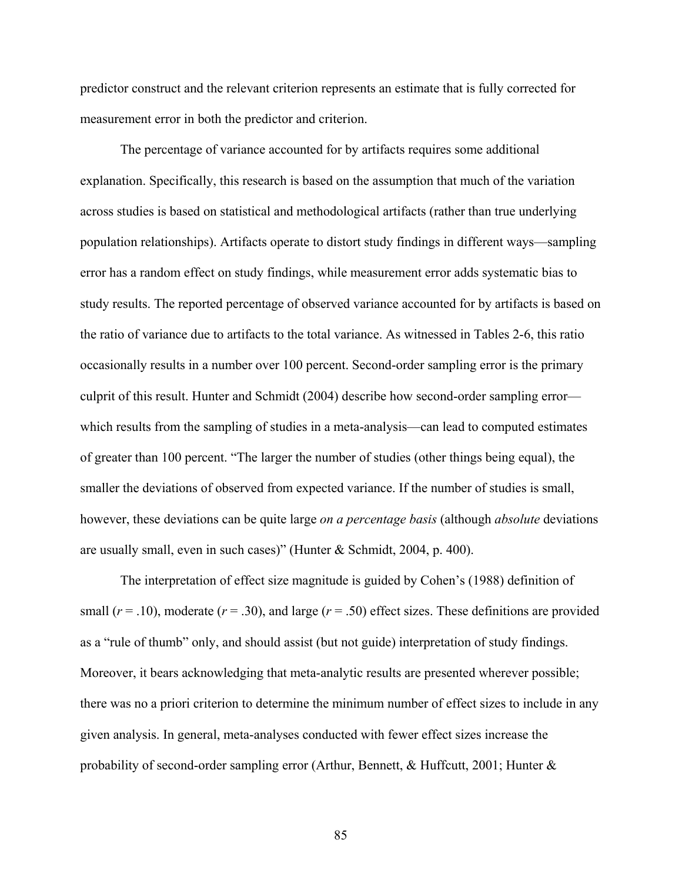predictor construct and the relevant criterion represents an estimate that is fully corrected for measurement error in both the predictor and criterion.

The percentage of variance accounted for by artifacts requires some additional explanation. Specifically, this research is based on the assumption that much of the variation across studies is based on statistical and methodological artifacts (rather than true underlying population relationships). Artifacts operate to distort study findings in different ways—sampling error has a random effect on study findings, while measurement error adds systematic bias to study results. The reported percentage of observed variance accounted for by artifacts is based on the ratio of variance due to artifacts to the total variance. As witnessed in Tables 2-6, this ratio occasionally results in a number over 100 percent. Second-order sampling error is the primary culprit of this result. Hunter and Schmidt (2004) describe how second-order sampling error—which results from the sampling of studies in a meta-analysis—can lead to computed estimates of greater than 100 percent. "The larger the number of studies (other things being equal), the smaller the deviations of observed from expected variance. If the number of studies is small, however, these deviations can be quite large *on a percentage basis* (although *absolute* deviations are usually small, even in such cases)" (Hunter & Schmidt, 2004, p. 400).

The interpretation of effect size magnitude is guided by Cohen's (1988) definition of small ($r$ = .10), moderate ($r$ = .30), and large ($r$ = .50) effect sizes. These definitions are provided as a "rule of thumb" only, and should assist (but not guide) interpretation of study findings. Moreover, it bears acknowledging that meta-analytic results are presented wherever possible; there was no a priori criterion to determine the minimum number of effect sizes to include in any given analysis. In general, meta-analyses conducted with fewer effect sizes increase the probability of second-order sampling error (Arthur, Bennett, & Huffcutt, 2001; Hunter &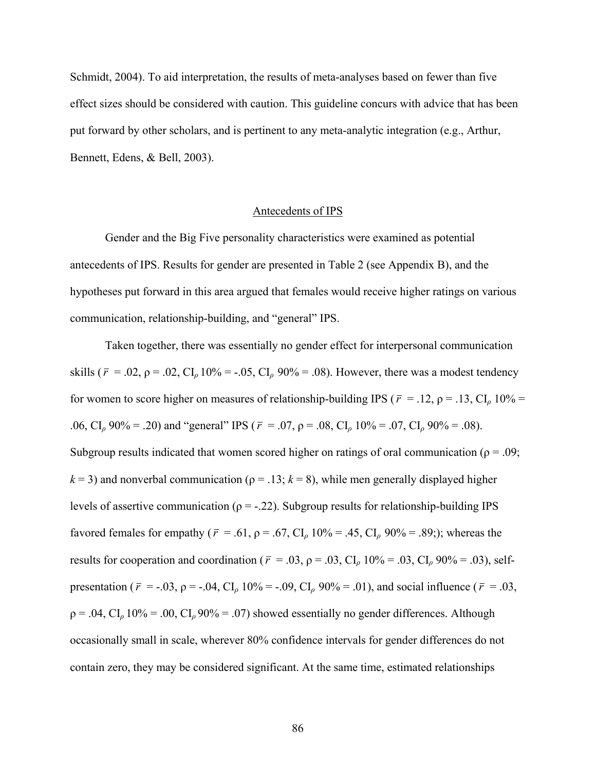Schmidt, 2004). To aid interpretation, the results of meta-analyses based on fewer than five effect sizes should be considered with caution. This guideline concurs with advice that has been put forward by other scholars, and is pertinent to any meta-analytic integration (e.g., Arthur, Bennett, Edens, & Bell, 2003).

## Antecedents of IPS

Gender and the Big Five personality characteristics were examined as potential antecedents of IPS. Results for gender are presented in Table 2 (see Appendix B), and the hypotheses put forward in this area argued that females would receive higher ratings on various communication, relationship-building, and "general" IPS.

Taken together, there was essentially no gender effect for interpersonal communication skills ($\bar{r}$ = .02, ρ = .02, $CI_{\rho}$ 10% = -.05, $CI_{\rho}$ 90% = .08). However, there was a modest tendency for women to score higher on measures of relationship-building IPS ($\bar{r}$ = .12, ρ = .13, $CI_{\rho}$ 10% = .06, $CI_{\rho}$ 90% = .20) and "general" IPS ($\bar{r}$ = .07, ρ = .08, $CI_{\rho}$ 10% = .07, $CI_{\rho}$ 90% = .08). Subgroup results indicated that women scored higher on ratings of oral communication (ρ = .09; $k$ = 3) and nonverbal communication (ρ = .13; $k$ = 8), while men generally displayed higher levels of assertive communication (ρ = -.22). Subgroup results for relationship-building IPS favored females for empathy ($\bar{r}$ = .61, ρ = .67, $CI_{\rho}$ 10% = .45, $CI_{\rho}$ 90% = .89;); whereas the results for cooperation and coordination ($\bar{r}$ = .03, ρ = .03, $CI_{\rho}$ 10% = .03, $CI_{\rho}$ 90% = .03), self-presentation ($\bar{r}$ = -.03, ρ = -.04, $CI_{\rho}$ 10% = -.09, $CI_{\rho}$ 90% = .01), and social influence ($\bar{r}$ = .03, ρ = .04, $CI_{\rho}$ 10% = .00, $CI_{\rho}$ 90% = .07) showed essentially no gender differences. Although occasionally small in scale, wherever 80% confidence intervals for gender differences do not contain zero, they may be considered significant. At the same time, estimated relationships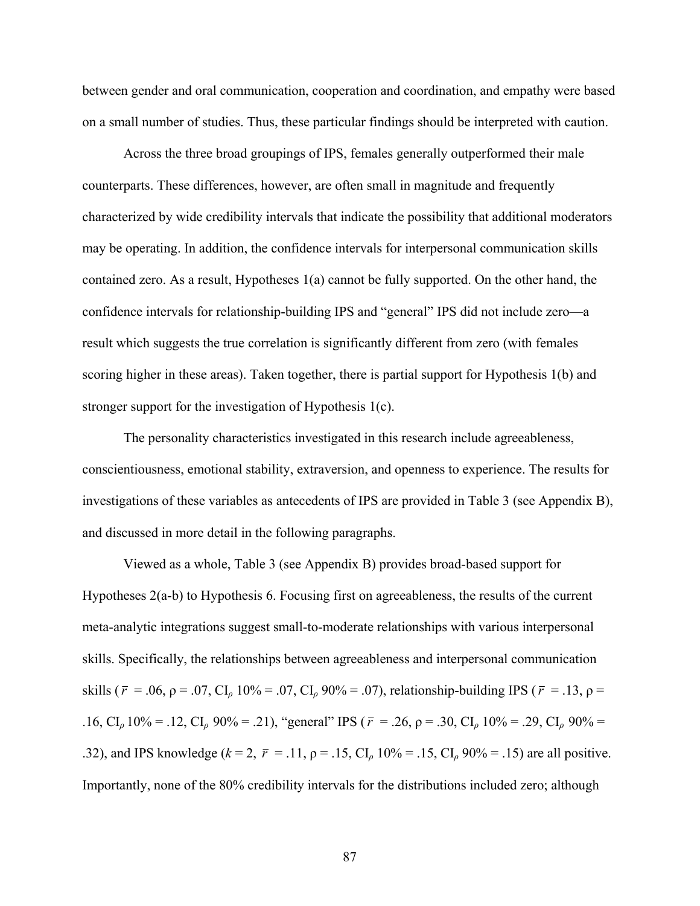between gender and oral communication, cooperation and coordination, and empathy were based on a small number of studies. Thus, these particular findings should be interpreted with caution.

Across the three broad groupings of IPS, females generally outperformed their male counterparts. These differences, however, are often small in magnitude and frequently characterized by wide credibility intervals that indicate the possibility that additional moderators may be operating. In addition, the confidence intervals for interpersonal communication skills contained zero. As a result, Hypotheses 1(a) cannot be fully supported. On the other hand, the confidence intervals for relationship-building IPS and "general" IPS did not include zero—a result which suggests the true correlation is significantly different from zero (with females scoring higher in these areas). Taken together, there is partial support for Hypothesis 1(b) and stronger support for the investigation of Hypothesis 1(c).

The personality characteristics investigated in this research include agreeableness, conscientiousness, emotional stability, extraversion, and openness to experience. The results for investigations of these variables as antecedents of IPS are provided in Table 3 (see Appendix B), and discussed in more detail in the following paragraphs.

Viewed as a whole, Table 3 (see Appendix B) provides broad-based support for Hypotheses 2(a-b) to Hypothesis 6. Focusing first on agreeableness, the results of the current meta-analytic integrations suggest small-to-moderate relationships with various interpersonal skills. Specifically, the relationships between agreeableness and interpersonal communication skills ($\bar{r}$ = .06, $\rho$ = .07, $CI_{\rho}$ 10% = .07, $CI_{\rho}$ 90% = .07), relationship-building IPS ($\bar{r}$ = .13, $\rho$ = .16, $CI_{\rho}$ 10% = .12, $CI_{\rho}$ 90% = .21), "general" IPS ($\bar{r}$ = .26, $\rho$ = .30, $CI_{\rho}$ 10% = .29, $CI_{\rho}$ 90% = .32), and IPS knowledge ($k$ = 2, $\bar{r}$ = .11, $\rho$ = .15, $CI_{\rho}$ 10% = .15, $CI_{\rho}$ 90% = .15) are all positive. Importantly, none of the 80% credibility intervals for the distributions included zero; although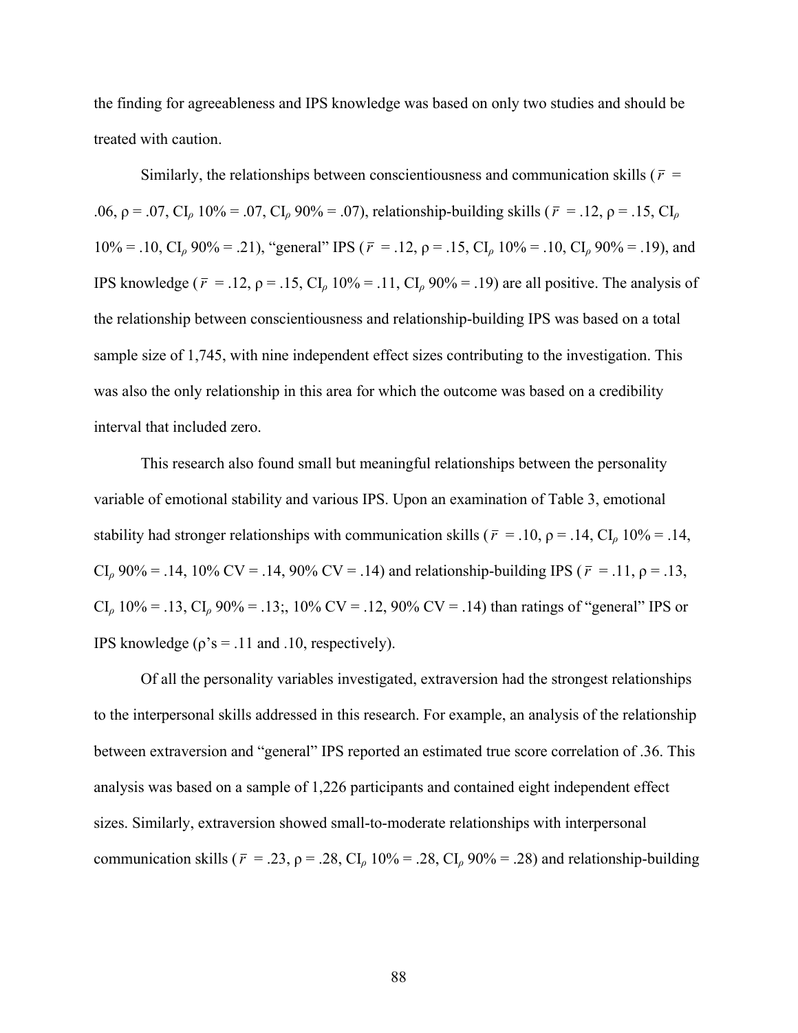the finding for agreeableness and IPS knowledge was based on only two studies and should be treated with caution.

Similarly, the relationships between conscientiousness and communication skills ($\bar{r}$ = .06, ρ = .07, $CI_{\rho}$ 10% = .07, $CI_{\rho}$ 90% = .07), relationship-building skills ($\bar{r}$ = .12, ρ = .15, $CI_{\rho}$ 10% = .10, $CI_{\rho}$ 90% = .21), "general" IPS ($\bar{r}$ = .12, ρ = .15, $CI_{\rho}$ 10% = .10, $CI_{\rho}$ 90% = .19), and IPS knowledge ($\bar{r}$ = .12, ρ = .15, $CI_{\rho}$ 10% = .11, $CI_{\rho}$ 90% = .19) are all positive. The analysis of the relationship between conscientiousness and relationship-building IPS was based on a total sample size of 1,745, with nine independent effect sizes contributing to the investigation. This was also the only relationship in this area for which the outcome was based on a credibility interval that included zero.

This research also found small but meaningful relationships between the personality variable of emotional stability and various IPS. Upon an examination of Table 3, emotional stability had stronger relationships with communication skills ($\bar{r}$ = .10, ρ = .14, $CI_{\rho}$ 10% = .14, $CI_{\rho}$ 90% = .14, 10% CV = .14, 90% CV = .14) and relationship-building IPS ($\bar{r}$ = .11, ρ = .13, $CI_{\rho}$ 10% = .13, $CI_{\rho}$ 90% = .13;, 10% CV = .12, 90% CV = .14) than ratings of "general" IPS or IPS knowledge (ρ's = .11 and .10, respectively).

Of all the personality variables investigated, extraversion had the strongest relationships to the interpersonal skills addressed in this research. For example, an analysis of the relationship between extraversion and "general" IPS reported an estimated true score correlation of .36. This analysis was based on a sample of 1,226 participants and contained eight independent effect sizes. Similarly, extraversion showed small-to-moderate relationships with interpersonal communication skills ($\bar{r}$ = .23, ρ = .28, $CI_{\rho}$ 10% = .28, $CI_{\rho}$ 90% = .28) and relationship-building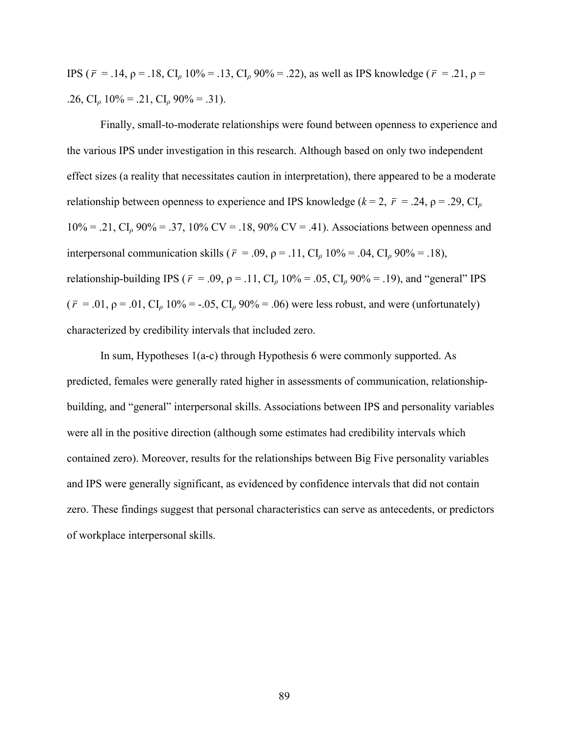IPS ($\bar{r}$ = .14, ρ = .18, $CI_{\rho}$ 10% = .13, $CI_{\rho}$ 90% = .22), as well as IPS knowledge ($\bar{r}$ = .21, ρ = .26, $CI_{\rho}$ 10% = .21, $CI_{\rho}$ 90% = .31).

Finally, small-to-moderate relationships were found between openness to experience and the various IPS under investigation in this research. Although based on only two independent effect sizes (a reality that necessitates caution in interpretation), there appeared to be a moderate relationship between openness to experience and IPS knowledge ($k$ = 2, $\bar{r}$ = .24, ρ = .29, $CI_{\rho}$ 10% = .21, $CI_{\rho}$ 90% = .37, 10% CV = .18, 90% CV = .41). Associations between openness and interpersonal communication skills ($\bar{r}$ = .09, ρ = .11, $CI_{\rho}$ 10% = .04, $CI_{\rho}$ 90% = .18), relationship-building IPS ($\bar{r}$ = .09, ρ = .11, $CI_{\rho}$ 10% = .05, $CI_{\rho}$ 90% = .19), and "general" IPS ($\bar{r}$ = .01, ρ = .01, $CI_{\rho}$ 10% = -.05, $CI_{\rho}$ 90% = .06) were less robust, and were (unfortunately) characterized by credibility intervals that included zero.

In sum, Hypotheses 1(a-c) through Hypothesis 6 were commonly supported. As predicted, females were generally rated higher in assessments of communication, relationship-building, and "general" interpersonal skills. Associations between IPS and personality variables were all in the positive direction (although some estimates had credibility intervals which contained zero). Moreover, results for the relationships between Big Five personality variables and IPS were generally significant, as evidenced by confidence intervals that did not contain zero. These findings suggest that personal characteristics can serve as antecedents, or predictors of workplace interpersonal skills.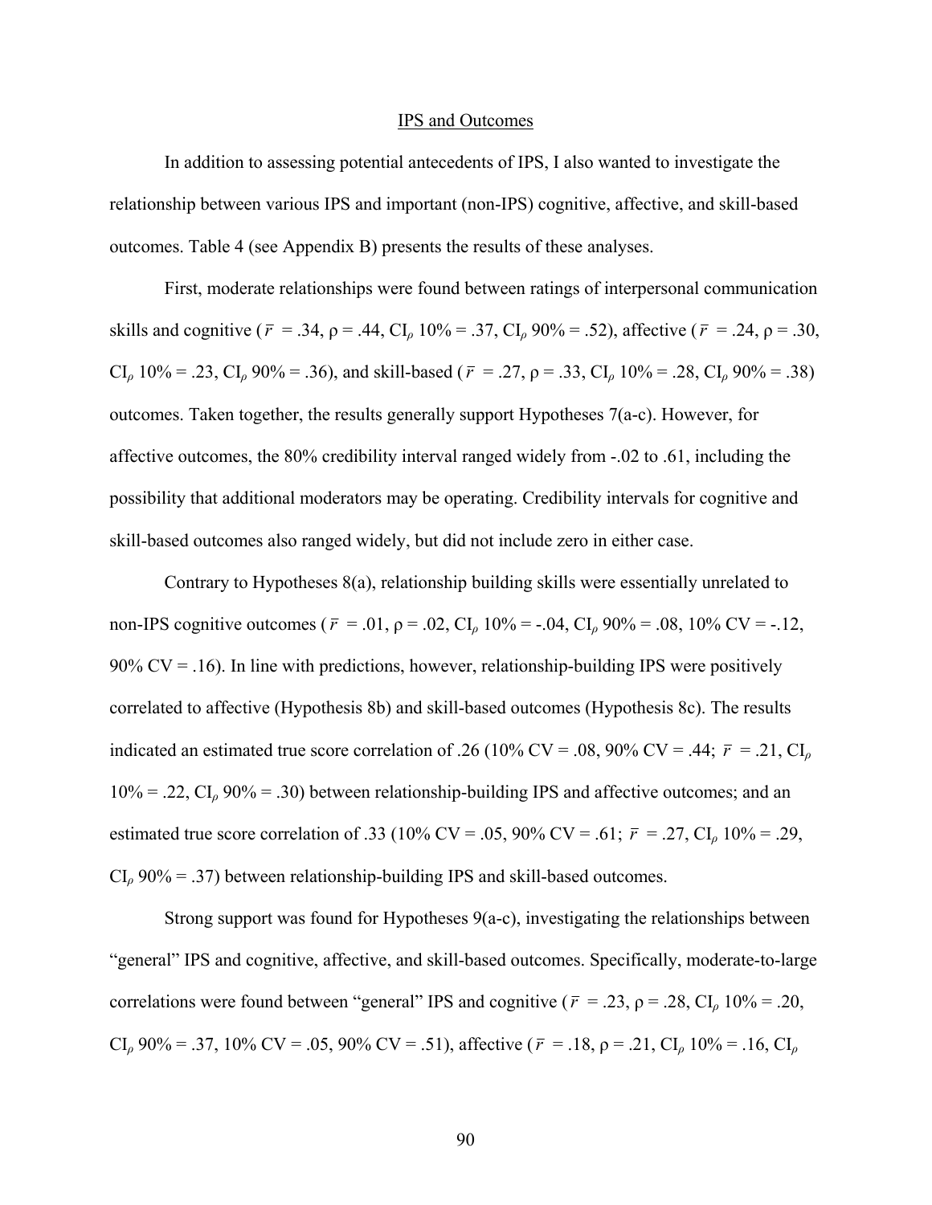## IPS and Outcomes

In addition to assessing potential antecedents of IPS, I also wanted to investigate the relationship between various IPS and important (non-IPS) cognitive, affective, and skill-based outcomes. Table 4 (see Appendix B) presents the results of these analyses.

First, moderate relationships were found between ratings of interpersonal communication skills and cognitive ($\bar{r}$ = .34, ρ = .44, $CI_\rho$ 10% = .37, $CI_\rho$ 90% = .52), affective ($\bar{r}$ = .24, ρ = .30, $CI_\rho$ 10% = .23, $CI_\rho$ 90% = .36), and skill-based ($\bar{r}$ = .27, ρ = .33, $CI_\rho$ 10% = .28, $CI_\rho$ 90% = .38) outcomes. Taken together, the results generally support Hypotheses 7(a-c). However, for affective outcomes, the 80% credibility interval ranged widely from -.02 to .61, including the possibility that additional moderators may be operating. Credibility intervals for cognitive and skill-based outcomes also ranged widely, but did not include zero in either case.

Contrary to Hypotheses 8(a), relationship building skills were essentially unrelated to non-IPS cognitive outcomes ($\bar{r}$ = .01, ρ = .02, $CI_\rho$ 10% = -.04, $CI_\rho$ 90% = .08, 10% CV = -.12, 90% CV = .16). In line with predictions, however, relationship-building IPS were positively correlated to affective (Hypothesis 8b) and skill-based outcomes (Hypothesis 8c). The results indicated an estimated true score correlation of .26 (10% CV = .08, 90% CV = .44; $\bar{r}$ = .21, $CI_\rho$ 10% = .22, $CI_\rho$ 90% = .30) between relationship-building IPS and affective outcomes; and an estimated true score correlation of .33 (10% CV = .05, 90% CV = .61; $\bar{r}$ = .27, $CI_\rho$ 10% = .29, $CI_\rho$ 90% = .37) between relationship-building IPS and skill-based outcomes.

Strong support was found for Hypotheses 9(a-c), investigating the relationships between "general" IPS and cognitive, affective, and skill-based outcomes. Specifically, moderate-to-large correlations were found between "general" IPS and cognitive ($\bar{r}$ = .23, ρ = .28, $CI_\rho$ 10% = .20, $CI_\rho$ 90% = .37, 10% CV = .05, 90% CV = .51), affective ($\bar{r}$ = .18, ρ = .21, $CI_\rho$ 10% = .16, $CI_\rho$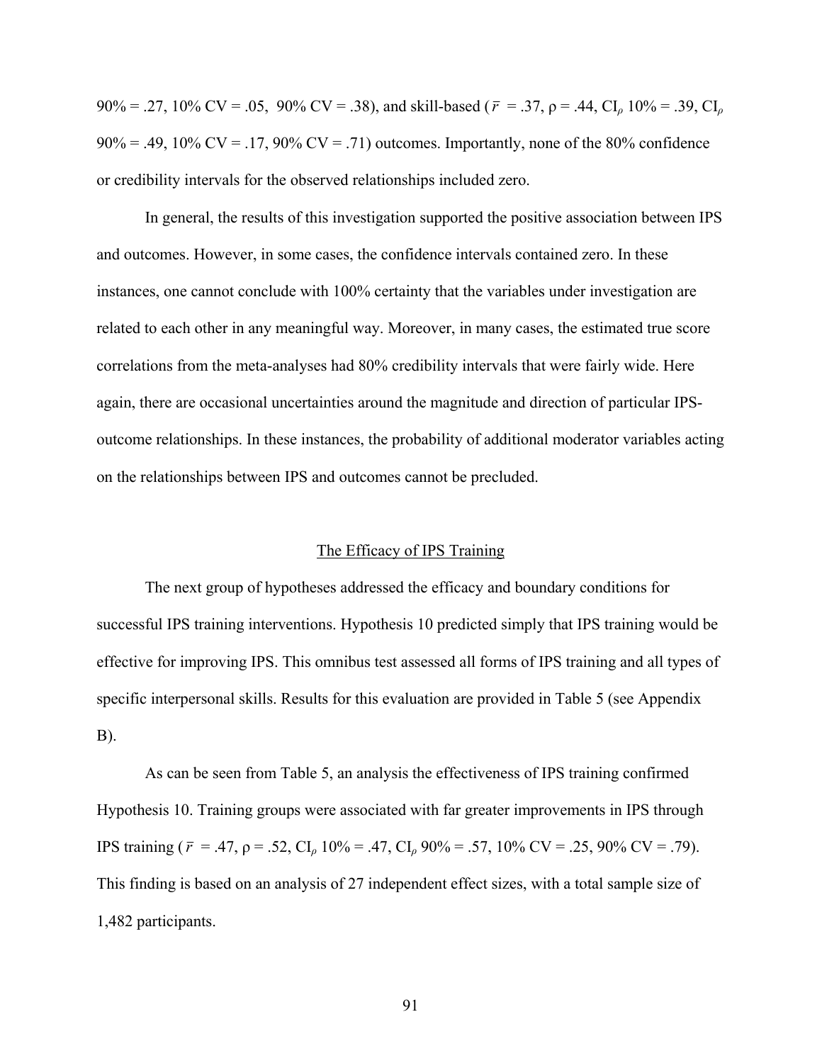90% = .27, 10% CV = .05, 90% CV = .38), and skill-based ($\bar{r}$ = .37, ρ = .44, $CI_\rho$ 10% = .39, $CI_\rho$ 90% = .49, 10% CV = .17, 90% CV = .71) outcomes. Importantly, none of the 80% confidence or credibility intervals for the observed relationships included zero.

In general, the results of this investigation supported the positive association between IPS and outcomes. However, in some cases, the confidence intervals contained zero. In these instances, one cannot conclude with 100% certainty that the variables under investigation are related to each other in any meaningful way. Moreover, in many cases, the estimated true score correlations from the meta-analyses had 80% credibility intervals that were fairly wide. Here again, there are occasional uncertainties around the magnitude and direction of particular IPS-outcome relationships. In these instances, the probability of additional moderator variables acting on the relationships between IPS and outcomes cannot be precluded.

## The Efficacy of IPS Training

The next group of hypotheses addressed the efficacy and boundary conditions for successful IPS training interventions. Hypothesis 10 predicted simply that IPS training would be effective for improving IPS. This omnibus test assessed all forms of IPS training and all types of specific interpersonal skills. Results for this evaluation are provided in Table 5 (see Appendix B).

As can be seen from Table 5, an analysis the effectiveness of IPS training confirmed Hypothesis 10. Training groups were associated with far greater improvements in IPS through IPS training ($\bar{r}$ = .47, ρ = .52, $CI_\rho$ 10% = .47, $CI_\rho$ 90% = .57, 10% CV = .25, 90% CV = .79). This finding is based on an analysis of 27 independent effect sizes, with a total sample size of 1,482 participants.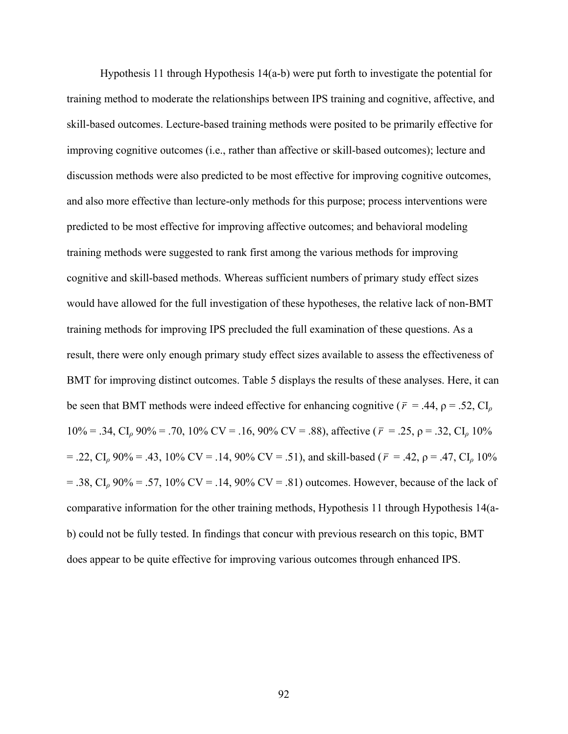Hypothesis 11 through Hypothesis 14(a-b) were put forth to investigate the potential for training method to moderate the relationships between IPS training and cognitive, affective, and skill-based outcomes. Lecture-based training methods were posited to be primarily effective for improving cognitive outcomes (i.e., rather than affective or skill-based outcomes); lecture and discussion methods were also predicted to be most effective for improving cognitive outcomes, and also more effective than lecture-only methods for this purpose; process interventions were predicted to be most effective for improving affective outcomes; and behavioral modeling training methods were suggested to rank first among the various methods for improving cognitive and skill-based methods. Whereas sufficient numbers of primary study effect sizes would have allowed for the full investigation of these hypotheses, the relative lack of non-BMT training methods for improving IPS precluded the full examination of these questions. As a result, there were only enough primary study effect sizes available to assess the effectiveness of BMT for improving distinct outcomes. Table 5 displays the results of these analyses. Here, it can be seen that BMT methods were indeed effective for enhancing cognitive ($\bar{r}$ = .44, $\rho$ = .52, $CI_\rho$ 10% = .34, $CI_\rho$ 90% = .70, 10% CV = .16, 90% CV = .88), affective ($\bar{r}$ = .25, $\rho$ = .32, $CI_\rho$ 10% = .22, $CI_\rho$ 90% = .43, 10% CV = .14, 90% CV = .51), and skill-based ($\bar{r}$ = .42, $\rho$ = .47, $CI_\rho$ 10% = .38, $CI_\rho$ 90% = .57, 10% CV = .14, 90% CV = .81) outcomes. However, because of the lack of comparative information for the other training methods, Hypothesis 11 through Hypothesis 14(a-b) could not be fully tested. In findings that concur with previous research on this topic, BMT does appear to be quite effective for improving various outcomes through enhanced IPS.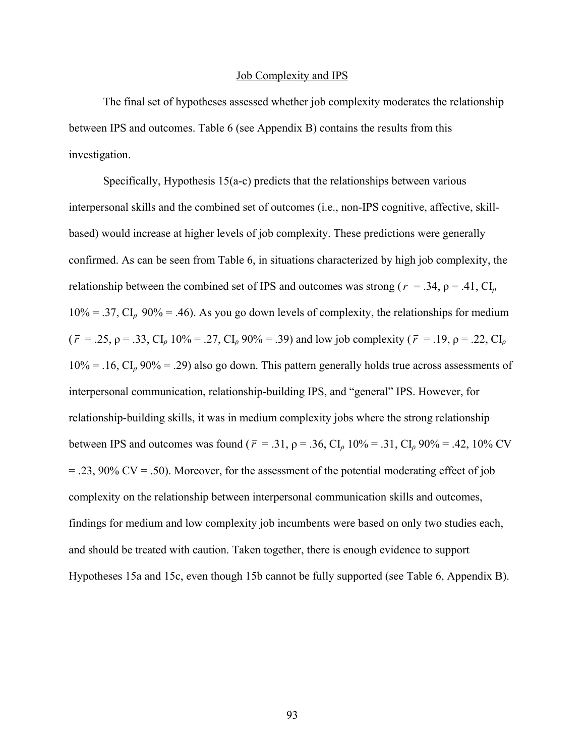## Job Complexity and IPS

The final set of hypotheses assessed whether job complexity moderates the relationship between IPS and outcomes. Table 6 (see Appendix B) contains the results from this investigation.

Specifically, Hypothesis 15(a-c) predicts that the relationships between various interpersonal skills and the combined set of outcomes (i.e., non-IPS cognitive, affective, skill-based) would increase at higher levels of job complexity. These predictions were generally confirmed. As can be seen from Table 6, in situations characterized by high job complexity, the relationship between the combined set of IPS and outcomes was strong ($\bar{r}$ = .34, $\rho$ = .41, $CI_{\rho}$ 10% = .37, $CI_{\rho}$ 90% = .46). As you go down levels of complexity, the relationships for medium ($\bar{r}$ = .25, $\rho$ = .33, $CI_{\rho}$ 10% = .27, $CI_{\rho}$ 90% = .39) and low job complexity ($\bar{r}$ = .19, $\rho$ = .22, $CI_{\rho}$ 10% = .16, $CI_{\rho}$ 90% = .29) also go down. This pattern generally holds true across assessments of interpersonal communication, relationship-building IPS, and "general" IPS. However, for relationship-building skills, it was in medium complexity jobs where the strong relationship between IPS and outcomes was found ($\bar{r}$ = .31, $\rho$ = .36, $CI_{\rho}$ 10% = .31, $CI_{\rho}$ 90% = .42, 10% CV = .23, 90% CV = .50). Moreover, for the assessment of the potential moderating effect of job complexity on the relationship between interpersonal communication skills and outcomes, findings for medium and low complexity job incumbents were based on only two studies each, and should be treated with caution. Taken together, there is enough evidence to support Hypotheses 15a and 15c, even though 15b cannot be fully supported (see Table 6, Appendix B).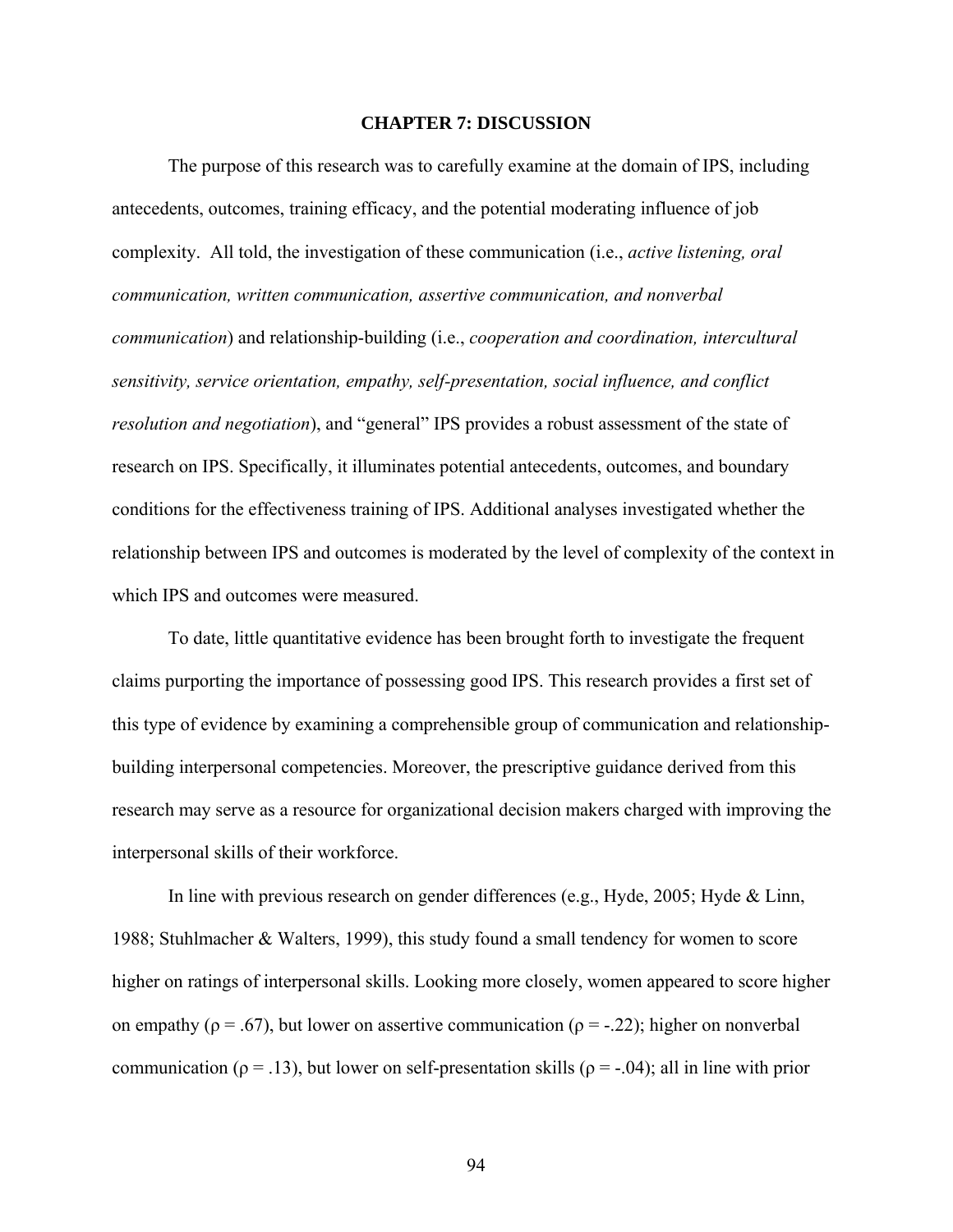# CHAPTER 7: DISCUSSION

The purpose of this research was to carefully examine at the domain of IPS, including antecedents, outcomes, training efficacy, and the potential moderating influence of job complexity. All told, the investigation of these communication (i.e., *active listening, oral communication, written communication, assertive communication, and nonverbal communication*) and relationship-building (i.e., *cooperation and coordination, intercultural sensitivity, service orientation, empathy, self-presentation, social influence, and conflict resolution and negotiation*), and "general" IPS provides a robust assessment of the state of research on IPS. Specifically, it illuminates potential antecedents, outcomes, and boundary conditions for the effectiveness training of IPS. Additional analyses investigated whether the relationship between IPS and outcomes is moderated by the level of complexity of the context in which IPS and outcomes were measured.

To date, little quantitative evidence has been brought forth to investigate the frequent claims purporting the importance of possessing good IPS. This research provides a first set of this type of evidence by examining a comprehensible group of communication and relationship-building interpersonal competencies. Moreover, the prescriptive guidance derived from this research may serve as a resource for organizational decision makers charged with improving the interpersonal skills of their workforce.

In line with previous research on gender differences (e.g., Hyde, 2005; Hyde & Linn, 1988; Stuhlmacher & Walters, 1999), this study found a small tendency for women to score higher on ratings of interpersonal skills. Looking more closely, women appeared to score higher on empathy ($\rho = .67$), but lower on assertive communication ($\rho = -.22$); higher on nonverbal communication ($\rho = .13$), but lower on self-presentation skills ($\rho = -.04$); all in line with prior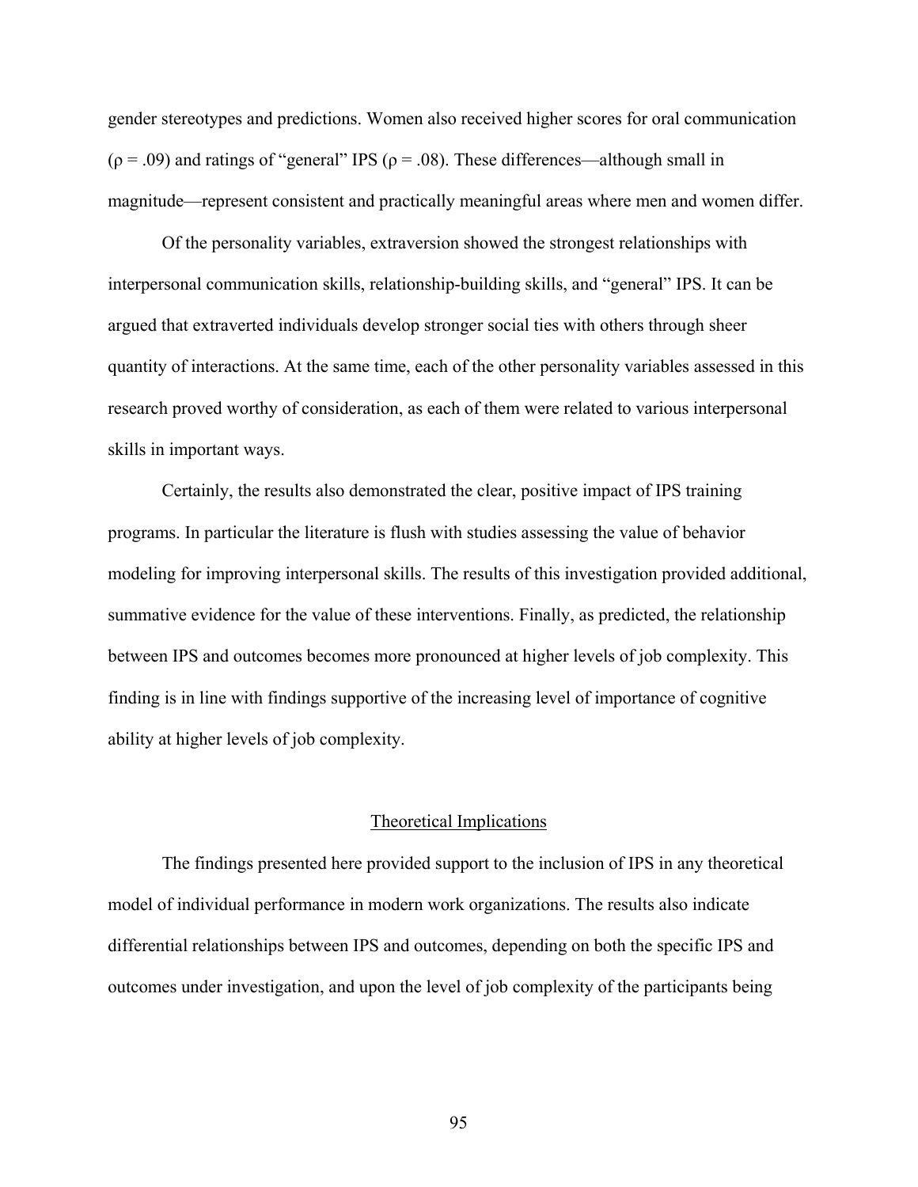gender stereotypes and predictions. Women also received higher scores for oral communication ($\rho = .09$) and ratings of "general" IPS ($\rho = .08$). These differences—although small in magnitude—represent consistent and practically meaningful areas where men and women differ.

Of the personality variables, extraversion showed the strongest relationships with interpersonal communication skills, relationship-building skills, and "general" IPS. It can be argued that extraverted individuals develop stronger social ties with others through sheer quantity of interactions. At the same time, each of the other personality variables assessed in this research proved worthy of consideration, as each of them were related to various interpersonal skills in important ways.

Certainly, the results also demonstrated the clear, positive impact of IPS training programs. In particular the literature is flush with studies assessing the value of behavior modeling for improving interpersonal skills. The results of this investigation provided additional, summative evidence for the value of these interventions. Finally, as predicted, the relationship between IPS and outcomes becomes more pronounced at higher levels of job complexity. This finding is in line with findings supportive of the increasing level of importance of cognitive ability at higher levels of job complexity.

## Theoretical Implications

The findings presented here provided support to the inclusion of IPS in any theoretical model of individual performance in modern work organizations. The results also indicate differential relationships between IPS and outcomes, depending on both the specific IPS and outcomes under investigation, and upon the level of job complexity of the participants being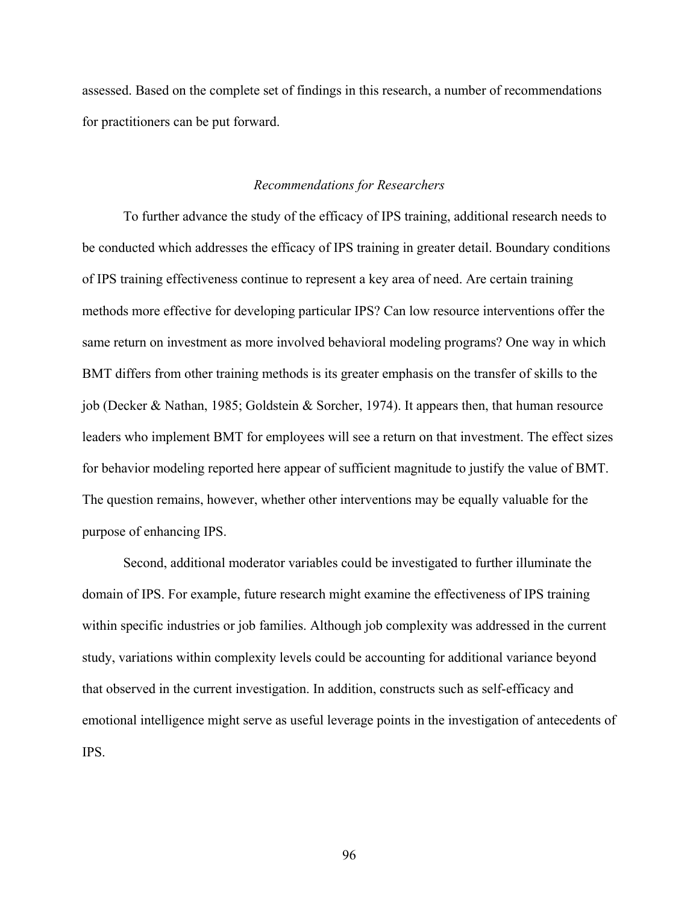assessed. Based on the complete set of findings in this research, a number of recommendations for practitioners can be put forward.

### *Recommendations for Researchers*

To further advance the study of the efficacy of IPS training, additional research needs to be conducted which addresses the efficacy of IPS training in greater detail. Boundary conditions of IPS training effectiveness continue to represent a key area of need. Are certain training methods more effective for developing particular IPS? Can low resource interventions offer the same return on investment as more involved behavioral modeling programs? One way in which BMT differs from other training methods is its greater emphasis on the transfer of skills to the job (Decker & Nathan, 1985; Goldstein & Sorcher, 1974). It appears then, that human resource leaders who implement BMT for employees will see a return on that investment. The effect sizes for behavior modeling reported here appear of sufficient magnitude to justify the value of BMT. The question remains, however, whether other interventions may be equally valuable for the purpose of enhancing IPS.

Second, additional moderator variables could be investigated to further illuminate the domain of IPS. For example, future research might examine the effectiveness of IPS training within specific industries or job families. Although job complexity was addressed in the current study, variations within complexity levels could be accounting for additional variance beyond that observed in the current investigation. In addition, constructs such as self-efficacy and emotional intelligence might serve as useful leverage points in the investigation of antecedents of IPS.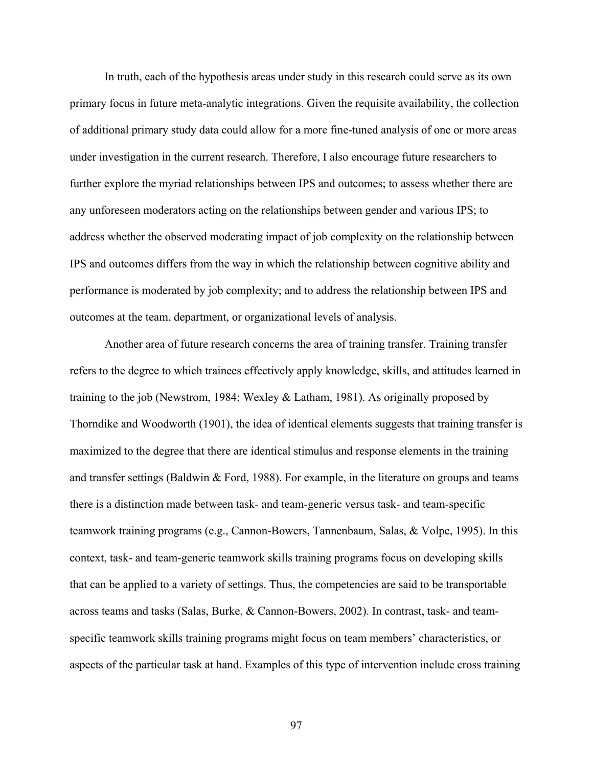In truth, each of the hypothesis areas under study in this research could serve as its own primary focus in future meta-analytic integrations. Given the requisite availability, the collection of additional primary study data could allow for a more fine-tuned analysis of one or more areas under investigation in the current research. Therefore, I also encourage future researchers to further explore the myriad relationships between IPS and outcomes; to assess whether there are any unforeseen moderators acting on the relationships between gender and various IPS; to address whether the observed moderating impact of job complexity on the relationship between IPS and outcomes differs from the way in which the relationship between cognitive ability and performance is moderated by job complexity; and to address the relationship between IPS and outcomes at the team, department, or organizational levels of analysis.

Another area of future research concerns the area of training transfer. Training transfer refers to the degree to which trainees effectively apply knowledge, skills, and attitudes learned in training to the job (Newstrom, 1984; Wexley & Latham, 1981). As originally proposed by Thorndike and Woodworth (1901), the idea of identical elements suggests that training transfer is maximized to the degree that there are identical stimulus and response elements in the training and transfer settings (Baldwin & Ford, 1988). For example, in the literature on groups and teams there is a distinction made between task- and team-generic versus task- and team-specific teamwork training programs (e.g., Cannon-Bowers, Tannenbaum, Salas, & Volpe, 1995). In this context, task- and team-generic teamwork skills training programs focus on developing skills that can be applied to a variety of settings. Thus, the competencies are said to be transportable across teams and tasks (Salas, Burke, & Cannon-Bowers, 2002). In contrast, task- and team-specific teamwork skills training programs might focus on team members' characteristics, or aspects of the particular task at hand. Examples of this type of intervention include cross training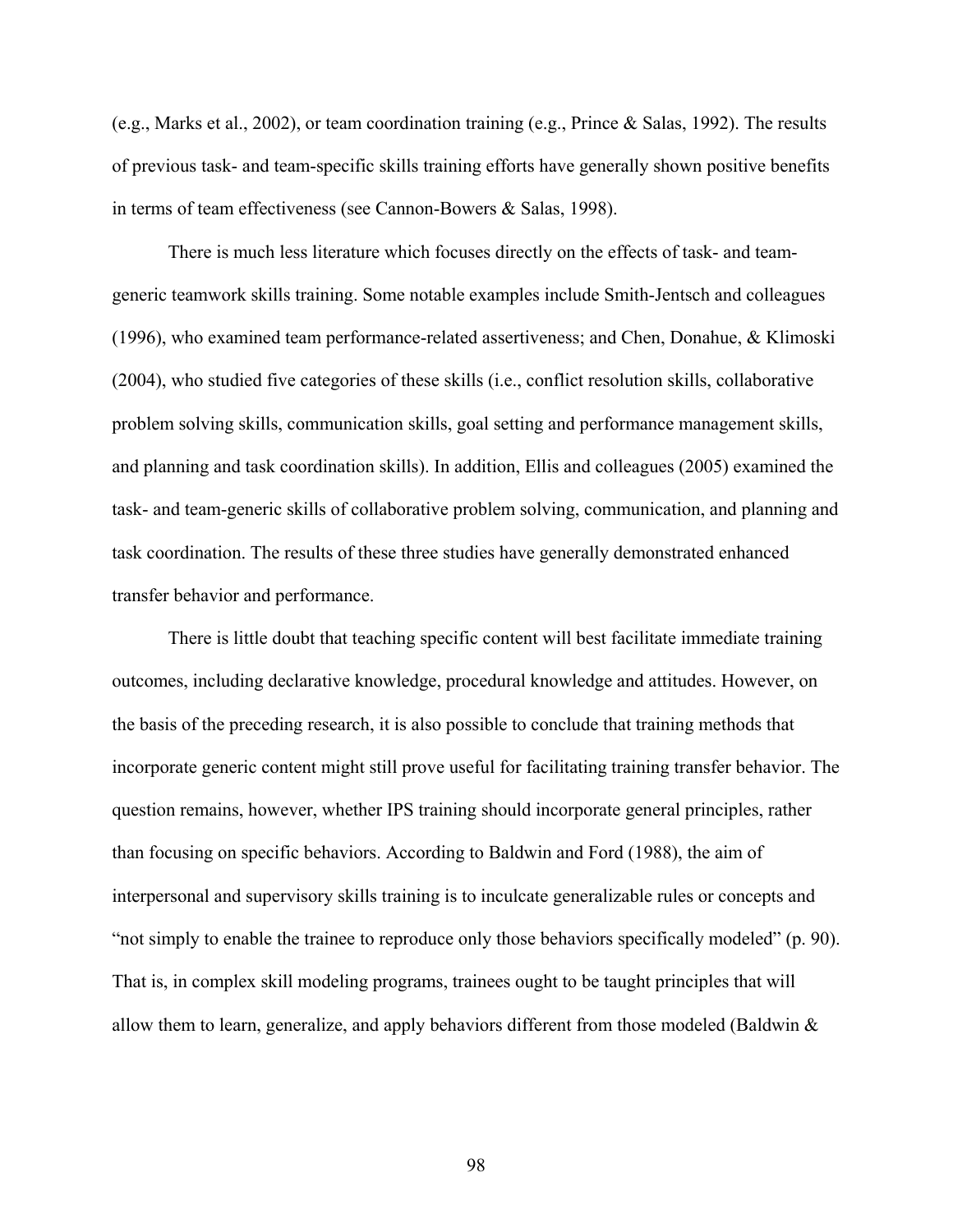(e.g., Marks et al., 2002), or team coordination training (e.g., Prince & Salas, 1992). The results of previous task- and team-specific skills training efforts have generally shown positive benefits in terms of team effectiveness (see Cannon-Bowers & Salas, 1998).

There is much less literature which focuses directly on the effects of task- and team-generic teamwork skills training. Some notable examples include Smith-Jentsch and colleagues (1996), who examined team performance-related assertiveness; and Chen, Donahue, & Klimoski (2004), who studied five categories of these skills (i.e., conflict resolution skills, collaborative problem solving skills, communication skills, goal setting and performance management skills, and planning and task coordination skills). In addition, Ellis and colleagues (2005) examined the task- and team-generic skills of collaborative problem solving, communication, and planning and task coordination. The results of these three studies have generally demonstrated enhanced transfer behavior and performance.

There is little doubt that teaching specific content will best facilitate immediate training outcomes, including declarative knowledge, procedural knowledge and attitudes. However, on the basis of the preceding research, it is also possible to conclude that training methods that incorporate generic content might still prove useful for facilitating training transfer behavior. The question remains, however, whether IPS training should incorporate general principles, rather than focusing on specific behaviors. According to Baldwin and Ford (1988), the aim of interpersonal and supervisory skills training is to inculcate generalizable rules or concepts and "not simply to enable the trainee to reproduce only those behaviors specifically modeled" (p. 90). That is, in complex skill modeling programs, trainees ought to be taught principles that will allow them to learn, generalize, and apply behaviors different from those modeled (Baldwin &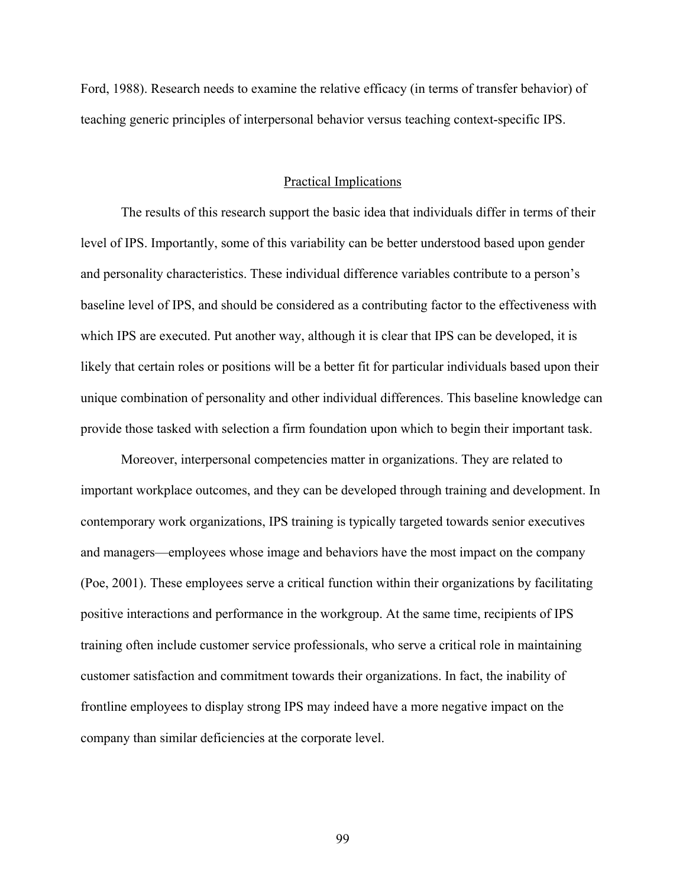Ford, 1988). Research needs to examine the relative efficacy (in terms of transfer behavior) of teaching generic principles of interpersonal behavior versus teaching context-specific IPS.

## Practical Implications

The results of this research support the basic idea that individuals differ in terms of their level of IPS. Importantly, some of this variability can be better understood based upon gender and personality characteristics. These individual difference variables contribute to a person's baseline level of IPS, and should be considered as a contributing factor to the effectiveness with which IPS are executed. Put another way, although it is clear that IPS can be developed, it is likely that certain roles or positions will be a better fit for particular individuals based upon their unique combination of personality and other individual differences. This baseline knowledge can provide those tasked with selection a firm foundation upon which to begin their important task.

Moreover, interpersonal competencies matter in organizations. They are related to important workplace outcomes, and they can be developed through training and development. In contemporary work organizations, IPS training is typically targeted towards senior executives and managers—employees whose image and behaviors have the most impact on the company (Poe, 2001). These employees serve a critical function within their organizations by facilitating positive interactions and performance in the workgroup. At the same time, recipients of IPS training often include customer service professionals, who serve a critical role in maintaining customer satisfaction and commitment towards their organizations. In fact, the inability of frontline employees to display strong IPS may indeed have a more negative impact on the company than similar deficiencies at the corporate level.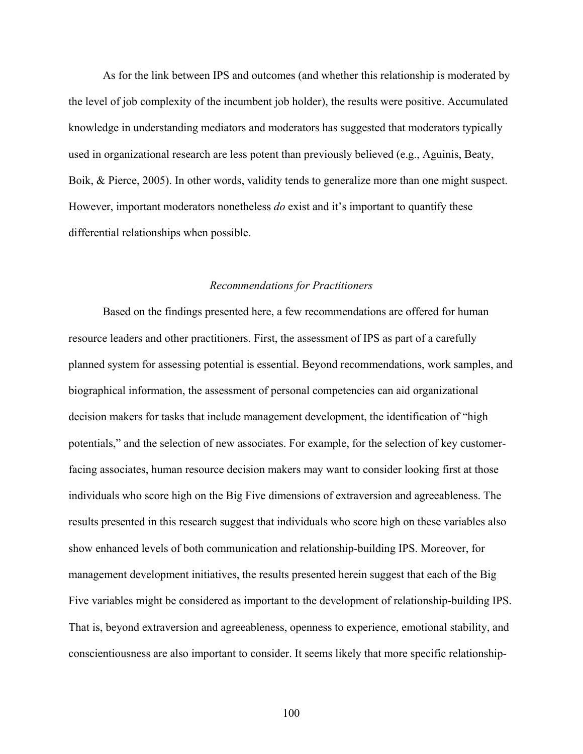As for the link between IPS and outcomes (and whether this relationship is moderated by the level of job complexity of the incumbent job holder), the results were positive. Accumulated knowledge in understanding mediators and moderators has suggested that moderators typically used in organizational research are less potent than previously believed (e.g., Aguinis, Beaty, Boik, & Pierce, 2005). In other words, validity tends to generalize more than one might suspect. However, important moderators nonetheless *do* exist and it's important to quantify these differential relationships when possible.

### *Recommendations for Practitioners*

Based on the findings presented here, a few recommendations are offered for human resource leaders and other practitioners. First, the assessment of IPS as part of a carefully planned system for assessing potential is essential. Beyond recommendations, work samples, and biographical information, the assessment of personal competencies can aid organizational decision makers for tasks that include management development, the identification of "high potentials," and the selection of new associates. For example, for the selection of key customer-facing associates, human resource decision makers may want to consider looking first at those individuals who score high on the Big Five dimensions of extraversion and agreeableness. The results presented in this research suggest that individuals who score high on these variables also show enhanced levels of both communication and relationship-building IPS. Moreover, for management development initiatives, the results presented herein suggest that each of the Big Five variables might be considered as important to the development of relationship-building IPS. That is, beyond extraversion and agreeableness, openness to experience, emotional stability, and conscientiousness are also important to consider. It seems likely that more specific relationship-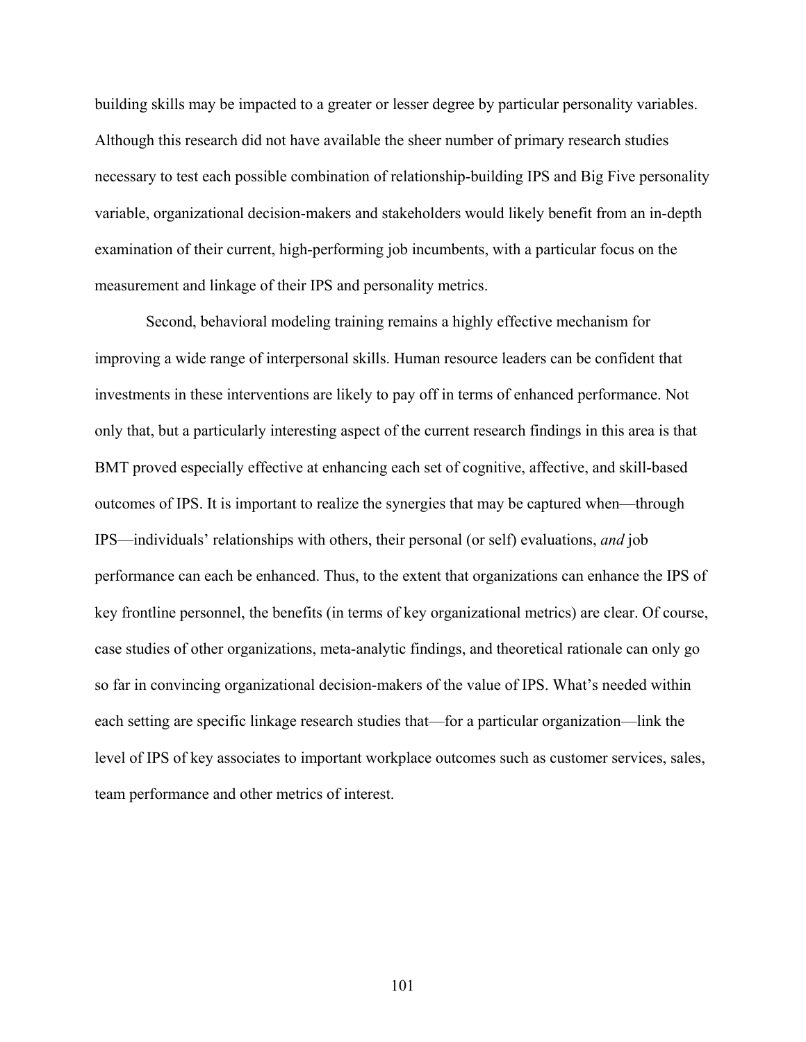building skills may be impacted to a greater or lesser degree by particular personality variables. Although this research did not have available the sheer number of primary research studies necessary to test each possible combination of relationship-building IPS and Big Five personality variable, organizational decision-makers and stakeholders would likely benefit from an in-depth examination of their current, high-performing job incumbents, with a particular focus on the measurement and linkage of their IPS and personality metrics.

Second, behavioral modeling training remains a highly effective mechanism for improving a wide range of interpersonal skills. Human resource leaders can be confident that investments in these interventions are likely to pay off in terms of enhanced performance. Not only that, but a particularly interesting aspect of the current research findings in this area is that BMT proved especially effective at enhancing each set of cognitive, affective, and skill-based outcomes of IPS. It is important to realize the synergies that may be captured when—through IPS—individuals' relationships with others, their personal (or self) evaluations, *and* job performance can each be enhanced. Thus, to the extent that organizations can enhance the IPS of key frontline personnel, the benefits (in terms of key organizational metrics) are clear. Of course, case studies of other organizations, meta-analytic findings, and theoretical rationale can only go so far in convincing organizational decision-makers of the value of IPS. What's needed within each setting are specific linkage research studies that—for a particular organization—link the level of IPS of key associates to important workplace outcomes such as customer services, sales, team performance and other metrics of interest.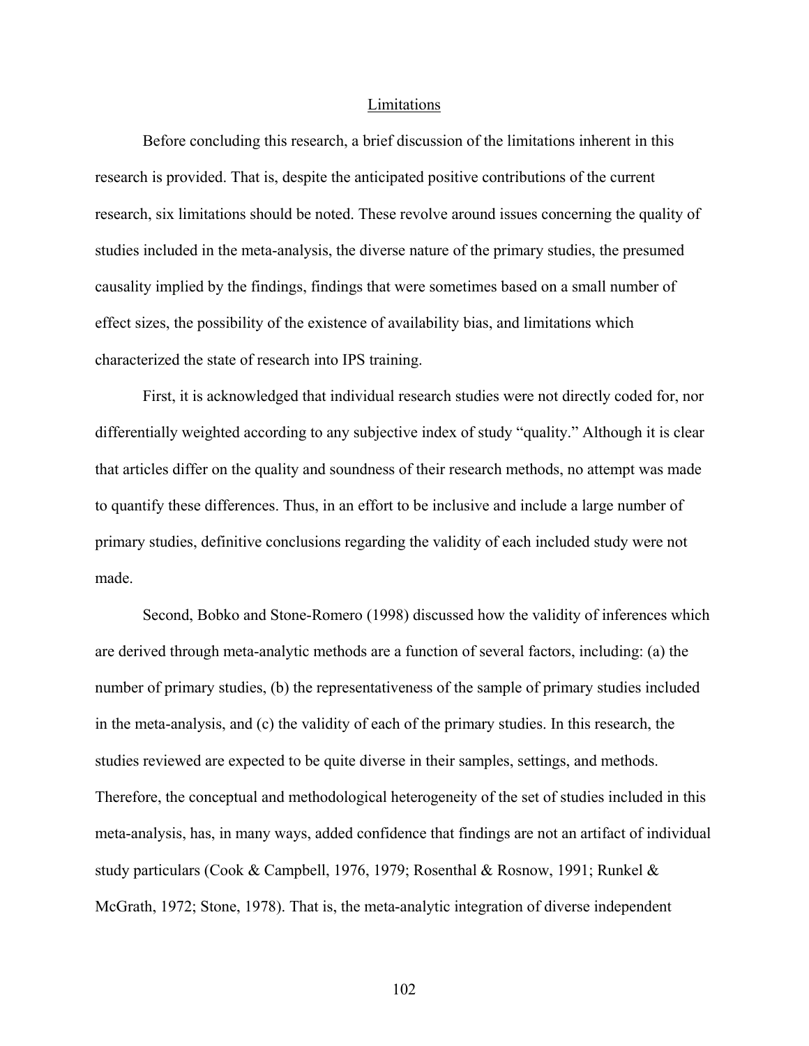## Limitations

Before concluding this research, a brief discussion of the limitations inherent in this research is provided. That is, despite the anticipated positive contributions of the current research, six limitations should be noted. These revolve around issues concerning the quality of studies included in the meta-analysis, the diverse nature of the primary studies, the presumed causality implied by the findings, findings that were sometimes based on a small number of effect sizes, the possibility of the existence of availability bias, and limitations which characterized the state of research into IPS training.

First, it is acknowledged that individual research studies were not directly coded for, nor differentially weighted according to any subjective index of study "quality." Although it is clear that articles differ on the quality and soundness of their research methods, no attempt was made to quantify these differences. Thus, in an effort to be inclusive and include a large number of primary studies, definitive conclusions regarding the validity of each included study were not made.

Second, Bobko and Stone-Romero (1998) discussed how the validity of inferences which are derived through meta-analytic methods are a function of several factors, including: (a) the number of primary studies, (b) the representativeness of the sample of primary studies included in the meta-analysis, and (c) the validity of each of the primary studies. In this research, the studies reviewed are expected to be quite diverse in their samples, settings, and methods. Therefore, the conceptual and methodological heterogeneity of the set of studies included in this meta-analysis, has, in many ways, added confidence that findings are not an artifact of individual study particulars (Cook & Campbell, 1976, 1979; Rosenthal & Rosnow, 1991; Runkel & McGrath, 1972; Stone, 1978). That is, the meta-analytic integration of diverse independent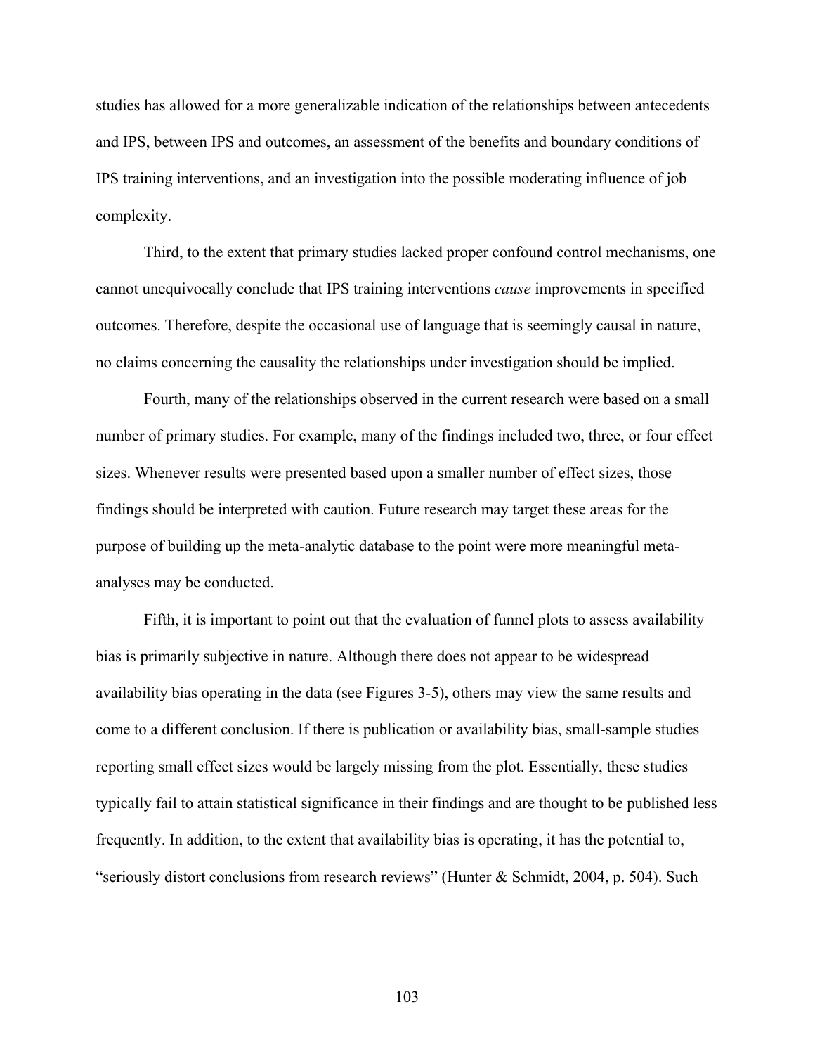studies has allowed for a more generalizable indication of the relationships between antecedents and IPS, between IPS and outcomes, an assessment of the benefits and boundary conditions of IPS training interventions, and an investigation into the possible moderating influence of job complexity.

Third, to the extent that primary studies lacked proper confound control mechanisms, one cannot unequivocally conclude that IPS training interventions *cause* improvements in specified outcomes. Therefore, despite the occasional use of language that is seemingly causal in nature, no claims concerning the causality the relationships under investigation should be implied.

Fourth, many of the relationships observed in the current research were based on a small number of primary studies. For example, many of the findings included two, three, or four effect sizes. Whenever results were presented based upon a smaller number of effect sizes, those findings should be interpreted with caution. Future research may target these areas for the purpose of building up the meta-analytic database to the point were more meaningful meta-analyses may be conducted.

Fifth, it is important to point out that the evaluation of funnel plots to assess availability bias is primarily subjective in nature. Although there does not appear to be widespread availability bias operating in the data (see Figures 3-5), others may view the same results and come to a different conclusion. If there is publication or availability bias, small-sample studies reporting small effect sizes would be largely missing from the plot. Essentially, these studies typically fail to attain statistical significance in their findings and are thought to be published less frequently. In addition, to the extent that availability bias is operating, it has the potential to, "seriously distort conclusions from research reviews" (Hunter & Schmidt, 2004, p. 504). Such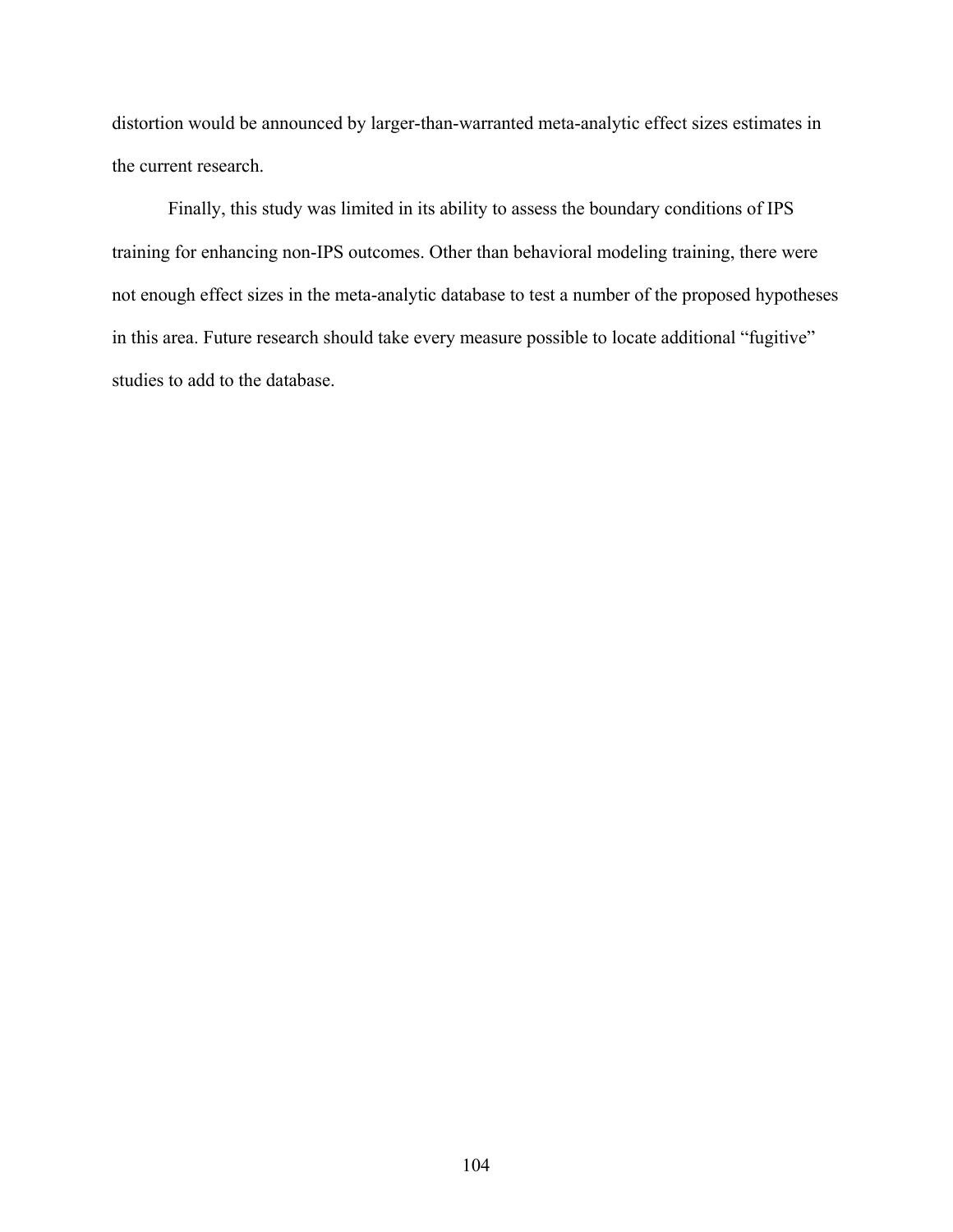distortion would be announced by larger-than-warranted meta-analytic effect sizes estimates in the current research.

Finally, this study was limited in its ability to assess the boundary conditions of IPS training for enhancing non-IPS outcomes. Other than behavioral modeling training, there were not enough effect sizes in the meta-analytic database to test a number of the proposed hypotheses in this area. Future research should take every measure possible to locate additional "fugitive" studies to add to the database.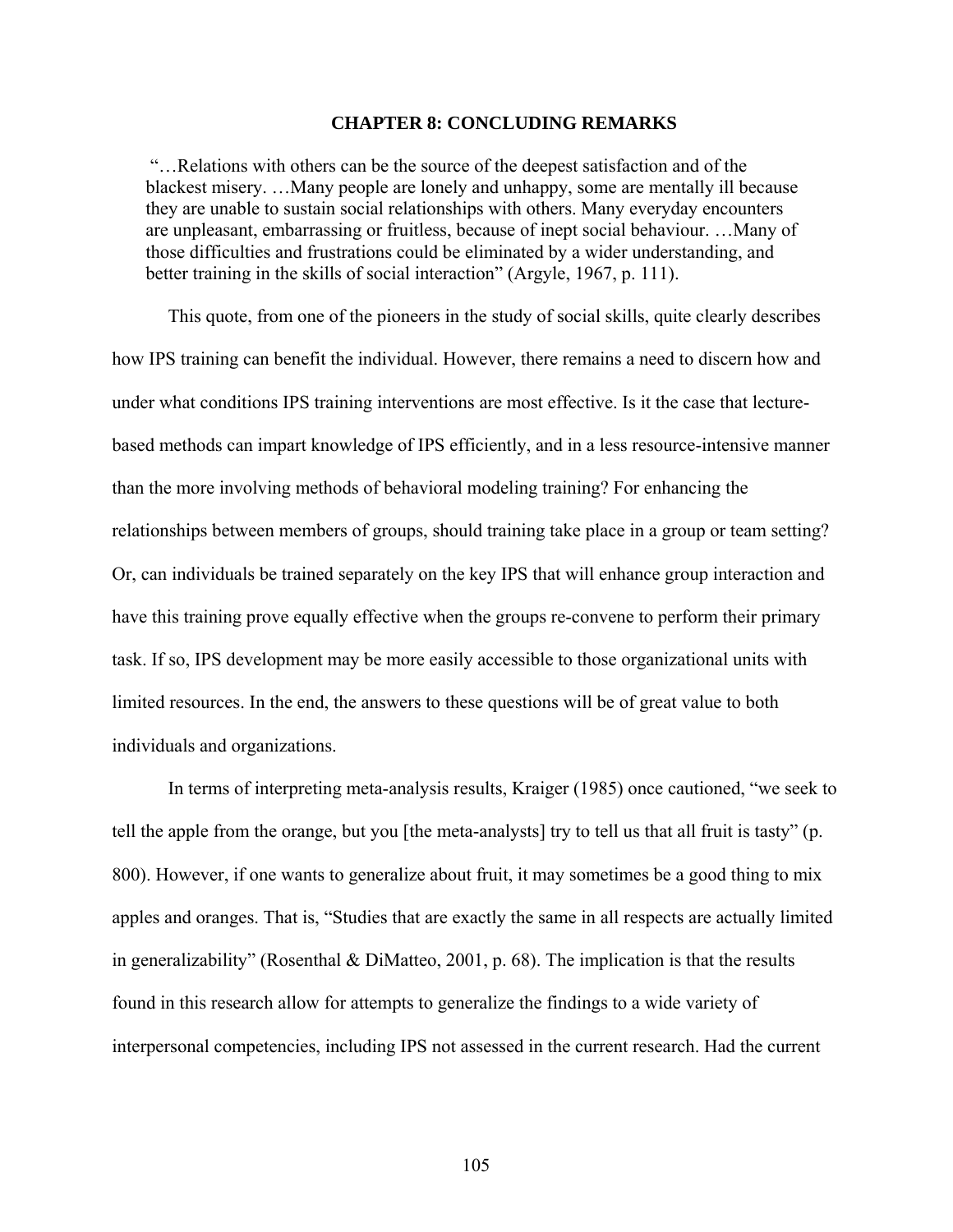# CHAPTER 8: CONCLUDING REMARKS

> "…Relations with others can be the source of the deepest satisfaction and of the blackest misery. …Many people are lonely and unhappy, some are mentally ill because they are unable to sustain social relationships with others. Many everyday encounters are unpleasant, embarrassing or fruitless, because of inept social behaviour. …Many of those difficulties and frustrations could be eliminated by a wider understanding, and better training in the skills of social interaction" (Argyle, 1967, p. 111).

This quote, from one of the pioneers in the study of social skills, quite clearly describes how IPS training can benefit the individual. However, there remains a need to discern how and under what conditions IPS training interventions are most effective. Is it the case that lecture-based methods can impart knowledge of IPS efficiently, and in a less resource-intensive manner than the more involving methods of behavioral modeling training? For enhancing the relationships between members of groups, should training take place in a group or team setting? Or, can individuals be trained separately on the key IPS that will enhance group interaction and have this training prove equally effective when the groups re-convene to perform their primary task. If so, IPS development may be more easily accessible to those organizational units with limited resources. In the end, the answers to these questions will be of great value to both individuals and organizations.

In terms of interpreting meta-analysis results, Kraiger (1985) once cautioned, "we seek to tell the apple from the orange, but you [the meta-analysts] try to tell us that all fruit is tasty" (p. 800). However, if one wants to generalize about fruit, it may sometimes be a good thing to mix apples and oranges. That is, "Studies that are exactly the same in all respects are actually limited in generalizability" (Rosenthal & DiMatteo, 2001, p. 68). The implication is that the results found in this research allow for attempts to generalize the findings to a wide variety of interpersonal competencies, including IPS not assessed in the current research. Had the current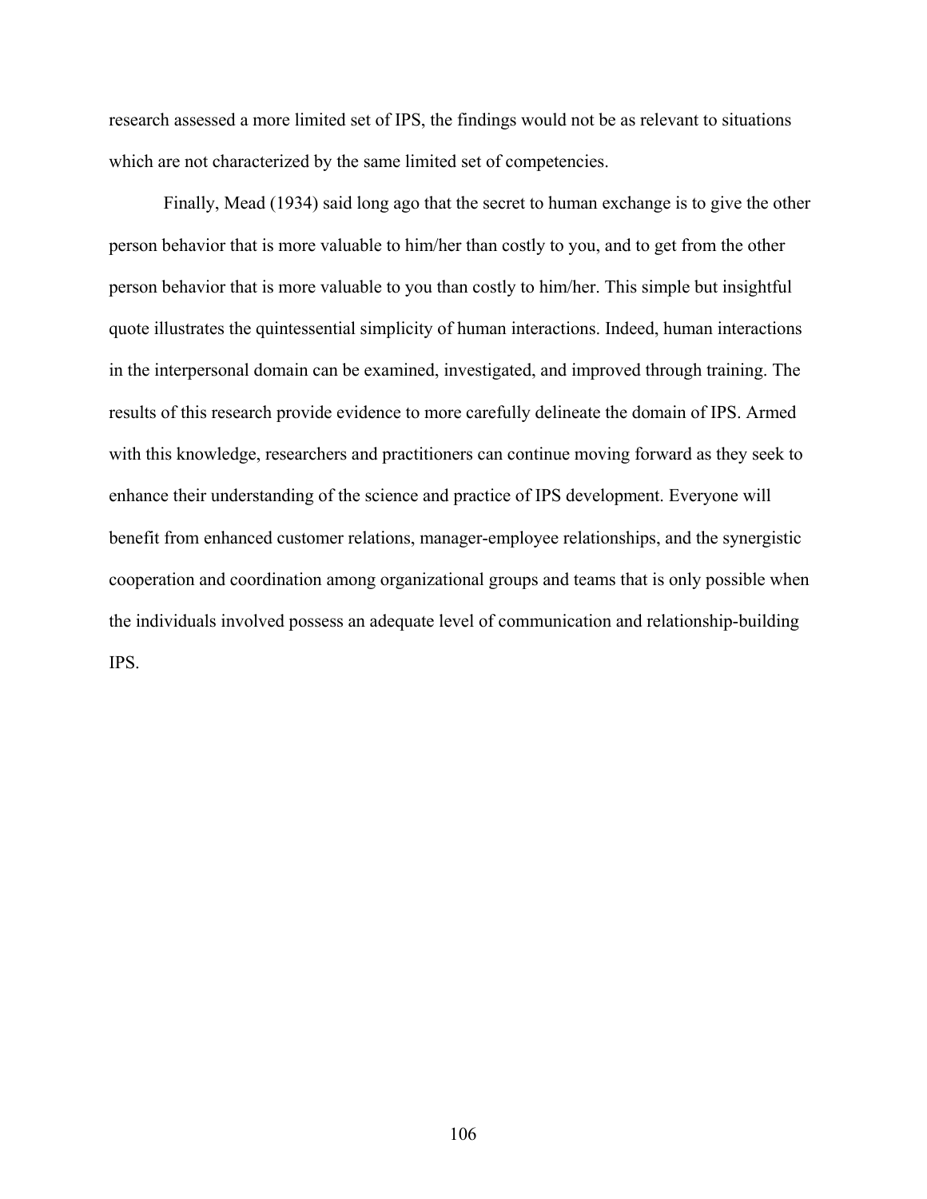research assessed a more limited set of IPS, the findings would not be as relevant to situations which are not characterized by the same limited set of competencies.

Finally, Mead (1934) said long ago that the secret to human exchange is to give the other person behavior that is more valuable to him/her than costly to you, and to get from the other person behavior that is more valuable to you than costly to him/her. This simple but insightful quote illustrates the quintessential simplicity of human interactions. Indeed, human interactions in the interpersonal domain can be examined, investigated, and improved through training. The results of this research provide evidence to more carefully delineate the domain of IPS. Armed with this knowledge, researchers and practitioners can continue moving forward as they seek to enhance their understanding of the science and practice of IPS development. Everyone will benefit from enhanced customer relations, manager-employee relationships, and the synergistic cooperation and coordination among organizational groups and teams that is only possible when the individuals involved possess an adequate level of communication and relationship-building IPS.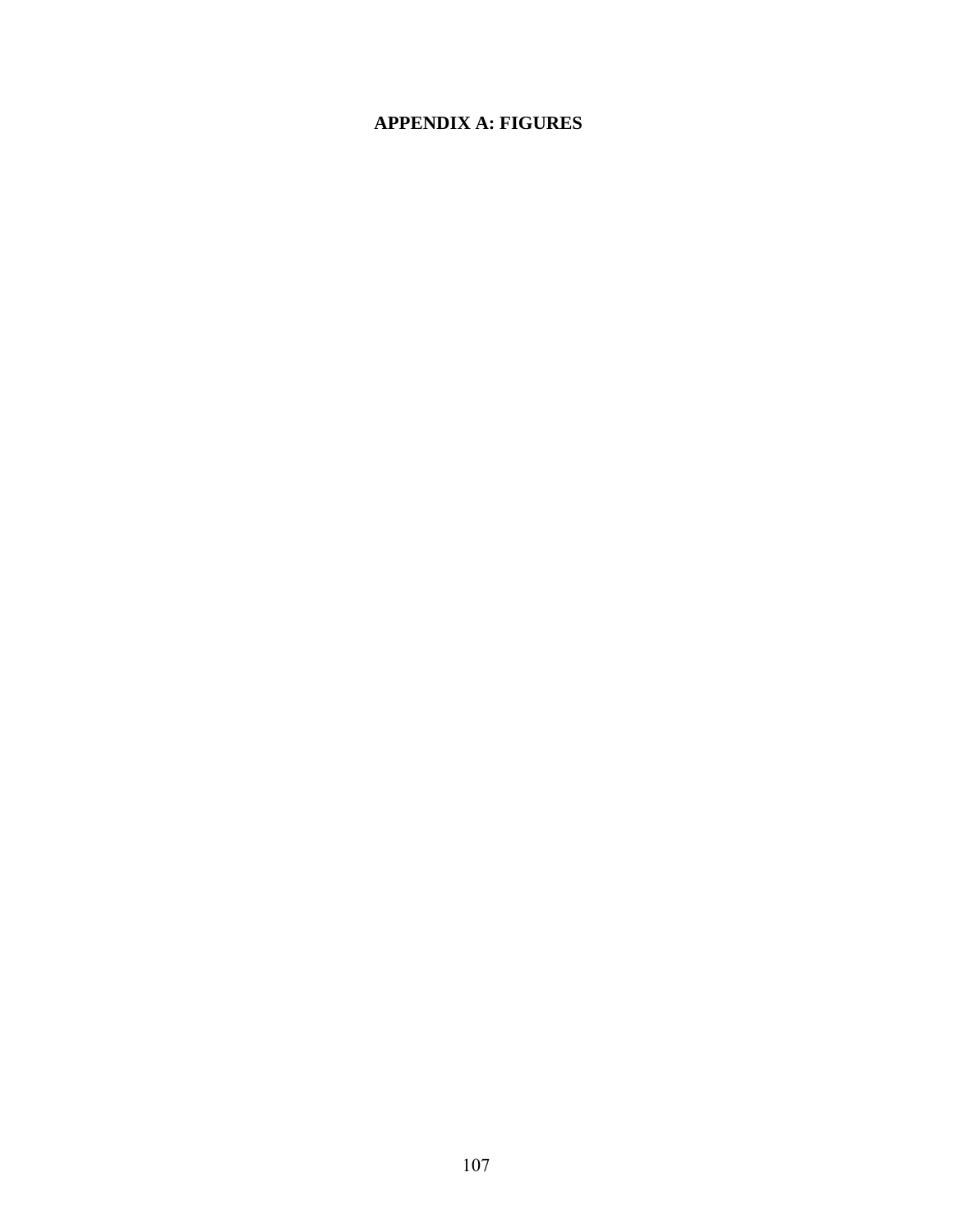# APPENDIX A: FIGURES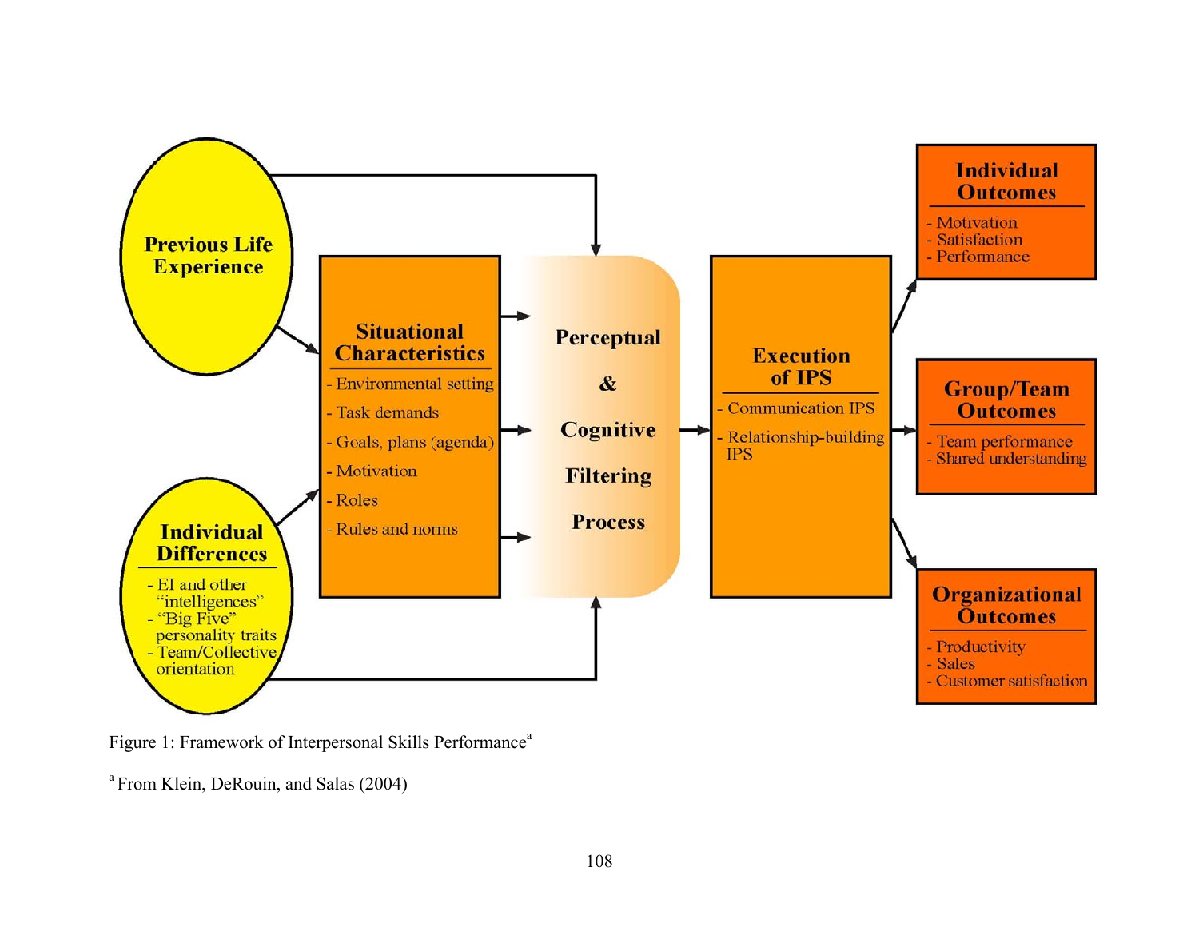**Previous Life Experience**

**Individual Differences**
- EI and other "intelligences"
- "Big Five" personality traits
- Team/Collective orientation

**Situational Characteristics**
- Environmental setting
- Task demands
- Goals, plans (agenda)
- Motivation
- Roles
- Rules and norms

**Perceptual & Cognitive Filtering Process**

**Execution of IPS**
- Communication IPS
- Relationship-building IPS

**Individual Outcomes**
- Motivation
- Satisfaction
- Performance

**Group/Team Outcomes**
- Team performance
- Shared understanding

**Organizational Outcomes**
- Productivity
- Sales
- Customer satisfaction

Figure 1: Framework of Interpersonal Skills Performance[a]

[a] From Klein, DeRouin, and Salas (2004)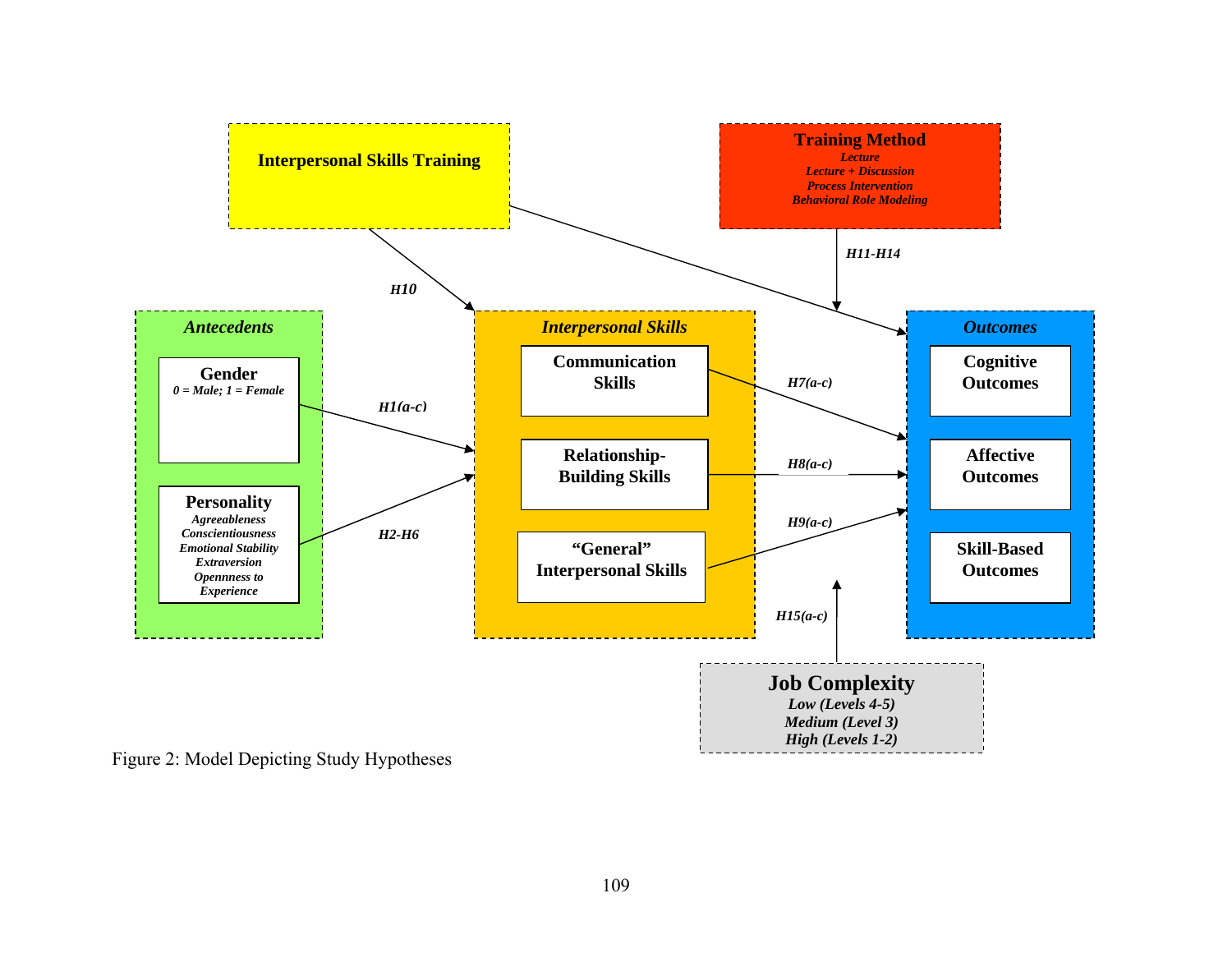**Interpersonal Skills Training**

**Training Method**
*Lecture*
*Lecture + Discussion*
*Process Intervention*
*Behavioral Role Modeling*

*H10*

*H11-H14*

***Antecedents***

**Gender**
*0 = Male; 1 = Female*

**Personality**
*Agreeableness*
*Conscientiousness*
*Emotional Stability*
*Extraversion*
*Opennness to Experience*

*H1(a-c)*

*H2-H6*

***Interpersonal Skills***

**Communication Skills**

**Relationship-Building Skills**

**"General" Interpersonal Skills**

*H7(a-c)*

*H8(a-c)*

*H9(a-c)*

***Outcomes***

**Cognitive Outcomes**

**Affective Outcomes**

**Skill-Based Outcomes**

*H15(a-c)*

**Job Complexity**
*Low (Levels 4-5)*
*Medium (Level 3)*
*High (Levels 1-2)*

Figure 2: Model Depicting Study Hypotheses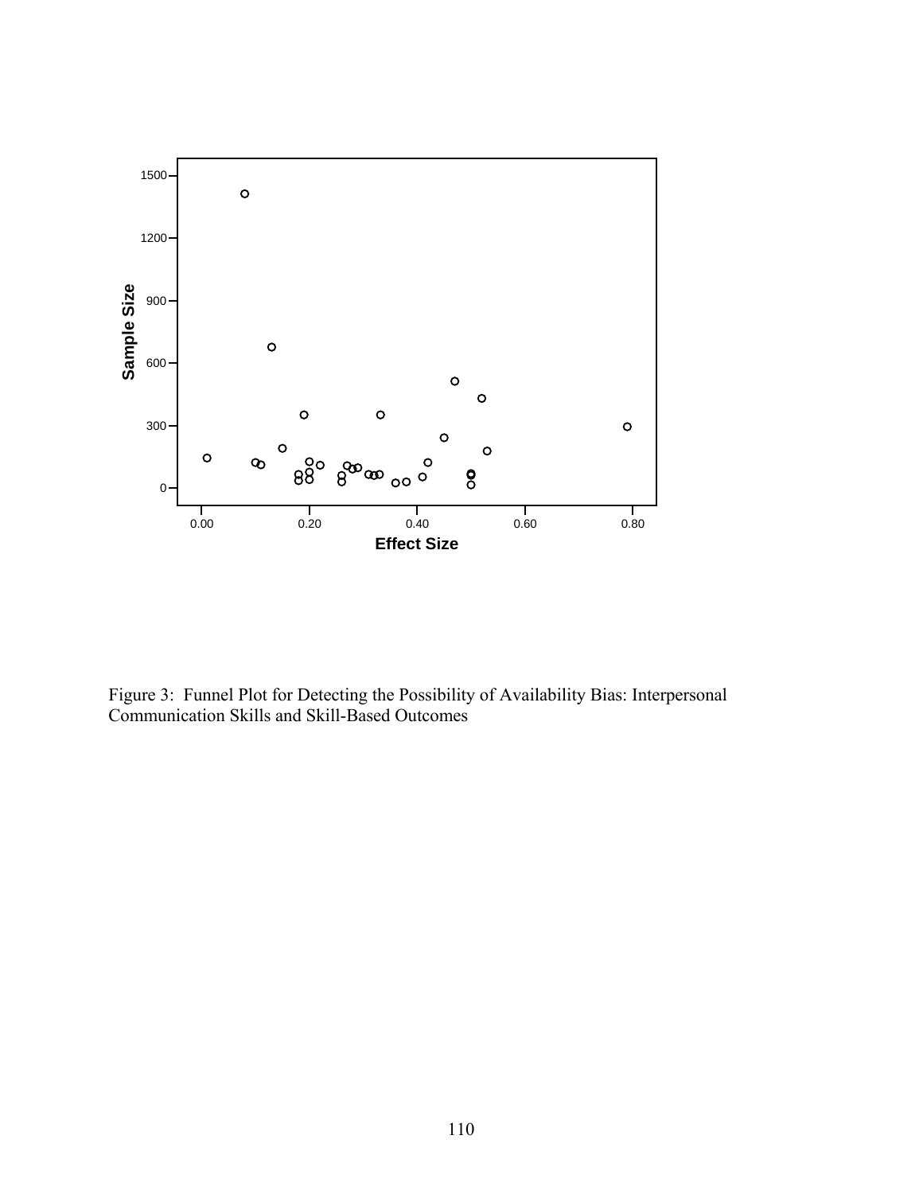Figure 3: Funnel Plot for Detecting the Possibility of Availability Bias: Interpersonal Communication Skills and Skill-Based Outcomes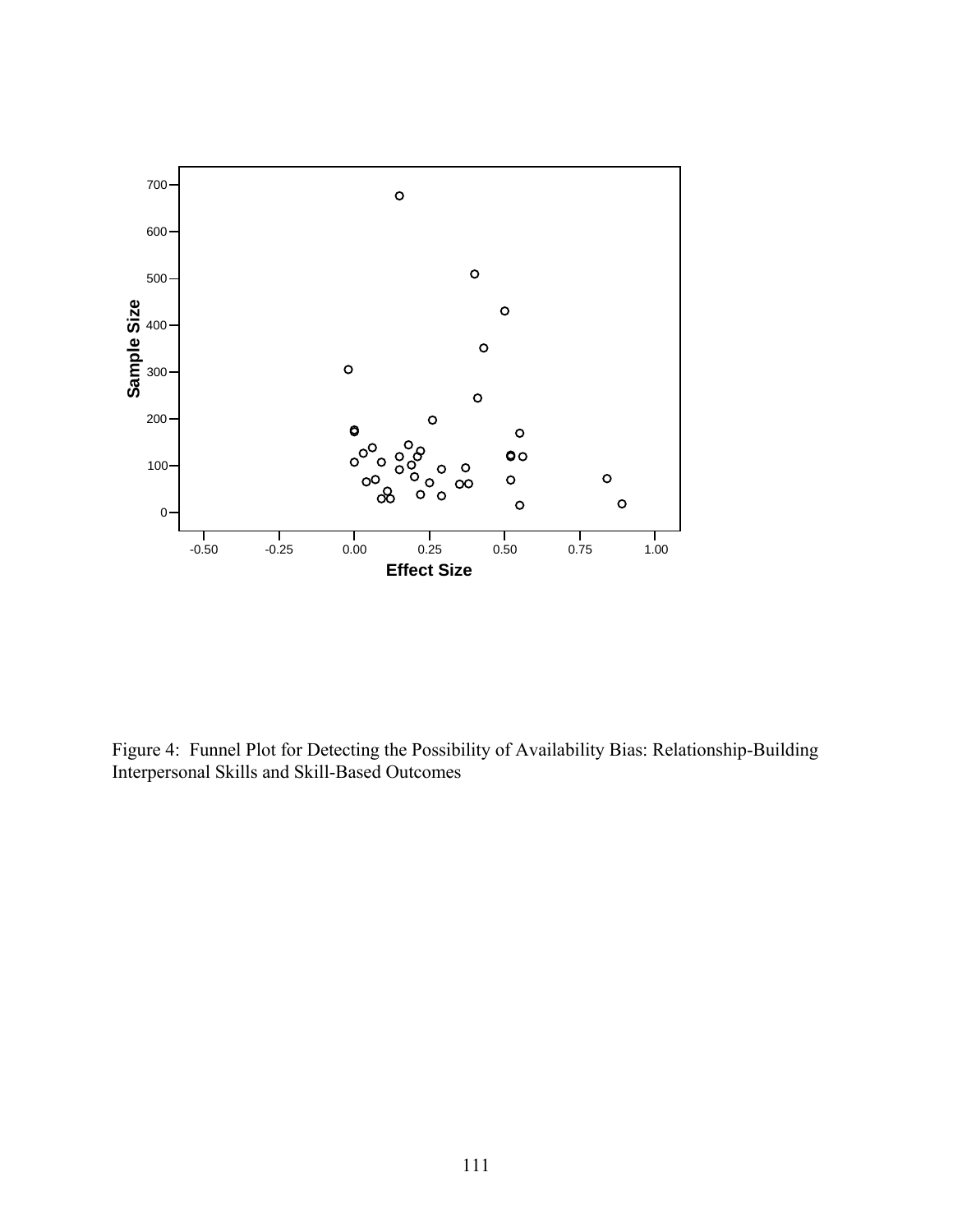Figure 4: Funnel Plot for Detecting the Possibility of Availability Bias: Relationship-Building Interpersonal Skills and Skill-Based Outcomes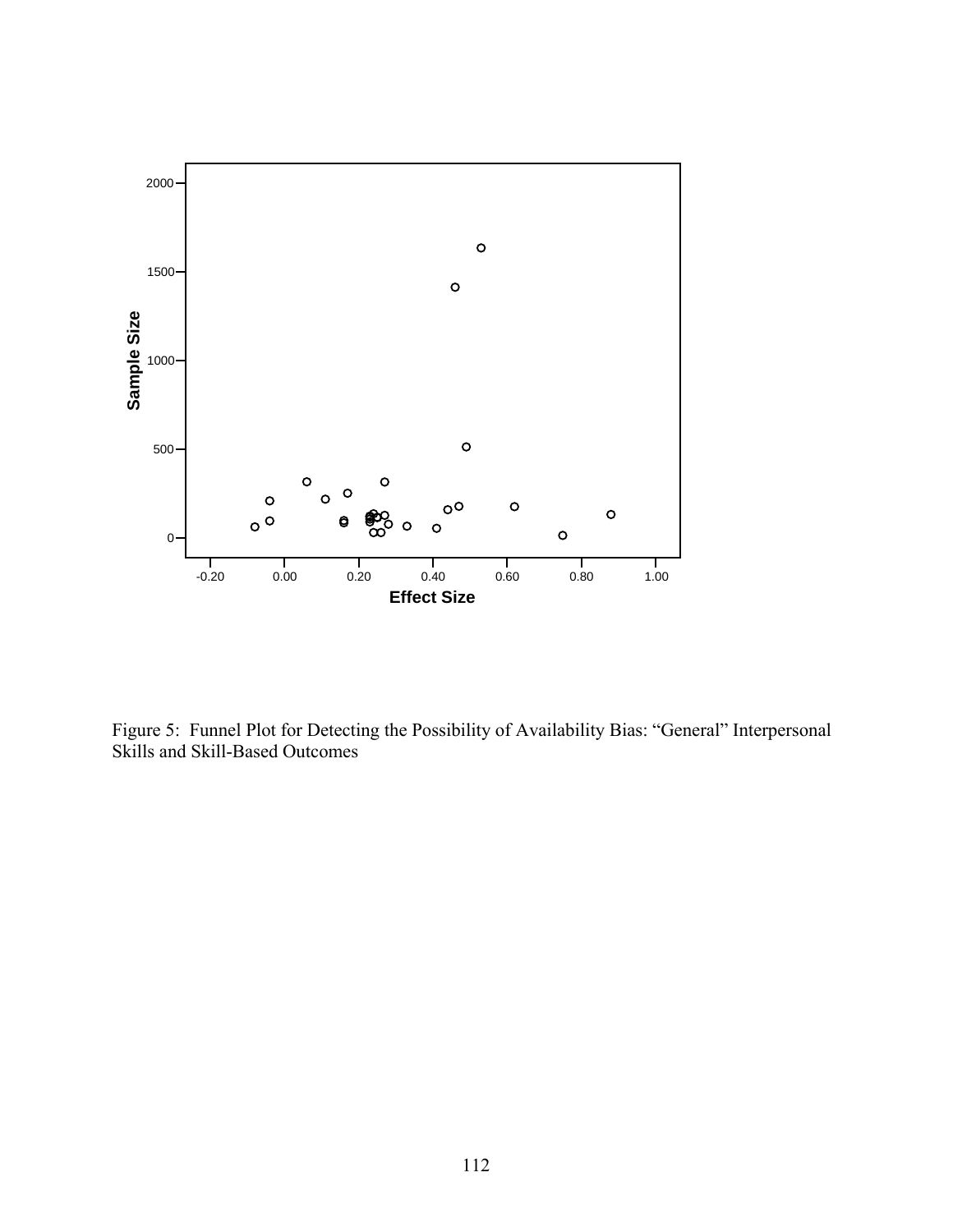Figure 5: Funnel Plot for Detecting the Possibility of Availability Bias: "General" Interpersonal Skills and Skill-Based Outcomes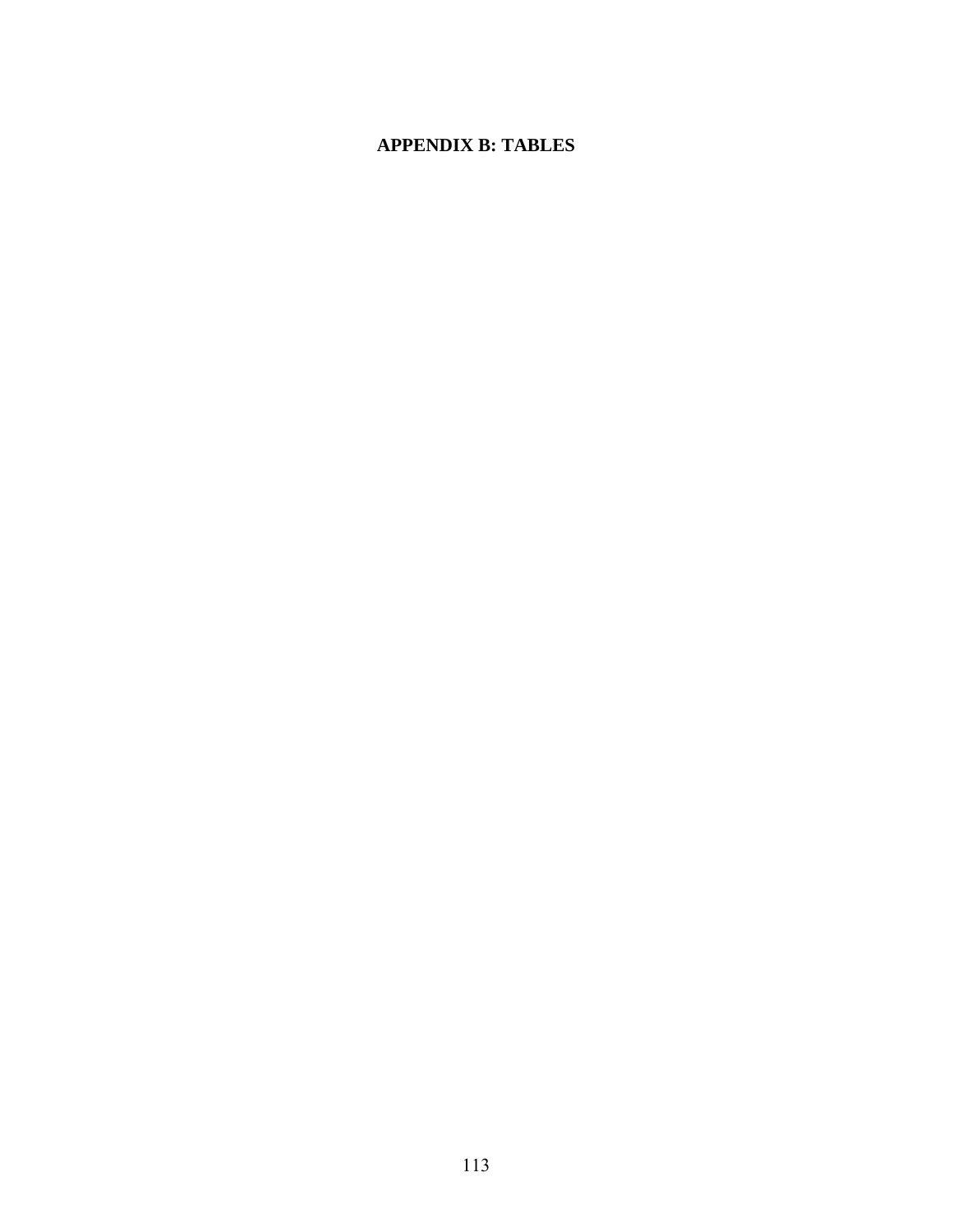# APPENDIX B: TABLES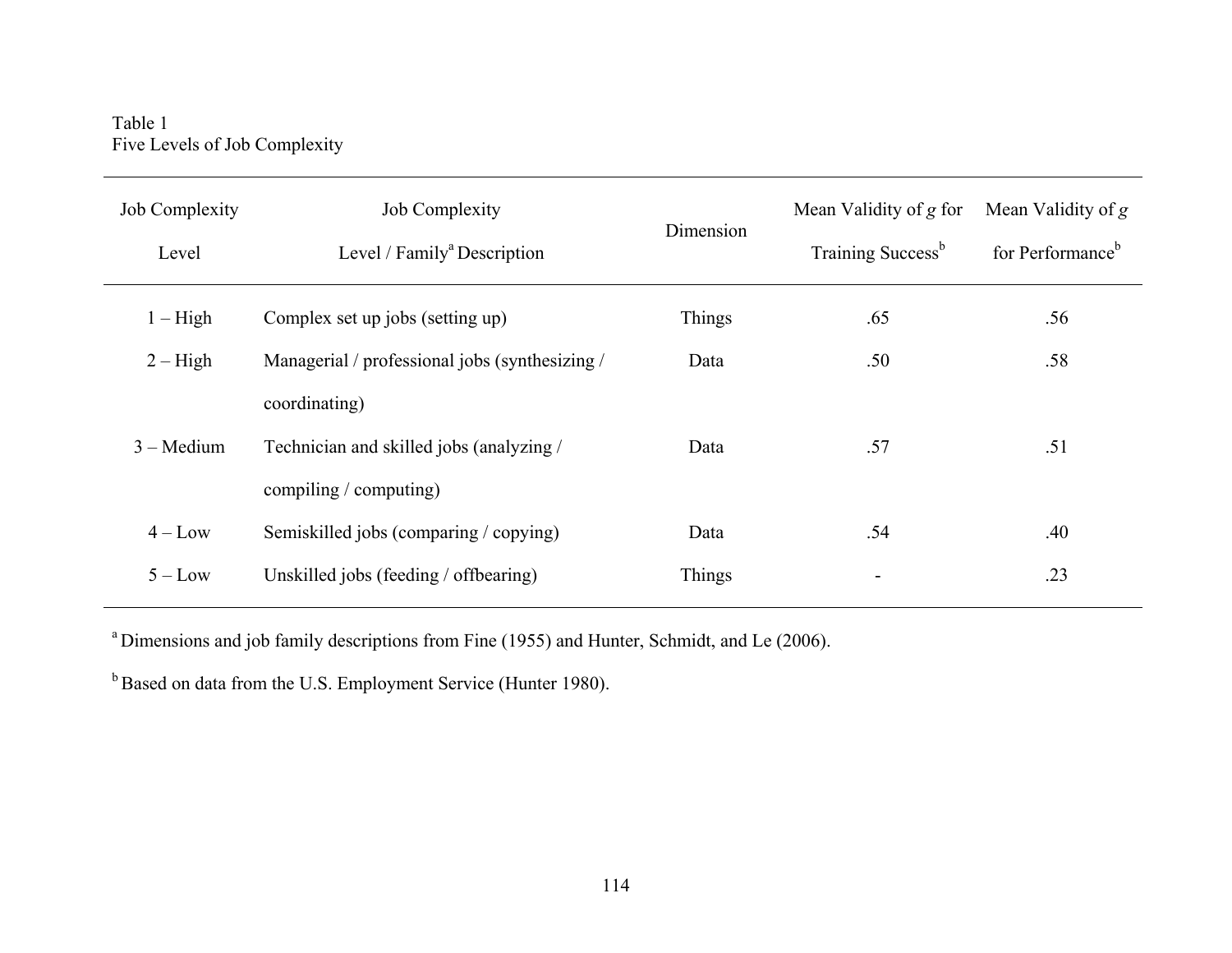Table 1
Five Levels of Job Complexity

| Job Complexity Level | Job Complexity Level / Family[a] Description | Dimension | Mean Validity of *g* for Training Success[b] | Mean Validity of *g* for Performance[b] |
|---|---|---|---|---|
| 1 – High | Complex set up jobs (setting up) | Things | .65 | .56 |
| 2 – High | Managerial / professional jobs (synthesizing / coordinating) | Data | .50 | .58 |
| 3 – Medium | Technician and skilled jobs (analyzing / compiling / computing) | Data | .57 | .51 |
| 4 – Low | Semiskilled jobs (comparing / copying) | Data | .54 | .40 |
| 5 – Low | Unskilled jobs (feeding / offbearing) | Things | - | .23 |

[a] Dimensions and job family descriptions from Fine (1955) and Hunter, Schmidt, and Le (2006).

[b] Based on data from the U.S. Employment Service (Hunter 1980).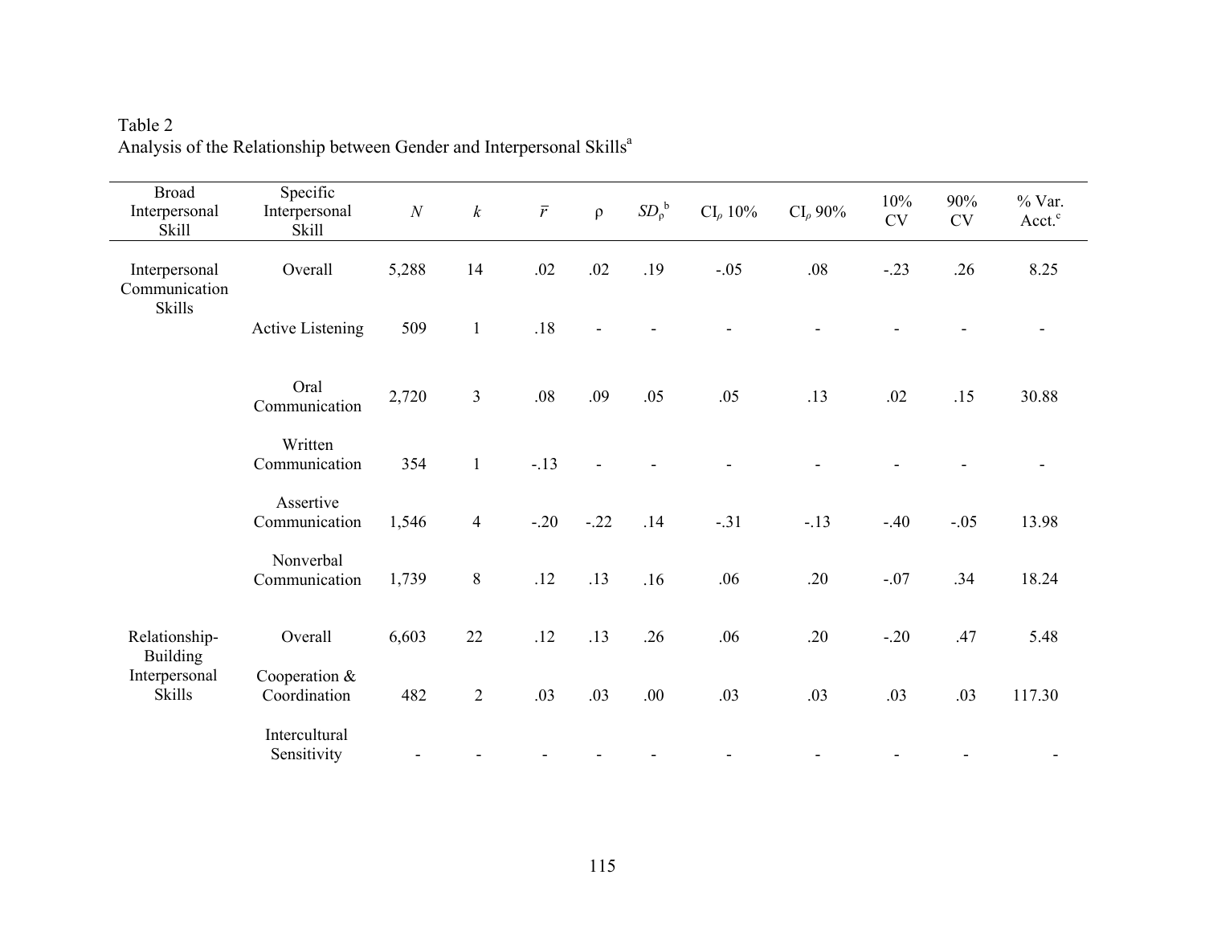Table 2
Analysis of the Relationship between Gender and Interpersonal Skills[a]

| Broad Interpersonal Skill | Specific Interpersonal Skill | $N$ | $k$ | $\bar{r}$ | ρ | $SD_{\rho}$[b] | $CI_{\rho}$ 10% | $CI_{\rho}$ 90% | 10% CV | 90% CV | % Var. Acct.[c] |
|---|---|---|---|---|---|---|---|---|---|---|---|
| Interpersonal Communication Skills | Overall | 5,288 | 14 | .02 | .02 | .19 | -.05 | .08 | -.23 | .26 | 8.25 |
| | Active Listening | 509 | 1 | .18 | - | - | - | - | - | - | - |
| | Oral Communication | 2,720 | 3 | .08 | .09 | .05 | .05 | .13 | .02 | .15 | 30.88 |
| | Written Communication | 354 | 1 | -.13 | - | - | - | - | - | - | - |
| | Assertive Communication | 1,546 | 4 | -.20 | -.22 | .14 | -.31 | -.13 | -.40 | -.05 | 13.98 |
| | Nonverbal Communication | 1,739 | 8 | .12 | .13 | .16 | .06 | .20 | -.07 | .34 | 18.24 |
| Relationship-Building Interpersonal Skills | Overall | 6,603 | 22 | .12 | .13 | .26 | .06 | .20 | -.20 | .47 | 5.48 |
| | Cooperation & Coordination | 482 | 2 | .03 | .03 | .00 | .03 | .03 | .03 | .03 | 117.30 |
| | Intercultural Sensitivity | - | - | - | - | - | - | - | - | - | - |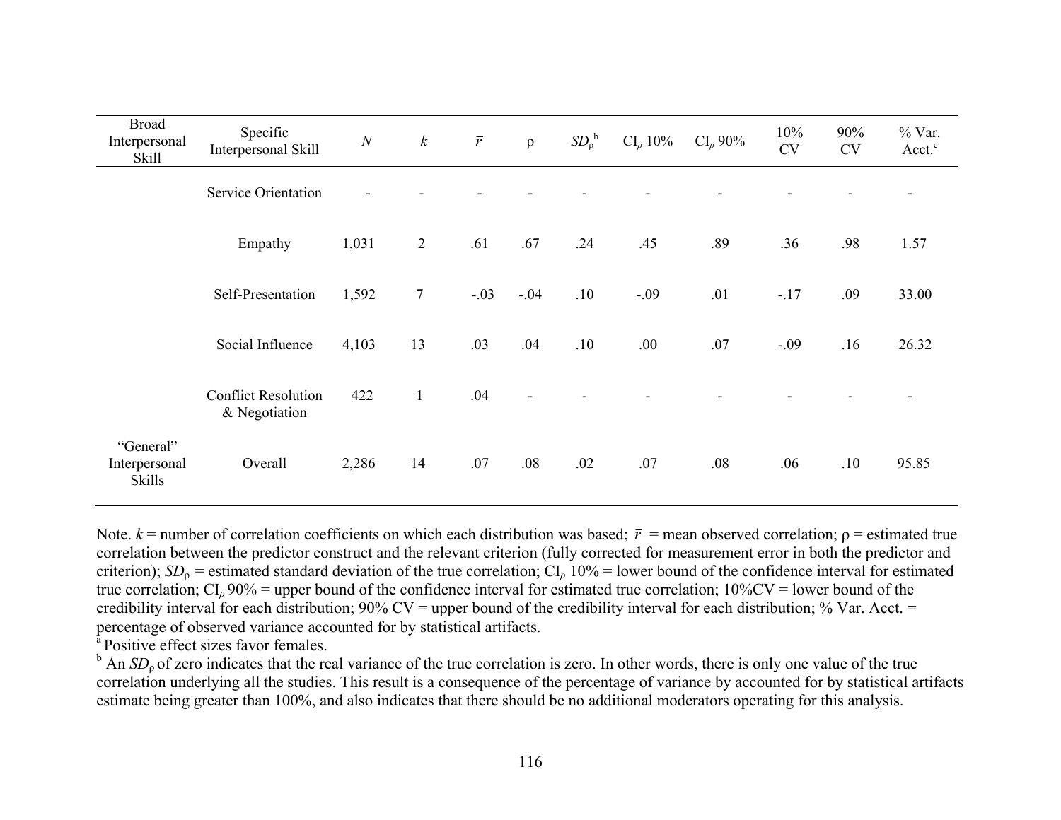| Broad Interpersonal Skill | Specific Interpersonal Skill | $N$ | $k$ | $\bar{r}$ | ρ | $SD_{\rho}$[b] | $CI_{\rho}$ 10% | $CI_{\rho}$ 90% | 10% CV | 90% CV | % Var. Acct.[c] |
|---|---|---|---|---|---|---|---|---|---|---|---|
| | Service Orientation | - | - | - | - | - | - | - | - | - | - |
| | Empathy | 1,031 | 2 | .61 | .67 | .24 | .45 | .89 | .36 | .98 | 1.57 |
| | Self-Presentation | 1,592 | 7 | -.03 | -.04 | .10 | -.09 | .01 | -.17 | .09 | 33.00 |
| | Social Influence | 4,103 | 13 | .03 | .04 | .10 | .00 | .07 | -.09 | .16 | 26.32 |
| | Conflict Resolution & Negotiation | 422 | 1 | .04 | - | - | - | - | - | - | - |
| "General" Interpersonal Skills | Overall | 2,286 | 14 | .07 | .08 | .02 | .07 | .08 | .06 | .10 | 95.85 |

Note. $k$ = number of correlation coefficients on which each distribution was based; $\bar{r}$ = mean observed correlation; ρ = estimated true correlation between the predictor construct and the relevant criterion (fully corrected for measurement error in both the predictor and criterion); $SD_{\rho}$ = estimated standard deviation of the true correlation; $CI_{\rho}$ 10% = lower bound of the confidence interval for estimated true correlation; $CI_{\rho}$ 90% = upper bound of the confidence interval for estimated true correlation; 10%CV = lower bound of the credibility interval for each distribution; 90% CV = upper bound of the credibility interval for each distribution; % Var. Acct. = percentage of observed variance accounted for by statistical artifacts.

[a] Positive effect sizes favor females.

[b] An $SD_{\rho}$ of zero indicates that the real variance of the true correlation is zero. In other words, there is only one value of the true correlation underlying all the studies. This result is a consequence of the percentage of variance by accounted for by statistical artifacts estimate being greater than 100%, and also indicates that there should be no additional moderators operating for this analysis.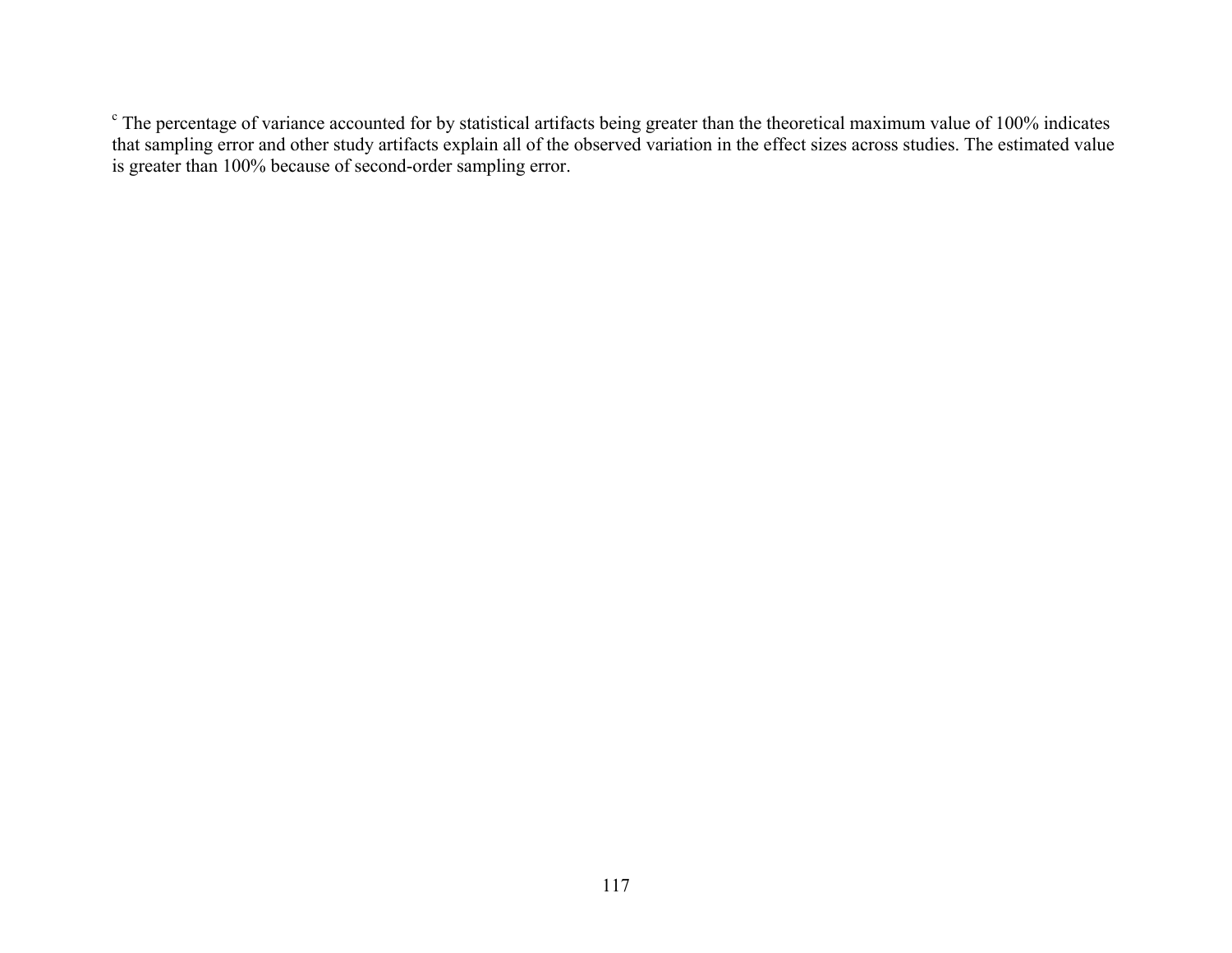[c] The percentage of variance accounted for by statistical artifacts being greater than the theoretical maximum value of 100% indicates that sampling error and other study artifacts explain all of the observed variation in the effect sizes across studies. The estimated value is greater than 100% because of second-order sampling error.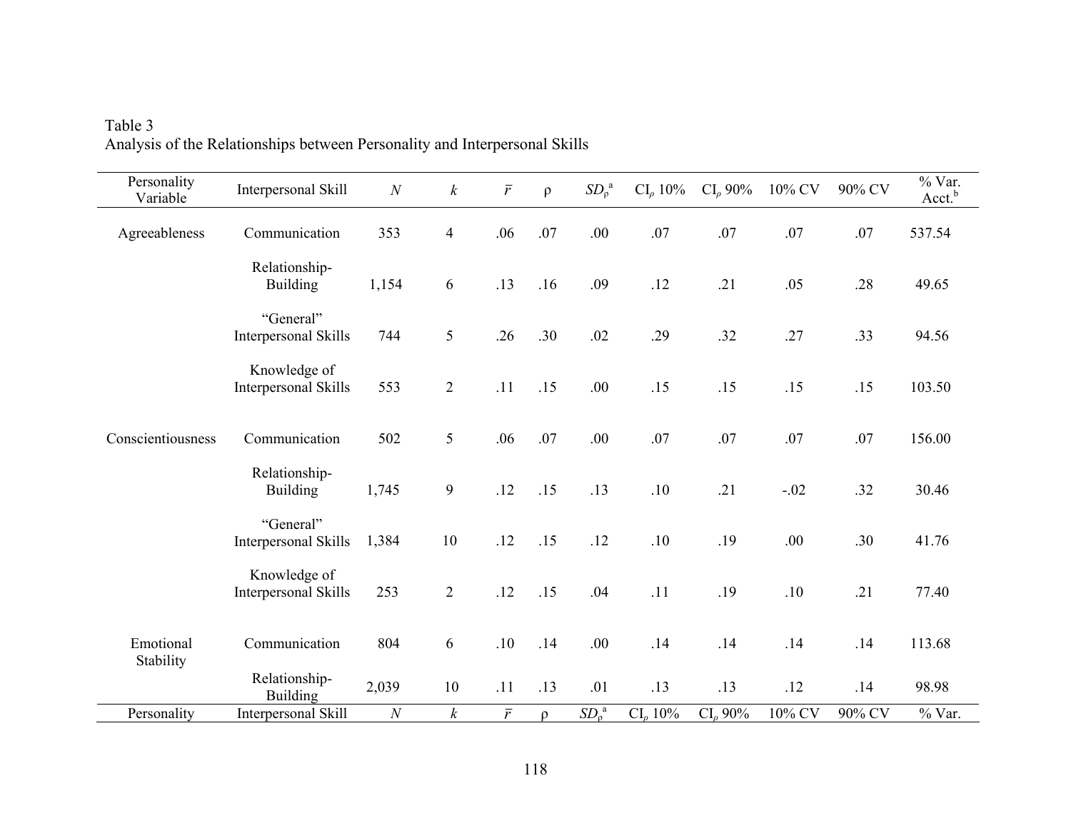Table 3
Analysis of the Relationships between Personality and Interpersonal Skills

| Personality Variable | Interpersonal Skill | $N$ | $k$ | $\bar{r}$ | ρ | $SD_{\rho}$[a] | $CI_{\rho}$ 10% | $CI_{\rho}$ 90% | 10% CV | 90% CV | % Var. Acct.[b] |
|---|---|---|---|---|---|---|---|---|---|---|---|
| Agreeableness | Communication | 353 | 4 | .06 | .07 | .00 | .07 | .07 | .07 | .07 | 537.54 |
| | Relationship-Building | 1,154 | 6 | .13 | .16 | .09 | .12 | .21 | .05 | .28 | 49.65 |
| | "General" Interpersonal Skills | 744 | 5 | .26 | .30 | .02 | .29 | .32 | .27 | .33 | 94.56 |
| | Knowledge of Interpersonal Skills | 553 | 2 | .11 | .15 | .00 | .15 | .15 | .15 | .15 | 103.50 |
| Conscientiousness | Communication | 502 | 5 | .06 | .07 | .00 | .07 | .07 | .07 | .07 | 156.00 |
| | Relationship-Building | 1,745 | 9 | .12 | .15 | .13 | .10 | .21 | -.02 | .32 | 30.46 |
| | "General" Interpersonal Skills | 1,384 | 10 | .12 | .15 | .12 | .10 | .19 | .00 | .30 | 41.76 |
| | Knowledge of Interpersonal Skills | 253 | 2 | .12 | .15 | .04 | .11 | .19 | .10 | .21 | 77.40 |
| Emotional Stability | Communication | 804 | 6 | .10 | .14 | .00 | .14 | .14 | .14 | .14 | 113.68 |
| | Relationship-Building | 2,039 | 10 | .11 | .13 | .01 | .13 | .13 | .12 | .14 | 98.98 |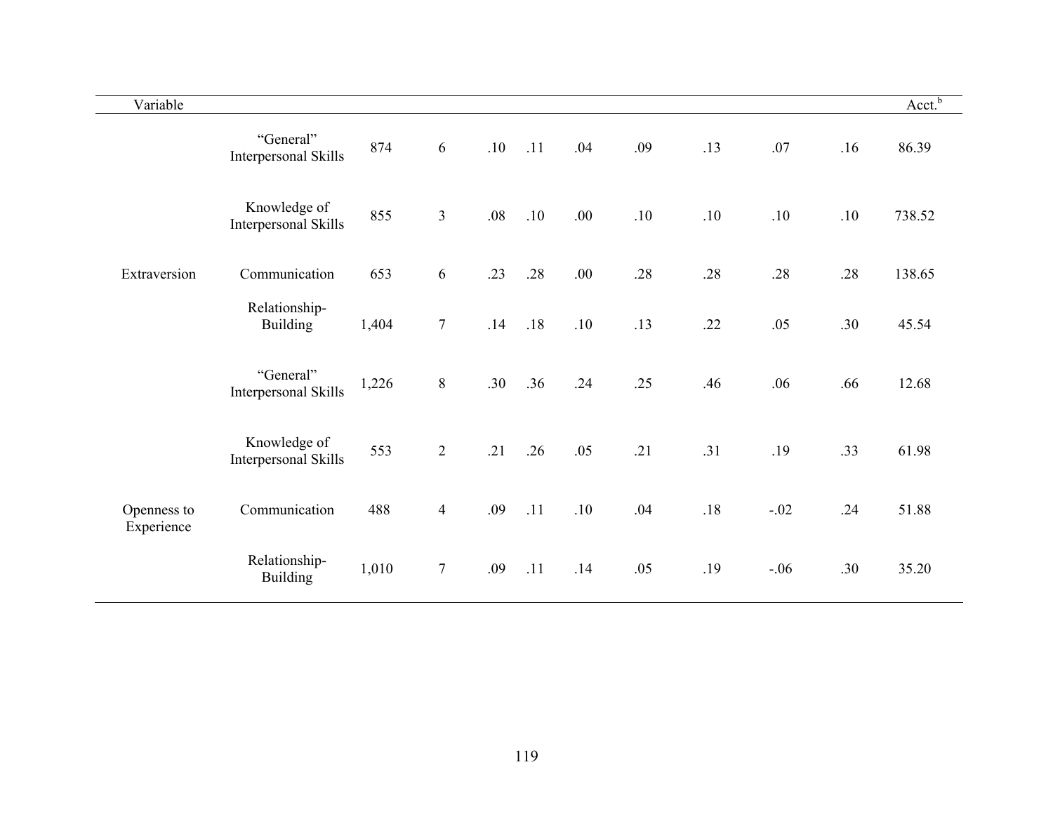| Variable | | | | | | | | | | | Acct.[b] |
|---|---|---|---|---|---|---|---|---|---|---|---|
| | "General" Interpersonal Skills | 874 | 6 | .10 | .11 | .04 | .09 | .13 | .07 | .16 | 86.39 |
| | Knowledge of Interpersonal Skills | 855 | 3 | .08 | .10 | .00 | .10 | .10 | .10 | .10 | 738.52 |
| Extraversion | Communication | 653 | 6 | .23 | .28 | .00 | .28 | .28 | .28 | .28 | 138.65 |
| | Relationship-Building | 1,404 | 7 | .14 | .18 | .10 | .13 | .22 | .05 | .30 | 45.54 |
| | "General" Interpersonal Skills | 1,226 | 8 | .30 | .36 | .24 | .25 | .46 | .06 | .66 | 12.68 |
| | Knowledge of Interpersonal Skills | 553 | 2 | .21 | .26 | .05 | .21 | .31 | .19 | .33 | 61.98 |
| Openness to Experience | Communication | 488 | 4 | .09 | .11 | .10 | .04 | .18 | -.02 | .24 | 51.88 |
| | Relationship-Building | 1,010 | 7 | .09 | .11 | .14 | .05 | .19 | -.06 | .30 | 35.20 |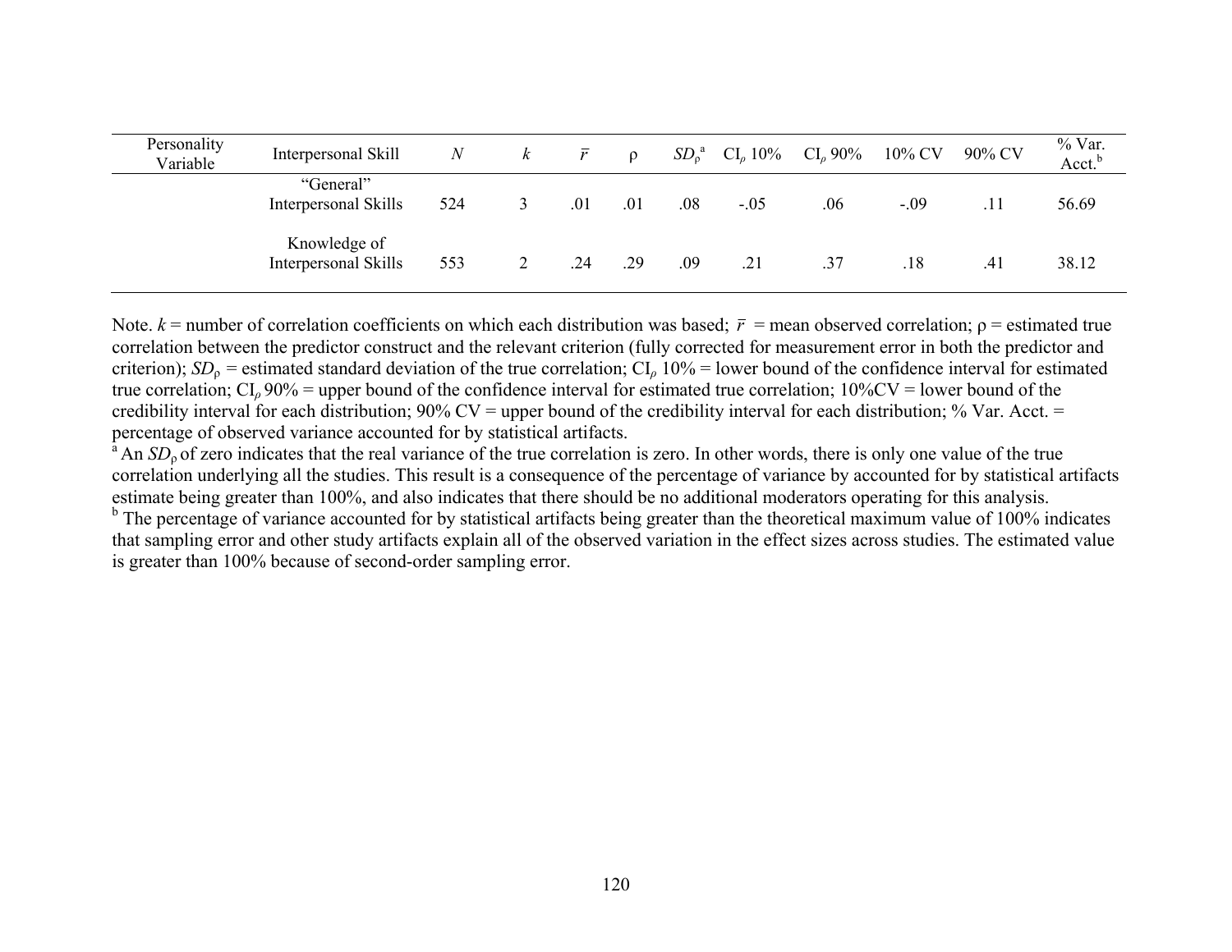| Personality Variable | Interpersonal Skill | $N$ | $k$ | $\bar{r}$ | ρ | $SD_{\rho}$[a] | $CI_{\rho}$ 10% | $CI_{\rho}$ 90% | 10% CV | 90% CV | % Var. Acct.[b] |
|---|---|---|---|---|---|---|---|---|---|---|---|
| | "General" Interpersonal Skills | 524 | 3 | .01 | .01 | .08 | -.05 | .06 | -.09 | .11 | 56.69 |
| | Knowledge of Interpersonal Skills | 553 | 2 | .24 | .29 | .09 | .21 | .37 | .18 | .41 | 38.12 |

Note. $k$ = number of correlation coefficients on which each distribution was based; $\bar{r}$ = mean observed correlation; ρ = estimated true correlation between the predictor construct and the relevant criterion (fully corrected for measurement error in both the predictor and criterion); $SD_{\rho}$ = estimated standard deviation of the true correlation; $CI_{\rho}$ 10% = lower bound of the confidence interval for estimated true correlation; $CI_{\rho}$ 90% = upper bound of the confidence interval for estimated true correlation; 10%CV = lower bound of the credibility interval for each distribution; 90% CV = upper bound of the credibility interval for each distribution; % Var. Acct. = percentage of observed variance accounted for by statistical artifacts.

[a] An $SD_{\rho}$ of zero indicates that the real variance of the true correlation is zero. In other words, there is only one value of the true correlation underlying all the studies. This result is a consequence of the percentage of variance by accounted for by statistical artifacts estimate being greater than 100%, and also indicates that there should be no additional moderators operating for this analysis.

[b] The percentage of variance accounted for by statistical artifacts being greater than the theoretical maximum value of 100% indicates that sampling error and other study artifacts explain all of the observed variation in the effect sizes across studies. The estimated value is greater than 100% because of second-order sampling error.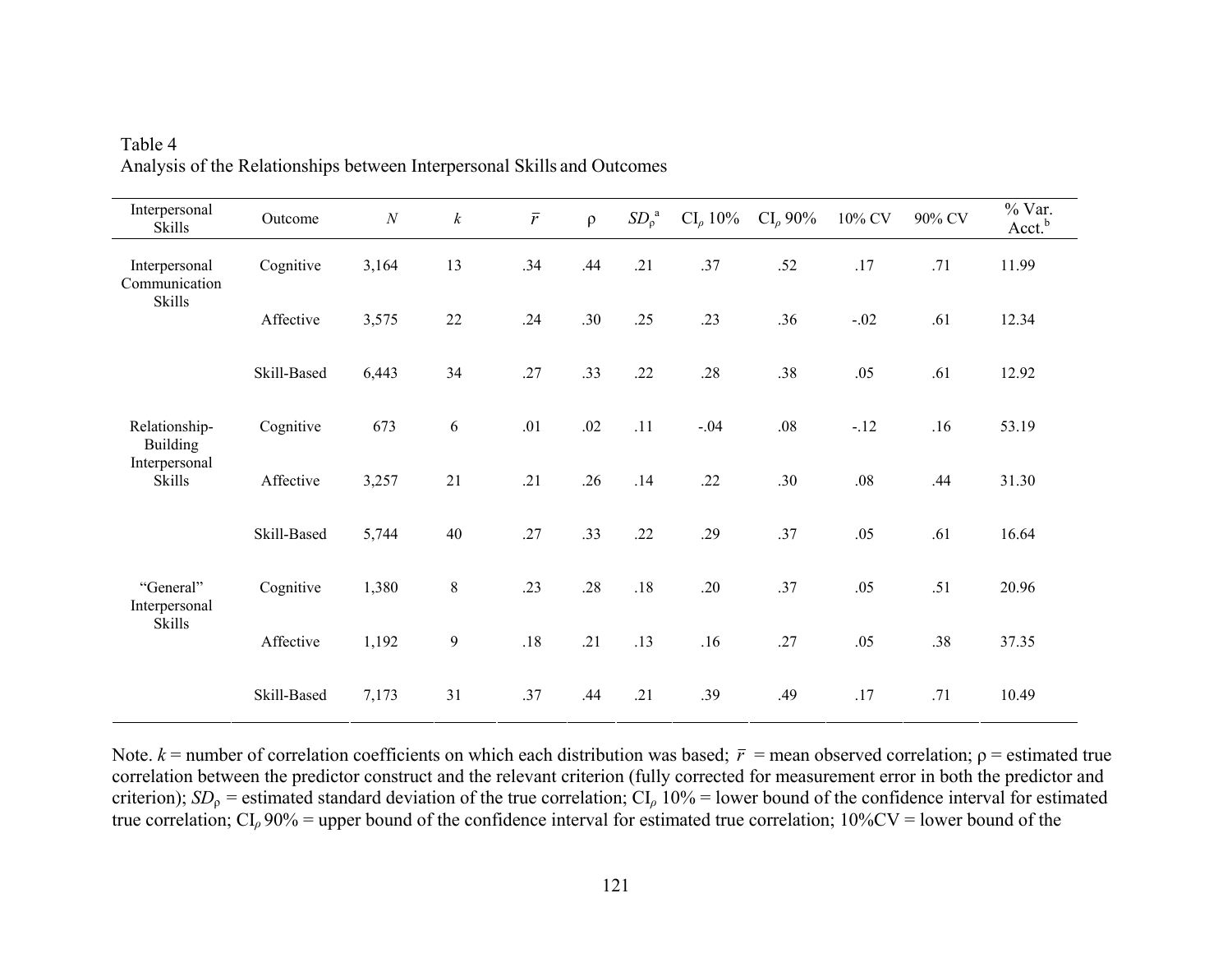Table 4
Analysis of the Relationships between Interpersonal Skills and Outcomes

| Interpersonal Skills | Outcome | $N$ | $k$ | $\bar{r}$ | ρ | $SD_{\rho}$[a] | $CI_{\rho}$ 10% | $CI_{\rho}$ 90% | 10% CV | 90% CV | % Var. Acct.[b] |
|---|---|---|---|---|---|---|---|---|---|---|---|
| Interpersonal Communication Skills | Cognitive | 3,164 | 13 | .34 | .44 | .21 | .37 | .52 | .17 | .71 | 11.99 |
| | Affective | 3,575 | 22 | .24 | .30 | .25 | .23 | .36 | -.02 | .61 | 12.34 |
| | Skill-Based | 6,443 | 34 | .27 | .33 | .22 | .28 | .38 | .05 | .61 | 12.92 |
| Relationship-Building Interpersonal Skills | Cognitive | 673 | 6 | .01 | .02 | .11 | -.04 | .08 | -.12 | .16 | 53.19 |
| | Affective | 3,257 | 21 | .21 | .26 | .14 | .22 | .30 | .08 | .44 | 31.30 |
| | Skill-Based | 5,744 | 40 | .27 | .33 | .22 | .29 | .37 | .05 | .61 | 16.64 |
| "General" Interpersonal Skills | Cognitive | 1,380 | 8 | .23 | .28 | .18 | .20 | .37 | .05 | .51 | 20.96 |
| | Affective | 1,192 | 9 | .18 | .21 | .13 | .16 | .27 | .05 | .38 | 37.35 |
| | Skill-Based | 7,173 | 31 | .37 | .44 | .21 | .39 | .49 | .17 | .71 | 10.49 |

Note. $k$ = number of correlation coefficients on which each distribution was based; $\bar{r}$ = mean observed correlation; ρ = estimated true correlation between the predictor construct and the relevant criterion (fully corrected for measurement error in both the predictor and criterion); $SD_{\rho}$ = estimated standard deviation of the true correlation; $CI_{\rho}$ 10% = lower bound of the confidence interval for estimated true correlation; $CI_{\rho}$ 90% = upper bound of the confidence interval for estimated true correlation; 10%CV = lower bound of the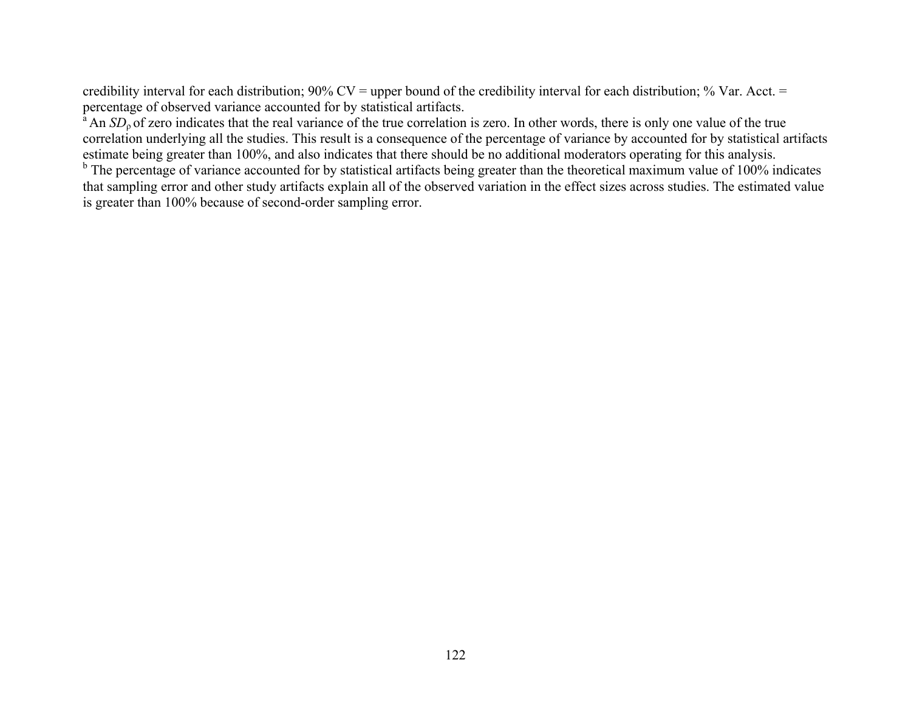credibility interval for each distribution; 90% CV = upper bound of the credibility interval for each distribution; % Var. Acct. = percentage of observed variance accounted for by statistical artifacts.

[a] An $SD_\rho$ of zero indicates that the real variance of the true correlation is zero. In other words, there is only one value of the true correlation underlying all the studies. This result is a consequence of the percentage of variance by accounted for by statistical artifacts estimate being greater than 100%, and also indicates that there should be no additional moderators operating for this analysis.

[b] The percentage of variance accounted for by statistical artifacts being greater than the theoretical maximum value of 100% indicates that sampling error and other study artifacts explain all of the observed variation in the effect sizes across studies. The estimated value is greater than 100% because of second-order sampling error.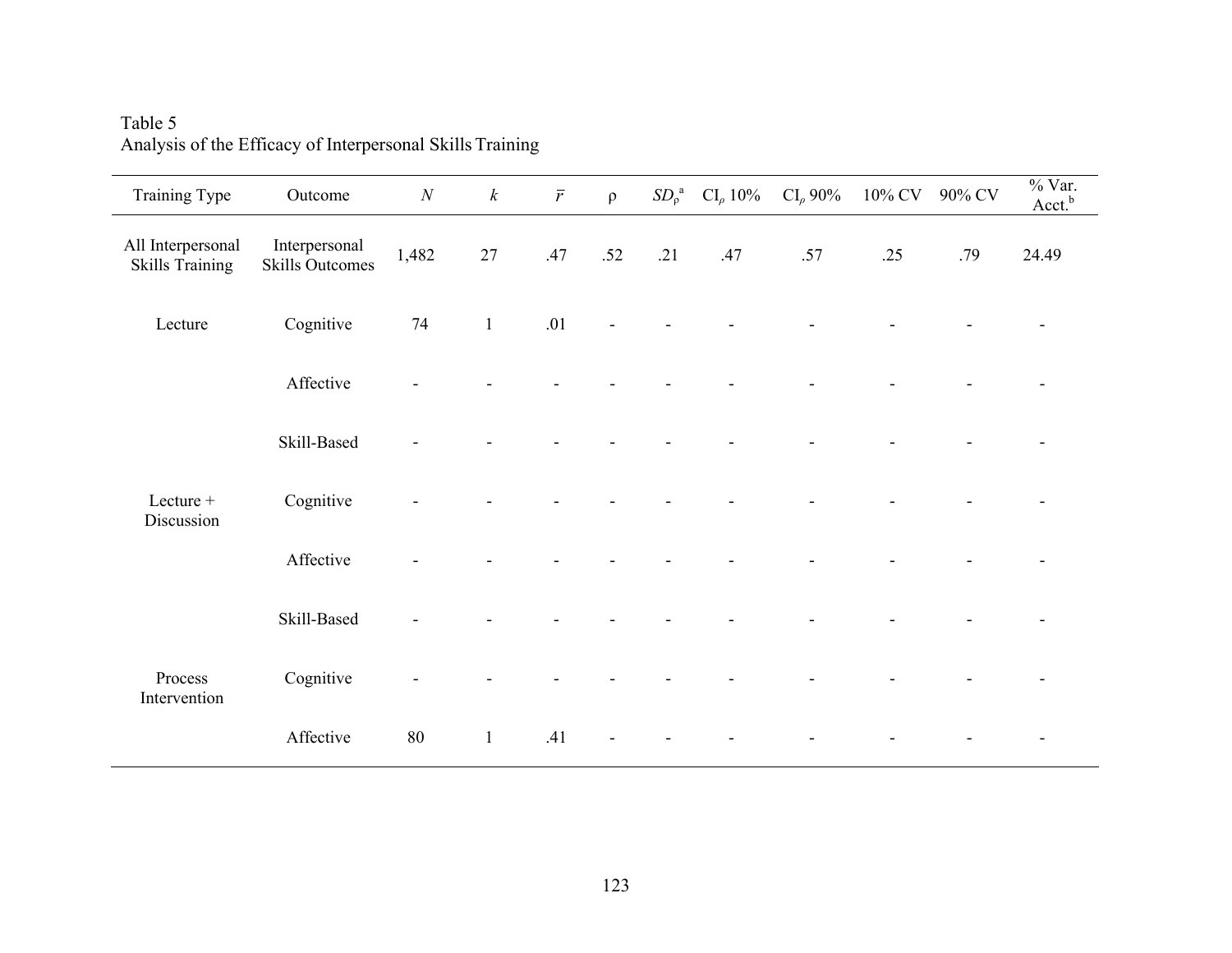Table 5
Analysis of the Efficacy of Interpersonal Skills Training

| Training Type | Outcome | $N$ | $k$ | $\bar{r}$ | ρ | $SD_{\rho}$[a] | $CI_{\rho}$ 10% | $CI_{\rho}$ 90% | 10% CV | 90% CV | % Var. Acct.[b] |
|---|---|---|---|---|---|---|---|---|---|---|---|
| All Interpersonal Skills Training | Interpersonal Skills Outcomes | 1,482 | 27 | .47 | .52 | .21 | .47 | .57 | .25 | .79 | 24.49 |
| Lecture | Cognitive | 74 | 1 | .01 | - | - | - | - | - | - | - |
| | Affective | - | - | - | - | - | - | - | - | - | - |
| | Skill-Based | - | - | - | - | - | - | - | - | - | - |
| Lecture + Discussion | Cognitive | - | - | - | - | - | - | - | - | - | - |
| | Affective | - | - | - | - | - | - | - | - | - | - |
| | Skill-Based | - | - | - | - | - | - | - | - | - | - |
| Process Intervention | Cognitive | - | - | - | - | - | - | - | - | - | - |
| | Affective | 80 | 1 | .41 | - | - | - | - | - | - | - |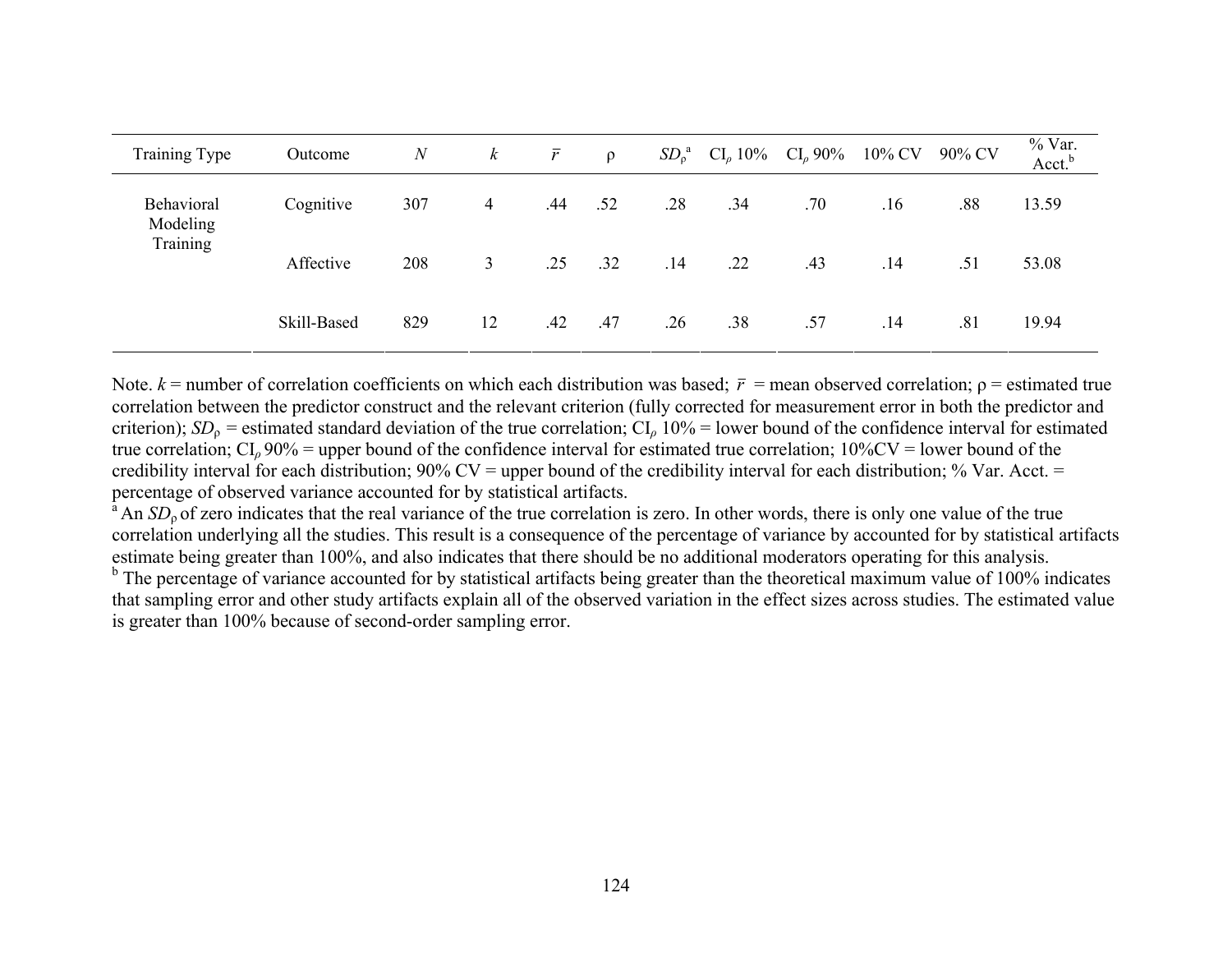| Training Type | Outcome | $N$ | $k$ | $\bar{r}$ | ρ | $SD_{\rho}$[a] | $CI_{\rho}$ 10% | $CI_{\rho}$ 90% | 10% CV | 90% CV | % Var. Acct.[b] |
|---|---|---|---|---|---|---|---|---|---|---|---|
| Behavioral Modeling Training | Cognitive | 307 | 4 | .44 | .52 | .28 | .34 | .70 | .16 | .88 | 13.59 |
| | Affective | 208 | 3 | .25 | .32 | .14 | .22 | .43 | .14 | .51 | 53.08 |
| | Skill-Based | 829 | 12 | .42 | .47 | .26 | .38 | .57 | .14 | .81 | 19.94 |

Note. $k$ = number of correlation coefficients on which each distribution was based; $\bar{r}$ = mean observed correlation; ρ = estimated true correlation between the predictor construct and the relevant criterion (fully corrected for measurement error in both the predictor and criterion); $SD_{\rho}$ = estimated standard deviation of the true correlation; $CI_{\rho}$ 10% = lower bound of the confidence interval for estimated true correlation; $CI_{\rho}$ 90% = upper bound of the confidence interval for estimated true correlation; 10%CV = lower bound of the credibility interval for each distribution; 90% CV = upper bound of the credibility interval for each distribution; % Var. Acct. = percentage of observed variance accounted for by statistical artifacts.

[a] An $SD_{\rho}$ of zero indicates that the real variance of the true correlation is zero. In other words, there is only one value of the true correlation underlying all the studies. This result is a consequence of the percentage of variance by accounted for by statistical artifacts estimate being greater than 100%, and also indicates that there should be no additional moderators operating for this analysis.

[b] The percentage of variance accounted for by statistical artifacts being greater than the theoretical maximum value of 100% indicates that sampling error and other study artifacts explain all of the observed variation in the effect sizes across studies. The estimated value is greater than 100% because of second-order sampling error.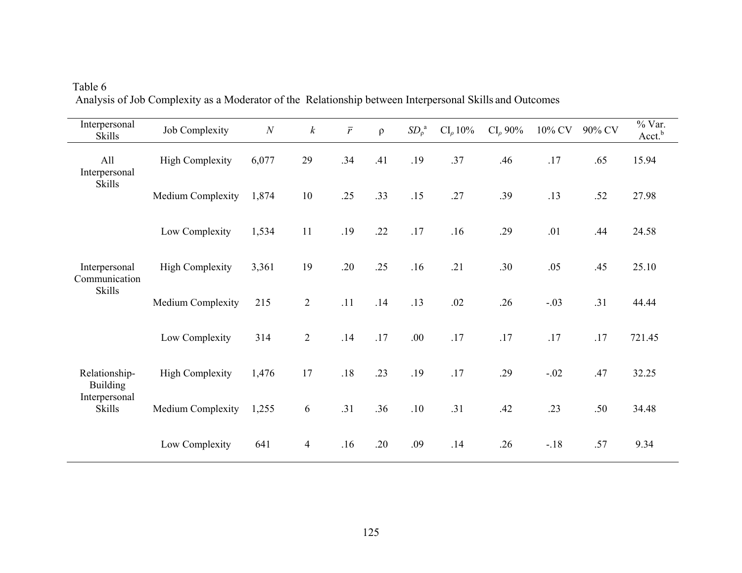Table 6

Analysis of Job Complexity as a Moderator of the Relationship between Interpersonal Skills and Outcomes

| Interpersonal Skills | Job Complexity | $N$ | $k$ | $\bar{r}$ | ρ | $SD_{\rho}$[a] | CI$_{\rho}$ 10% | CI$_{\rho}$ 90% | 10% CV | 90% CV | % Var. Acct.[b] |
|---|---|---|---|---|---|---|---|---|---|---|---|
| All Interpersonal Skills | High Complexity | 6,077 | 29 | .34 | .41 | .19 | .37 | .46 | .17 | .65 | 15.94 |
| | Medium Complexity | 1,874 | 10 | .25 | .33 | .15 | .27 | .39 | .13 | .52 | 27.98 |
| | Low Complexity | 1,534 | 11 | .19 | .22 | .17 | .16 | .29 | .01 | .44 | 24.58 |
| Interpersonal Communication Skills | High Complexity | 3,361 | 19 | .20 | .25 | .16 | .21 | .30 | .05 | .45 | 25.10 |
| | Medium Complexity | 215 | 2 | .11 | .14 | .13 | .02 | .26 | -.03 | .31 | 44.44 |
| | Low Complexity | 314 | 2 | .14 | .17 | .00 | .17 | .17 | .17 | .17 | 721.45 |
| Relationship-Building Interpersonal Skills | High Complexity | 1,476 | 17 | .18 | .23 | .19 | .17 | .29 | -.02 | .47 | 32.25 |
| | Medium Complexity | 1,255 | 6 | .31 | .36 | .10 | .31 | .42 | .23 | .50 | 34.48 |
| | Low Complexity | 641 | 4 | .16 | .20 | .09 | .14 | .26 | -.18 | .57 | 9.34 |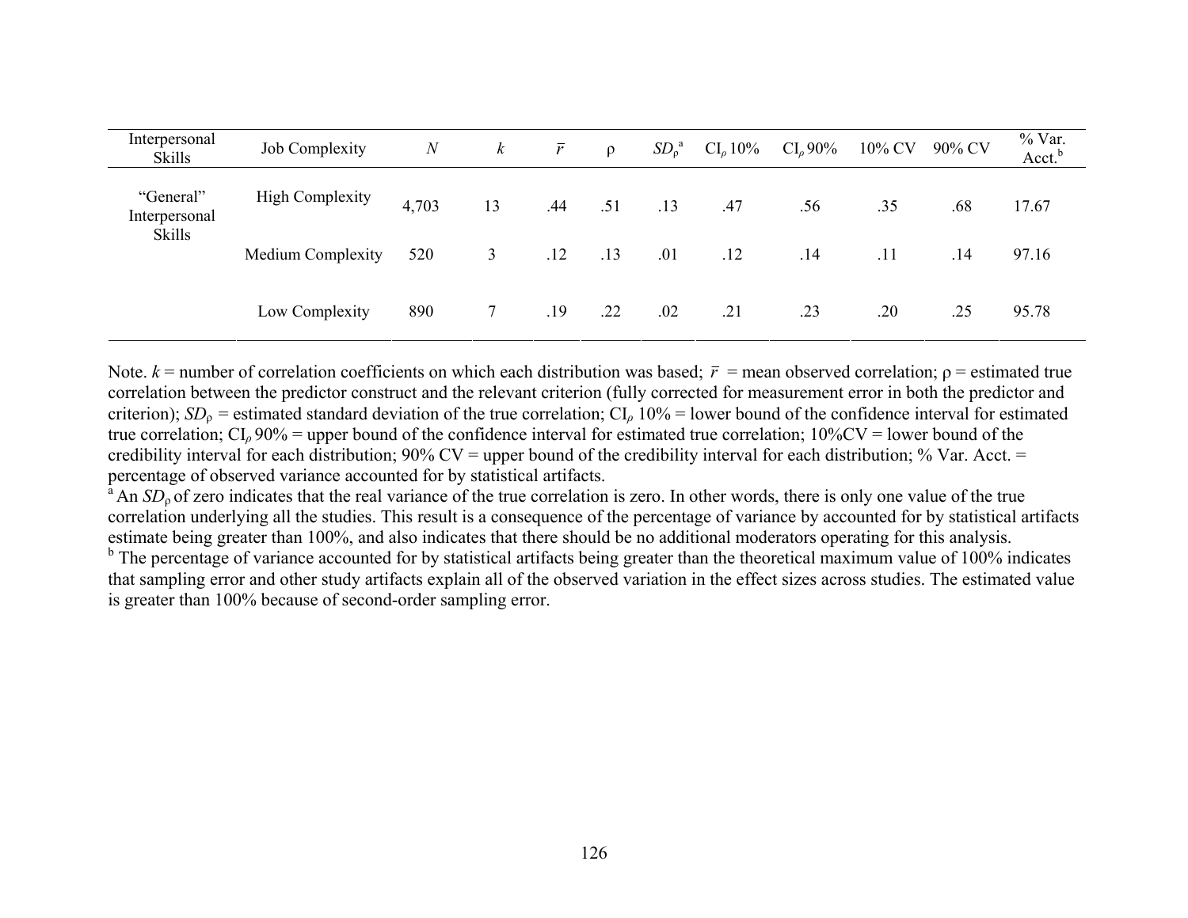| Interpersonal Skills | Job Complexity | $N$ | $k$ | $\bar{r}$ | ρ | $SD_{\rho}$[a] | $CI_{\rho}$ 10% | $CI_{\rho}$ 90% | 10% CV | 90% CV | % Var. Acct.[b] |
|---|---|---|---|---|---|---|---|---|---|---|---|
| "General" Interpersonal Skills | High Complexity | 4,703 | 13 | .44 | .51 | .13 | .47 | .56 | .35 | .68 | 17.67 |
| | Medium Complexity | 520 | 3 | .12 | .13 | .01 | .12 | .14 | .11 | .14 | 97.16 |
| | Low Complexity | 890 | 7 | .19 | .22 | .02 | .21 | .23 | .20 | .25 | 95.78 |

Note. $k$ = number of correlation coefficients on which each distribution was based; $\bar{r}$ = mean observed correlation; ρ = estimated true correlation between the predictor construct and the relevant criterion (fully corrected for measurement error in both the predictor and criterion); $SD_{\rho}$ = estimated standard deviation of the true correlation; $CI_{\rho}$ 10% = lower bound of the confidence interval for estimated true correlation; $CI_{\rho}$ 90% = upper bound of the confidence interval for estimated true correlation; 10%CV = lower bound of the credibility interval for each distribution; 90% CV = upper bound of the credibility interval for each distribution; % Var. Acct. = percentage of observed variance accounted for by statistical artifacts.

[a] An $SD_{\rho}$ of zero indicates that the real variance of the true correlation is zero. In other words, there is only one value of the true correlation underlying all the studies. This result is a consequence of the percentage of variance by accounted for by statistical artifacts estimate being greater than 100%, and also indicates that there should be no additional moderators operating for this analysis.

[b] The percentage of variance accounted for by statistical artifacts being greater than the theoretical maximum value of 100% indicates that sampling error and other study artifacts explain all of the observed variation in the effect sizes across studies. The estimated value is greater than 100% because of second-order sampling error.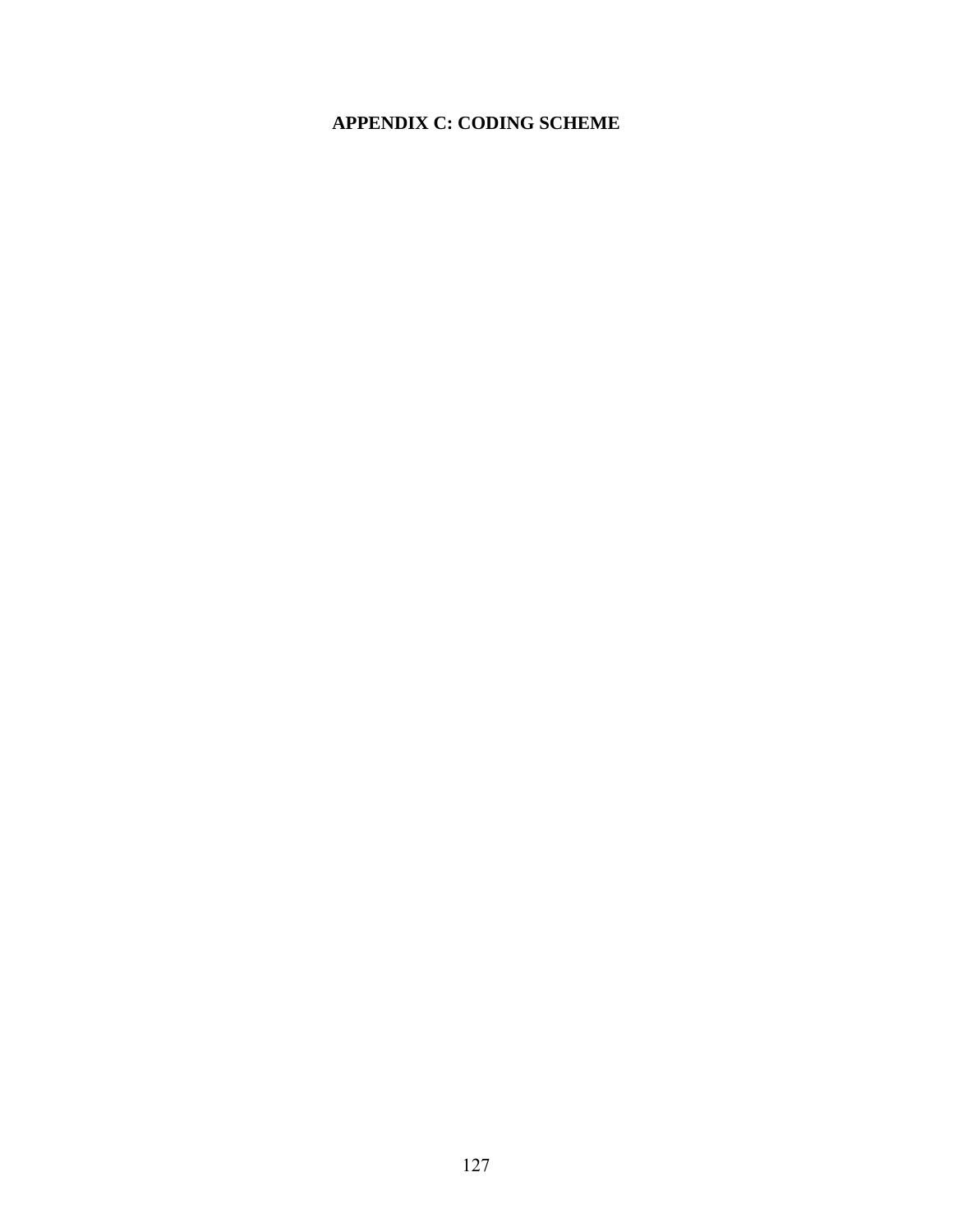# APPENDIX C: CODING SCHEME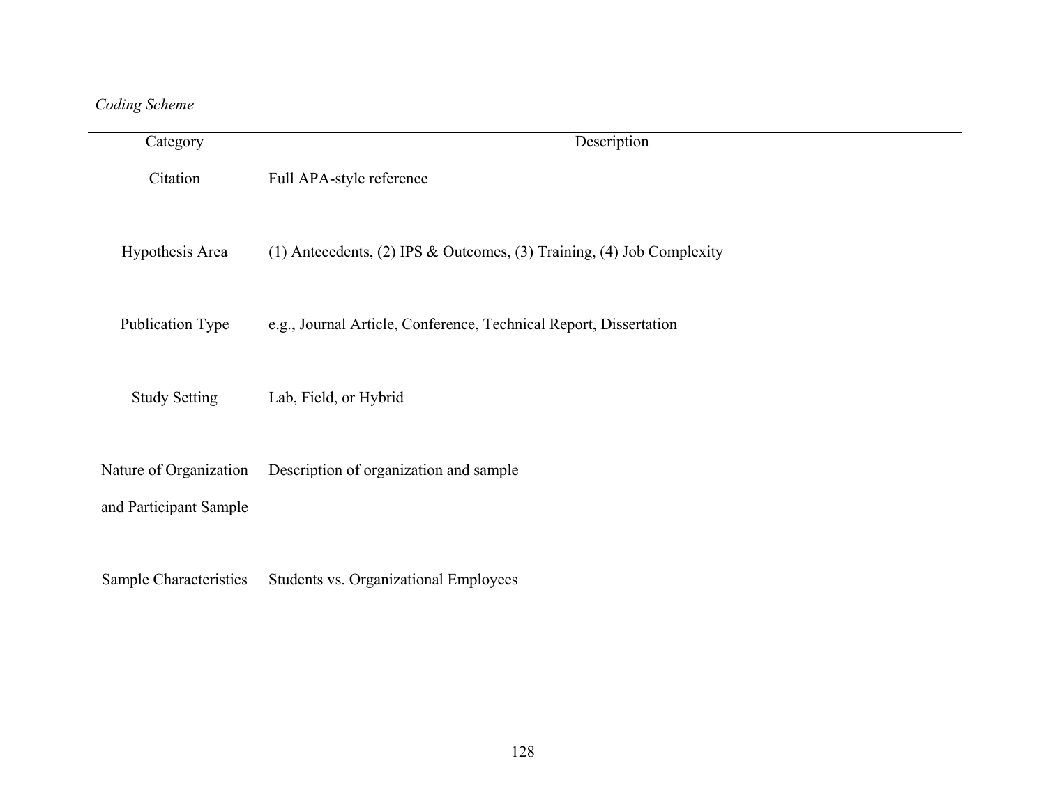*Coding Scheme*

| Category | Description |
|---|---|
| Citation | Full APA-style reference |
| Hypothesis Area | (1) Antecedents, (2) IPS & Outcomes, (3) Training, (4) Job Complexity |
| Publication Type | e.g., Journal Article, Conference, Technical Report, Dissertation |
| Study Setting | Lab, Field, or Hybrid |
| Nature of Organization and Participant Sample | Description of organization and sample |
| Sample Characteristics | Students vs. Organizational Employees |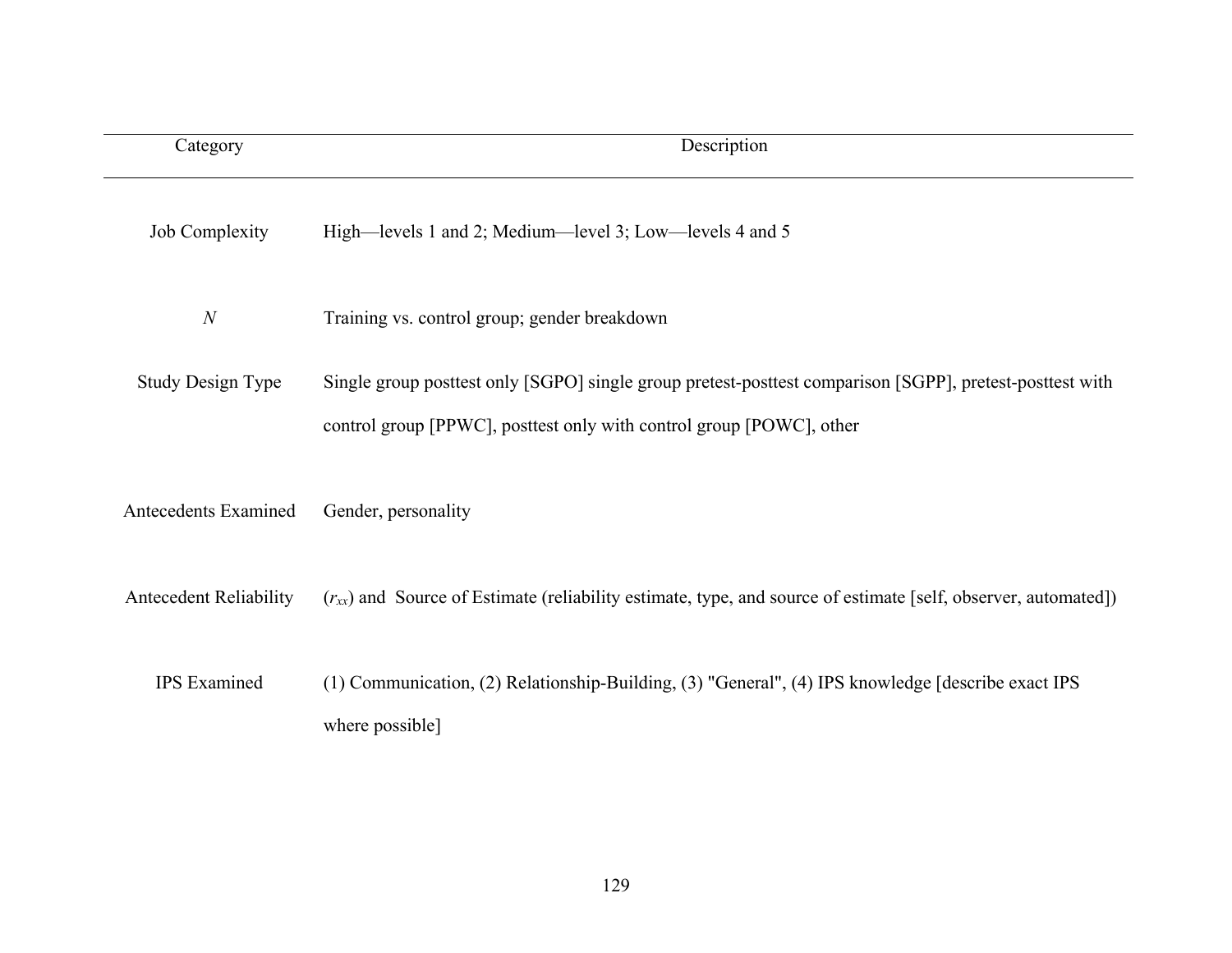| Category | Description |
| --- | --- |
| Job Complexity | High—levels 1 and 2; Medium—level 3; Low—levels 4 and 5 |
| *N* | Training vs. control group; gender breakdown |
| Study Design Type | Single group posttest only [SGPO] single group pretest-posttest comparison [SGPP], pretest-posttest with control group [PPWC], posttest only with control group [POWC], other |
| Antecedents Examined | Gender, personality |
| Antecedent Reliability | ($r_{xx}$) and Source of Estimate (reliability estimate, type, and source of estimate [self, observer, automated]) |
| IPS Examined | (1) Communication, (2) Relationship-Building, (3) "General", (4) IPS knowledge [describe exact IPS where possible] |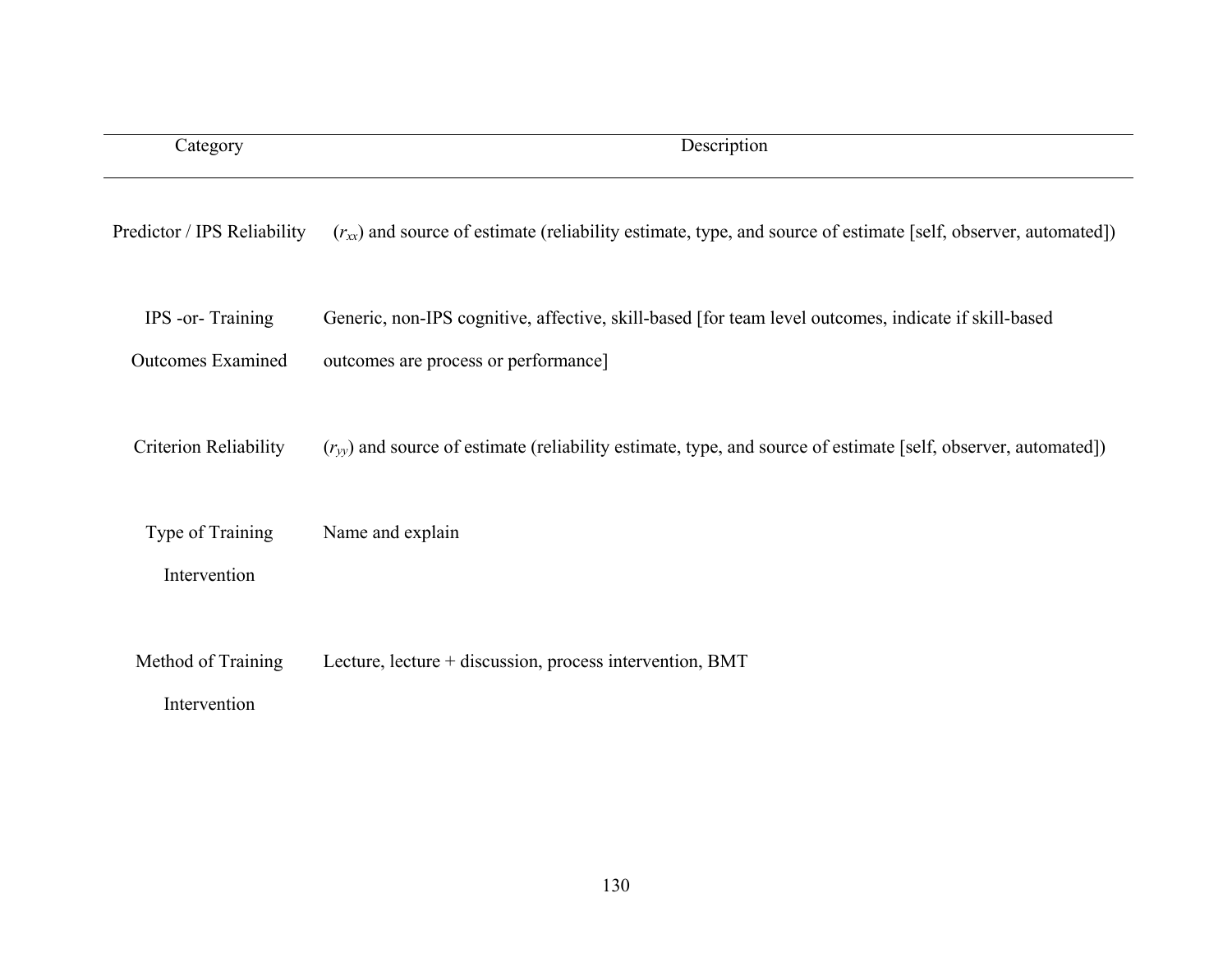| Category | Description |
|---|---|
| Predictor / IPS Reliability | ($r_{xx}$) and source of estimate (reliability estimate, type, and source of estimate [self, observer, automated]) |
| IPS -or- Training Outcomes Examined | Generic, non-IPS cognitive, affective, skill-based [for team level outcomes, indicate if skill-based outcomes are process or performance] |
| Criterion Reliability | ($r_{yy}$) and source of estimate (reliability estimate, type, and source of estimate [self, observer, automated]) |
| Type of Training Intervention | Name and explain |
| Method of Training Intervention | Lecture, lecture + discussion, process intervention, BMT |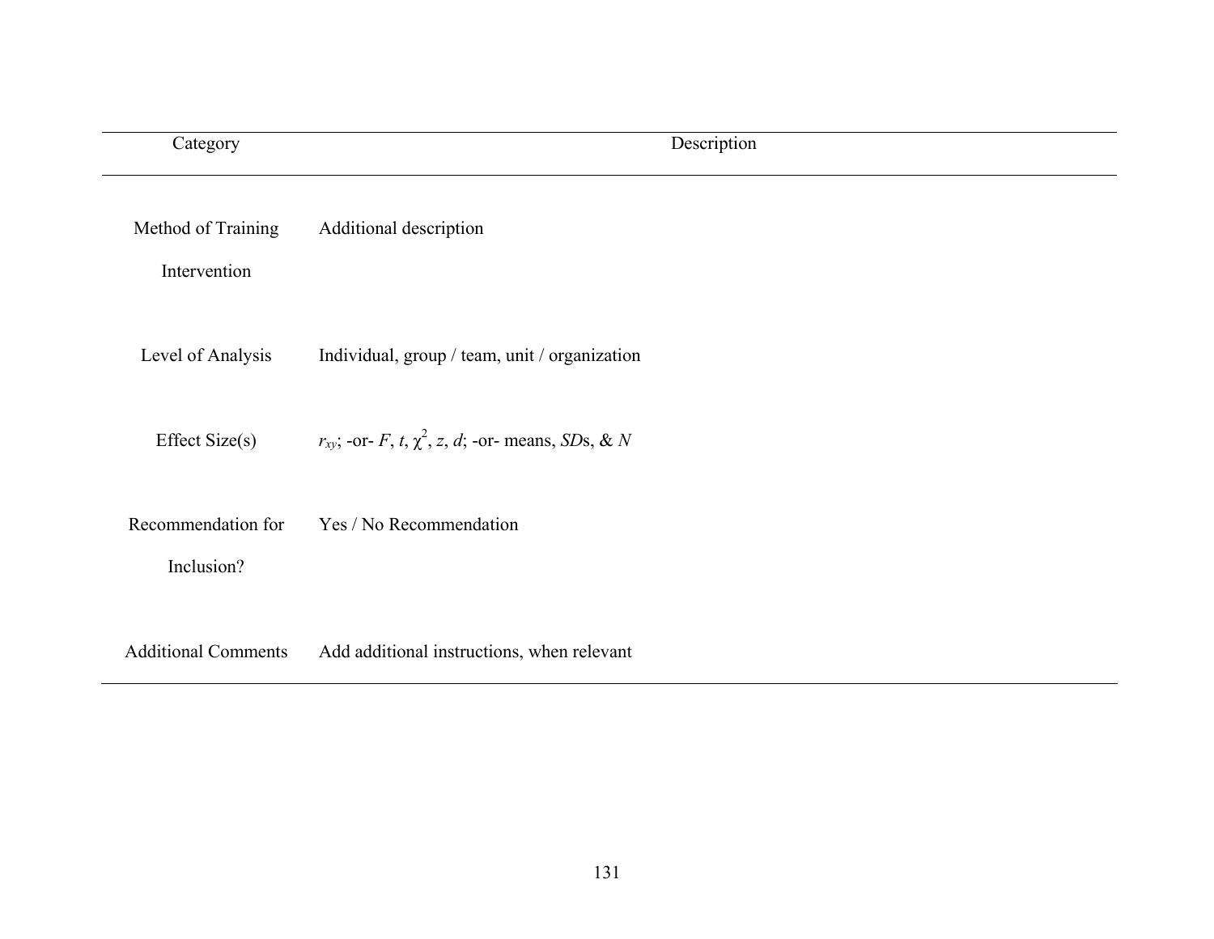| Category | Description |
| --- | --- |
| Method of Training Intervention | Additional description |
| Level of Analysis | Individual, group / team, unit / organization |
| Effect Size(s) | $r_{xy}$; -or- $F$, $t$, $\chi^2$, $z$, $d$; -or- means, *SD*s, & $N$ |
| Recommendation for Inclusion? | Yes / No Recommendation |
| Additional Comments | Add additional instructions, when relevant |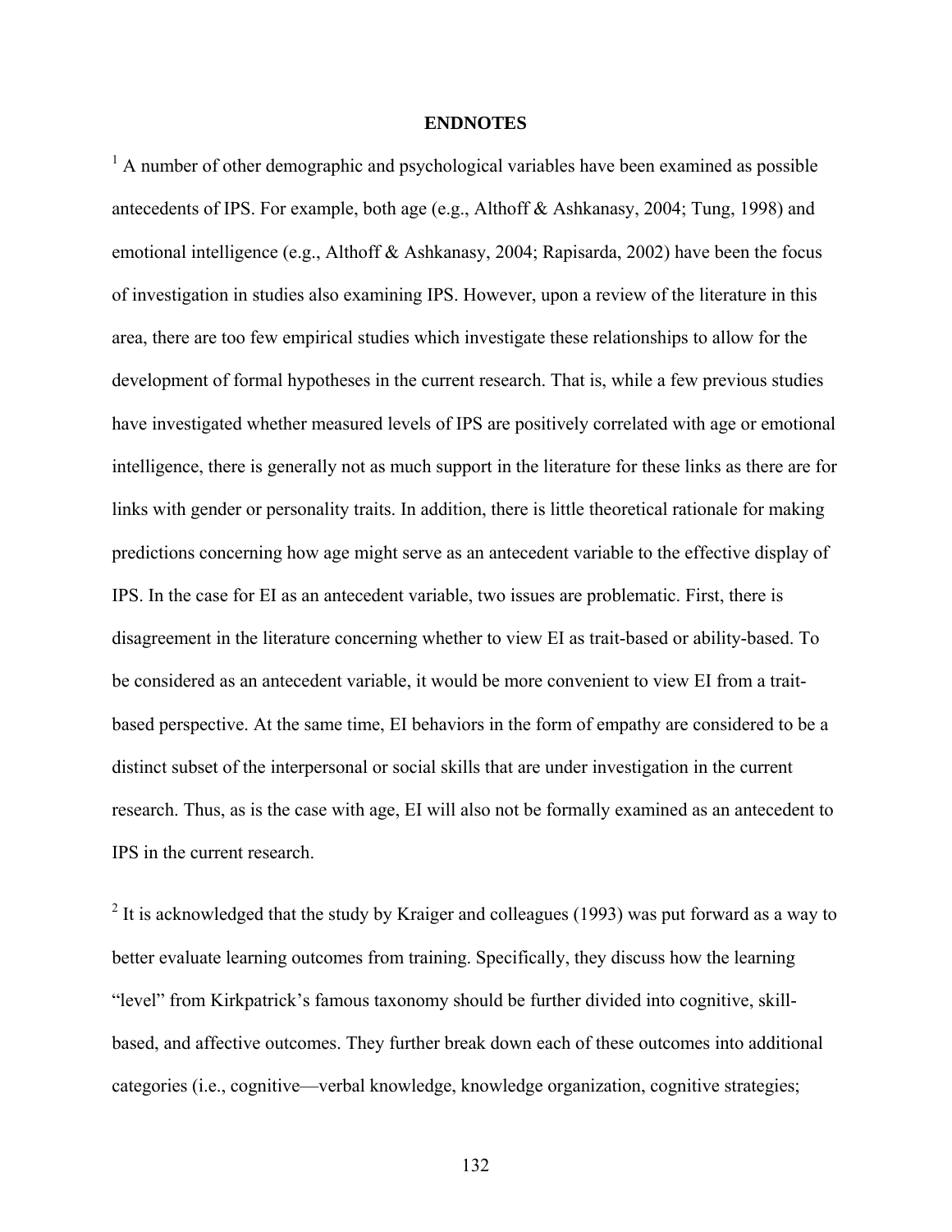## ENDNOTES

[1] A number of other demographic and psychological variables have been examined as possible antecedents of IPS. For example, both age (e.g., Althoff & Ashkanasy, 2004; Tung, 1998) and emotional intelligence (e.g., Althoff & Ashkanasy, 2004; Rapisarda, 2002) have been the focus of investigation in studies also examining IPS. However, upon a review of the literature in this area, there are too few empirical studies which investigate these relationships to allow for the development of formal hypotheses in the current research. That is, while a few previous studies have investigated whether measured levels of IPS are positively correlated with age or emotional intelligence, there is generally not as much support in the literature for these links as there are for links with gender or personality traits. In addition, there is little theoretical rationale for making predictions concerning how age might serve as an antecedent variable to the effective display of IPS. In the case for EI as an antecedent variable, two issues are problematic. First, there is disagreement in the literature concerning whether to view EI as trait-based or ability-based. To be considered as an antecedent variable, it would be more convenient to view EI from a trait-based perspective. At the same time, EI behaviors in the form of empathy are considered to be a distinct subset of the interpersonal or social skills that are under investigation in the current research. Thus, as is the case with age, EI will also not be formally examined as an antecedent to IPS in the current research.

[2] It is acknowledged that the study by Kraiger and colleagues (1993) was put forward as a way to better evaluate learning outcomes from training. Specifically, they discuss how the learning "level" from Kirkpatrick's famous taxonomy should be further divided into cognitive, skill-based, and affective outcomes. They further break down each of these outcomes into additional categories (i.e., cognitive—verbal knowledge, knowledge organization, cognitive strategies;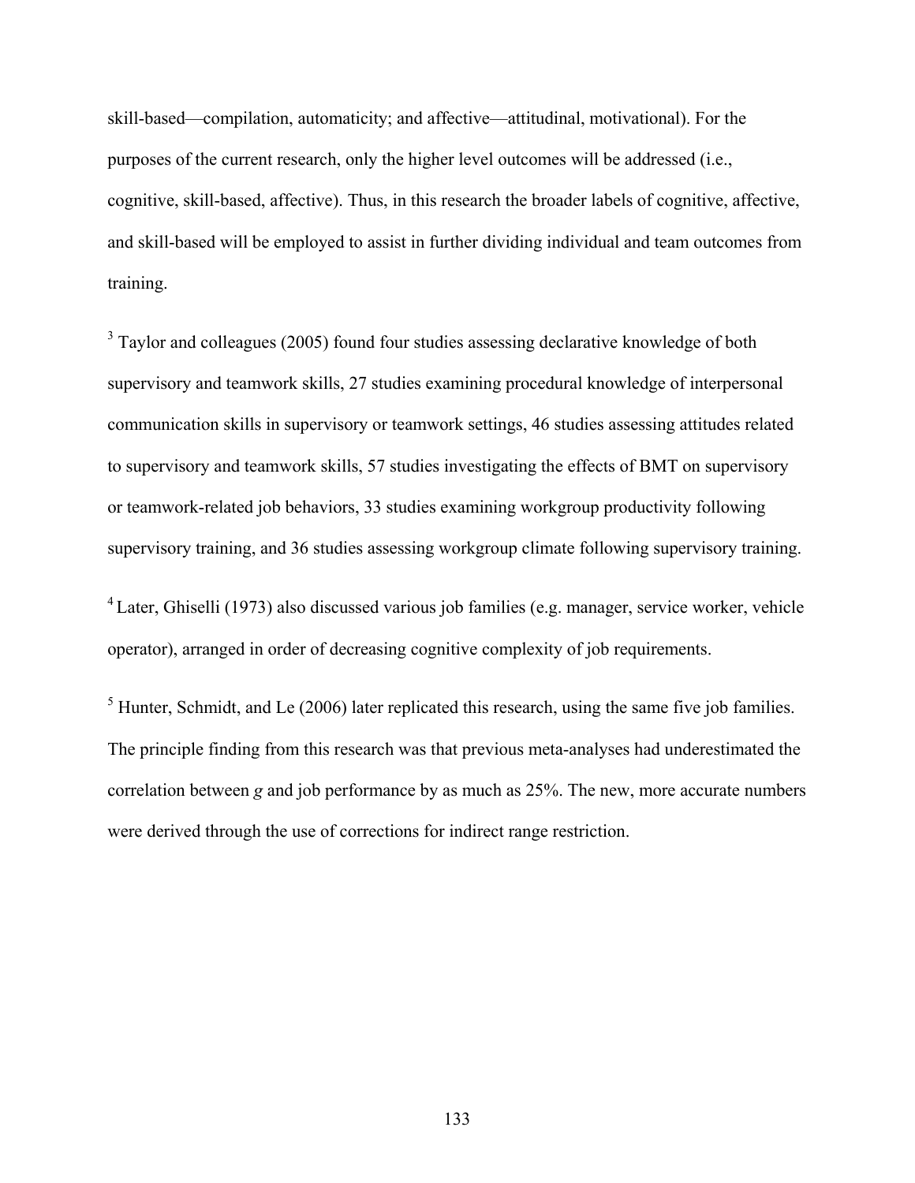skill-based—compilation, automaticity; and affective—attitudinal, motivational). For the purposes of the current research, only the higher level outcomes will be addressed (i.e., cognitive, skill-based, affective). Thus, in this research the broader labels of cognitive, affective, and skill-based will be employed to assist in further dividing individual and team outcomes from training.

[3] Taylor and colleagues (2005) found four studies assessing declarative knowledge of both supervisory and teamwork skills, 27 studies examining procedural knowledge of interpersonal communication skills in supervisory or teamwork settings, 46 studies assessing attitudes related to supervisory and teamwork skills, 57 studies investigating the effects of BMT on supervisory or teamwork-related job behaviors, 33 studies examining workgroup productivity following supervisory training, and 36 studies assessing workgroup climate following supervisory training.

[4] Later, Ghiselli (1973) also discussed various job families (e.g. manager, service worker, vehicle operator), arranged in order of decreasing cognitive complexity of job requirements.

[5] Hunter, Schmidt, and Le (2006) later replicated this research, using the same five job families. The principle finding from this research was that previous meta-analyses had underestimated the correlation between *g* and job performance by as much as 25%. The new, more accurate numbers were derived through the use of corrections for indirect range restriction.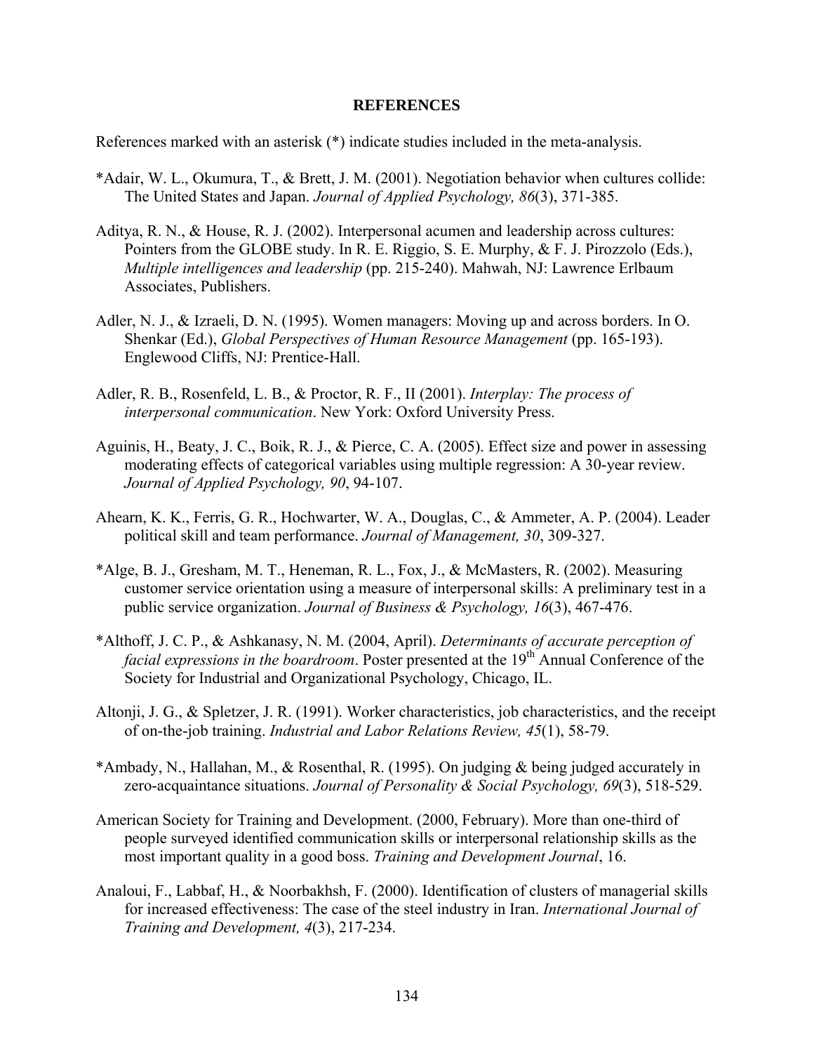## REFERENCES

References marked with an asterisk (*) indicate studies included in the meta-analysis.

*Adair, W. L., Okumura, T., & Brett, J. M. (2001). Negotiation behavior when cultures collide: The United States and Japan. *Journal of Applied Psychology, 86*(3), 371-385.

Aditya, R. N., & House, R. J. (2002). Interpersonal acumen and leadership across cultures: Pointers from the GLOBE study. In R. E. Riggio, S. E. Murphy, & F. J. Pirozzolo (Eds.), *Multiple intelligences and leadership* (pp. 215-240). Mahwah, NJ: Lawrence Erlbaum Associates, Publishers.

Adler, N. J., & Izraeli, D. N. (1995). Women managers: Moving up and across borders. In O. Shenkar (Ed.), *Global Perspectives of Human Resource Management* (pp. 165-193). Englewood Cliffs, NJ: Prentice-Hall.

Adler, R. B., Rosenfeld, L. B., & Proctor, R. F., II (2001). *Interplay: The process of interpersonal communication*. New York: Oxford University Press.

Aguinis, H., Beaty, J. C., Boik, R. J., & Pierce, C. A. (2005). Effect size and power in assessing moderating effects of categorical variables using multiple regression: A 30-year review. *Journal of Applied Psychology, 90*, 94-107.

Ahearn, K. K., Ferris, G. R., Hochwarter, W. A., Douglas, C., & Ammeter, A. P. (2004). Leader political skill and team performance. *Journal of Management, 30*, 309-327.

*Alge, B. J., Gresham, M. T., Heneman, R. L., Fox, J., & McMasters, R. (2002). Measuring customer service orientation using a measure of interpersonal skills: A preliminary test in a public service organization. *Journal of Business & Psychology, 16*(3), 467-476.

*Althoff, J. C. P., & Ashkanasy, N. M. (2004, April). *Determinants of accurate perception of facial expressions in the boardroom*. Poster presented at the 19th Annual Conference of the Society for Industrial and Organizational Psychology, Chicago, IL.

Altonji, J. G., & Spletzer, J. R. (1991). Worker characteristics, job characteristics, and the receipt of on-the-job training. *Industrial and Labor Relations Review, 45*(1), 58-79.

*Ambady, N., Hallahan, M., & Rosenthal, R. (1995). On judging & being judged accurately in zero-acquaintance situations. *Journal of Personality & Social Psychology, 69*(3), 518-529.

American Society for Training and Development. (2000, February). More than one-third of people surveyed identified communication skills or interpersonal relationship skills as the most important quality in a good boss. *Training and Development Journal*, 16.

Analoui, F., Labbaf, H., & Noorbakhsh, F. (2000). Identification of clusters of managerial skills for increased effectiveness: The case of the steel industry in Iran. *International Journal of Training and Development, 4*(3), 217-234.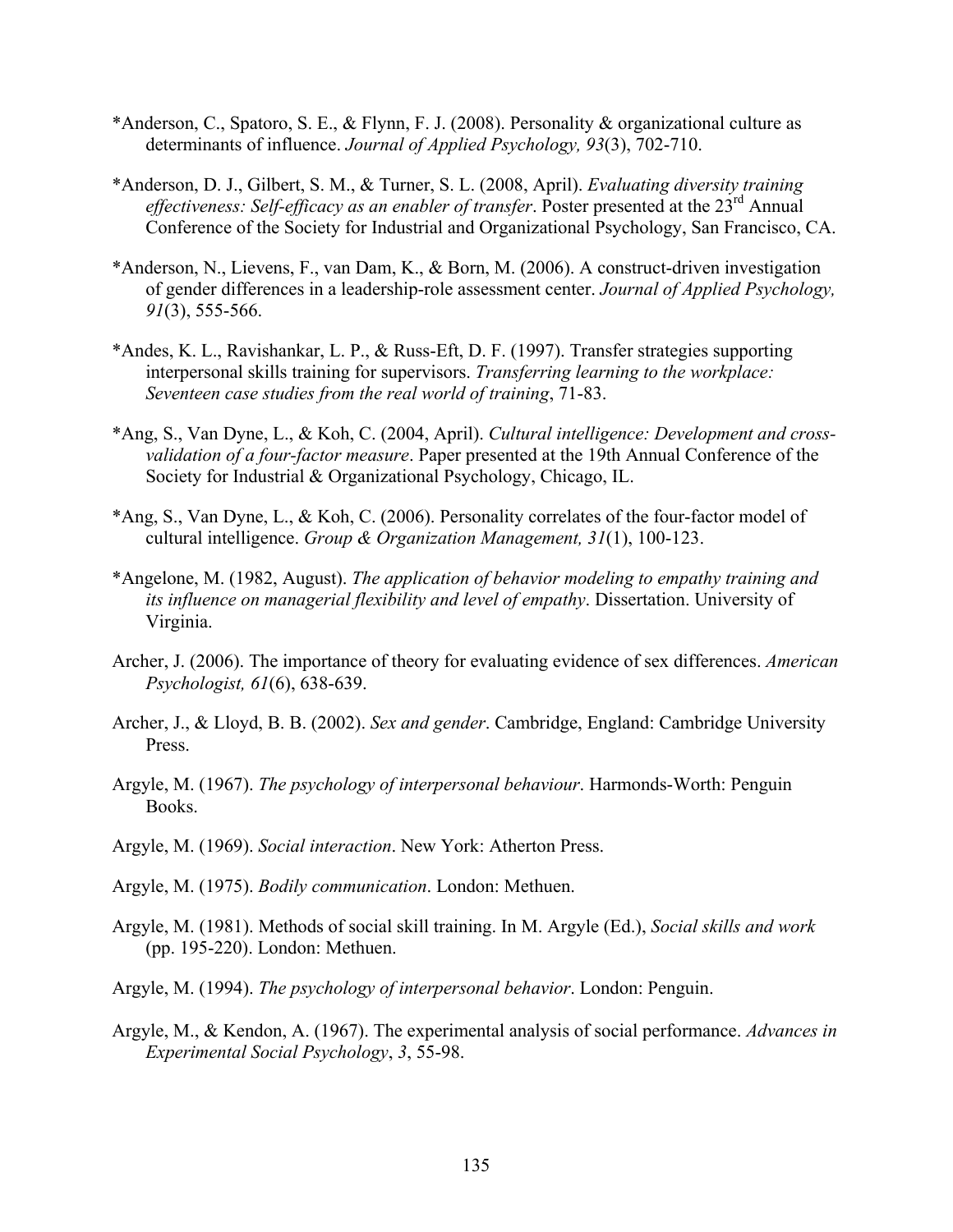*Anderson, C., Spatoro, S. E., & Flynn, F. J. (2008). Personality & organizational culture as determinants of influence. *Journal of Applied Psychology, 93*(3), 702-710.

*Anderson, D. J., Gilbert, S. M., & Turner, S. L. (2008, April). *Evaluating diversity training effectiveness: Self-efficacy as an enabler of transfer*. Poster presented at the 23rd Annual Conference of the Society for Industrial and Organizational Psychology, San Francisco, CA.

*Anderson, N., Lievens, F., van Dam, K., & Born, M. (2006). A construct-driven investigation of gender differences in a leadership-role assessment center. *Journal of Applied Psychology, 91*(3), 555-566.

*Andes, K. L., Ravishankar, L. P., & Russ-Eft, D. F. (1997). Transfer strategies supporting interpersonal skills training for supervisors. *Transferring learning to the workplace: Seventeen case studies from the real world of training*, 71-83.

*Ang, S., Van Dyne, L., & Koh, C. (2004, April). *Cultural intelligence: Development and cross-validation of a four-factor measure*. Paper presented at the 19th Annual Conference of the Society for Industrial & Organizational Psychology, Chicago, IL.

*Ang, S., Van Dyne, L., & Koh, C. (2006). Personality correlates of the four-factor model of cultural intelligence. *Group & Organization Management, 31*(1), 100-123.

*Angelone, M. (1982, August). *The application of behavior modeling to empathy training and its influence on managerial flexibility and level of empathy*. Dissertation. University of Virginia.

Archer, J. (2006). The importance of theory for evaluating evidence of sex differences. *American Psychologist, 61*(6), 638-639.

Archer, J., & Lloyd, B. B. (2002). *Sex and gender*. Cambridge, England: Cambridge University Press.

Argyle, M. (1967). *The psychology of interpersonal behaviour*. Harmonds-Worth: Penguin Books.

Argyle, M. (1969). *Social interaction*. New York: Atherton Press.

Argyle, M. (1975). *Bodily communication*. London: Methuen.

Argyle, M. (1981). Methods of social skill training. In M. Argyle (Ed.), *Social skills and work* (pp. 195-220). London: Methuen.

Argyle, M. (1994). *The psychology of interpersonal behavior*. London: Penguin.

Argyle, M., & Kendon, A. (1967). The experimental analysis of social performance. *Advances in Experimental Social Psychology*, *3*, 55-98.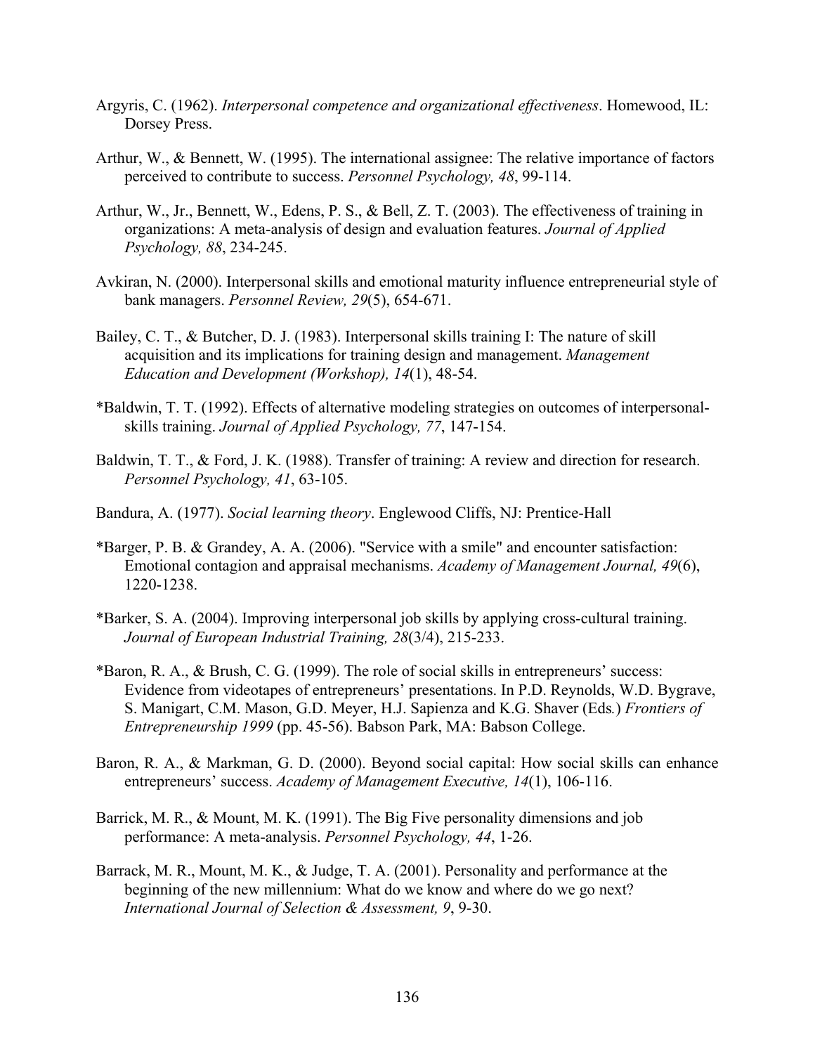Argyris, C. (1962). *Interpersonal competence and organizational effectiveness*. Homewood, IL: Dorsey Press.

Arthur, W., & Bennett, W. (1995). The international assignee: The relative importance of factors perceived to contribute to success. *Personnel Psychology, 48*, 99-114.

Arthur, W., Jr., Bennett, W., Edens, P. S., & Bell, Z. T. (2003). The effectiveness of training in organizations: A meta-analysis of design and evaluation features. *Journal of Applied Psychology, 88*, 234-245.

Avkiran, N. (2000). Interpersonal skills and emotional maturity influence entrepreneurial style of bank managers. *Personnel Review, 29*(5), 654-671.

Bailey, C. T., & Butcher, D. J. (1983). Interpersonal skills training I: The nature of skill acquisition and its implications for training design and management. *Management Education and Development (Workshop), 14*(1), 48-54.

*Baldwin, T. T. (1992). Effects of alternative modeling strategies on outcomes of interpersonal-skills training. *Journal of Applied Psychology, 77*, 147-154.

Baldwin, T. T., & Ford, J. K. (1988). Transfer of training: A review and direction for research. *Personnel Psychology, 41*, 63-105.

Bandura, A. (1977). *Social learning theory*. Englewood Cliffs, NJ: Prentice-Hall

*Barger, P. B. & Grandey, A. A. (2006). "Service with a smile" and encounter satisfaction: Emotional contagion and appraisal mechanisms. *Academy of Management Journal, 49*(6), 1220-1238.

*Barker, S. A. (2004). Improving interpersonal job skills by applying cross-cultural training. *Journal of European Industrial Training, 28*(3/4), 215-233.

*Baron, R. A., & Brush, C. G. (1999). The role of social skills in entrepreneurs' success: Evidence from videotapes of entrepreneurs' presentations. In P.D. Reynolds, W.D. Bygrave, S. Manigart, C.M. Mason, G.D. Meyer, H.J. Sapienza and K.G. Shaver (Eds.) *Frontiers of Entrepreneurship 1999* (pp. 45-56). Babson Park, MA: Babson College.

Baron, R. A., & Markman, G. D. (2000). Beyond social capital: How social skills can enhance entrepreneurs' success. *Academy of Management Executive, 14*(1), 106-116.

Barrick, M. R., & Mount, M. K. (1991). The Big Five personality dimensions and job performance: A meta-analysis. *Personnel Psychology, 44*, 1-26.

Barrack, M. R., Mount, M. K., & Judge, T. A. (2001). Personality and performance at the beginning of the new millennium: What do we know and where do we go next? *International Journal of Selection & Assessment, 9*, 9-30.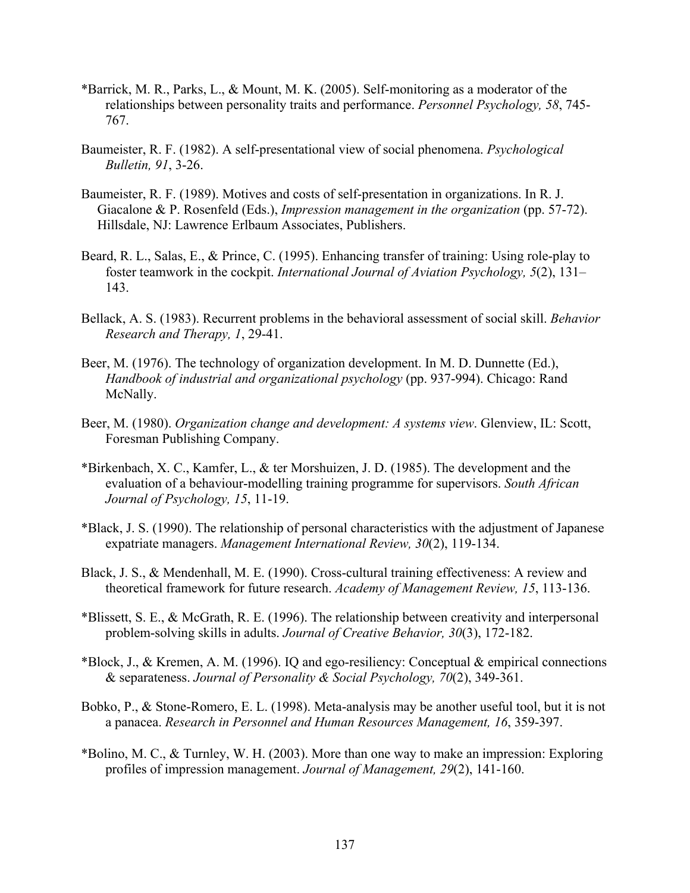*Barrick, M. R., Parks, L., & Mount, M. K. (2005). Self-monitoring as a moderator of the relationships between personality traits and performance. *Personnel Psychology, 58*, 745-767.

Baumeister, R. F. (1982). A self-presentational view of social phenomena. *Psychological Bulletin, 91*, 3-26.

Baumeister, R. F. (1989). Motives and costs of self-presentation in organizations. In R. J. Giacalone & P. Rosenfeld (Eds.), *Impression management in the organization* (pp. 57-72). Hillsdale, NJ: Lawrence Erlbaum Associates, Publishers.

Beard, R. L., Salas, E., & Prince, C. (1995). Enhancing transfer of training: Using role-play to foster teamwork in the cockpit. *International Journal of Aviation Psychology, 5*(2), 131–143.

Bellack, A. S. (1983). Recurrent problems in the behavioral assessment of social skill. *Behavior Research and Therapy, 1*, 29-41.

Beer, M. (1976). The technology of organization development. In M. D. Dunnette (Ed.), *Handbook of industrial and organizational psychology* (pp. 937-994). Chicago: Rand McNally.

Beer, M. (1980). *Organization change and development: A systems view*. Glenview, IL: Scott, Foresman Publishing Company.

*Birkenbach, X. C., Kamfer, L., & ter Morshuizen, J. D. (1985). The development and the evaluation of a behaviour-modelling training programme for supervisors. *South African Journal of Psychology, 15*, 11-19.

*Black, J. S. (1990). The relationship of personal characteristics with the adjustment of Japanese expatriate managers. *Management International Review, 30*(2), 119-134.

Black, J. S., & Mendenhall, M. E. (1990). Cross-cultural training effectiveness: A review and theoretical framework for future research. *Academy of Management Review, 15*, 113-136.

*Blissett, S. E., & McGrath, R. E. (1996). The relationship between creativity and interpersonal problem-solving skills in adults. *Journal of Creative Behavior, 30*(3), 172-182.

*Block, J., & Kremen, A. M. (1996). IQ and ego-resiliency: Conceptual & empirical connections & separateness. *Journal of Personality & Social Psychology, 70*(2), 349-361.

Bobko, P., & Stone-Romero, E. L. (1998). Meta-analysis may be another useful tool, but it is not a panacea. *Research in Personnel and Human Resources Management, 16*, 359-397.

*Bolino, M. C., & Turnley, W. H. (2003). More than one way to make an impression: Exploring profiles of impression management. *Journal of Management, 29*(2), 141-160.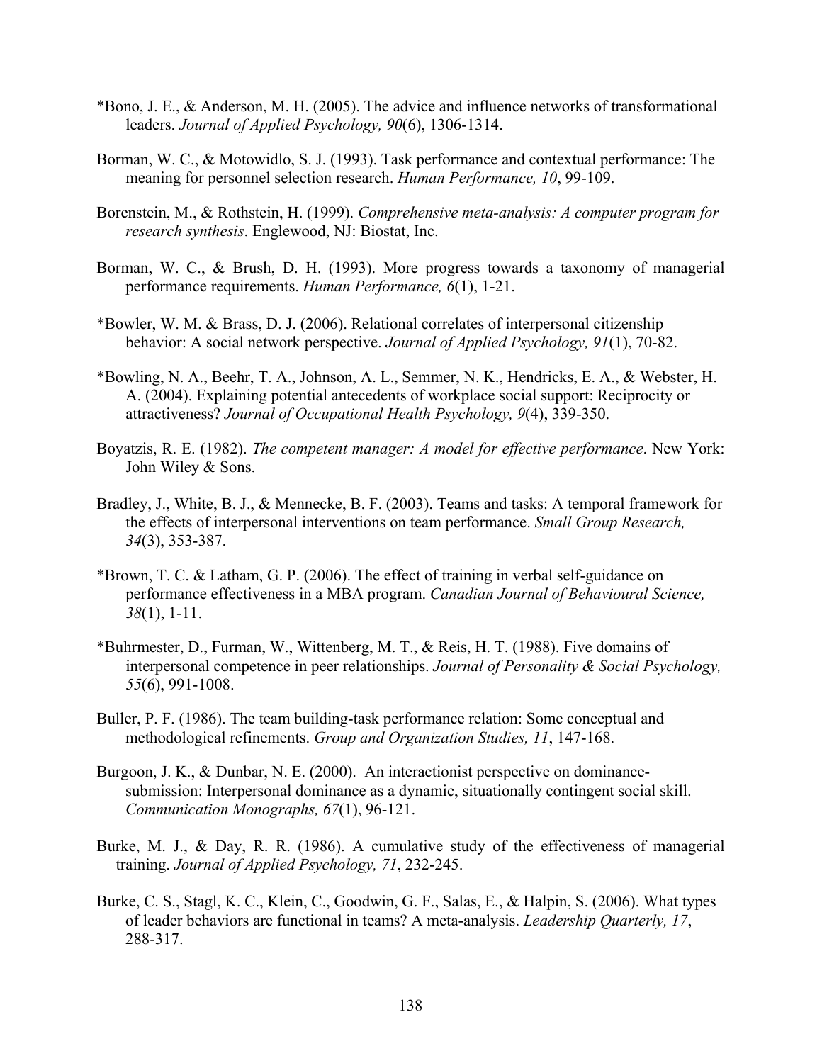*Bono, J. E., & Anderson, M. H. (2005). The advice and influence networks of transformational leaders. *Journal of Applied Psychology, 90*(6), 1306-1314.

Borman, W. C., & Motowidlo, S. J. (1993). Task performance and contextual performance: The meaning for personnel selection research. *Human Performance, 10*, 99-109.

Borenstein, M., & Rothstein, H. (1999). *Comprehensive meta-analysis: A computer program for research synthesis*. Englewood, NJ: Biostat, Inc.

Borman, W. C., & Brush, D. H. (1993). More progress towards a taxonomy of managerial performance requirements. *Human Performance, 6*(1), 1-21.

*Bowler, W. M. & Brass, D. J. (2006). Relational correlates of interpersonal citizenship behavior: A social network perspective. *Journal of Applied Psychology, 91*(1), 70-82.

*Bowling, N. A., Beehr, T. A., Johnson, A. L., Semmer, N. K., Hendricks, E. A., & Webster, H. A. (2004). Explaining potential antecedents of workplace social support: Reciprocity or attractiveness? *Journal of Occupational Health Psychology, 9*(4), 339-350.

Boyatzis, R. E. (1982). *The competent manager: A model for effective performance*. New York: John Wiley & Sons.

Bradley, J., White, B. J., & Mennecke, B. F. (2003). Teams and tasks: A temporal framework for the effects of interpersonal interventions on team performance. *Small Group Research, 34*(3), 353-387.

*Brown, T. C. & Latham, G. P. (2006). The effect of training in verbal self-guidance on performance effectiveness in a MBA program. *Canadian Journal of Behavioural Science, 38*(1), 1-11.

*Buhrmester, D., Furman, W., Wittenberg, M. T., & Reis, H. T. (1988). Five domains of interpersonal competence in peer relationships. *Journal of Personality & Social Psychology, 55*(6), 991-1008.

Buller, P. F. (1986). The team building-task performance relation: Some conceptual and methodological refinements. *Group and Organization Studies, 11*, 147-168.

Burgoon, J. K., & Dunbar, N. E. (2000). An interactionist perspective on dominance-submission: Interpersonal dominance as a dynamic, situationally contingent social skill. *Communication Monographs, 67*(1), 96-121.

Burke, M. J., & Day, R. R. (1986). A cumulative study of the effectiveness of managerial training. *Journal of Applied Psychology, 71*, 232-245.

Burke, C. S., Stagl, K. C., Klein, C., Goodwin, G. F., Salas, E., & Halpin, S. (2006). What types of leader behaviors are functional in teams? A meta-analysis. *Leadership Quarterly, 17*, 288-317.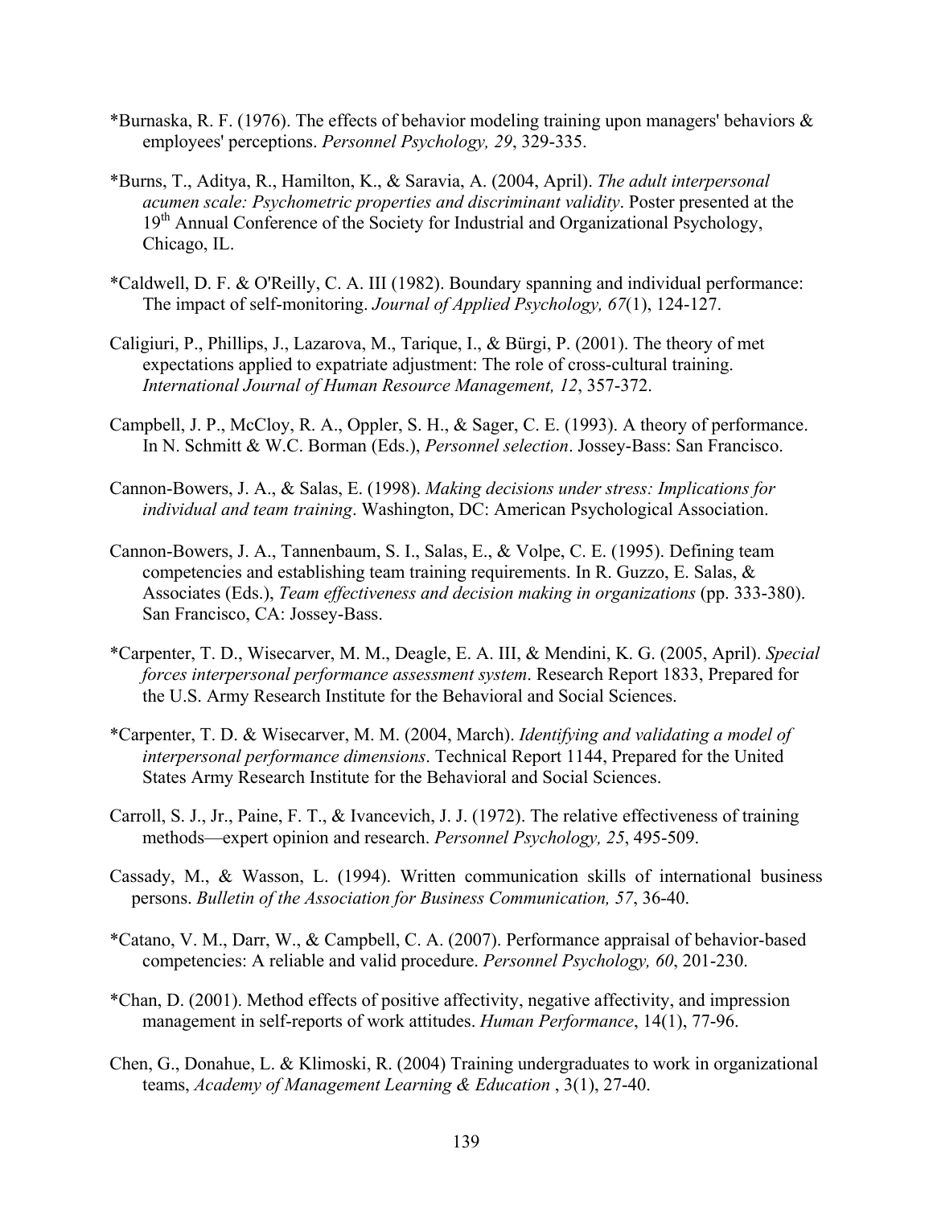*Burnaska, R. F. (1976). The effects of behavior modeling training upon managers' behaviors & employees' perceptions. *Personnel Psychology, 29*, 329-335.

*Burns, T., Aditya, R., Hamilton, K., & Saravia, A. (2004, April). *The adult interpersonal acumen scale: Psychometric properties and discriminant validity*. Poster presented at the 19th Annual Conference of the Society for Industrial and Organizational Psychology, Chicago, IL.

*Caldwell, D. F. & O'Reilly, C. A. III (1982). Boundary spanning and individual performance: The impact of self-monitoring. *Journal of Applied Psychology, 67*(1), 124-127.

Caligiuri, P., Phillips, J., Lazarova, M., Tarique, I., & Bürgi, P. (2001). The theory of met expectations applied to expatriate adjustment: The role of cross-cultural training. *International Journal of Human Resource Management, 12*, 357-372.

Campbell, J. P., McCloy, R. A., Oppler, S. H., & Sager, C. E. (1993). A theory of performance. In N. Schmitt & W.C. Borman (Eds.), *Personnel selection*. Jossey-Bass: San Francisco.

Cannon-Bowers, J. A., & Salas, E. (1998). *Making decisions under stress: Implications for individual and team training*. Washington, DC: American Psychological Association.

Cannon-Bowers, J. A., Tannenbaum, S. I., Salas, E., & Volpe, C. E. (1995). Defining team competencies and establishing team training requirements. In R. Guzzo, E. Salas, & Associates (Eds.), *Team effectiveness and decision making in organizations* (pp. 333-380). San Francisco, CA: Jossey-Bass.

*Carpenter, T. D., Wisecarver, M. M., Deagle, E. A. III, & Mendini, K. G. (2005, April). *Special forces interpersonal performance assessment system*. Research Report 1833, Prepared for the U.S. Army Research Institute for the Behavioral and Social Sciences.

*Carpenter, T. D. & Wisecarver, M. M. (2004, March). *Identifying and validating a model of interpersonal performance dimensions*. Technical Report 1144, Prepared for the United States Army Research Institute for the Behavioral and Social Sciences.

Carroll, S. J., Jr., Paine, F. T., & Ivancevich, J. J. (1972). The relative effectiveness of training methods—expert opinion and research. *Personnel Psychology, 25*, 495-509.

Cassady, M., & Wasson, L. (1994). Written communication skills of international business persons. *Bulletin of the Association for Business Communication, 57*, 36-40.

*Catano, V. M., Darr, W., & Campbell, C. A. (2007). Performance appraisal of behavior-based competencies: A reliable and valid procedure. *Personnel Psychology, 60*, 201-230.

*Chan, D. (2001). Method effects of positive affectivity, negative affectivity, and impression management in self-reports of work attitudes. *Human Performance*, 14(1), 77-96.

Chen, G., Donahue, L. & Klimoski, R. (2004) Training undergraduates to work in organizational teams, *Academy of Management Learning & Education* , 3(1), 27-40.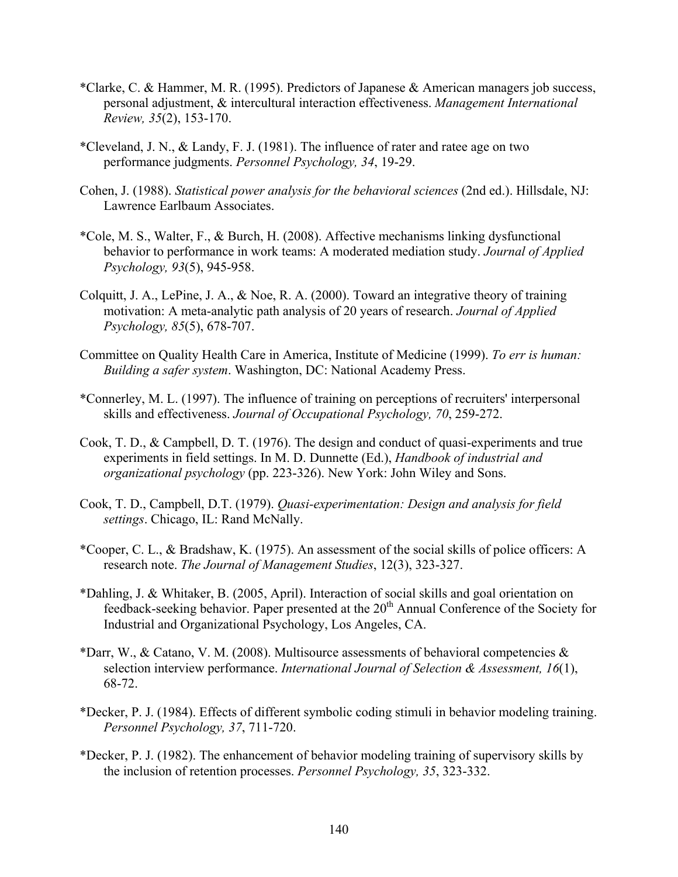*Clarke, C. & Hammer, M. R. (1995). Predictors of Japanese & American managers job success, personal adjustment, & intercultural interaction effectiveness. *Management International Review, 35*(2), 153-170.

*Cleveland, J. N., & Landy, F. J. (1981). The influence of rater and ratee age on two performance judgments. *Personnel Psychology, 34*, 19-29.

Cohen, J. (1988). *Statistical power analysis for the behavioral sciences* (2nd ed.). Hillsdale, NJ: Lawrence Earlbaum Associates.

*Cole, M. S., Walter, F., & Burch, H. (2008). Affective mechanisms linking dysfunctional behavior to performance in work teams: A moderated mediation study. *Journal of Applied Psychology, 93*(5), 945-958.

Colquitt, J. A., LePine, J. A., & Noe, R. A. (2000). Toward an integrative theory of training motivation: A meta-analytic path analysis of 20 years of research. *Journal of Applied Psychology, 85*(5), 678-707.

Committee on Quality Health Care in America, Institute of Medicine (1999). *To err is human: Building a safer system*. Washington, DC: National Academy Press.

*Connerley, M. L. (1997). The influence of training on perceptions of recruiters' interpersonal skills and effectiveness. *Journal of Occupational Psychology, 70*, 259-272.

Cook, T. D., & Campbell, D. T. (1976). The design and conduct of quasi-experiments and true experiments in field settings. In M. D. Dunnette (Ed.), *Handbook of industrial and organizational psychology* (pp. 223-326). New York: John Wiley and Sons.

Cook, T. D., Campbell, D.T. (1979). *Quasi-experimentation: Design and analysis for field settings*. Chicago, IL: Rand McNally.

*Cooper, C. L., & Bradshaw, K. (1975). An assessment of the social skills of police officers: A research note. *The Journal of Management Studies*, 12(3), 323-327.

*Dahling, J. & Whitaker, B. (2005, April). Interaction of social skills and goal orientation on feedback-seeking behavior. Paper presented at the 20th Annual Conference of the Society for Industrial and Organizational Psychology, Los Angeles, CA.

*Darr, W., & Catano, V. M. (2008). Multisource assessments of behavioral competencies & selection interview performance. *International Journal of Selection & Assessment, 16*(1), 68-72.

*Decker, P. J. (1984). Effects of different symbolic coding stimuli in behavior modeling training. *Personnel Psychology, 37*, 711-720.

*Decker, P. J. (1982). The enhancement of behavior modeling training of supervisory skills by the inclusion of retention processes. *Personnel Psychology, 35*, 323-332.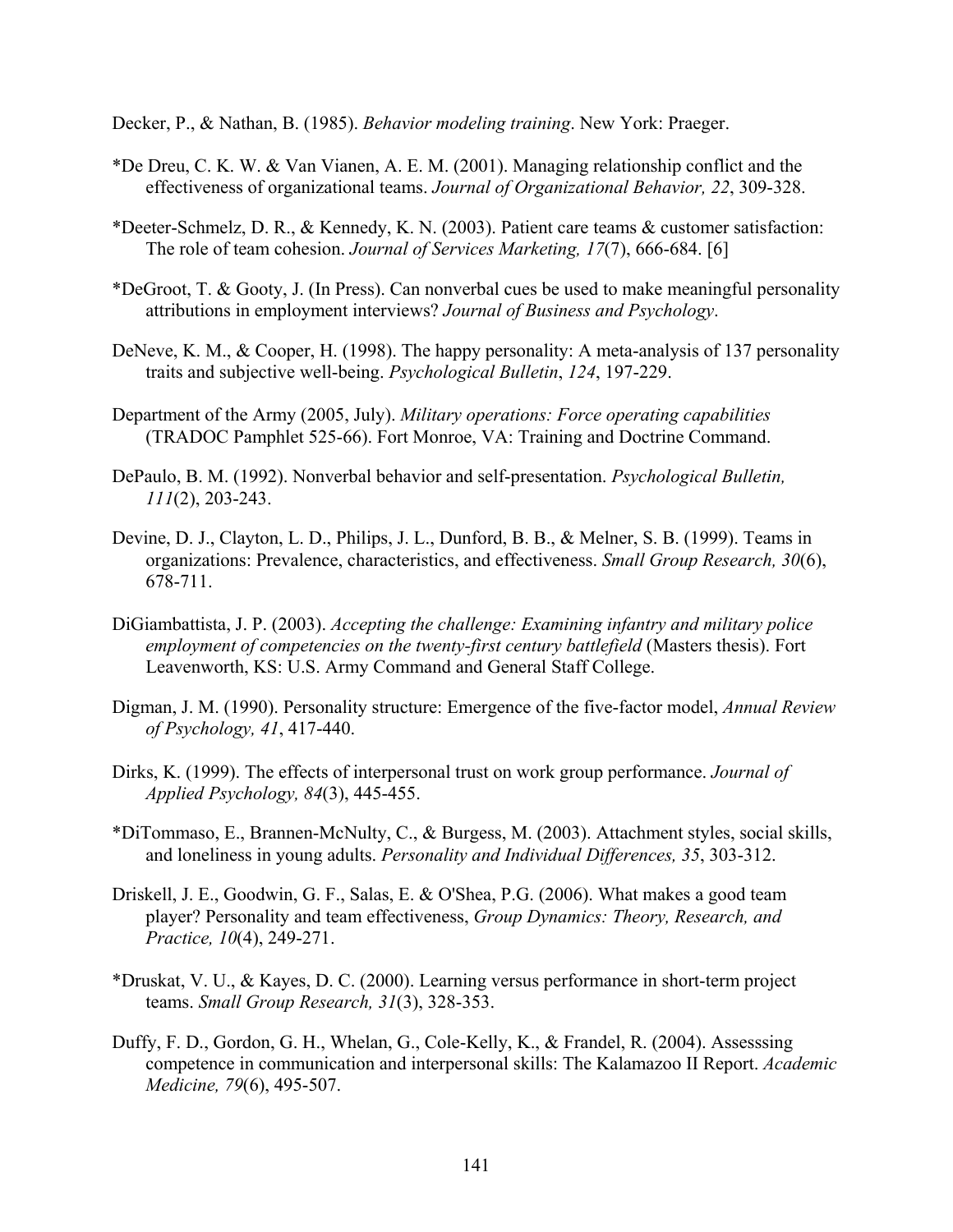Decker, P., & Nathan, B. (1985). *Behavior modeling training*. New York: Praeger.

*De Dreu, C. K. W. & Van Vianen, A. E. M. (2001). Managing relationship conflict and the effectiveness of organizational teams. *Journal of Organizational Behavior, 22*, 309-328.

*Deeter-Schmelz, D. R., & Kennedy, K. N. (2003). Patient care teams & customer satisfaction: The role of team cohesion. *Journal of Services Marketing, 17*(7), 666-684. [6]

*DeGroot, T. & Gooty, J. (In Press). Can nonverbal cues be used to make meaningful personality attributions in employment interviews? *Journal of Business and Psychology*.

DeNeve, K. M., & Cooper, H. (1998). The happy personality: A meta-analysis of 137 personality traits and subjective well-being. *Psychological Bulletin*, *124*, 197-229.

Department of the Army (2005, July). *Military operations: Force operating capabilities* (TRADOC Pamphlet 525-66). Fort Monroe, VA: Training and Doctrine Command.

DePaulo, B. M. (1992). Nonverbal behavior and self-presentation. *Psychological Bulletin, 111*(2), 203-243.

Devine, D. J., Clayton, L. D., Philips, J. L., Dunford, B. B., & Melner, S. B. (1999). Teams in organizations: Prevalence, characteristics, and effectiveness. *Small Group Research, 30*(6), 678-711.

DiGiambattista, J. P. (2003). *Accepting the challenge: Examining infantry and military police employment of competencies on the twenty-first century battlefield* (Masters thesis). Fort Leavenworth, KS: U.S. Army Command and General Staff College.

Digman, J. M. (1990). Personality structure: Emergence of the five-factor model, *Annual Review of Psychology, 41*, 417-440.

Dirks, K. (1999). The effects of interpersonal trust on work group performance. *Journal of Applied Psychology, 84*(3), 445-455.

*DiTommaso, E., Brannen-McNulty, C., & Burgess, M. (2003). Attachment styles, social skills, and loneliness in young adults. *Personality and Individual Differences, 35*, 303-312.

Driskell, J. E., Goodwin, G. F., Salas, E. & O'Shea, P.G. (2006). What makes a good team player? Personality and team effectiveness, *Group Dynamics: Theory, Research, and Practice, 10*(4), 249-271.

*Druskat, V. U., & Kayes, D. C. (2000). Learning versus performance in short-term project teams. *Small Group Research, 31*(3), 328-353.

Duffy, F. D., Gordon, G. H., Whelan, G., Cole-Kelly, K., & Frandel, R. (2004). Assesssing competence in communication and interpersonal skills: The Kalamazoo II Report. *Academic Medicine, 79*(6), 495-507.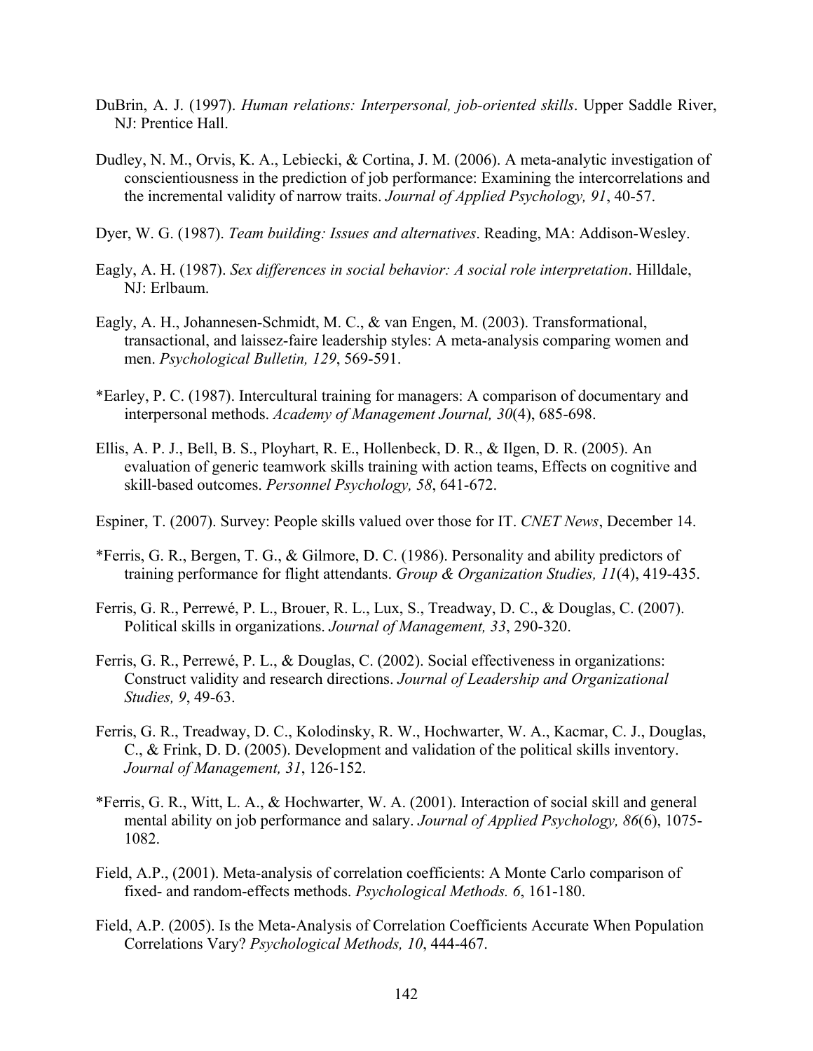DuBrin, A. J. (1997). *Human relations: Interpersonal, job-oriented skills*. Upper Saddle River, NJ: Prentice Hall.

Dudley, N. M., Orvis, K. A., Lebiecki, & Cortina, J. M. (2006). A meta-analytic investigation of conscientiousness in the prediction of job performance: Examining the intercorrelations and the incremental validity of narrow traits. *Journal of Applied Psychology, 91*, 40-57.

Dyer, W. G. (1987). *Team building: Issues and alternatives*. Reading, MA: Addison-Wesley.

Eagly, A. H. (1987). *Sex differences in social behavior: A social role interpretation*. Hilldale, NJ: Erlbaum.

Eagly, A. H., Johannesen-Schmidt, M. C., & van Engen, M. (2003). Transformational, transactional, and laissez-faire leadership styles: A meta-analysis comparing women and men. *Psychological Bulletin, 129*, 569-591.

*Earley, P. C. (1987). Intercultural training for managers: A comparison of documentary and interpersonal methods. *Academy of Management Journal, 30*(4), 685-698.

Ellis, A. P. J., Bell, B. S., Ployhart, R. E., Hollenbeck, D. R., & Ilgen, D. R. (2005). An evaluation of generic teamwork skills training with action teams, Effects on cognitive and skill-based outcomes. *Personnel Psychology, 58*, 641-672.

Espiner, T. (2007). Survey: People skills valued over those for IT. *CNET News*, December 14.

*Ferris, G. R., Bergen, T. G., & Gilmore, D. C. (1986). Personality and ability predictors of training performance for flight attendants. *Group & Organization Studies, 11*(4), 419-435.

Ferris, G. R., Perrewé, P. L., Brouer, R. L., Lux, S., Treadway, D. C., & Douglas, C. (2007). Political skills in organizations. *Journal of Management, 33*, 290-320.

Ferris, G. R., Perrewé, P. L., & Douglas, C. (2002). Social effectiveness in organizations: Construct validity and research directions. *Journal of Leadership and Organizational Studies, 9*, 49-63.

Ferris, G. R., Treadway, D. C., Kolodinsky, R. W., Hochwarter, W. A., Kacmar, C. J., Douglas, C., & Frink, D. D. (2005). Development and validation of the political skills inventory. *Journal of Management, 31*, 126-152.

*Ferris, G. R., Witt, L. A., & Hochwarter, W. A. (2001). Interaction of social skill and general mental ability on job performance and salary. *Journal of Applied Psychology, 86*(6), 1075-1082.

Field, A.P., (2001). Meta-analysis of correlation coefficients: A Monte Carlo comparison of fixed- and random-effects methods. *Psychological Methods. 6*, 161-180.

Field, A.P. (2005). Is the Meta-Analysis of Correlation Coefficients Accurate When Population Correlations Vary? *Psychological Methods, 10*, 444-467.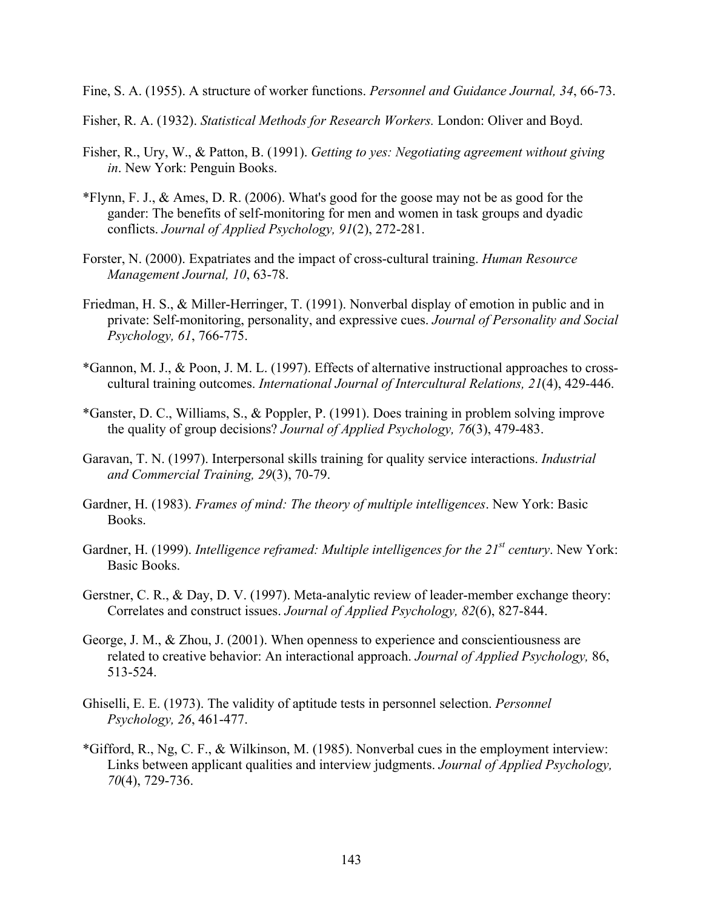Fine, S. A. (1955). A structure of worker functions. *Personnel and Guidance Journal, 34*, 66-73.

Fisher, R. A. (1932). *Statistical Methods for Research Workers.* London: Oliver and Boyd.

Fisher, R., Ury, W., & Patton, B. (1991). *Getting to yes: Negotiating agreement without giving in*. New York: Penguin Books.

*Flynn, F. J., & Ames, D. R. (2006). What's good for the goose may not be as good for the gander: The benefits of self-monitoring for men and women in task groups and dyadic conflicts. *Journal of Applied Psychology, 91*(2), 272-281.

Forster, N. (2000). Expatriates and the impact of cross-cultural training. *Human Resource Management Journal, 10*, 63-78.

Friedman, H. S., & Miller-Herringer, T. (1991). Nonverbal display of emotion in public and in private: Self-monitoring, personality, and expressive cues. *Journal of Personality and Social Psychology, 61*, 766-775.

*Gannon, M. J., & Poon, J. M. L. (1997). Effects of alternative instructional approaches to cross-cultural training outcomes. *International Journal of Intercultural Relations, 21*(4), 429-446.

*Ganster, D. C., Williams, S., & Poppler, P. (1991). Does training in problem solving improve the quality of group decisions? *Journal of Applied Psychology, 76*(3), 479-483.

Garavan, T. N. (1997). Interpersonal skills training for quality service interactions. *Industrial and Commercial Training, 29*(3), 70-79.

Gardner, H. (1983). *Frames of mind: The theory of multiple intelligences*. New York: Basic Books.

Gardner, H. (1999). *Intelligence reframed: Multiple intelligences for the 21st century*. New York: Basic Books.

Gerstner, C. R., & Day, D. V. (1997). Meta-analytic review of leader-member exchange theory: Correlates and construct issues. *Journal of Applied Psychology, 82*(6), 827-844.

George, J. M., & Zhou, J. (2001). When openness to experience and conscientiousness are related to creative behavior: An interactional approach. *Journal of Applied Psychology,* 86, 513-524.

Ghiselli, E. E. (1973). The validity of aptitude tests in personnel selection. *Personnel Psychology, 26*, 461-477.

*Gifford, R., Ng, C. F., & Wilkinson, M. (1985). Nonverbal cues in the employment interview: Links between applicant qualities and interview judgments. *Journal of Applied Psychology, 70*(4), 729-736.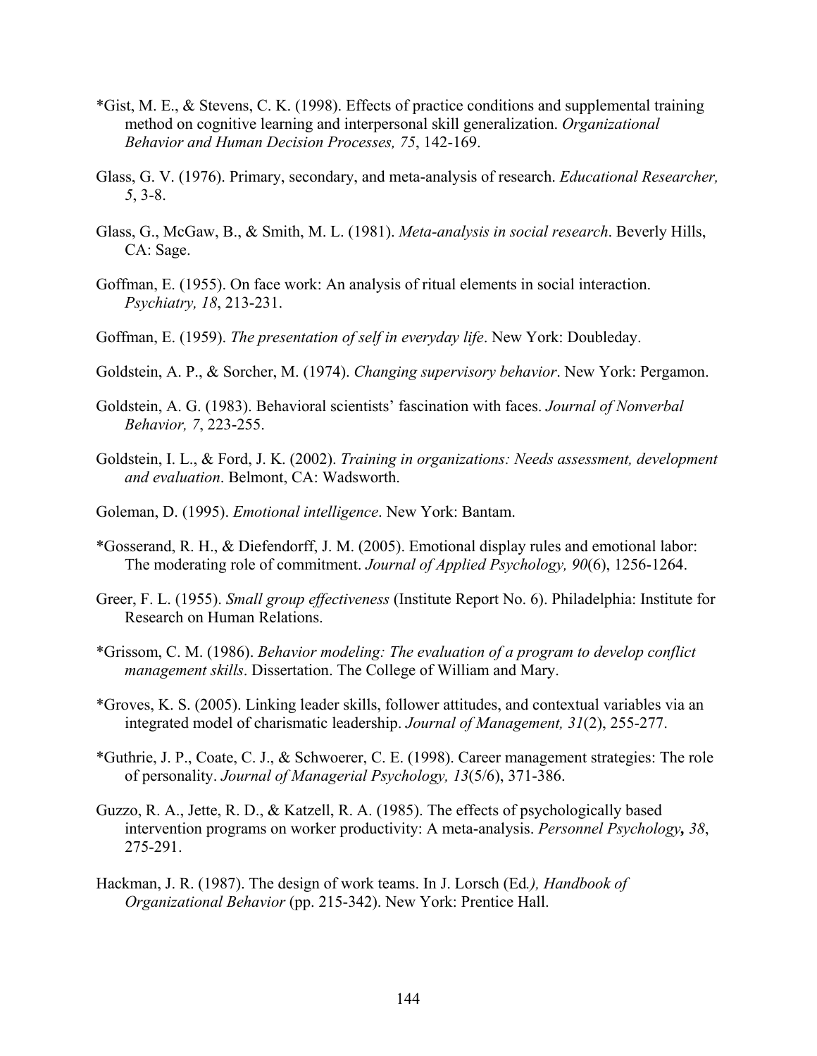*Gist, M. E., & Stevens, C. K. (1998). Effects of practice conditions and supplemental training method on cognitive learning and interpersonal skill generalization. *Organizational Behavior and Human Decision Processes, 75*, 142-169.

Glass, G. V. (1976). Primary, secondary, and meta-analysis of research. *Educational Researcher, 5*, 3-8.

Glass, G., McGaw, B., & Smith, M. L. (1981). *Meta-analysis in social research*. Beverly Hills, CA: Sage.

Goffman, E. (1955). On face work: An analysis of ritual elements in social interaction. *Psychiatry, 18*, 213-231.

Goffman, E. (1959). *The presentation of self in everyday life*. New York: Doubleday.

Goldstein, A. P., & Sorcher, M. (1974). *Changing supervisory behavior*. New York: Pergamon.

Goldstein, A. G. (1983). Behavioral scientists' fascination with faces. *Journal of Nonverbal Behavior, 7*, 223-255.

Goldstein, I. L., & Ford, J. K. (2002). *Training in organizations: Needs assessment, development and evaluation*. Belmont, CA: Wadsworth.

Goleman, D. (1995). *Emotional intelligence*. New York: Bantam.

*Gosserand, R. H., & Diefendorff, J. M. (2005). Emotional display rules and emotional labor: The moderating role of commitment. *Journal of Applied Psychology, 90*(6), 1256-1264.

Greer, F. L. (1955). *Small group effectiveness* (Institute Report No. 6). Philadelphia: Institute for Research on Human Relations.

*Grissom, C. M. (1986). *Behavior modeling: The evaluation of a program to develop conflict management skills*. Dissertation. The College of William and Mary.

*Groves, K. S. (2005). Linking leader skills, follower attitudes, and contextual variables via an integrated model of charismatic leadership. *Journal of Management, 31*(2), 255-277.

*Guthrie, J. P., Coate, C. J., & Schwoerer, C. E. (1998). Career management strategies: The role of personality. *Journal of Managerial Psychology, 13*(5/6), 371-386.

Guzzo, R. A., Jette, R. D., & Katzell, R. A. (1985). The effects of psychologically based intervention programs on worker productivity: A meta-analysis. *Personnel Psychology, 38*, 275-291.

Hackman, J. R. (1987). The design of work teams. In J. Lorsch (Ed.), *Handbook of Organizational Behavior* (pp. 215-342). New York: Prentice Hall.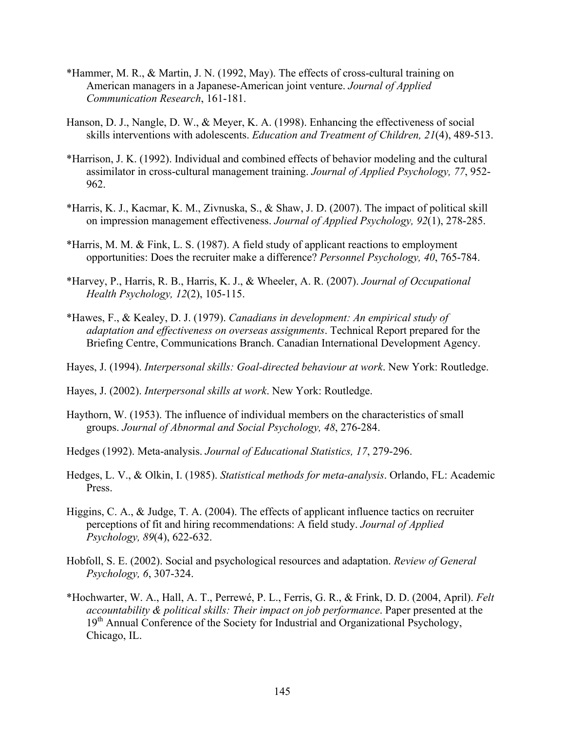*Hammer, M. R., & Martin, J. N. (1992, May). The effects of cross-cultural training on American managers in a Japanese-American joint venture. *Journal of Applied Communication Research*, 161-181.

Hanson, D. J., Nangle, D. W., & Meyer, K. A. (1998). Enhancing the effectiveness of social skills interventions with adolescents. *Education and Treatment of Children, 21*(4), 489-513.

*Harrison, J. K. (1992). Individual and combined effects of behavior modeling and the cultural assimilator in cross-cultural management training. *Journal of Applied Psychology, 77*, 952-962.

*Harris, K. J., Kacmar, K. M., Zivnuska, S., & Shaw, J. D. (2007). The impact of political skill on impression management effectiveness. *Journal of Applied Psychology, 92*(1), 278-285.

*Harris, M. M. & Fink, L. S. (1987). A field study of applicant reactions to employment opportunities: Does the recruiter make a difference? *Personnel Psychology, 40*, 765-784.

*Harvey, P., Harris, R. B., Harris, K. J., & Wheeler, A. R. (2007). *Journal of Occupational Health Psychology, 12*(2), 105-115.

*Hawes, F., & Kealey, D. J. (1979). *Canadians in development: An empirical study of adaptation and effectiveness on overseas assignments*. Technical Report prepared for the Briefing Centre, Communications Branch. Canadian International Development Agency.

Hayes, J. (1994). *Interpersonal skills: Goal-directed behaviour at work*. New York: Routledge.

Hayes, J. (2002). *Interpersonal skills at work*. New York: Routledge.

Haythorn, W. (1953). The influence of individual members on the characteristics of small groups. *Journal of Abnormal and Social Psychology, 48*, 276-284.

Hedges (1992). Meta-analysis. *Journal of Educational Statistics, 17*, 279-296.

Hedges, L. V., & Olkin, I. (1985). *Statistical methods for meta-analysis*. Orlando, FL: Academic Press.

Higgins, C. A., & Judge, T. A. (2004). The effects of applicant influence tactics on recruiter perceptions of fit and hiring recommendations: A field study. *Journal of Applied Psychology, 89*(4), 622-632.

Hobfoll, S. E. (2002). Social and psychological resources and adaptation. *Review of General Psychology, 6*, 307-324.

*Hochwarter, W. A., Hall, A. T., Perrewé, P. L., Ferris, G. R., & Frink, D. D. (2004, April). *Felt accountability & political skills: Their impact on job performance*. Paper presented at the 19th Annual Conference of the Society for Industrial and Organizational Psychology, Chicago, IL.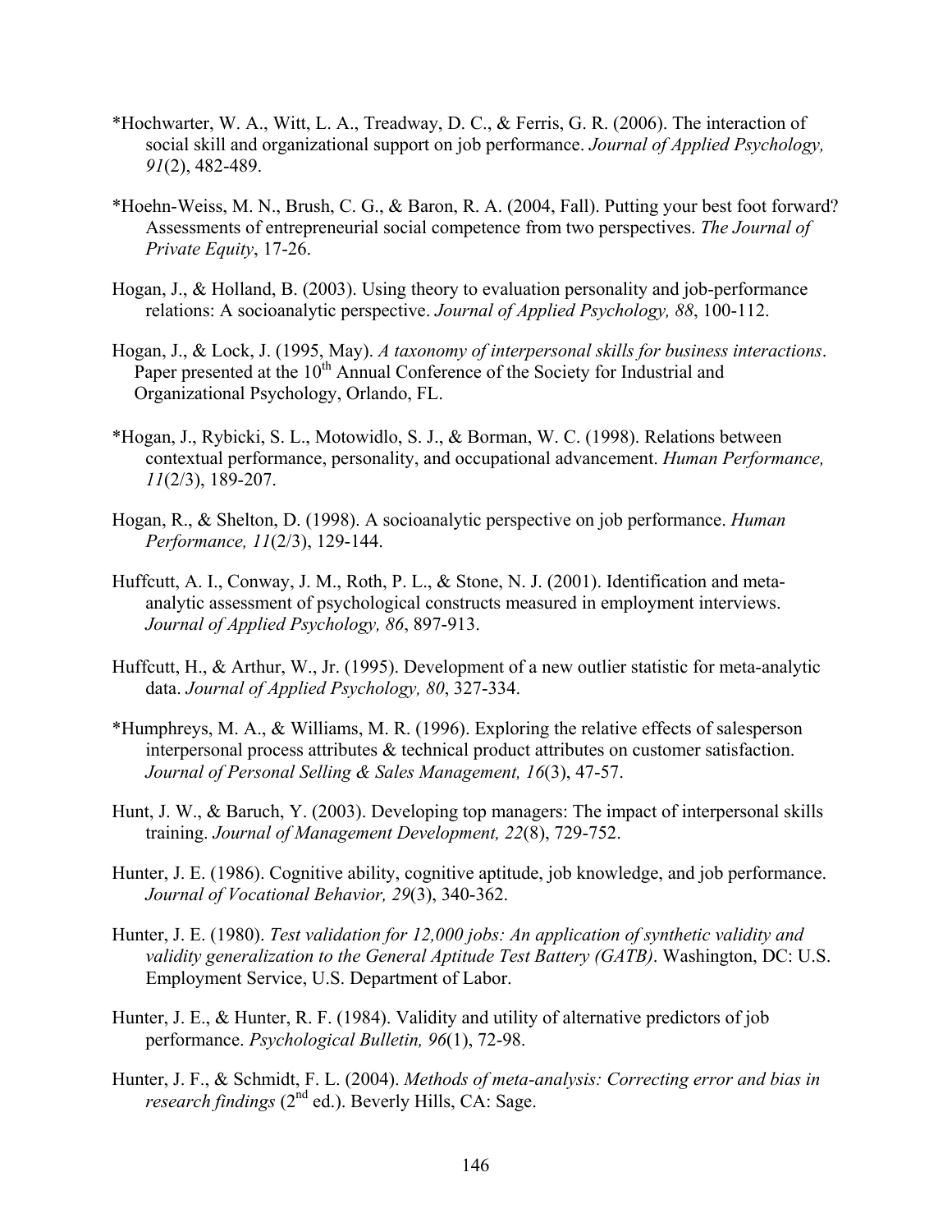*Hochwarter, W. A., Witt, L. A., Treadway, D. C., & Ferris, G. R. (2006). The interaction of social skill and organizational support on job performance. *Journal of Applied Psychology, 91*(2), 482-489.

*Hoehn-Weiss, M. N., Brush, C. G., & Baron, R. A. (2004, Fall). Putting your best foot forward? Assessments of entrepreneurial social competence from two perspectives. *The Journal of Private Equity*, 17-26.

Hogan, J., & Holland, B. (2003). Using theory to evaluation personality and job-performance relations: A socioanalytic perspective. *Journal of Applied Psychology, 88*, 100-112.

Hogan, J., & Lock, J. (1995, May). *A taxonomy of interpersonal skills for business interactions*. Paper presented at the 10th Annual Conference of the Society for Industrial and Organizational Psychology, Orlando, FL.

*Hogan, J., Rybicki, S. L., Motowidlo, S. J., & Borman, W. C. (1998). Relations between contextual performance, personality, and occupational advancement. *Human Performance, 11*(2/3), 189-207.

Hogan, R., & Shelton, D. (1998). A socioanalytic perspective on job performance. *Human Performance, 11*(2/3), 129-144.

Huffcutt, A. I., Conway, J. M., Roth, P. L., & Stone, N. J. (2001). Identification and meta-analytic assessment of psychological constructs measured in employment interviews. *Journal of Applied Psychology, 86*, 897-913.

Huffcutt, H., & Arthur, W., Jr. (1995). Development of a new outlier statistic for meta-analytic data. *Journal of Applied Psychology, 80*, 327-334.

*Humphreys, M. A., & Williams, M. R. (1996). Exploring the relative effects of salesperson interpersonal process attributes & technical product attributes on customer satisfaction. *Journal of Personal Selling & Sales Management, 16*(3), 47-57.

Hunt, J. W., & Baruch, Y. (2003). Developing top managers: The impact of interpersonal skills training. *Journal of Management Development, 22*(8), 729-752.

Hunter, J. E. (1986). Cognitive ability, cognitive aptitude, job knowledge, and job performance. *Journal of Vocational Behavior, 29*(3), 340-362.

Hunter, J. E. (1980). *Test validation for 12,000 jobs: An application of synthetic validity and validity generalization to the General Aptitude Test Battery (GATB)*. Washington, DC: U.S. Employment Service, U.S. Department of Labor.

Hunter, J. E., & Hunter, R. F. (1984). Validity and utility of alternative predictors of job performance. *Psychological Bulletin, 96*(1), 72-98.

Hunter, J. F., & Schmidt, F. L. (2004). *Methods of meta-analysis: Correcting error and bias in research findings* (2nd ed.). Beverly Hills, CA: Sage.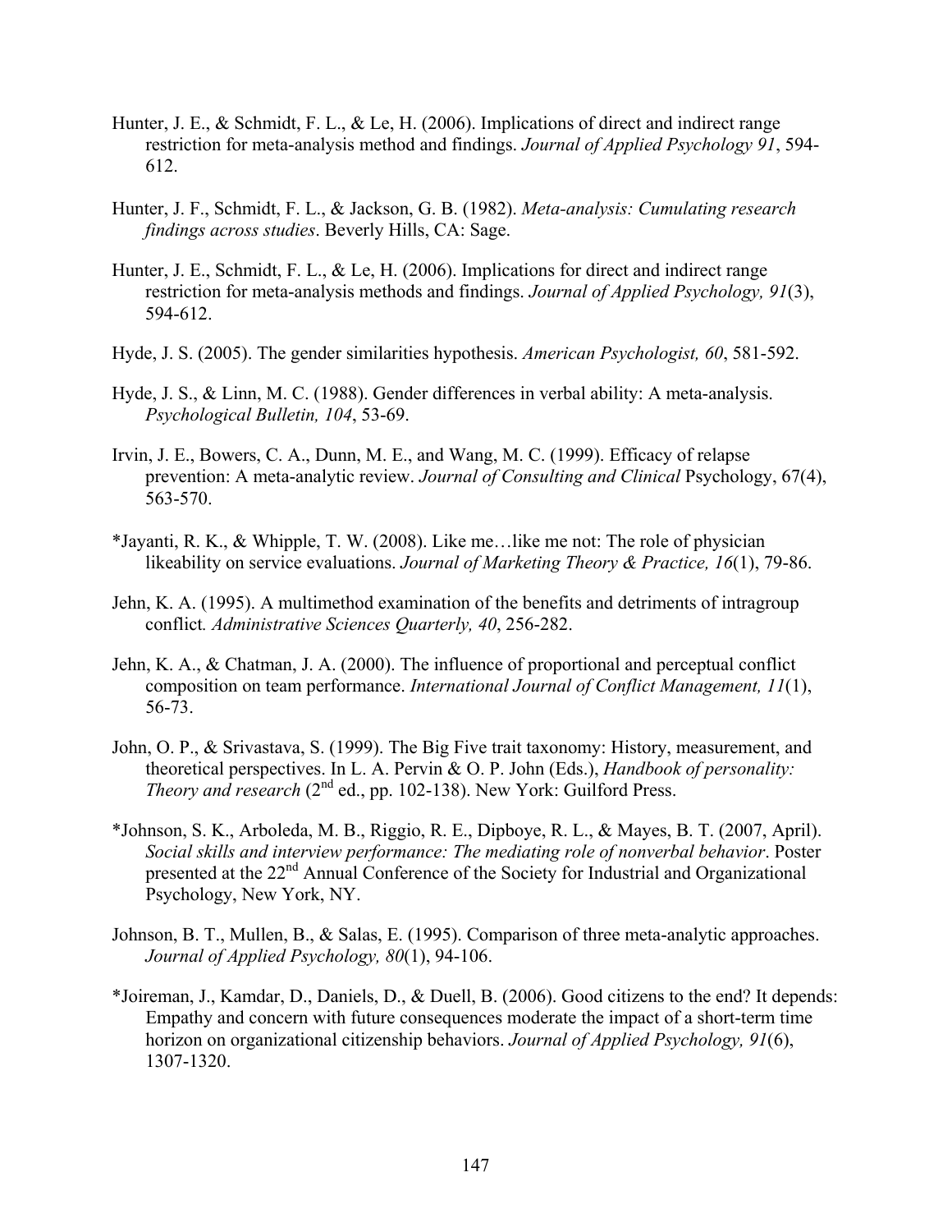Hunter, J. E., & Schmidt, F. L., & Le, H. (2006). Implications of direct and indirect range restriction for meta-analysis method and findings. *Journal of Applied Psychology 91*, 594-612.

Hunter, J. F., Schmidt, F. L., & Jackson, G. B. (1982). *Meta-analysis: Cumulating research findings across studies*. Beverly Hills, CA: Sage.

Hunter, J. E., Schmidt, F. L., & Le, H. (2006). Implications for direct and indirect range restriction for meta-analysis methods and findings. *Journal of Applied Psychology, 91*(3), 594-612.

Hyde, J. S. (2005). The gender similarities hypothesis. *American Psychologist, 60*, 581-592.

Hyde, J. S., & Linn, M. C. (1988). Gender differences in verbal ability: A meta-analysis. *Psychological Bulletin, 104*, 53-69.

Irvin, J. E., Bowers, C. A., Dunn, M. E., and Wang, M. C. (1999). Efficacy of relapse prevention: A meta-analytic review. *Journal of Consulting and Clinical* Psychology, 67(4), 563-570.

*Jayanti, R. K., & Whipple, T. W. (2008). Like me…like me not: The role of physician likeability on service evaluations. *Journal of Marketing Theory & Practice, 16*(1), 79-86.

Jehn, K. A. (1995). A multimethod examination of the benefits and detriments of intragroup conflict*. Administrative Sciences Quarterly, 40*, 256-282.

Jehn, K. A., & Chatman, J. A. (2000). The influence of proportional and perceptual conflict composition on team performance. *International Journal of Conflict Management, 11*(1), 56-73.

John, O. P., & Srivastava, S. (1999). The Big Five trait taxonomy: History, measurement, and theoretical perspectives. In L. A. Pervin & O. P. John (Eds.), *Handbook of personality: Theory and research* (2nd ed., pp. 102-138). New York: Guilford Press.

*Johnson, S. K., Arboleda, M. B., Riggio, R. E., Dipboye, R. L., & Mayes, B. T. (2007, April). *Social skills and interview performance: The mediating role of nonverbal behavior*. Poster presented at the 22nd Annual Conference of the Society for Industrial and Organizational Psychology, New York, NY.

Johnson, B. T., Mullen, B., & Salas, E. (1995). Comparison of three meta-analytic approaches. *Journal of Applied Psychology, 80*(1), 94-106.

*Joireman, J., Kamdar, D., Daniels, D., & Duell, B. (2006). Good citizens to the end? It depends: Empathy and concern with future consequences moderate the impact of a short-term time horizon on organizational citizenship behaviors. *Journal of Applied Psychology, 91*(6), 1307-1320.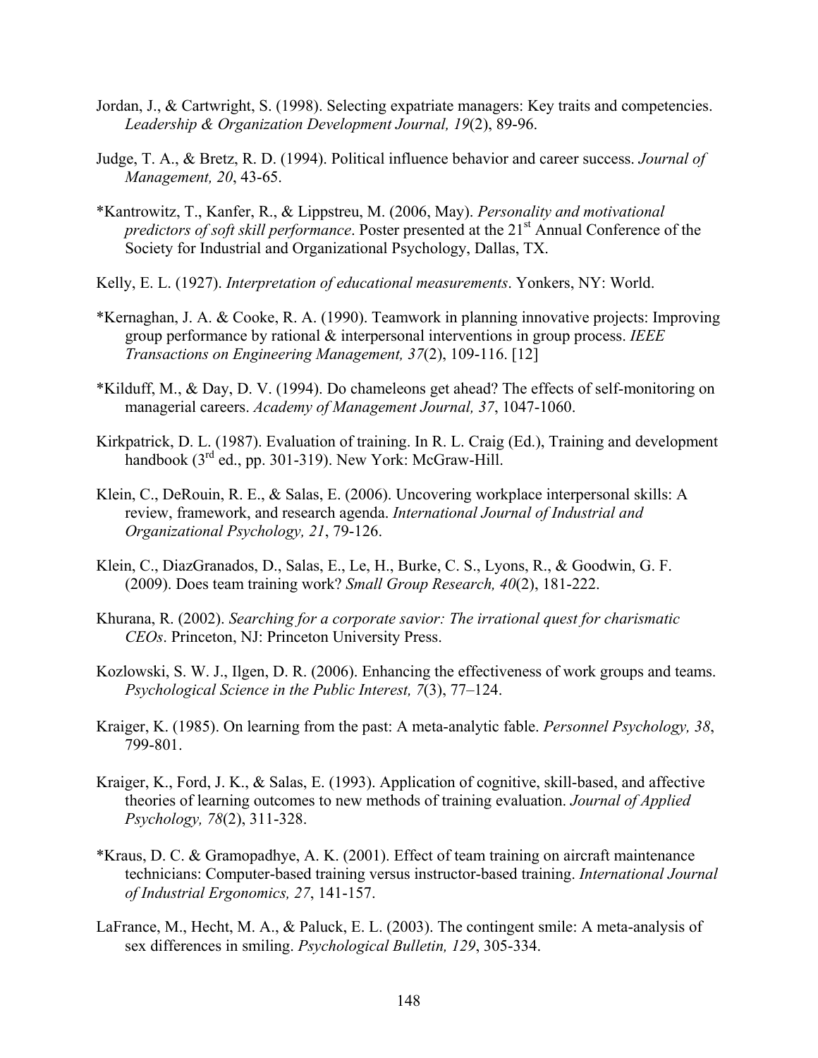Jordan, J., & Cartwright, S. (1998). Selecting expatriate managers: Key traits and competencies. *Leadership & Organization Development Journal, 19*(2), 89-96.

Judge, T. A., & Bretz, R. D. (1994). Political influence behavior and career success. *Journal of Management, 20*, 43-65.

*Kantrowitz, T., Kanfer, R., & Lippstreu, M. (2006, May). *Personality and motivational predictors of soft skill performance*. Poster presented at the 21st Annual Conference of the Society for Industrial and Organizational Psychology, Dallas, TX.

Kelly, E. L. (1927). *Interpretation of educational measurements*. Yonkers, NY: World.

*Kernaghan, J. A. & Cooke, R. A. (1990). Teamwork in planning innovative projects: Improving group performance by rational & interpersonal interventions in group process. *IEEE Transactions on Engineering Management, 37*(2), 109-116. [12]

*Kilduff, M., & Day, D. V. (1994). Do chameleons get ahead? The effects of self-monitoring on managerial careers. *Academy of Management Journal, 37*, 1047-1060.

Kirkpatrick, D. L. (1987). Evaluation of training. In R. L. Craig (Ed.), Training and development handbook (3rd ed., pp. 301-319). New York: McGraw-Hill.

Klein, C., DeRouin, R. E., & Salas, E. (2006). Uncovering workplace interpersonal skills: A review, framework, and research agenda. *International Journal of Industrial and Organizational Psychology, 21*, 79-126.

Klein, C., DiazGranados, D., Salas, E., Le, H., Burke, C. S., Lyons, R., & Goodwin, G. F. (2009). Does team training work? *Small Group Research, 40*(2), 181-222.

Khurana, R. (2002). *Searching for a corporate savior: The irrational quest for charismatic CEOs*. Princeton, NJ: Princeton University Press.

Kozlowski, S. W. J., Ilgen, D. R. (2006). Enhancing the effectiveness of work groups and teams. *Psychological Science in the Public Interest, 7*(3), 77–124.

Kraiger, K. (1985). On learning from the past: A meta-analytic fable. *Personnel Psychology, 38*, 799-801.

Kraiger, K., Ford, J. K., & Salas, E. (1993). Application of cognitive, skill-based, and affective theories of learning outcomes to new methods of training evaluation. *Journal of Applied Psychology, 78*(2), 311-328.

*Kraus, D. C. & Gramopadhye, A. K. (2001). Effect of team training on aircraft maintenance technicians: Computer-based training versus instructor-based training. *International Journal of Industrial Ergonomics, 27*, 141-157.

LaFrance, M., Hecht, M. A., & Paluck, E. L. (2003). The contingent smile: A meta-analysis of sex differences in smiling. *Psychological Bulletin, 129*, 305-334.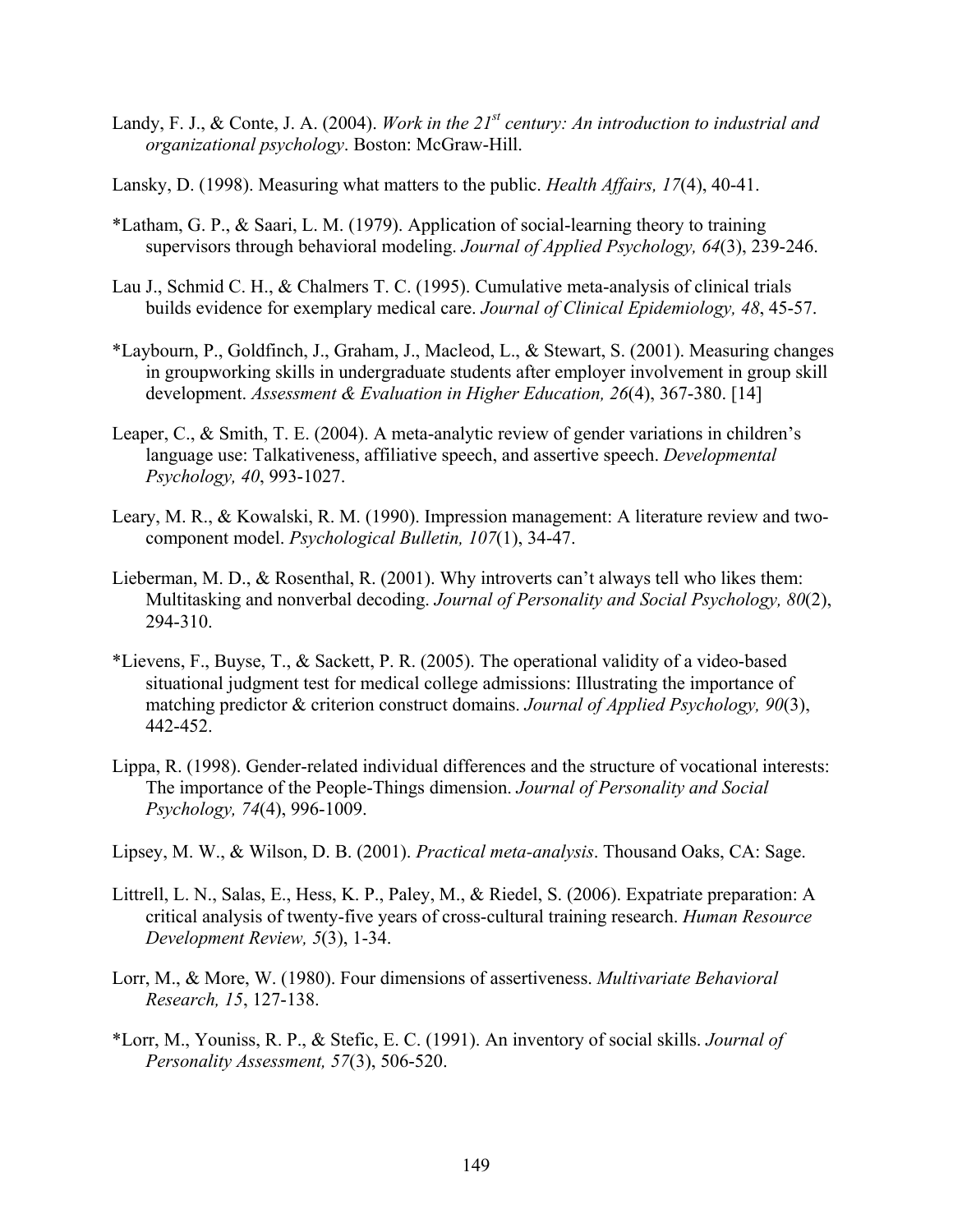Landy, F. J., & Conte, J. A. (2004). *Work in the 21st century: An introduction to industrial and organizational psychology*. Boston: McGraw-Hill.

Lansky, D. (1998). Measuring what matters to the public. *Health Affairs, 17*(4), 40-41.

*Latham, G. P., & Saari, L. M. (1979). Application of social-learning theory to training supervisors through behavioral modeling. *Journal of Applied Psychology, 64*(3), 239-246.

Lau J., Schmid C. H., & Chalmers T. C. (1995). Cumulative meta-analysis of clinical trials builds evidence for exemplary medical care. *Journal of Clinical Epidemiology, 48*, 45-57.

*Laybourn, P., Goldfinch, J., Graham, J., Macleod, L., & Stewart, S. (2001). Measuring changes in groupworking skills in undergraduate students after employer involvement in group skill development. *Assessment & Evaluation in Higher Education, 26*(4), 367-380. [14]

Leaper, C., & Smith, T. E. (2004). A meta-analytic review of gender variations in children's language use: Talkativeness, affiliative speech, and assertive speech. *Developmental Psychology, 40*, 993-1027.

Leary, M. R., & Kowalski, R. M. (1990). Impression management: A literature review and two-component model. *Psychological Bulletin, 107*(1), 34-47.

Lieberman, M. D., & Rosenthal, R. (2001). Why introverts can't always tell who likes them: Multitasking and nonverbal decoding. *Journal of Personality and Social Psychology, 80*(2), 294-310.

*Lievens, F., Buyse, T., & Sackett, P. R. (2005). The operational validity of a video-based situational judgment test for medical college admissions: Illustrating the importance of matching predictor & criterion construct domains. *Journal of Applied Psychology, 90*(3), 442-452.

Lippa, R. (1998). Gender-related individual differences and the structure of vocational interests: The importance of the People-Things dimension. *Journal of Personality and Social Psychology, 74*(4), 996-1009.

Lipsey, M. W., & Wilson, D. B. (2001). *Practical meta-analysis*. Thousand Oaks, CA: Sage.

Littrell, L. N., Salas, E., Hess, K. P., Paley, M., & Riedel, S. (2006). Expatriate preparation: A critical analysis of twenty-five years of cross-cultural training research. *Human Resource Development Review, 5*(3), 1-34.

Lorr, M., & More, W. (1980). Four dimensions of assertiveness. *Multivariate Behavioral Research, 15*, 127-138.

*Lorr, M., Youniss, R. P., & Stefic, E. C. (1991). An inventory of social skills. *Journal of Personality Assessment, 57*(3), 506-520.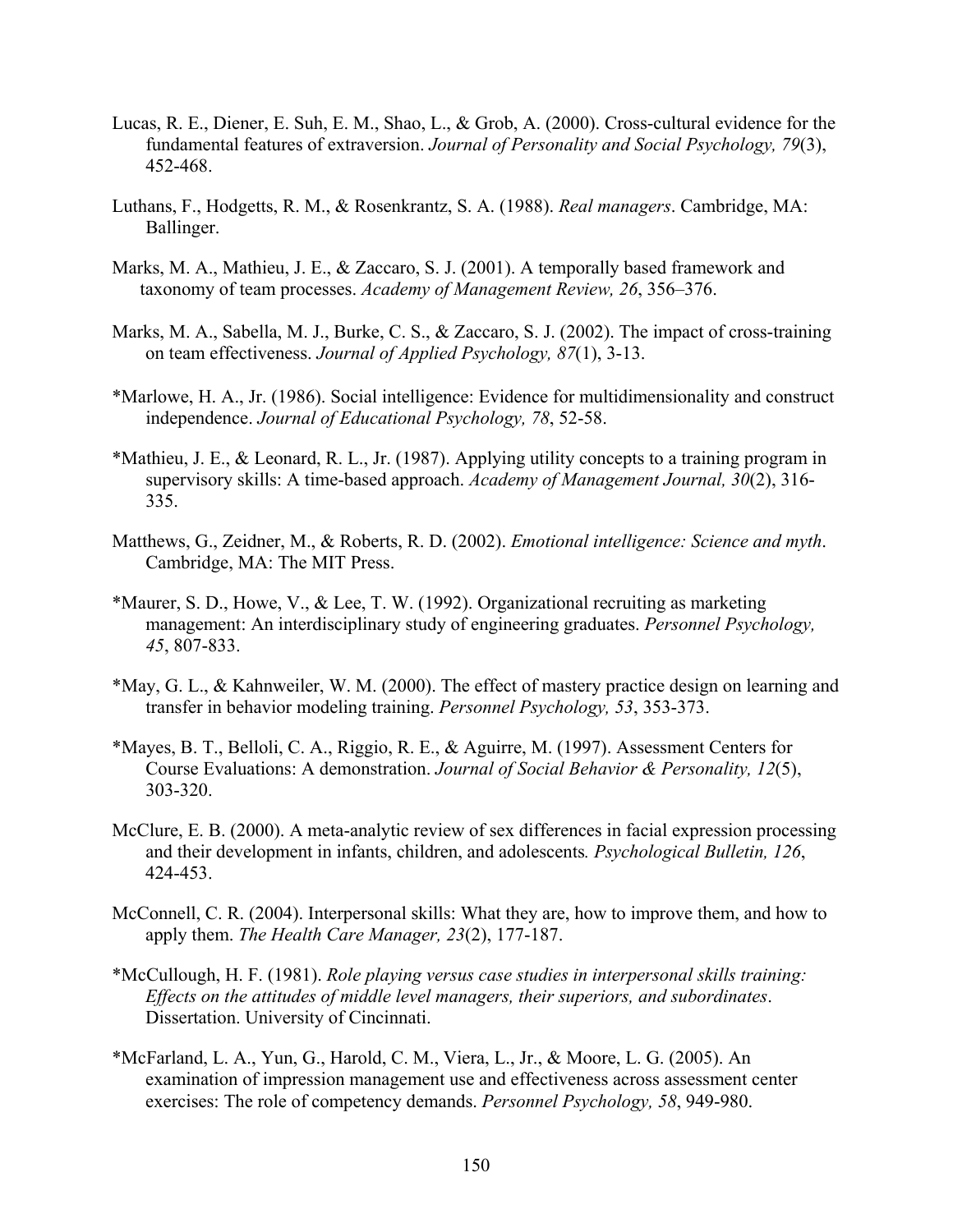Lucas, R. E., Diener, E. Suh, E. M., Shao, L., & Grob, A. (2000). Cross-cultural evidence for the fundamental features of extraversion. *Journal of Personality and Social Psychology, 79*(3), 452-468.

Luthans, F., Hodgetts, R. M., & Rosenkrantz, S. A. (1988). *Real managers*. Cambridge, MA: Ballinger.

Marks, M. A., Mathieu, J. E., & Zaccaro, S. J. (2001). A temporally based framework and taxonomy of team processes. *Academy of Management Review, 26*, 356–376.

Marks, M. A., Sabella, M. J., Burke, C. S., & Zaccaro, S. J. (2002). The impact of cross-training on team effectiveness. *Journal of Applied Psychology, 87*(1), 3-13.

*Marlowe, H. A., Jr. (1986). Social intelligence: Evidence for multidimensionality and construct independence. *Journal of Educational Psychology, 78*, 52-58.

*Mathieu, J. E., & Leonard, R. L., Jr. (1987). Applying utility concepts to a training program in supervisory skills: A time-based approach. *Academy of Management Journal, 30*(2), 316-335.

Matthews, G., Zeidner, M., & Roberts, R. D. (2002). *Emotional intelligence: Science and myth*. Cambridge, MA: The MIT Press.

*Maurer, S. D., Howe, V., & Lee, T. W. (1992). Organizational recruiting as marketing management: An interdisciplinary study of engineering graduates. *Personnel Psychology, 45*, 807-833.

*May, G. L., & Kahnweiler, W. M. (2000). The effect of mastery practice design on learning and transfer in behavior modeling training. *Personnel Psychology, 53*, 353-373.

*Mayes, B. T., Belloli, C. A., Riggio, R. E., & Aguirre, M. (1997). Assessment Centers for Course Evaluations: A demonstration. *Journal of Social Behavior & Personality, 12*(5), 303-320.

McClure, E. B. (2000). A meta-analytic review of sex differences in facial expression processing and their development in infants, children, and adolescents*. Psychological Bulletin, 126*, 424-453.

McConnell, C. R. (2004). Interpersonal skills: What they are, how to improve them, and how to apply them. *The Health Care Manager, 23*(2), 177-187.

*McCullough, H. F. (1981). *Role playing versus case studies in interpersonal skills training: Effects on the attitudes of middle level managers, their superiors, and subordinates*. Dissertation. University of Cincinnati.

*McFarland, L. A., Yun, G., Harold, C. M., Viera, L., Jr., & Moore, L. G. (2005). An examination of impression management use and effectiveness across assessment center exercises: The role of competency demands. *Personnel Psychology, 58*, 949-980.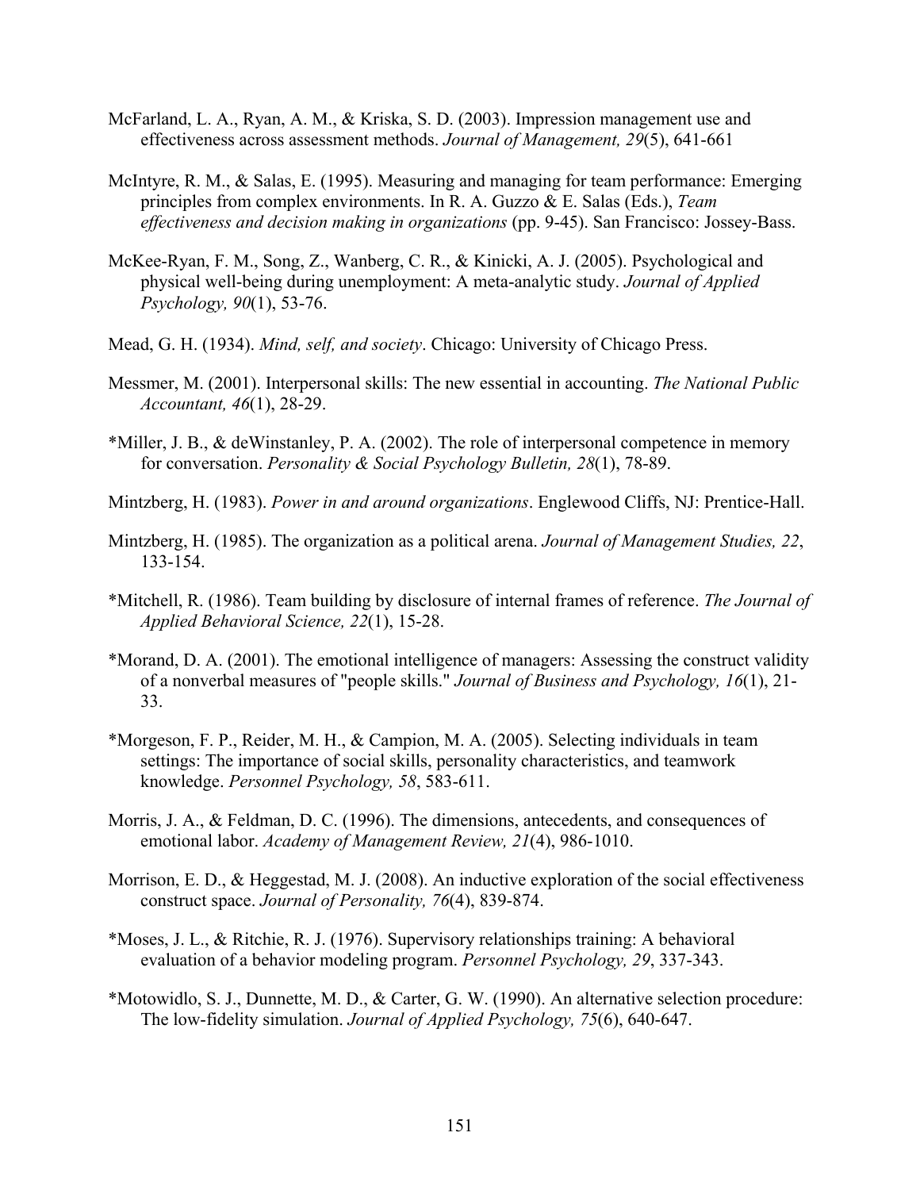McFarland, L. A., Ryan, A. M., & Kriska, S. D. (2003). Impression management use and effectiveness across assessment methods. *Journal of Management, 29*(5), 641-661

McIntyre, R. M., & Salas, E. (1995). Measuring and managing for team performance: Emerging principles from complex environments. In R. A. Guzzo & E. Salas (Eds.), *Team effectiveness and decision making in organizations* (pp. 9-45). San Francisco: Jossey-Bass.

McKee-Ryan, F. M., Song, Z., Wanberg, C. R., & Kinicki, A. J. (2005). Psychological and physical well-being during unemployment: A meta-analytic study. *Journal of Applied Psychology, 90*(1), 53-76.

Mead, G. H. (1934). *Mind, self, and society*. Chicago: University of Chicago Press.

Messmer, M. (2001). Interpersonal skills: The new essential in accounting. *The National Public Accountant, 46*(1), 28-29.

*Miller, J. B., & deWinstanley, P. A. (2002). The role of interpersonal competence in memory for conversation. *Personality & Social Psychology Bulletin, 28*(1), 78-89.

Mintzberg, H. (1983). *Power in and around organizations*. Englewood Cliffs, NJ: Prentice-Hall.

Mintzberg, H. (1985). The organization as a political arena. *Journal of Management Studies, 22*, 133-154.

*Mitchell, R. (1986). Team building by disclosure of internal frames of reference. *The Journal of Applied Behavioral Science, 22*(1), 15-28.

*Morand, D. A. (2001). The emotional intelligence of managers: Assessing the construct validity of a nonverbal measures of "people skills." *Journal of Business and Psychology, 16*(1), 21-33.

*Morgeson, F. P., Reider, M. H., & Campion, M. A. (2005). Selecting individuals in team settings: The importance of social skills, personality characteristics, and teamwork knowledge. *Personnel Psychology, 58*, 583-611.

Morris, J. A., & Feldman, D. C. (1996). The dimensions, antecedents, and consequences of emotional labor. *Academy of Management Review, 21*(4), 986-1010.

Morrison, E. D., & Heggestad, M. J. (2008). An inductive exploration of the social effectiveness construct space. *Journal of Personality, 76*(4), 839-874.

*Moses, J. L., & Ritchie, R. J. (1976). Supervisory relationships training: A behavioral evaluation of a behavior modeling program. *Personnel Psychology, 29*, 337-343.

*Motowidlo, S. J., Dunnette, M. D., & Carter, G. W. (1990). An alternative selection procedure: The low-fidelity simulation. *Journal of Applied Psychology, 75*(6), 640-647.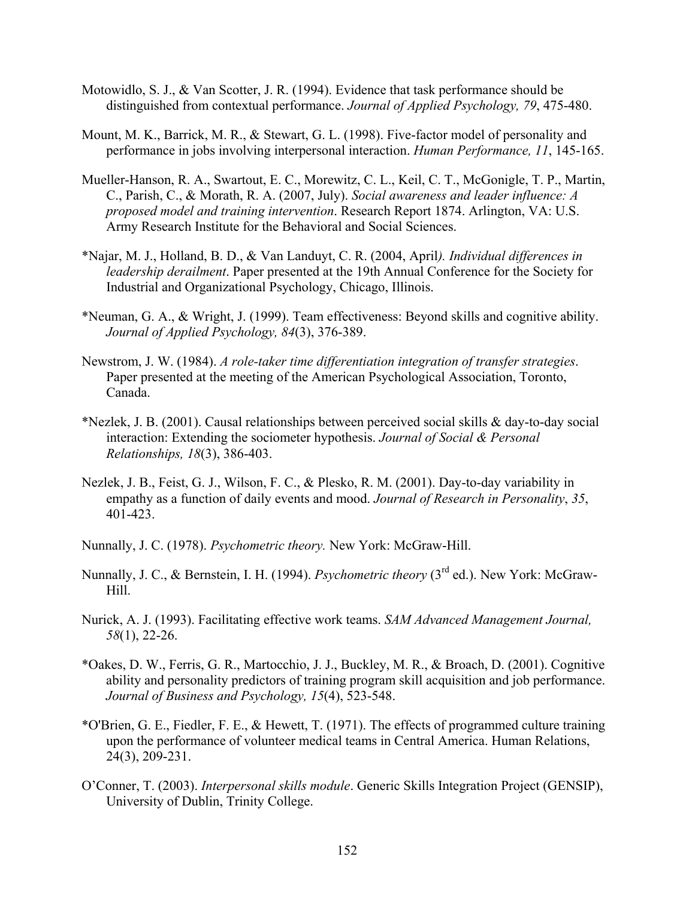Motowidlo, S. J., & Van Scotter, J. R. (1994). Evidence that task performance should be distinguished from contextual performance. *Journal of Applied Psychology, 79*, 475-480.

Mount, M. K., Barrick, M. R., & Stewart, G. L. (1998). Five-factor model of personality and performance in jobs involving interpersonal interaction. *Human Performance, 11*, 145-165.

Mueller-Hanson, R. A., Swartout, E. C., Morewitz, C. L., Keil, C. T., McGonigle, T. P., Martin, C., Parish, C., & Morath, R. A. (2007, July). *Social awareness and leader influence: A proposed model and training intervention*. Research Report 1874. Arlington, VA: U.S. Army Research Institute for the Behavioral and Social Sciences.

*Najar, M. J., Holland, B. D., & Van Landuyt, C. R. (2004, April*). Individual differences in leadership derailment*. Paper presented at the 19th Annual Conference for the Society for Industrial and Organizational Psychology, Chicago, Illinois.

*Neuman, G. A., & Wright, J. (1999). Team effectiveness: Beyond skills and cognitive ability. *Journal of Applied Psychology, 84*(3), 376-389.

Newstrom, J. W. (1984). *A role-taker time differentiation integration of transfer strategies*. Paper presented at the meeting of the American Psychological Association, Toronto, Canada.

*Nezlek, J. B. (2001). Causal relationships between perceived social skills & day-to-day social interaction: Extending the sociometer hypothesis. *Journal of Social & Personal Relationships, 18*(3), 386-403.

Nezlek, J. B., Feist, G. J., Wilson, F. C., & Plesko, R. M. (2001). Day-to-day variability in empathy as a function of daily events and mood. *Journal of Research in Personality*, *35*, 401-423.

Nunnally, J. C. (1978). *Psychometric theory.* New York: McGraw-Hill.

Nunnally, J. C., & Bernstein, I. H. (1994). *Psychometric theory* (3rd ed.). New York: McGraw-Hill.

Nurick, A. J. (1993). Facilitating effective work teams. *SAM Advanced Management Journal, 58*(1), 22-26.

*Oakes, D. W., Ferris, G. R., Martocchio, J. J., Buckley, M. R., & Broach, D. (2001). Cognitive ability and personality predictors of training program skill acquisition and job performance. *Journal of Business and Psychology, 15*(4), 523-548.

*O'Brien, G. E., Fiedler, F. E., & Hewett, T. (1971). The effects of programmed culture training upon the performance of volunteer medical teams in Central America. Human Relations, 24(3), 209-231.

O'Conner, T. (2003). *Interpersonal skills module*. Generic Skills Integration Project (GENSIP), University of Dublin, Trinity College.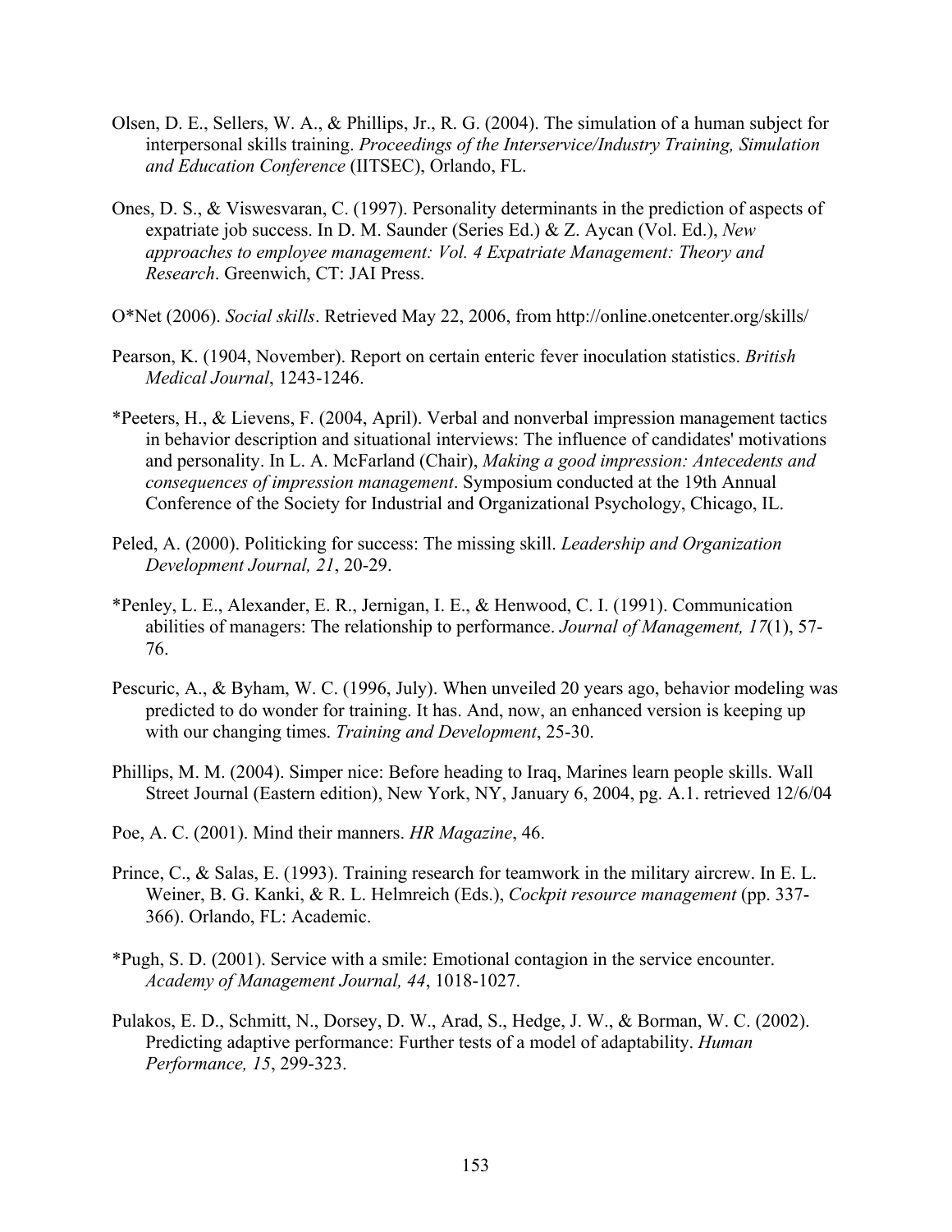Olsen, D. E., Sellers, W. A., & Phillips, Jr., R. G. (2004). The simulation of a human subject for interpersonal skills training. *Proceedings of the Interservice/Industry Training, Simulation and Education Conference* (IITSEC), Orlando, FL.

Ones, D. S., & Viswesvaran, C. (1997). Personality determinants in the prediction of aspects of expatriate job success. In D. M. Saunder (Series Ed.) & Z. Aycan (Vol. Ed.), *New approaches to employee management: Vol. 4 Expatriate Management: Theory and Research*. Greenwich, CT: JAI Press.

O*Net (2006). *Social skills*. Retrieved May 22, 2006, from http://online.onetcenter.org/skills/

Pearson, K. (1904, November). Report on certain enteric fever inoculation statistics. *British Medical Journal*, 1243-1246.

*Peeters, H., & Lievens, F. (2004, April). Verbal and nonverbal impression management tactics in behavior description and situational interviews: The influence of candidates' motivations and personality. In L. A. McFarland (Chair), *Making a good impression: Antecedents and consequences of impression management*. Symposium conducted at the 19th Annual Conference of the Society for Industrial and Organizational Psychology, Chicago, IL.

Peled, A. (2000). Politicking for success: The missing skill. *Leadership and Organization Development Journal, 21*, 20-29.

*Penley, L. E., Alexander, E. R., Jernigan, I. E., & Henwood, C. I. (1991). Communication abilities of managers: The relationship to performance. *Journal of Management, 17*(1), 57-76.

Pescuric, A., & Byham, W. C. (1996, July). When unveiled 20 years ago, behavior modeling was predicted to do wonder for training. It has. And, now, an enhanced version is keeping up with our changing times. *Training and Development*, 25-30.

Phillips, M. M. (2004). Simper nice: Before heading to Iraq, Marines learn people skills. Wall Street Journal (Eastern edition), New York, NY, January 6, 2004, pg. A.1. retrieved 12/6/04

Poe, A. C. (2001). Mind their manners. *HR Magazine*, 46.

Prince, C., & Salas, E. (1993). Training research for teamwork in the military aircrew. In E. L. Weiner, B. G. Kanki, & R. L. Helmreich (Eds.), *Cockpit resource management* (pp. 337-366). Orlando, FL: Academic.

*Pugh, S. D. (2001). Service with a smile: Emotional contagion in the service encounter. *Academy of Management Journal, 44*, 1018-1027.

Pulakos, E. D., Schmitt, N., Dorsey, D. W., Arad, S., Hedge, J. W., & Borman, W. C. (2002). Predicting adaptive performance: Further tests of a model of adaptability. *Human Performance, 15*, 299-323.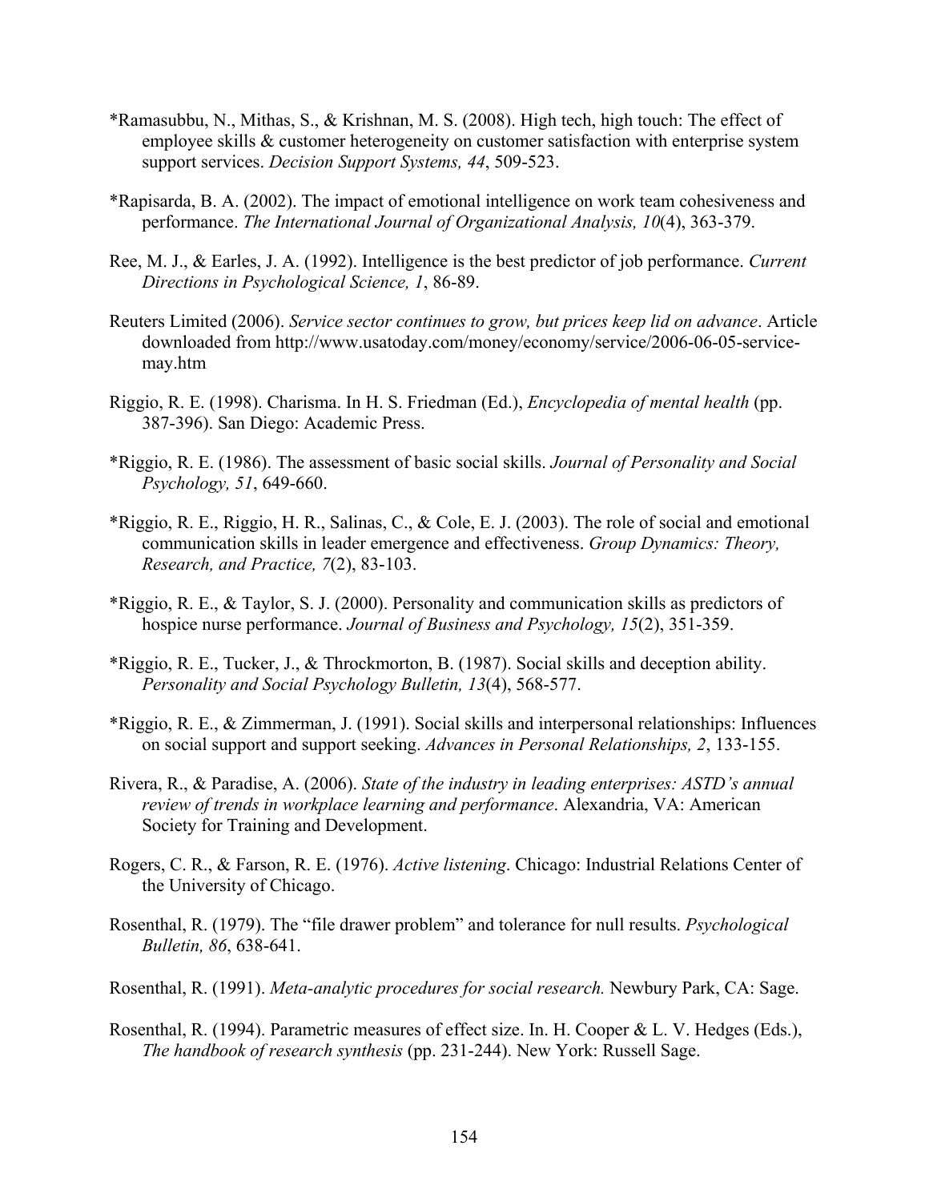*Ramasubbu, N., Mithas, S., & Krishnan, M. S. (2008). High tech, high touch: The effect of employee skills & customer heterogeneity on customer satisfaction with enterprise system support services. *Decision Support Systems, 44*, 509-523.

*Rapisarda, B. A. (2002). The impact of emotional intelligence on work team cohesiveness and performance. *The International Journal of Organizational Analysis, 10*(4), 363-379.

Ree, M. J., & Earles, J. A. (1992). Intelligence is the best predictor of job performance. *Current Directions in Psychological Science, 1*, 86-89.

Reuters Limited (2006). *Service sector continues to grow, but prices keep lid on advance*. Article downloaded from http://www.usatoday.com/money/economy/service/2006-06-05-service-may.htm

Riggio, R. E. (1998). Charisma. In H. S. Friedman (Ed.), *Encyclopedia of mental health* (pp. 387-396). San Diego: Academic Press.

*Riggio, R. E. (1986). The assessment of basic social skills. *Journal of Personality and Social Psychology, 51*, 649-660.

*Riggio, R. E., Riggio, H. R., Salinas, C., & Cole, E. J. (2003). The role of social and emotional communication skills in leader emergence and effectiveness. *Group Dynamics: Theory, Research, and Practice, 7*(2), 83-103.

*Riggio, R. E., & Taylor, S. J. (2000). Personality and communication skills as predictors of hospice nurse performance. *Journal of Business and Psychology, 15*(2), 351-359.

*Riggio, R. E., Tucker, J., & Throckmorton, B. (1987). Social skills and deception ability. *Personality and Social Psychology Bulletin, 13*(4), 568-577.

*Riggio, R. E., & Zimmerman, J. (1991). Social skills and interpersonal relationships: Influences on social support and support seeking. *Advances in Personal Relationships, 2*, 133-155.

Rivera, R., & Paradise, A. (2006). *State of the industry in leading enterprises: ASTD's annual review of trends in workplace learning and performance*. Alexandria, VA: American Society for Training and Development.

Rogers, C. R., & Farson, R. E. (1976). *Active listening*. Chicago: Industrial Relations Center of the University of Chicago.

Rosenthal, R. (1979). The "file drawer problem" and tolerance for null results. *Psychological Bulletin, 86*, 638-641.

Rosenthal, R. (1991). *Meta-analytic procedures for social research.* Newbury Park, CA: Sage.

Rosenthal, R. (1994). Parametric measures of effect size. In. H. Cooper & L. V. Hedges (Eds.), *The handbook of research synthesis* (pp. 231-244). New York: Russell Sage.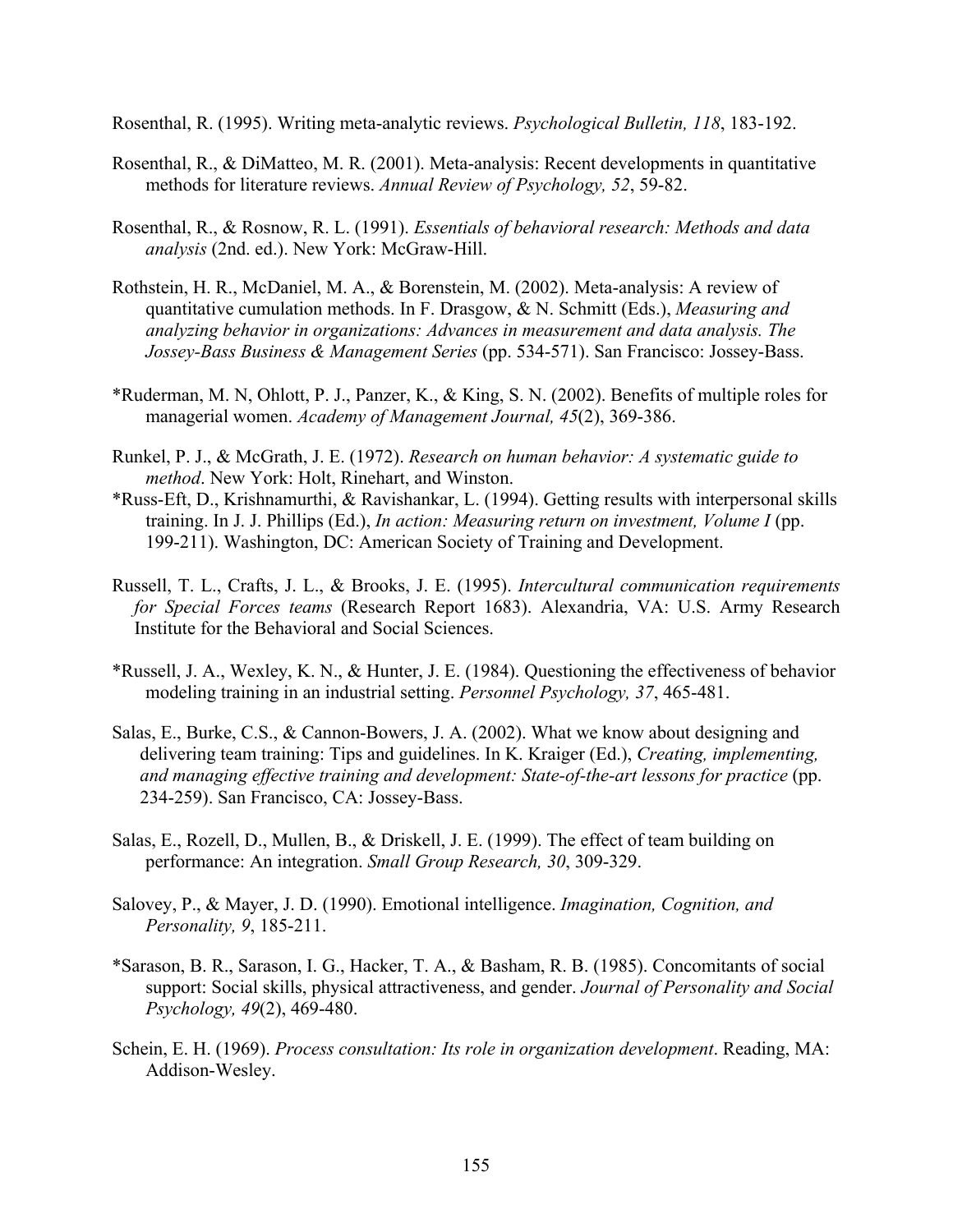Rosenthal, R. (1995). Writing meta-analytic reviews. *Psychological Bulletin, 118*, 183-192.

Rosenthal, R., & DiMatteo, M. R. (2001). Meta-analysis: Recent developments in quantitative methods for literature reviews. *Annual Review of Psychology, 52*, 59-82.

Rosenthal, R., & Rosnow, R. L. (1991). *Essentials of behavioral research: Methods and data analysis* (2nd. ed.). New York: McGraw-Hill.

Rothstein, H. R., McDaniel, M. A., & Borenstein, M. (2002). Meta-analysis: A review of quantitative cumulation methods. In F. Drasgow, & N. Schmitt (Eds.), *Measuring and analyzing behavior in organizations: Advances in measurement and data analysis. The Jossey-Bass Business & Management Series* (pp. 534-571). San Francisco: Jossey-Bass.

*Ruderman, M. N, Ohlott, P. J., Panzer, K., & King, S. N. (2002). Benefits of multiple roles for managerial women. *Academy of Management Journal, 45*(2), 369-386.

Runkel, P. J., & McGrath, J. E. (1972). *Research on human behavior: A systematic guide to method*. New York: Holt, Rinehart, and Winston.

*Russ-Eft, D., Krishnamurthi, & Ravishankar, L. (1994). Getting results with interpersonal skills training. In J. J. Phillips (Ed.), *In action: Measuring return on investment, Volume I* (pp. 199-211). Washington, DC: American Society of Training and Development.

Russell, T. L., Crafts, J. L., & Brooks, J. E. (1995). *Intercultural communication requirements for Special Forces teams* (Research Report 1683). Alexandria, VA: U.S. Army Research Institute for the Behavioral and Social Sciences.

*Russell, J. A., Wexley, K. N., & Hunter, J. E. (1984). Questioning the effectiveness of behavior modeling training in an industrial setting. *Personnel Psychology, 37*, 465-481.

Salas, E., Burke, C.S., & Cannon-Bowers, J. A. (2002). What we know about designing and delivering team training: Tips and guidelines. In K. Kraiger (Ed.), *Creating, implementing, and managing effective training and development: State-of-the-art lessons for practice* (pp. 234-259). San Francisco, CA: Jossey-Bass.

Salas, E., Rozell, D., Mullen, B., & Driskell, J. E. (1999). The effect of team building on performance: An integration. *Small Group Research, 30*, 309-329.

Salovey, P., & Mayer, J. D. (1990). Emotional intelligence. *Imagination, Cognition, and Personality, 9*, 185-211.

*Sarason, B. R., Sarason, I. G., Hacker, T. A., & Basham, R. B. (1985). Concomitants of social support: Social skills, physical attractiveness, and gender. *Journal of Personality and Social Psychology, 49*(2), 469-480.

Schein, E. H. (1969). *Process consultation: Its role in organization development*. Reading, MA: Addison-Wesley.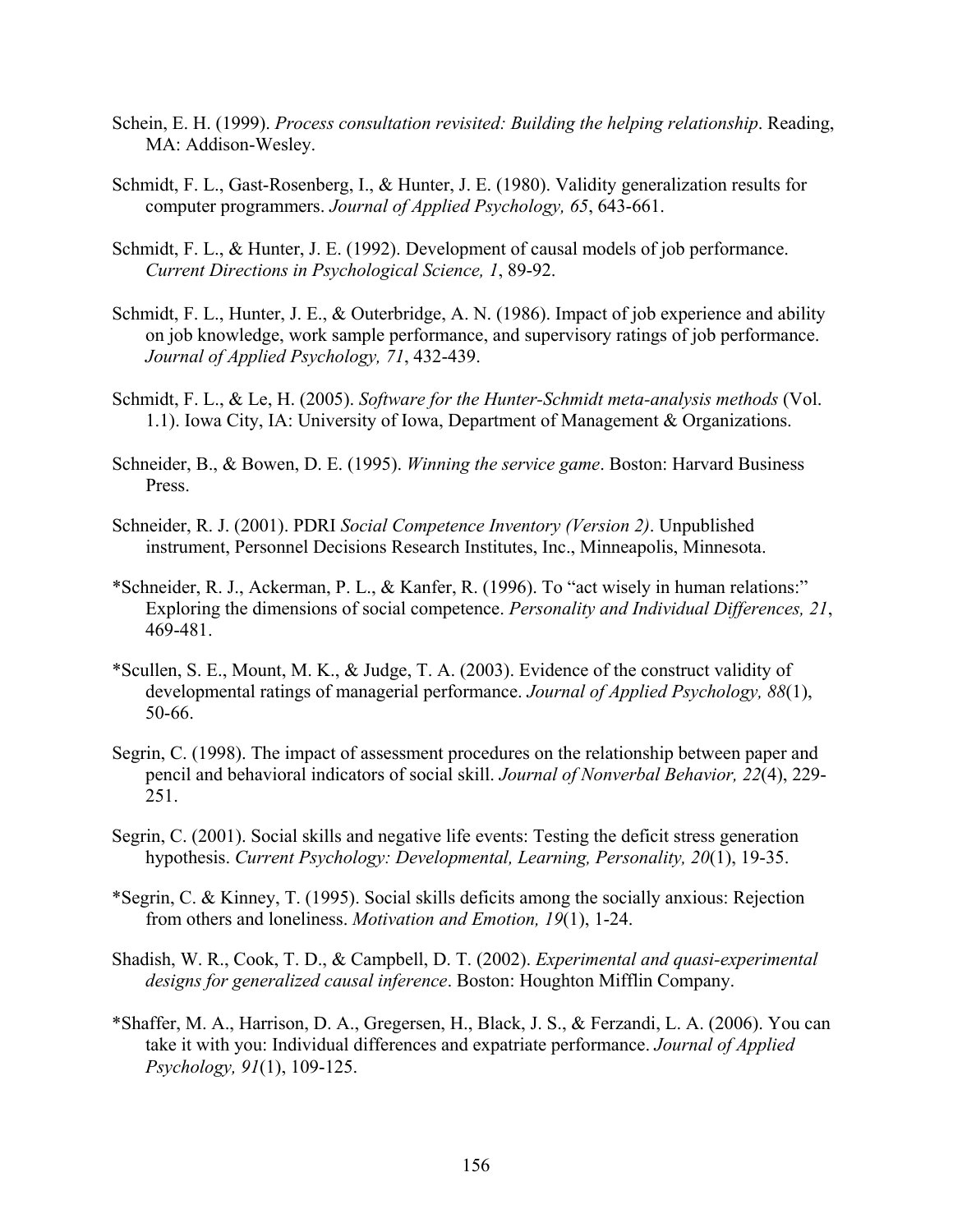Schein, E. H. (1999). *Process consultation revisited: Building the helping relationship*. Reading, MA: Addison-Wesley.

Schmidt, F. L., Gast-Rosenberg, I., & Hunter, J. E. (1980). Validity generalization results for computer programmers. *Journal of Applied Psychology, 65*, 643-661.

Schmidt, F. L., & Hunter, J. E. (1992). Development of causal models of job performance. *Current Directions in Psychological Science, 1*, 89-92.

Schmidt, F. L., Hunter, J. E., & Outerbridge, A. N. (1986). Impact of job experience and ability on job knowledge, work sample performance, and supervisory ratings of job performance. *Journal of Applied Psychology, 71*, 432-439.

Schmidt, F. L., & Le, H. (2005). *Software for the Hunter-Schmidt meta-analysis methods* (Vol. 1.1). Iowa City, IA: University of Iowa, Department of Management & Organizations.

Schneider, B., & Bowen, D. E. (1995). *Winning the service game*. Boston: Harvard Business Press.

Schneider, R. J. (2001). PDRI *Social Competence Inventory (Version 2)*. Unpublished instrument, Personnel Decisions Research Institutes, Inc., Minneapolis, Minnesota.

*Schneider, R. J., Ackerman, P. L., & Kanfer, R. (1996). To "act wisely in human relations:" Exploring the dimensions of social competence. *Personality and Individual Differences, 21*, 469-481.

*Scullen, S. E., Mount, M. K., & Judge, T. A. (2003). Evidence of the construct validity of developmental ratings of managerial performance. *Journal of Applied Psychology, 88*(1), 50-66.

Segrin, C. (1998). The impact of assessment procedures on the relationship between paper and pencil and behavioral indicators of social skill. *Journal of Nonverbal Behavior, 22*(4), 229-251.

Segrin, C. (2001). Social skills and negative life events: Testing the deficit stress generation hypothesis. *Current Psychology: Developmental, Learning, Personality, 20*(1), 19-35.

*Segrin, C. & Kinney, T. (1995). Social skills deficits among the socially anxious: Rejection from others and loneliness. *Motivation and Emotion, 19*(1), 1-24.

Shadish, W. R., Cook, T. D., & Campbell, D. T. (2002). *Experimental and quasi-experimental designs for generalized causal inference*. Boston: Houghton Mifflin Company.

*Shaffer, M. A., Harrison, D. A., Gregersen, H., Black, J. S., & Ferzandi, L. A. (2006). You can take it with you: Individual differences and expatriate performance. *Journal of Applied Psychology, 91*(1), 109-125.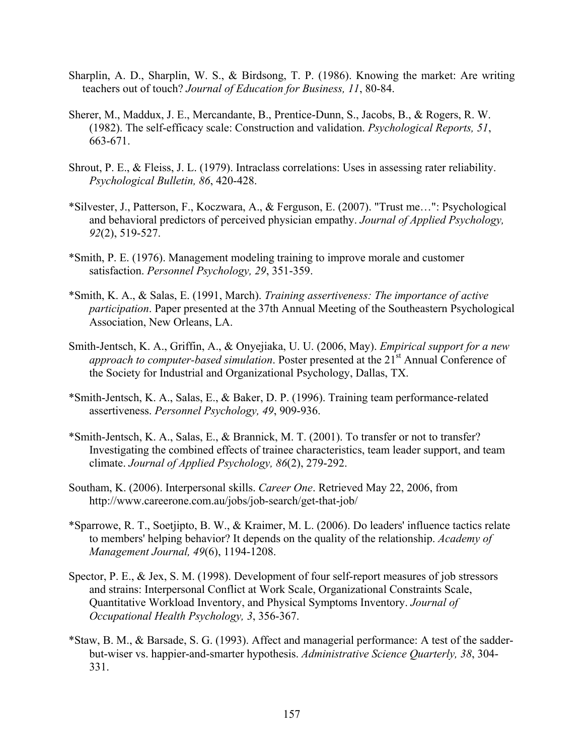Sharplin, A. D., Sharplin, W. S., & Birdsong, T. P. (1986). Knowing the market: Are writing teachers out of touch? *Journal of Education for Business, 11*, 80-84.

Sherer, M., Maddux, J. E., Mercandante, B., Prentice-Dunn, S., Jacobs, B., & Rogers, R. W. (1982). The self-efficacy scale: Construction and validation. *Psychological Reports, 51*, 663-671.

Shrout, P. E., & Fleiss, J. L. (1979). Intraclass correlations: Uses in assessing rater reliability. *Psychological Bulletin, 86*, 420-428.

*Silvester, J., Patterson, F., Koczwara, A., & Ferguson, E. (2007). "Trust me…": Psychological and behavioral predictors of perceived physician empathy. *Journal of Applied Psychology, 92*(2), 519-527.

*Smith, P. E. (1976). Management modeling training to improve morale and customer satisfaction. *Personnel Psychology, 29*, 351-359.

*Smith, K. A., & Salas, E. (1991, March). *Training assertiveness: The importance of active participation*. Paper presented at the 37th Annual Meeting of the Southeastern Psychological Association, New Orleans, LA.

Smith-Jentsch, K. A., Griffin, A., & Onyejiaka, U. U. (2006, May). *Empirical support for a new approach to computer-based simulation*. Poster presented at the 21st Annual Conference of the Society for Industrial and Organizational Psychology, Dallas, TX.

*Smith-Jentsch, K. A., Salas, E., & Baker, D. P. (1996). Training team performance-related assertiveness. *Personnel Psychology, 49*, 909-936.

*Smith-Jentsch, K. A., Salas, E., & Brannick, M. T. (2001). To transfer or not to transfer? Investigating the combined effects of trainee characteristics, team leader support, and team climate. *Journal of Applied Psychology, 86*(2), 279-292.

Southam, K. (2006). Interpersonal skills. *Career One*. Retrieved May 22, 2006, from http://www.careerone.com.au/jobs/job-search/get-that-job/

*Sparrowe, R. T., Soetjipto, B. W., & Kraimer, M. L. (2006). Do leaders' influence tactics relate to members' helping behavior? It depends on the quality of the relationship. *Academy of Management Journal, 49*(6), 1194-1208.

Spector, P. E., & Jex, S. M. (1998). Development of four self-report measures of job stressors and strains: Interpersonal Conflict at Work Scale, Organizational Constraints Scale, Quantitative Workload Inventory, and Physical Symptoms Inventory. *Journal of Occupational Health Psychology, 3*, 356-367.

*Staw, B. M., & Barsade, S. G. (1993). Affect and managerial performance: A test of the sadder-but-wiser vs. happier-and-smarter hypothesis. *Administrative Science Quarterly, 38*, 304-331.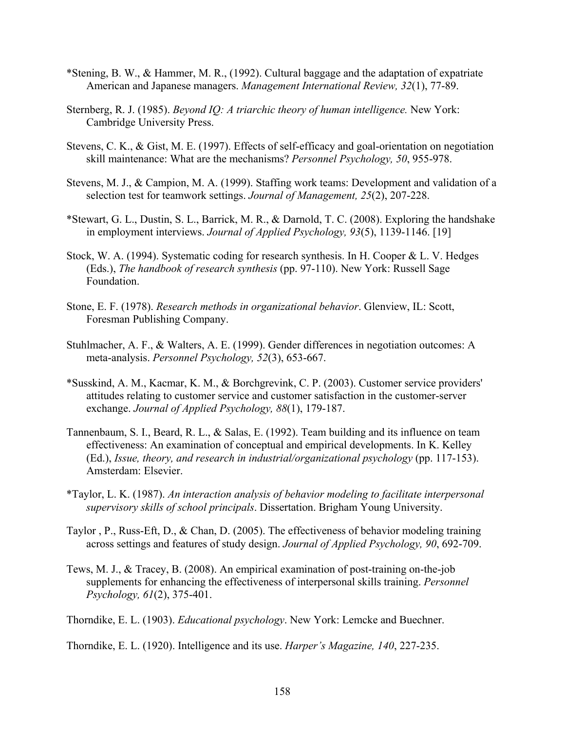*Stening, B. W., & Hammer, M. R., (1992). Cultural baggage and the adaptation of expatriate American and Japanese managers. *Management International Review, 32*(1), 77-89.

Sternberg, R. J. (1985). *Beyond IQ: A triarchic theory of human intelligence.* New York: Cambridge University Press.

Stevens, C. K., & Gist, M. E. (1997). Effects of self-efficacy and goal-orientation on negotiation skill maintenance: What are the mechanisms? *Personnel Psychology, 50*, 955-978.

Stevens, M. J., & Campion, M. A. (1999). Staffing work teams: Development and validation of a selection test for teamwork settings. *Journal of Management, 25*(2), 207-228.

*Stewart, G. L., Dustin, S. L., Barrick, M. R., & Darnold, T. C. (2008). Exploring the handshake in employment interviews. *Journal of Applied Psychology, 93*(5), 1139-1146. [19]

Stock, W. A. (1994). Systematic coding for research synthesis. In H. Cooper & L. V. Hedges (Eds.), *The handbook of research synthesis* (pp. 97-110). New York: Russell Sage Foundation.

Stone, E. F. (1978). *Research methods in organizational behavior*. Glenview, IL: Scott, Foresman Publishing Company.

Stuhlmacher, A. F., & Walters, A. E. (1999). Gender differences in negotiation outcomes: A meta-analysis. *Personnel Psychology, 52*(3), 653-667.

*Susskind, A. M., Kacmar, K. M., & Borchgrevink, C. P. (2003). Customer service providers' attitudes relating to customer service and customer satisfaction in the customer-server exchange. *Journal of Applied Psychology, 88*(1), 179-187.

Tannenbaum, S. I., Beard, R. L., & Salas, E. (1992). Team building and its influence on team effectiveness: An examination of conceptual and empirical developments. In K. Kelley (Ed.), *Issue, theory, and research in industrial/organizational psychology* (pp. 117-153). Amsterdam: Elsevier.

*Taylor, L. K. (1987). *An interaction analysis of behavior modeling to facilitate interpersonal supervisory skills of school principals*. Dissertation. Brigham Young University.

Taylor , P., Russ-Eft, D., & Chan, D. (2005). The effectiveness of behavior modeling training across settings and features of study design. *Journal of Applied Psychology, 90*, 692-709.

Tews, M. J., & Tracey, B. (2008). An empirical examination of post-training on-the-job supplements for enhancing the effectiveness of interpersonal skills training. *Personnel Psychology, 61*(2), 375-401.

Thorndike, E. L. (1903). *Educational psychology*. New York: Lemcke and Buechner.

Thorndike, E. L. (1920). Intelligence and its use. *Harper's Magazine, 140*, 227-235.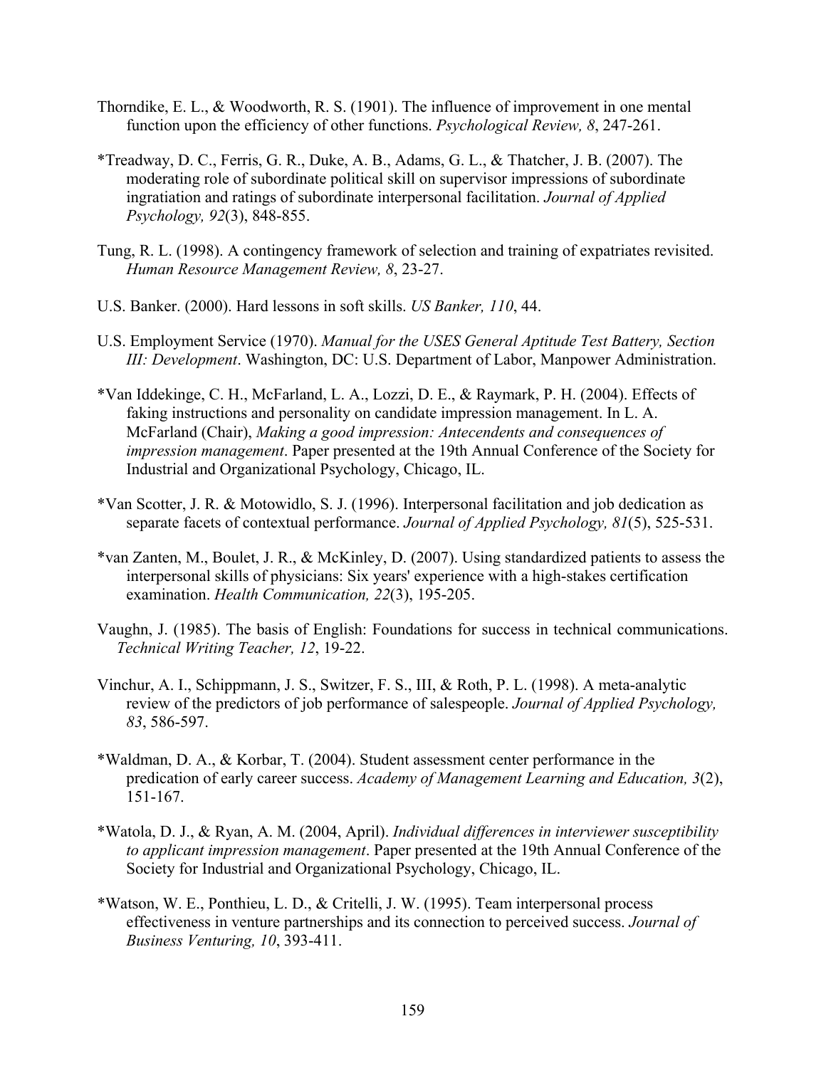Thorndike, E. L., & Woodworth, R. S. (1901). The influence of improvement in one mental function upon the efficiency of other functions. *Psychological Review, 8*, 247-261.

*Treadway, D. C., Ferris, G. R., Duke, A. B., Adams, G. L., & Thatcher, J. B. (2007). The moderating role of subordinate political skill on supervisor impressions of subordinate ingratiation and ratings of subordinate interpersonal facilitation. *Journal of Applied Psychology, 92*(3), 848-855.

Tung, R. L. (1998). A contingency framework of selection and training of expatriates revisited. *Human Resource Management Review, 8*, 23-27.

U.S. Banker. (2000). Hard lessons in soft skills. *US Banker, 110*, 44.

U.S. Employment Service (1970). *Manual for the USES General Aptitude Test Battery, Section III: Development*. Washington, DC: U.S. Department of Labor, Manpower Administration.

*Van Iddekinge, C. H., McFarland, L. A., Lozzi, D. E., & Raymark, P. H. (2004). Effects of faking instructions and personality on candidate impression management. In L. A. McFarland (Chair), *Making a good impression: Antecendents and consequences of impression management*. Paper presented at the 19th Annual Conference of the Society for Industrial and Organizational Psychology, Chicago, IL.

*Van Scotter, J. R. & Motowidlo, S. J. (1996). Interpersonal facilitation and job dedication as separate facets of contextual performance. *Journal of Applied Psychology, 81*(5), 525-531.

*van Zanten, M., Boulet, J. R., & McKinley, D. (2007). Using standardized patients to assess the interpersonal skills of physicians: Six years' experience with a high-stakes certification examination. *Health Communication, 22*(3), 195-205.

Vaughn, J. (1985). The basis of English: Foundations for success in technical communications. *Technical Writing Teacher, 12*, 19-22.

Vinchur, A. I., Schippmann, J. S., Switzer, F. S., III, & Roth, P. L. (1998). A meta-analytic review of the predictors of job performance of salespeople. *Journal of Applied Psychology, 83*, 586-597.

*Waldman, D. A., & Korbar, T. (2004). Student assessment center performance in the predication of early career success. *Academy of Management Learning and Education, 3*(2), 151-167.

*Watola, D. J., & Ryan, A. M. (2004, April). *Individual differences in interviewer susceptibility to applicant impression management*. Paper presented at the 19th Annual Conference of the Society for Industrial and Organizational Psychology, Chicago, IL.

*Watson, W. E., Ponthieu, L. D., & Critelli, J. W. (1995). Team interpersonal process effectiveness in venture partnerships and its connection to perceived success. *Journal of Business Venturing, 10*, 393-411.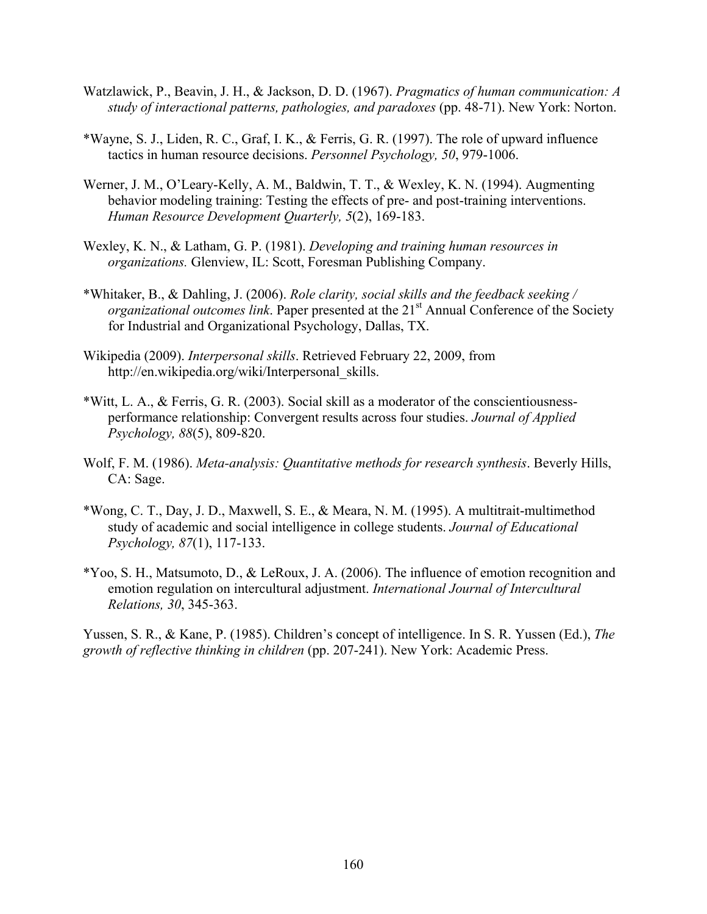Watzlawick, P., Beavin, J. H., & Jackson, D. D. (1967). *Pragmatics of human communication: A study of interactional patterns, pathologies, and paradoxes* (pp. 48-71). New York: Norton.

*Wayne, S. J., Liden, R. C., Graf, I. K., & Ferris, G. R. (1997). The role of upward influence tactics in human resource decisions. *Personnel Psychology, 50*, 979-1006.

Werner, J. M., O'Leary-Kelly, A. M., Baldwin, T. T., & Wexley, K. N. (1994). Augmenting behavior modeling training: Testing the effects of pre- and post-training interventions. *Human Resource Development Quarterly, 5*(2), 169-183.

Wexley, K. N., & Latham, G. P. (1981). *Developing and training human resources in organizations.* Glenview, IL: Scott, Foresman Publishing Company.

*Whitaker, B., & Dahling, J. (2006). *Role clarity, social skills and the feedback seeking / organizational outcomes link*. Paper presented at the 21st Annual Conference of the Society for Industrial and Organizational Psychology, Dallas, TX.

Wikipedia (2009). *Interpersonal skills*. Retrieved February 22, 2009, from http://en.wikipedia.org/wiki/Interpersonal_skills.

*Witt, L. A., & Ferris, G. R. (2003). Social skill as a moderator of the conscientiousness-performance relationship: Convergent results across four studies. *Journal of Applied Psychology, 88*(5), 809-820.

Wolf, F. M. (1986). *Meta-analysis: Quantitative methods for research synthesis*. Beverly Hills, CA: Sage.

*Wong, C. T., Day, J. D., Maxwell, S. E., & Meara, N. M. (1995). A multitrait-multimethod study of academic and social intelligence in college students. *Journal of Educational Psychology, 87*(1), 117-133.

*Yoo, S. H., Matsumoto, D., & LeRoux, J. A. (2006). The influence of emotion recognition and emotion regulation on intercultural adjustment. *International Journal of Intercultural Relations, 30*, 345-363.

Yussen, S. R., & Kane, P. (1985). Children's concept of intelligence. In S. R. Yussen (Ed.), *The growth of reflective thinking in children* (pp. 207-241). New York: Academic Press.